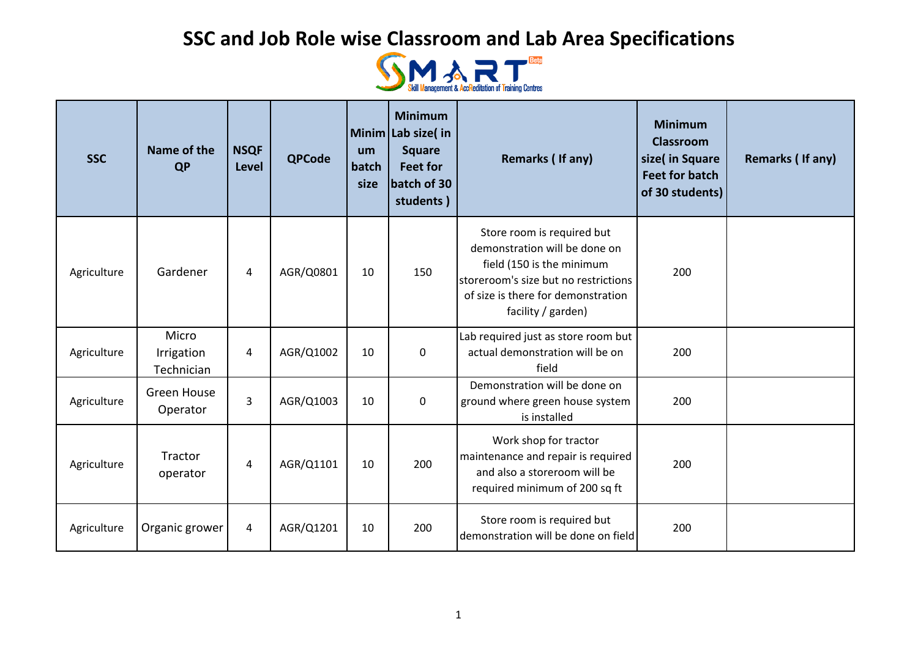# SSC and Job Role wise Classroom and Lab Area Specifications

SMART Beta — Skill Management & AccReditation of Training Centres

| SSC | Name of the QP | NSQF Level | QPCode | Minimum batch size | Minimum Lab size( in Square Feet for batch of 30 students ) | Remarks ( If any) | Minimum Classroom size( in Square Feet for batch of 30 students) | Remarks ( If any) |
|---|---|---|---|---|---|---|---|---|
| Agriculture | Gardener | 4 | AGR/Q0801 | 10 | 150 | Store room is required but demonstration will be done on field (150 is the minimum storeroom's size but no restrictions of size is there for demonstration facility / garden) | 200 | |
| Agriculture | Micro Irrigation Technician | 4 | AGR/Q1002 | 10 | 0 | Lab required just as store room but actual demonstration will be on field | 200 | |
| Agriculture | Green House Operator | 3 | AGR/Q1003 | 10 | 0 | Demonstration will be done on ground where green house system is installed | 200 | |
| Agriculture | Tractor operator | 4 | AGR/Q1101 | 10 | 200 | Work shop for tractor maintenance and repair is required and also a storeroom will be required minimum of 200 sq ft | 200 | |
| Agriculture | Organic grower | 4 | AGR/Q1201 | 10 | 200 | Store room is required but demonstration will be done on field | 200 | |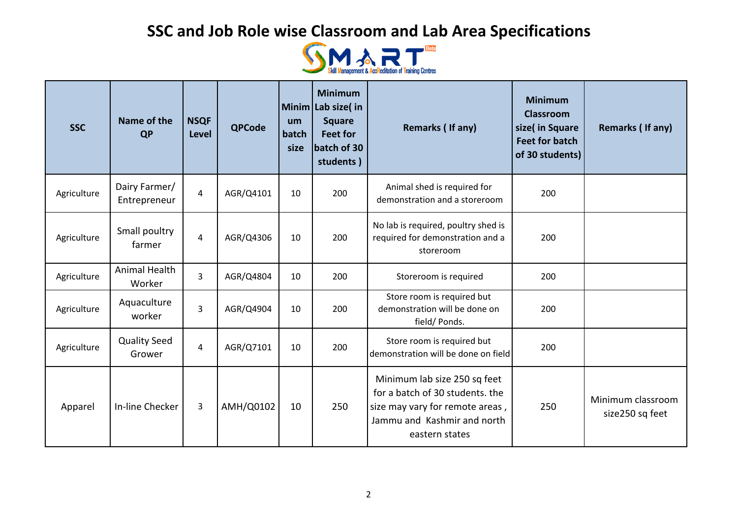# SSC and Job Role wise Classroom and Lab Area Specifications

| SSC | Name of the QP | NSQF Level | QPCode | Minimum batch size | Minimum Lab size( in Square Feet for batch of 30 students ) | Remarks ( If any) | Minimum Classroom size( in Square Feet for batch of 30 students) | Remarks ( If any) |
|---|---|---|---|---|---|---|---|---|
| Agriculture | Dairy Farmer/ Entrepreneur | 4 | AGR/Q4101 | 10 | 200 | Animal shed is required for demonstration and a storeroom | 200 | |
| Agriculture | Small poultry farmer | 4 | AGR/Q4306 | 10 | 200 | No lab is required, poultry shed is required for demonstration and a storeroom | 200 | |
| Agriculture | Animal Health Worker | 3 | AGR/Q4804 | 10 | 200 | Storeroom is required | 200 | |
| Agriculture | Aquaculture worker | 3 | AGR/Q4904 | 10 | 200 | Store room is required but demonstration will be done on field/ Ponds. | 200 | |
| Agriculture | Quality Seed Grower | 4 | AGR/Q7101 | 10 | 200 | Store room is required but demonstration will be done on field | 200 | |
| Apparel | In-line Checker | 3 | AMH/Q0102 | 10 | 250 | Minimum lab size 250 sq feet for a batch of 30 students. the size may vary for remote areas , Jammu and Kashmir and north eastern states | 250 | Minimum classroom size250 sq feet |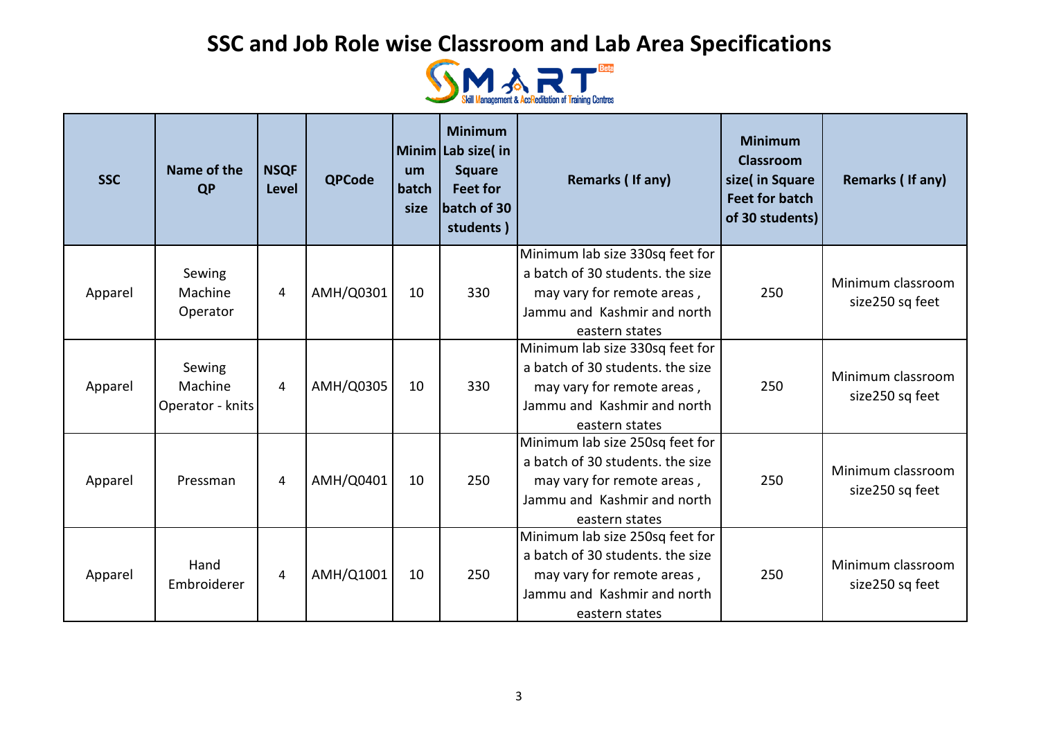# SSC and Job Role wise Classroom and Lab Area Specifications

SMART Skill Management & AccReditation of Training Centres

| SSC | Name of the QP | NSQF Level | QPCode | Minimum batch size | Minimum Lab size( in Square Feet for batch of 30 students ) | Remarks ( If any) | Minimum Classroom size( in Square Feet for batch of 30 students) | Remarks ( If any) |
|---|---|---|---|---|---|---|---|---|
| Apparel | Sewing Machine Operator | 4 | AMH/Q0301 | 10 | 330 | Minimum lab size 330sq feet for a batch of 30 students. the size may vary for remote areas , Jammu and Kashmir and north eastern states | 250 | Minimum classroom size250 sq feet |
| Apparel | Sewing Machine Operator - knits | 4 | AMH/Q0305 | 10 | 330 | Minimum lab size 330sq feet for a batch of 30 students. the size may vary for remote areas , Jammu and Kashmir and north eastern states | 250 | Minimum classroom size250 sq feet |
| Apparel | Pressman | 4 | AMH/Q0401 | 10 | 250 | Minimum lab size 250sq feet for a batch of 30 students. the size may vary for remote areas , Jammu and Kashmir and north eastern states | 250 | Minimum classroom size250 sq feet |
| Apparel | Hand Embroiderer | 4 | AMH/Q1001 | 10 | 250 | Minimum lab size 250sq feet for a batch of 30 students. the size may vary for remote areas , Jammu and Kashmir and north eastern states | 250 | Minimum classroom size250 sq feet |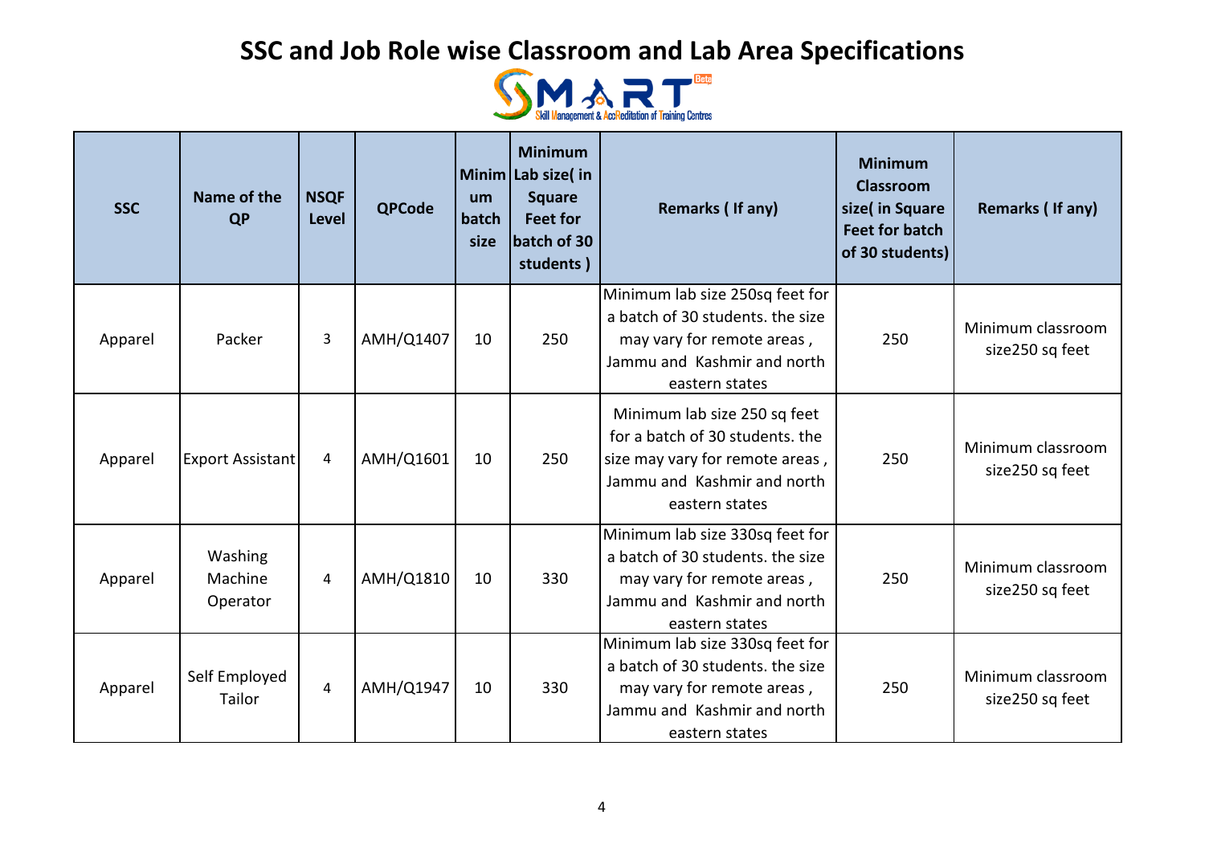# SSC and Job Role wise Classroom and Lab Area Specifications

| SSC | Name of the QP | NSQF Level | QPCode | Minimum batch size | Minimum Lab size( in Square Feet for batch of 30 students ) | Remarks ( If any) | Minimum Classroom size( in Square Feet for batch of 30 students) | Remarks ( If any) |
|---|---|---|---|---|---|---|---|---|
| Apparel | Packer | 3 | AMH/Q1407 | 10 | 250 | Minimum lab size 250sq feet for a batch of 30 students. the size may vary for remote areas , Jammu and Kashmir and north eastern states | 250 | Minimum classroom size250 sq feet |
| Apparel | Export Assistant | 4 | AMH/Q1601 | 10 | 250 | Minimum lab size 250 sq feet for a batch of 30 students. the size may vary for remote areas , Jammu and Kashmir and north eastern states | 250 | Minimum classroom size250 sq feet |
| Apparel | Washing Machine Operator | 4 | AMH/Q1810 | 10 | 330 | Minimum lab size 330sq feet for a batch of 30 students. the size may vary for remote areas , Jammu and Kashmir and north eastern states | 250 | Minimum classroom size250 sq feet |
| Apparel | Self Employed Tailor | 4 | AMH/Q1947 | 10 | 330 | Minimum lab size 330sq feet for a batch of 30 students. the size may vary for remote areas , Jammu and Kashmir and north eastern states | 250 | Minimum classroom size250 sq feet |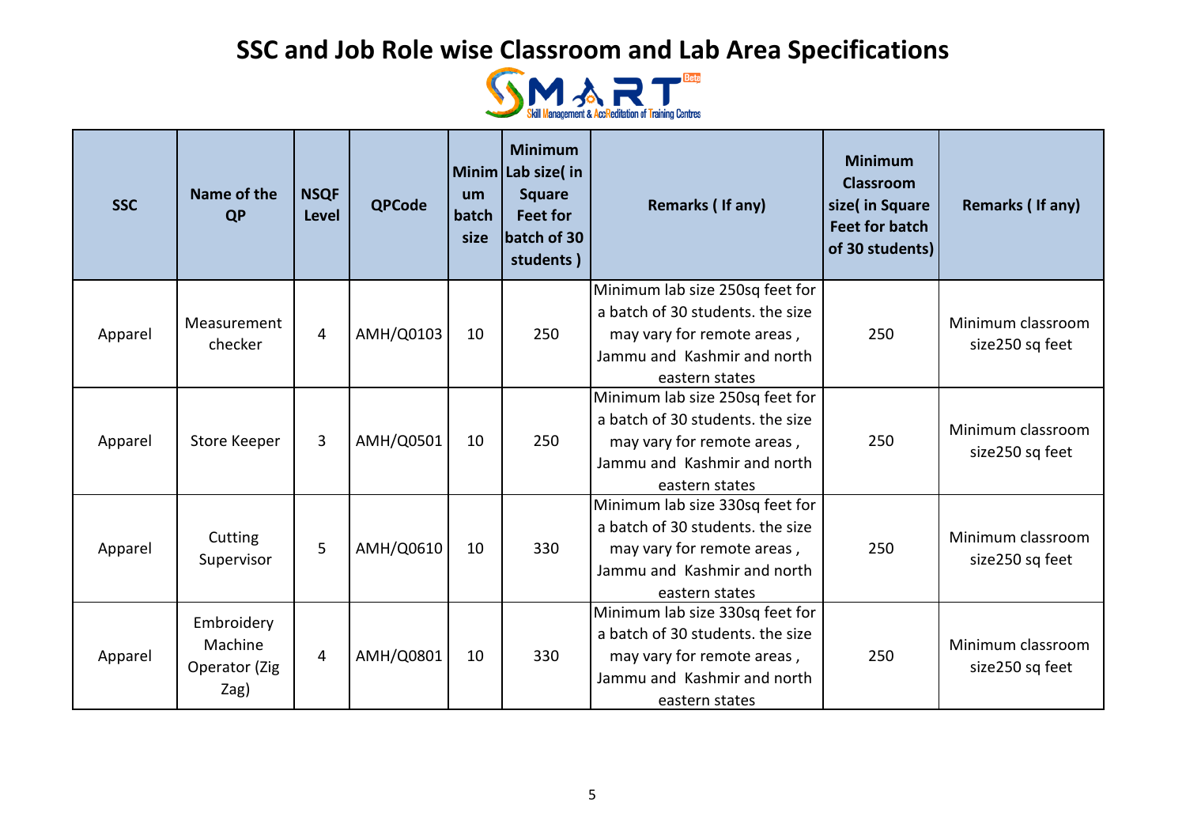# SSC and Job Role wise Classroom and Lab Area Specifications

| SSC | Name of the QP | NSQF Level | QPCode | Minimum batch size | Minimum Lab size( in Square Feet for batch of 30 students ) | Remarks ( If any) | Minimum Classroom size( in Square Feet for batch of 30 students) | Remarks ( If any) |
|---|---|---|---|---|---|---|---|---|
| Apparel | Measurement checker | 4 | AMH/Q0103 | 10 | 250 | Minimum lab size 250sq feet for a batch of 30 students. the size may vary for remote areas , Jammu and Kashmir and north eastern states | 250 | Minimum classroom size250 sq feet |
| Apparel | Store Keeper | 3 | AMH/Q0501 | 10 | 250 | Minimum lab size 250sq feet for a batch of 30 students. the size may vary for remote areas , Jammu and Kashmir and north eastern states | 250 | Minimum classroom size250 sq feet |
| Apparel | Cutting Supervisor | 5 | AMH/Q0610 | 10 | 330 | Minimum lab size 330sq feet for a batch of 30 students. the size may vary for remote areas , Jammu and Kashmir and north eastern states | 250 | Minimum classroom size250 sq feet |
| Apparel | Embroidery Machine Operator (Zig Zag) | 4 | AMH/Q0801 | 10 | 330 | Minimum lab size 330sq feet for a batch of 30 students. the size may vary for remote areas , Jammu and Kashmir and north eastern states | 250 | Minimum classroom size250 sq feet |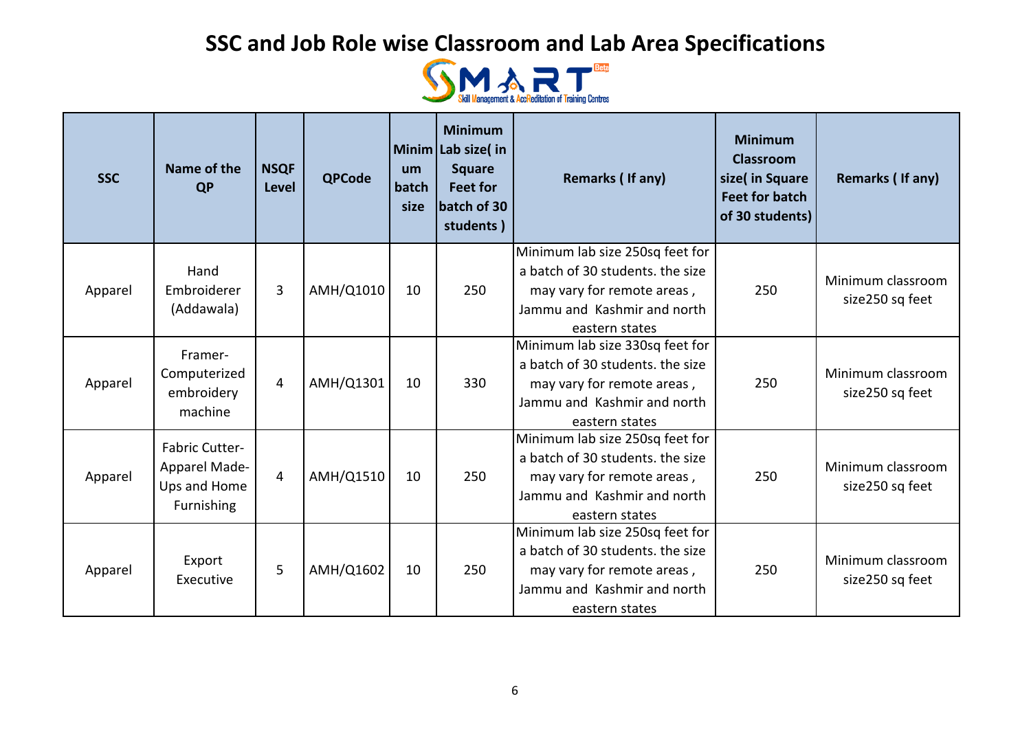# SSC and Job Role wise Classroom and Lab Area Specifications

SMART Beta – Skill Management & AccReditation of Training Centres

| SSC | Name of the QP | NSQF Level | QPCode | Minimum batch size | Minimum Lab size( in Square Feet for batch of 30 students ) | Remarks ( If any) | Minimum Classroom size( in Square Feet for batch of 30 students) | Remarks ( If any) |
|---|---|---|---|---|---|---|---|---|
| Apparel | Hand Embroiderer (Addawala) | 3 | AMH/Q1010 | 10 | 250 | Minimum lab size 250sq feet for a batch of 30 students. the size may vary for remote areas , Jammu and Kashmir and north eastern states | 250 | Minimum classroom size250 sq feet |
| Apparel | Framer- Computerized embroidery machine | 4 | AMH/Q1301 | 10 | 330 | Minimum lab size 330sq feet for a batch of 30 students. the size may vary for remote areas , Jammu and Kashmir and north eastern states | 250 | Minimum classroom size250 sq feet |
| Apparel | Fabric Cutter- Apparel Made-Ups and Home Furnishing | 4 | AMH/Q1510 | 10 | 250 | Minimum lab size 250sq feet for a batch of 30 students. the size may vary for remote areas , Jammu and Kashmir and north eastern states | 250 | Minimum classroom size250 sq feet |
| Apparel | Export Executive | 5 | AMH/Q1602 | 10 | 250 | Minimum lab size 250sq feet for a batch of 30 students. the size may vary for remote areas , Jammu and Kashmir and north eastern states | 250 | Minimum classroom size250 sq feet |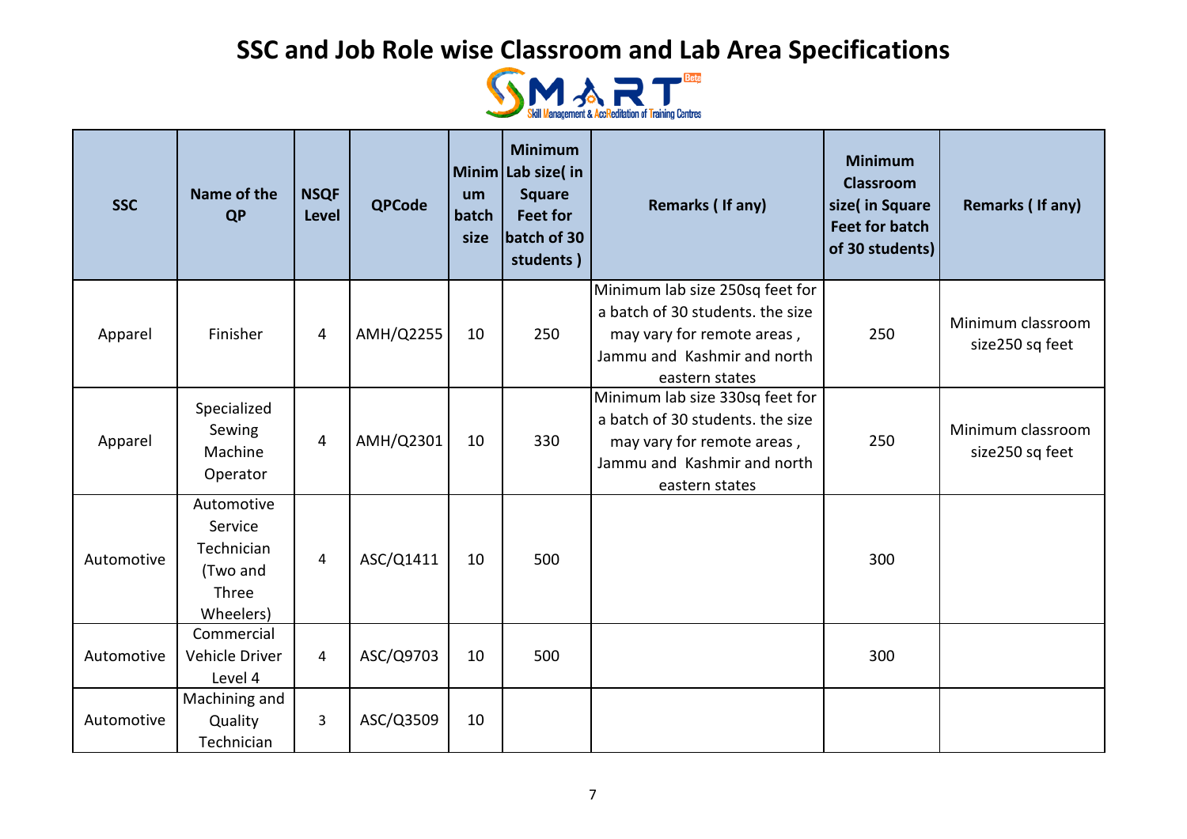# SSC and Job Role wise Classroom and Lab Area Specifications

| SSC | Name of the QP | NSQF Level | QPCode | Minimum batch size | Minimum Lab size( in Square Feet for batch of 30 students ) | Remarks ( If any) | Minimum Classroom size( in Square Feet for batch of 30 students) | Remarks ( If any) |
|---|---|---|---|---|---|---|---|---|
| Apparel | Finisher | 4 | AMH/Q2255 | 10 | 250 | Minimum lab size 250sq feet for a batch of 30 students. the size may vary for remote areas , Jammu and Kashmir and north eastern states | 250 | Minimum classroom size250 sq feet |
| Apparel | Specialized Sewing Machine Operator | 4 | AMH/Q2301 | 10 | 330 | Minimum lab size 330sq feet for a batch of 30 students. the size may vary for remote areas , Jammu and Kashmir and north eastern states | 250 | Minimum classroom size250 sq feet |
| Automotive | Automotive Service Technician (Two and Three Wheelers) | 4 | ASC/Q1411 | 10 | 500 | | 300 | |
| Automotive | Commercial Vehicle Driver Level 4 | 4 | ASC/Q9703 | 10 | 500 | | 300 | |
| Automotive | Machining and Quality Technician | 3 | ASC/Q3509 | 10 | | | | |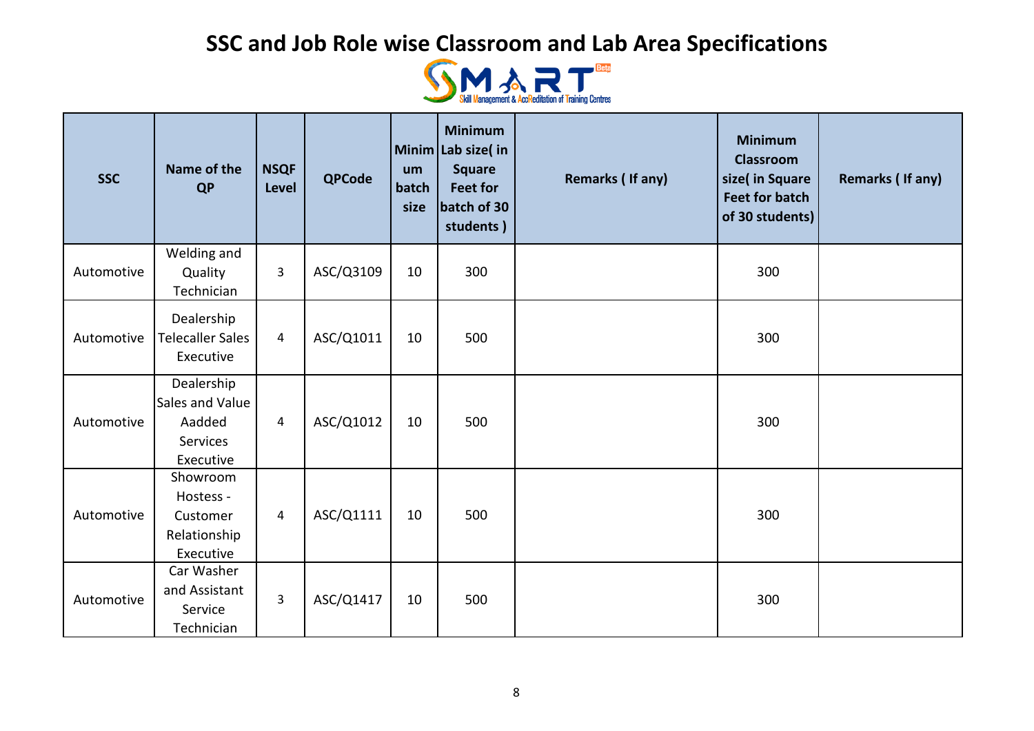# SSC and Job Role wise Classroom and Lab Area Specifications

SMART Skill Management & AccReditation of Training Centres

| SSC | Name of the QP | NSQF Level | QPCode | Minimum batch size | Minimum Lab size( in Square Feet for batch of 30 students ) | Remarks ( If any) | Minimum Classroom size( in Square Feet for batch of 30 students) | Remarks ( If any) |
|---|---|---|---|---|---|---|---|---|
| Automotive | Welding and Quality Technician | 3 | ASC/Q3109 | 10 | 300 | | 300 | |
| Automotive | Dealership Telecaller Sales Executive | 4 | ASC/Q1011 | 10 | 500 | | 300 | |
| Automotive | Dealership Sales and Value Aadded Services Executive | 4 | ASC/Q1012 | 10 | 500 | | 300 | |
| Automotive | Showroom Hostess - Customer Relationship Executive | 4 | ASC/Q1111 | 10 | 500 | | 300 | |
| Automotive | Car Washer and Assistant Service Technician | 3 | ASC/Q1417 | 10 | 500 | | 300 | |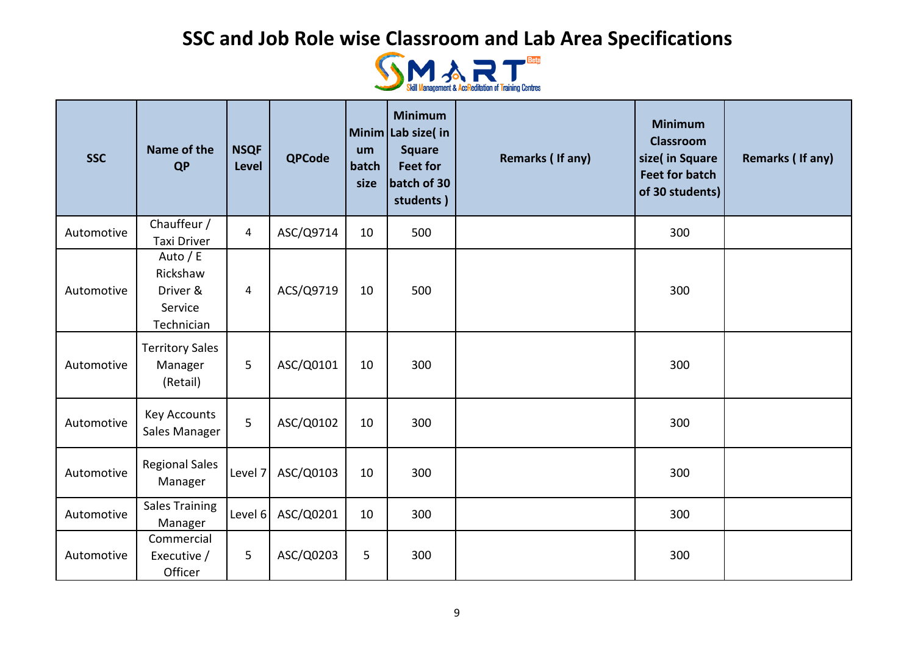# SSC and Job Role wise Classroom and Lab Area Specifications

SMART Beta
Skill Management & AccReditation of Training Centres

| SSC | Name of the QP | NSQF Level | QPCode | Minimum batch size | Minimum Lab size( in Square Feet for batch of 30 students ) | Remarks ( If any) | Minimum Classroom size( in Square Feet for batch of 30 students) | Remarks ( If any) |
|---|---|---|---|---|---|---|---|---|
| Automotive | Chauffeur / Taxi Driver | 4 | ASC/Q9714 | 10 | 500 | | 300 | |
| Automotive | Auto / E Rickshaw Driver & Service Technician | 4 | ACS/Q9719 | 10 | 500 | | 300 | |
| Automotive | Territory Sales Manager (Retail) | 5 | ASC/Q0101 | 10 | 300 | | 300 | |
| Automotive | Key Accounts Sales Manager | 5 | ASC/Q0102 | 10 | 300 | | 300 | |
| Automotive | Regional Sales Manager | Level 7 | ASC/Q0103 | 10 | 300 | | 300 | |
| Automotive | Sales Training Manager | Level 6 | ASC/Q0201 | 10 | 300 | | 300 | |
| Automotive | Commercial Executive / Officer | 5 | ASC/Q0203 | 5 | 300 | | 300 | |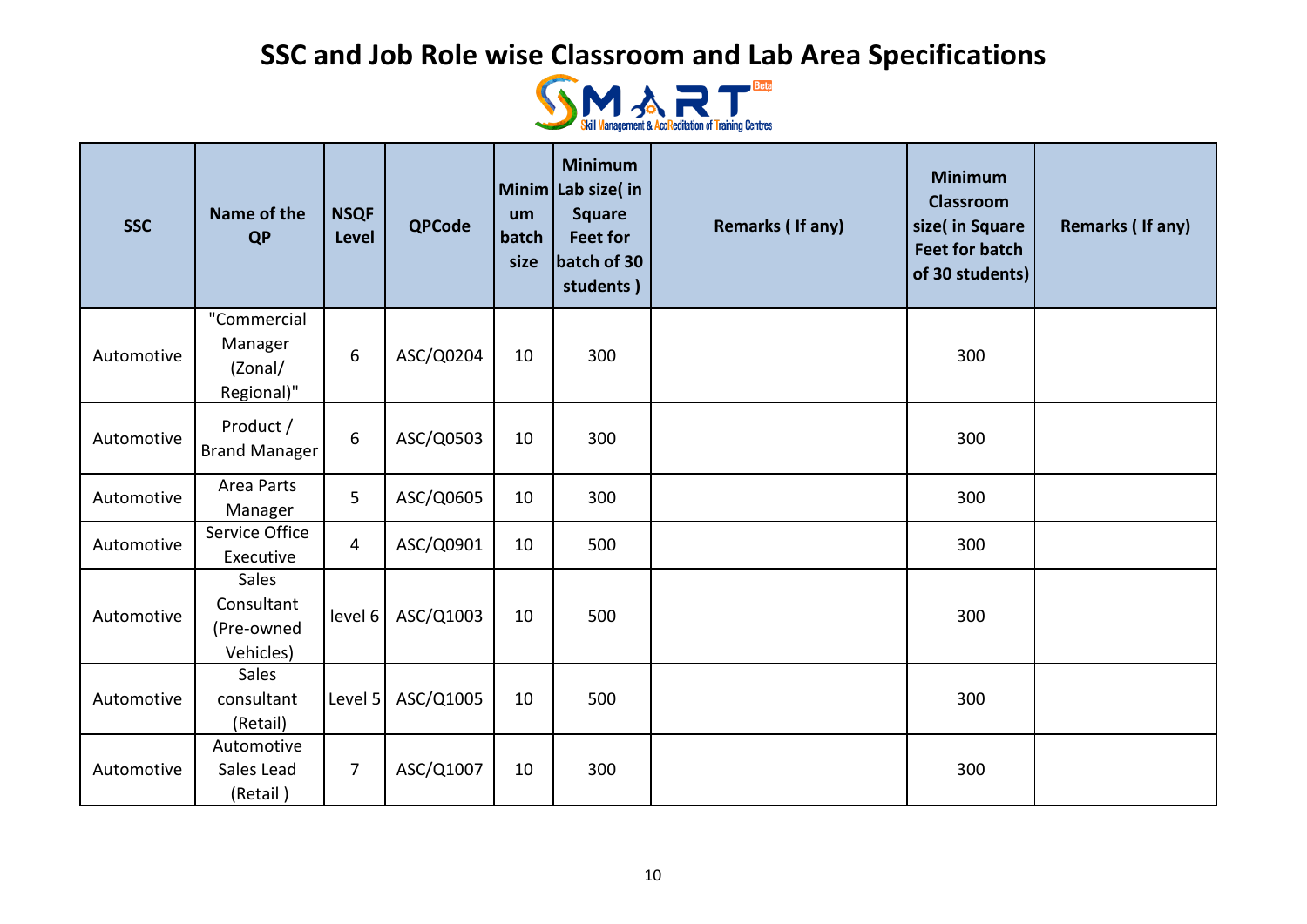# SSC and Job Role wise Classroom and Lab Area Specifications

| SSC | Name of the QP | NSQF Level | QPCode | Minimum batch size | Minimum Lab size( in Square Feet for batch of 30 students ) | Remarks ( If any) | Minimum Classroom size( in Square Feet for batch of 30 students) | Remarks ( If any) |
|---|---|---|---|---|---|---|---|---|
| Automotive | "Commercial Manager (Zonal/ Regional)" | 6 | ASC/Q0204 | 10 | 300 | | 300 | |
| Automotive | Product / Brand Manager | 6 | ASC/Q0503 | 10 | 300 | | 300 | |
| Automotive | Area Parts Manager | 5 | ASC/Q0605 | 10 | 300 | | 300 | |
| Automotive | Service Office Executive | 4 | ASC/Q0901 | 10 | 500 | | 300 | |
| Automotive | Sales Consultant (Pre-owned Vehicles) | level 6 | ASC/Q1003 | 10 | 500 | | 300 | |
| Automotive | Sales consultant (Retail) | Level 5 | ASC/Q1005 | 10 | 500 | | 300 | |
| Automotive | Automotive Sales Lead (Retail ) | 7 | ASC/Q1007 | 10 | 300 | | 300 | |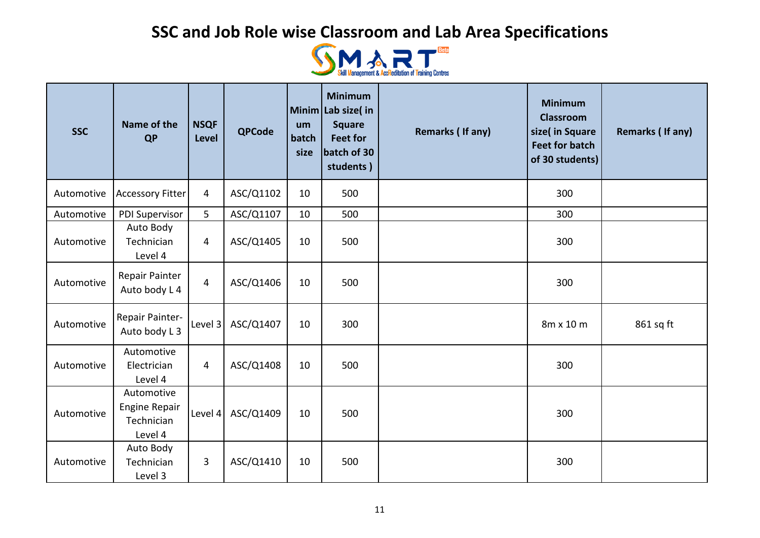# SSC and Job Role wise Classroom and Lab Area Specifications

SMART Skill Management & AccReditation of Training Centres

| SSC | Name of the QP | NSQF Level | QPCode | Minimum batch size | Minimum Lab size( in Square Feet for batch of 30 students ) | Remarks ( If any) | Minimum Classroom size( in Square Feet for batch of 30 students) | Remarks ( If any) |
|---|---|---|---|---|---|---|---|---|
| Automotive | Accessory Fitter | 4 | ASC/Q1102 | 10 | 500 | | 300 | |
| Automotive | PDI Supervisor | 5 | ASC/Q1107 | 10 | 500 | | 300 | |
| Automotive | Auto Body Technician Level 4 | 4 | ASC/Q1405 | 10 | 500 | | 300 | |
| Automotive | Repair Painter Auto body L 4 | 4 | ASC/Q1406 | 10 | 500 | | 300 | |
| Automotive | Repair Painter- Auto body L 3 | Level 3 | ASC/Q1407 | 10 | 300 | | 8m x 10 m | 861 sq ft |
| Automotive | Automotive Electrician Level 4 | 4 | ASC/Q1408 | 10 | 500 | | 300 | |
| Automotive | Automotive Engine Repair Technician Level 4 | Level 4 | ASC/Q1409 | 10 | 500 | | 300 | |
| Automotive | Auto Body Technician Level 3 | 3 | ASC/Q1410 | 10 | 500 | | 300 | |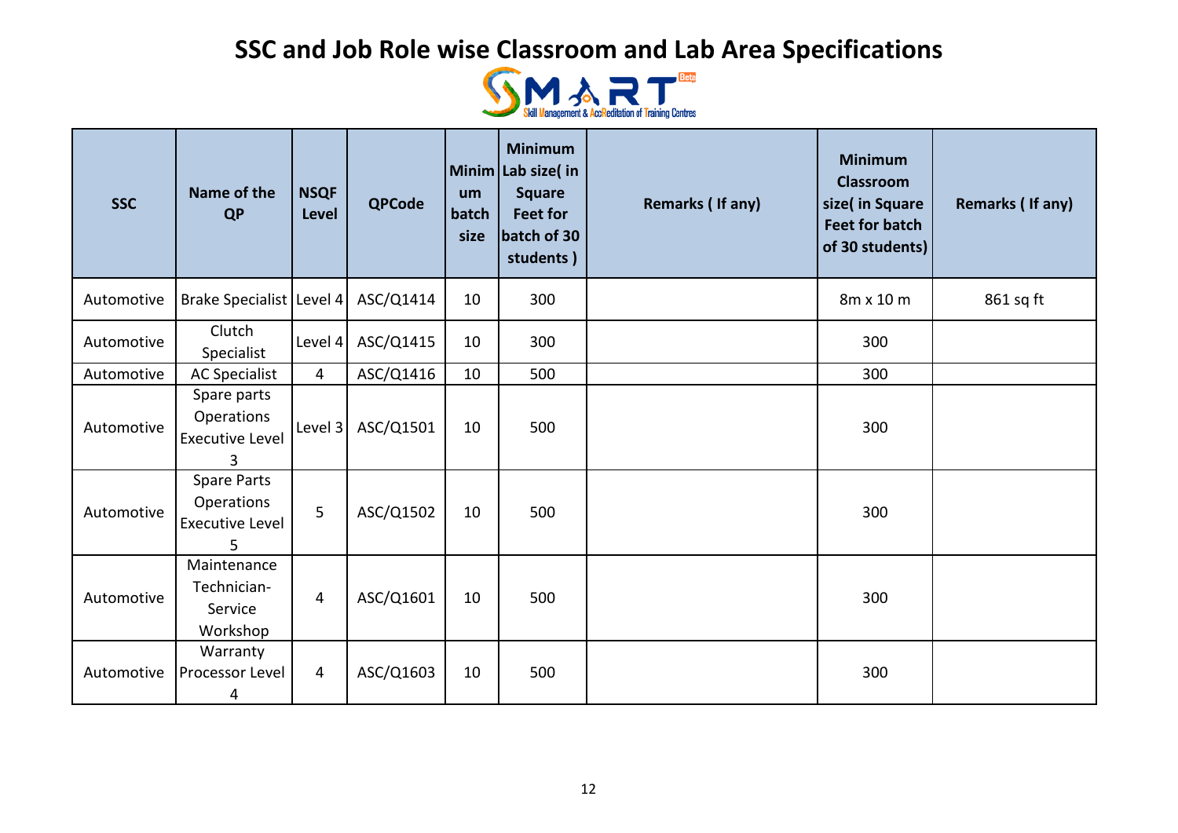# SSC and Job Role wise Classroom and Lab Area Specifications

| SSC | Name of the QP | NSQF Level | QPCode | Minimum batch size | Minimum Lab size( in Square Feet for batch of 30 students ) | Remarks ( If any) | Minimum Classroom size( in Square Feet for batch of 30 students) | Remarks ( If any) |
|---|---|---|---|---|---|---|---|---|
| Automotive | Brake Specialist | Level 4 | ASC/Q1414 | 10 | 300 | | 8m x 10 m | 861 sq ft |
| Automotive | Clutch Specialist | Level 4 | ASC/Q1415 | 10 | 300 | | 300 | |
| Automotive | AC Specialist | 4 | ASC/Q1416 | 10 | 500 | | 300 | |
| Automotive | Spare parts Operations Executive Level 3 | Level 3 | ASC/Q1501 | 10 | 500 | | 300 | |
| Automotive | Spare Parts Operations Executive Level 5 | 5 | ASC/Q1502 | 10 | 500 | | 300 | |
| Automotive | Maintenance Technician- Service Workshop | 4 | ASC/Q1601 | 10 | 500 | | 300 | |
| Automotive | Warranty Processor Level 4 | 4 | ASC/Q1603 | 10 | 500 | | 300 | |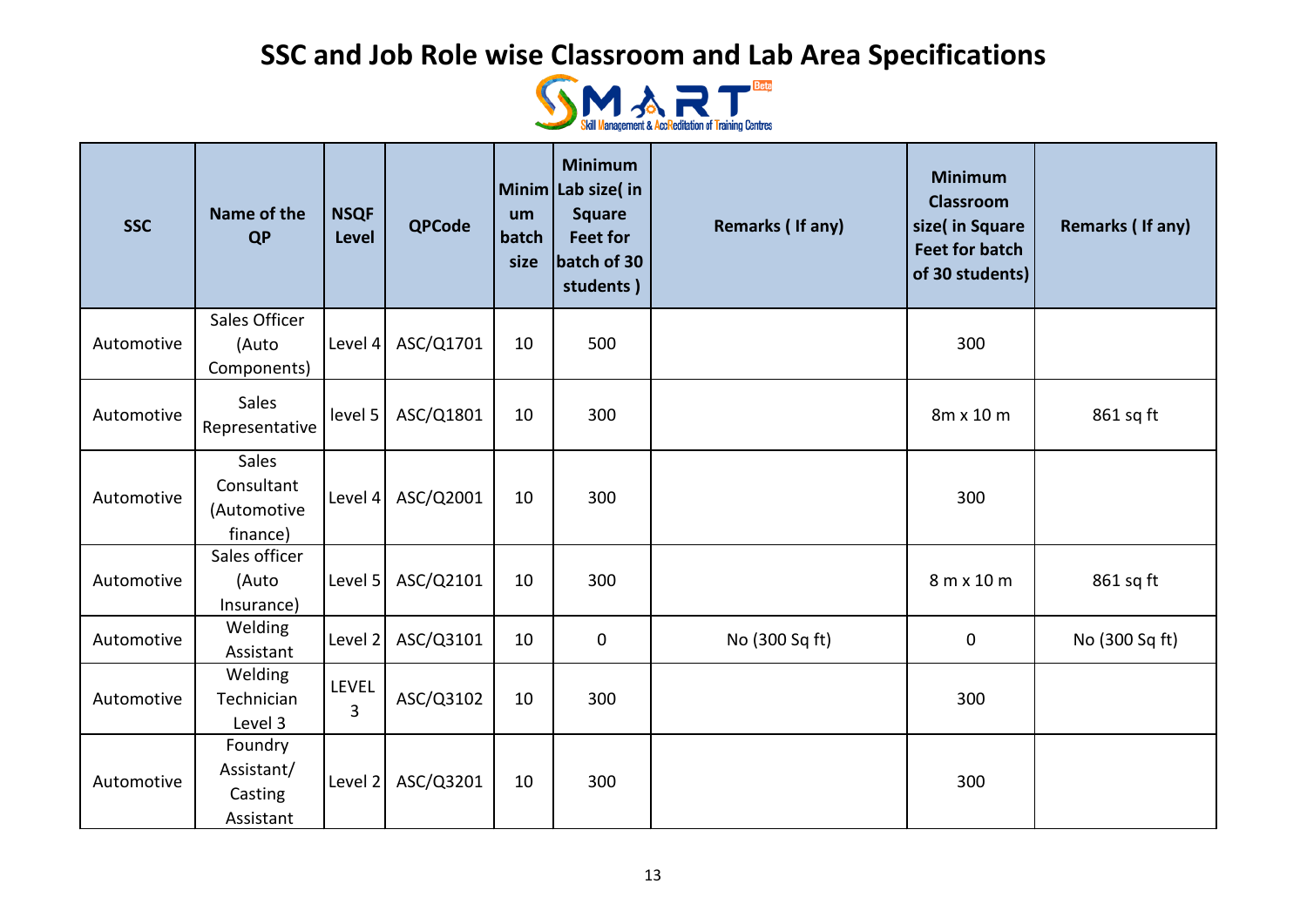# SSC and Job Role wise Classroom and Lab Area Specifications

SMART Beta — Skill Management & AccReditation of Training Centres

| SSC | Name of the QP | NSQF Level | QPCode | Minimum batch size | Minimum Lab size( in Square Feet for batch of 30 students ) | Remarks ( If any) | Minimum Classroom size( in Square Feet for batch of 30 students) | Remarks ( If any) |
|---|---|---|---|---|---|---|---|---|
| Automotive | Sales Officer (Auto Components) | Level 4 | ASC/Q1701 | 10 | 500 | | 300 | |
| Automotive | Sales Representative | level 5 | ASC/Q1801 | 10 | 300 | | 8m x 10 m | 861 sq ft |
| Automotive | Sales Consultant (Automotive finance) | Level 4 | ASC/Q2001 | 10 | 300 | | 300 | |
| Automotive | Sales officer (Auto Insurance) | Level 5 | ASC/Q2101 | 10 | 300 | | 8 m x 10 m | 861 sq ft |
| Automotive | Welding Assistant | Level 2 | ASC/Q3101 | 10 | 0 | No (300 Sq ft) | 0 | No (300 Sq ft) |
| Automotive | Welding Technician Level 3 | LEVEL 3 | ASC/Q3102 | 10 | 300 | | 300 | |
| Automotive | Foundry Assistant/ Casting Assistant | Level 2 | ASC/Q3201 | 10 | 300 | | 300 | |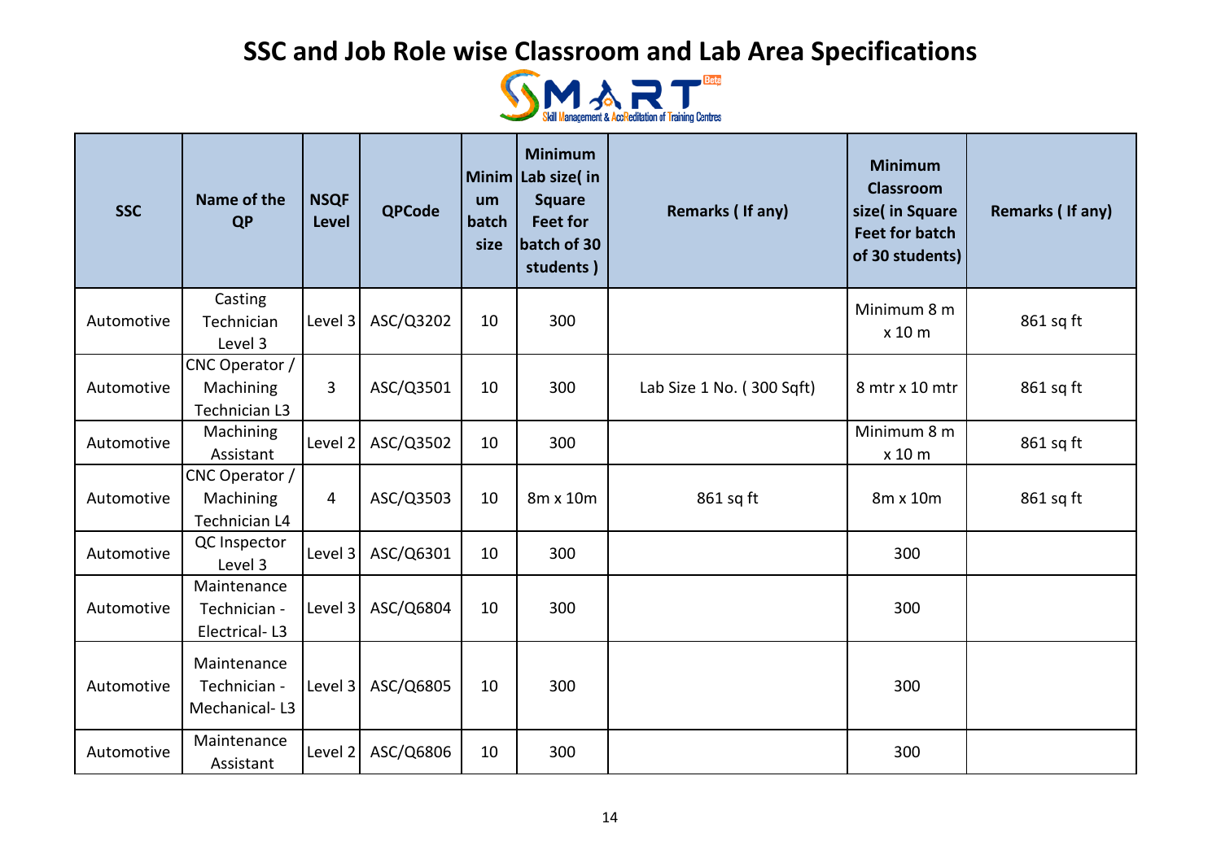# SSC and Job Role wise Classroom and Lab Area Specifications

SMART Beta — Skill Management & AccReditation of Training Centres

| SSC | Name of the QP | NSQF Level | QPCode | Minimum batch size | Minimum Lab size( in Square Feet for batch of 30 students ) | Remarks ( If any) | Minimum Classroom size( in Square Feet for batch of 30 students) | Remarks ( If any) |
|---|---|---|---|---|---|---|---|---|
| Automotive | Casting Technician Level 3 | Level 3 | ASC/Q3202 | 10 | 300 | | Minimum 8 m x 10 m | 861 sq ft |
| Automotive | CNC Operator / Machining Technician L3 | 3 | ASC/Q3501 | 10 | 300 | Lab Size 1 No. ( 300 Sqft) | 8 mtr x 10 mtr | 861 sq ft |
| Automotive | Machining Assistant | Level 2 | ASC/Q3502 | 10 | 300 | | Minimum 8 m x 10 m | 861 sq ft |
| Automotive | CNC Operator / Machining Technician L4 | 4 | ASC/Q3503 | 10 | 8m x 10m | 861 sq ft | 8m x 10m | 861 sq ft |
| Automotive | QC Inspector Level 3 | Level 3 | ASC/Q6301 | 10 | 300 | | 300 | |
| Automotive | Maintenance Technician - Electrical- L3 | Level 3 | ASC/Q6804 | 10 | 300 | | 300 | |
| Automotive | Maintenance Technician - Mechanical- L3 | Level 3 | ASC/Q6805 | 10 | 300 | | 300 | |
| Automotive | Maintenance Assistant | Level 2 | ASC/Q6806 | 10 | 300 | | 300 | |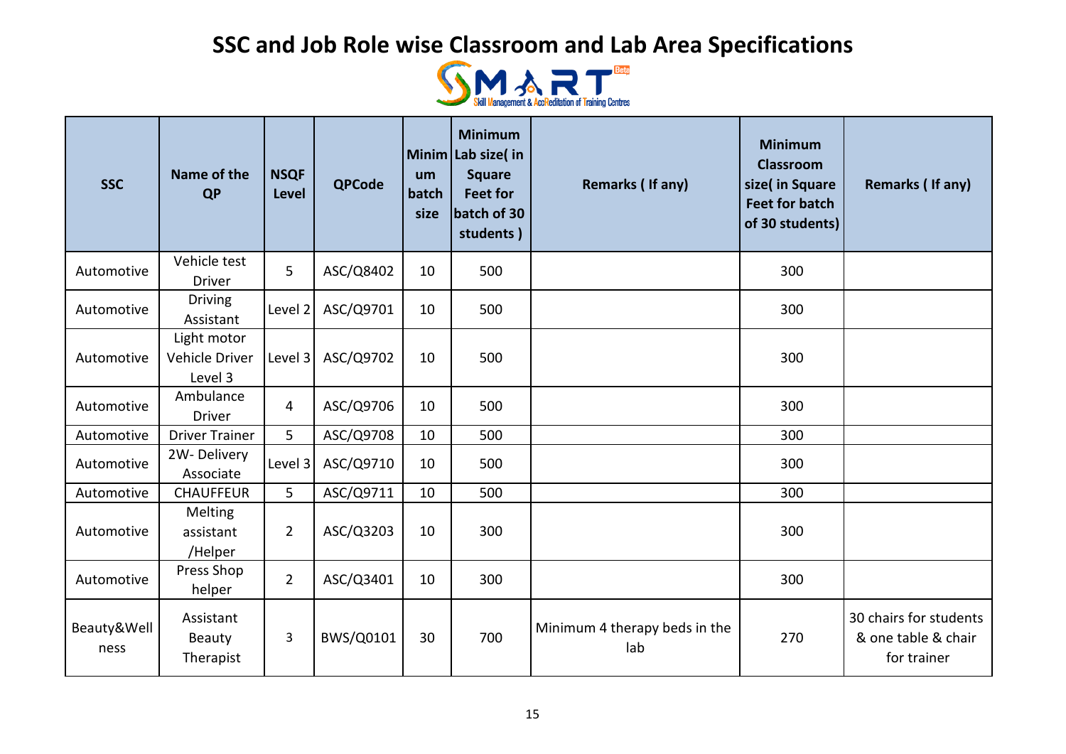# SSC and Job Role wise Classroom and Lab Area Specifications

| SSC | Name of the QP | NSQF Level | QPCode | Minimum batch size | Minimum Lab size( in Square Feet for batch of 30 students ) | Remarks ( If any) | Minimum Classroom size( in Square Feet for batch of 30 students) | Remarks ( If any) |
|---|---|---|---|---|---|---|---|---|
| Automotive | Vehicle test Driver | 5 | ASC/Q8402 | 10 | 500 | | 300 | |
| Automotive | Driving Assistant | Level 2 | ASC/Q9701 | 10 | 500 | | 300 | |
| Automotive | Light motor Vehicle Driver Level 3 | Level 3 | ASC/Q9702 | 10 | 500 | | 300 | |
| Automotive | Ambulance Driver | 4 | ASC/Q9706 | 10 | 500 | | 300 | |
| Automotive | Driver Trainer | 5 | ASC/Q9708 | 10 | 500 | | 300 | |
| Automotive | 2W- Delivery Associate | Level 3 | ASC/Q9710 | 10 | 500 | | 300 | |
| Automotive | CHAUFFEUR | 5 | ASC/Q9711 | 10 | 500 | | 300 | |
| Automotive | Melting assistant /Helper | 2 | ASC/Q3203 | 10 | 300 | | 300 | |
| Automotive | Press Shop helper | 2 | ASC/Q3401 | 10 | 300 | | 300 | |
| Beauty&Wellness | Assistant Beauty Therapist | 3 | BWS/Q0101 | 30 | 700 | Minimum 4 therapy beds in the lab | 270 | 30 chairs for students & one table & chair for trainer |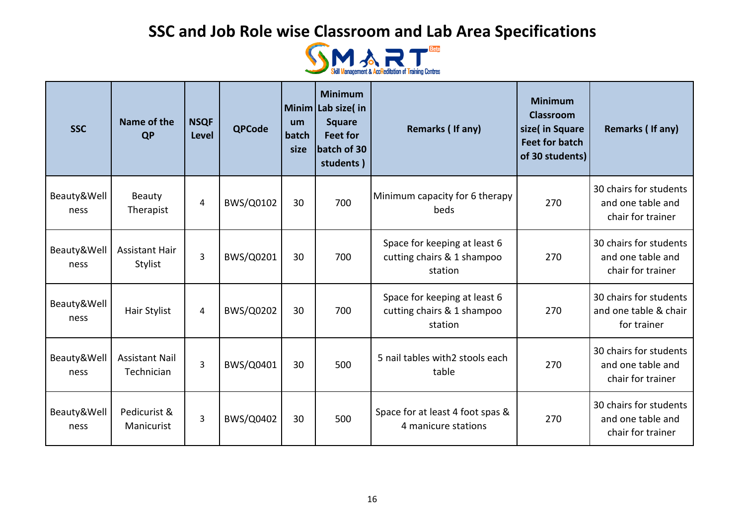# SSC and Job Role wise Classroom and Lab Area Specifications

| SSC | Name of the QP | NSQF Level | QPCode | Minimum batch size | Minimum Lab size( in Square Feet for batch of 30 students ) | Remarks ( If any) | Minimum Classroom size( in Square Feet for batch of 30 students) | Remarks ( If any) |
|---|---|---|---|---|---|---|---|---|
| Beauty&Wellness | Beauty Therapist | 4 | BWS/Q0102 | 30 | 700 | Minimum capacity for 6 therapy beds | 270 | 30 chairs for students and one table and chair for trainer |
| Beauty&Wellness | Assistant Hair Stylist | 3 | BWS/Q0201 | 30 | 700 | Space for keeping at least 6 cutting chairs & 1 shampoo station | 270 | 30 chairs for students and one table and chair for trainer |
| Beauty&Wellness | Hair Stylist | 4 | BWS/Q0202 | 30 | 700 | Space for keeping at least 6 cutting chairs & 1 shampoo station | 270 | 30 chairs for students and one table & chair for trainer |
| Beauty&Wellness | Assistant Nail Technician | 3 | BWS/Q0401 | 30 | 500 | 5 nail tables with2 stools each table | 270 | 30 chairs for students and one table and chair for trainer |
| Beauty&Wellness | Pedicurist & Manicurist | 3 | BWS/Q0402 | 30 | 500 | Space for at least 4 foot spas & 4 manicure stations | 270 | 30 chairs for students and one table and chair for trainer |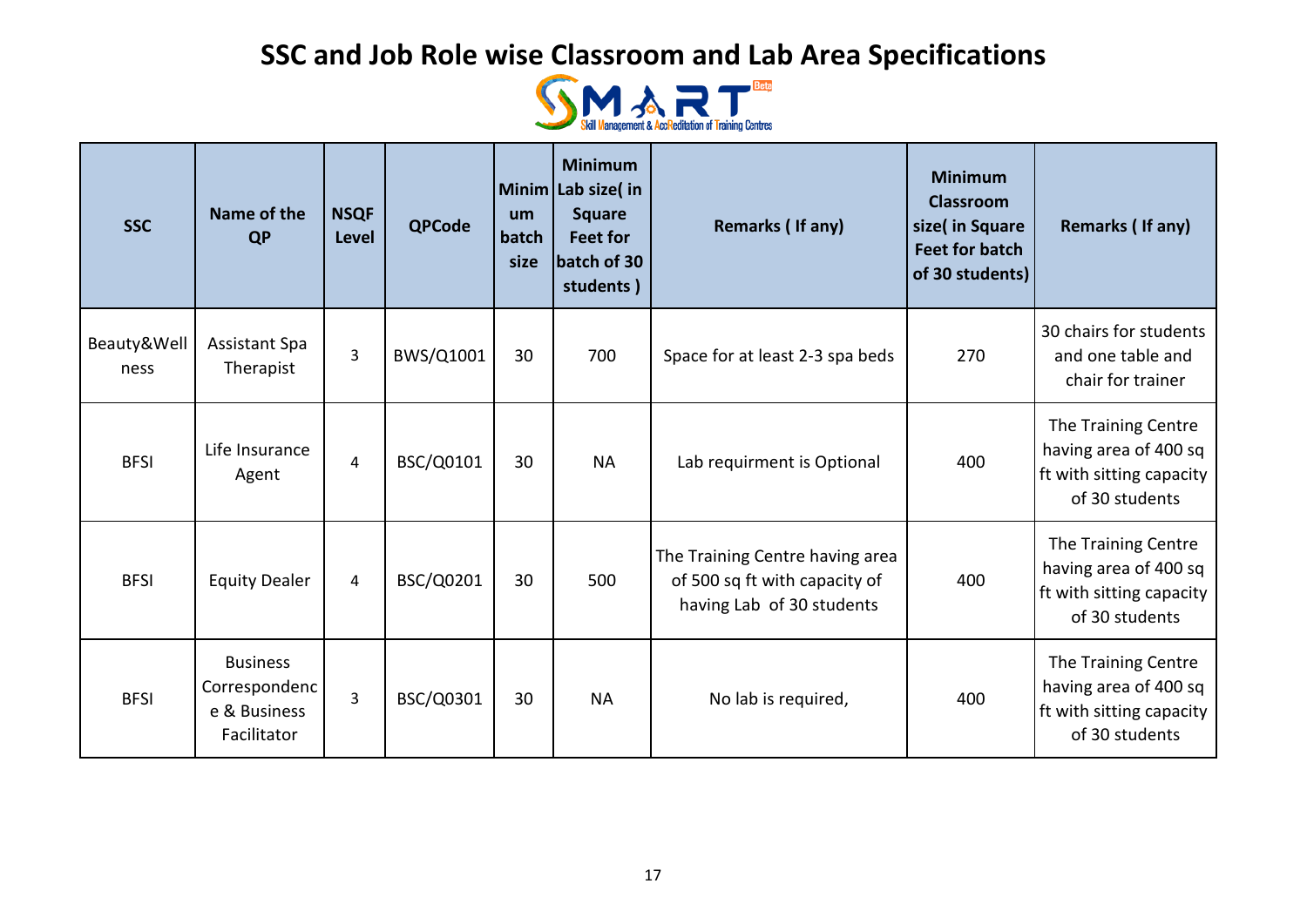# SSC and Job Role wise Classroom and Lab Area Specifications

| SSC | Name of the QP | NSQF Level | QPCode | Minimum batch size | Minimum Lab size( in Square Feet for batch of 30 students ) | Remarks ( If any) | Minimum Classroom size( in Square Feet for batch of 30 students) | Remarks ( If any) |
|---|---|---|---|---|---|---|---|---|
| Beauty&Wellness | Assistant Spa Therapist | 3 | BWS/Q1001 | 30 | 700 | Space for at least 2-3 spa beds | 270 | 30 chairs for students and one table and chair for trainer |
| BFSI | Life Insurance Agent | 4 | BSC/Q0101 | 30 | NA | Lab requirment is Optional | 400 | The Training Centre having area of 400 sq ft with sitting capacity of 30 students |
| BFSI | Equity Dealer | 4 | BSC/Q0201 | 30 | 500 | The Training Centre having area of 500 sq ft with capacity of having Lab of 30 students | 400 | The Training Centre having area of 400 sq ft with sitting capacity of 30 students |
| BFSI | Business Correspondence & Business Facilitator | 3 | BSC/Q0301 | 30 | NA | No lab is required, | 400 | The Training Centre having area of 400 sq ft with sitting capacity of 30 students |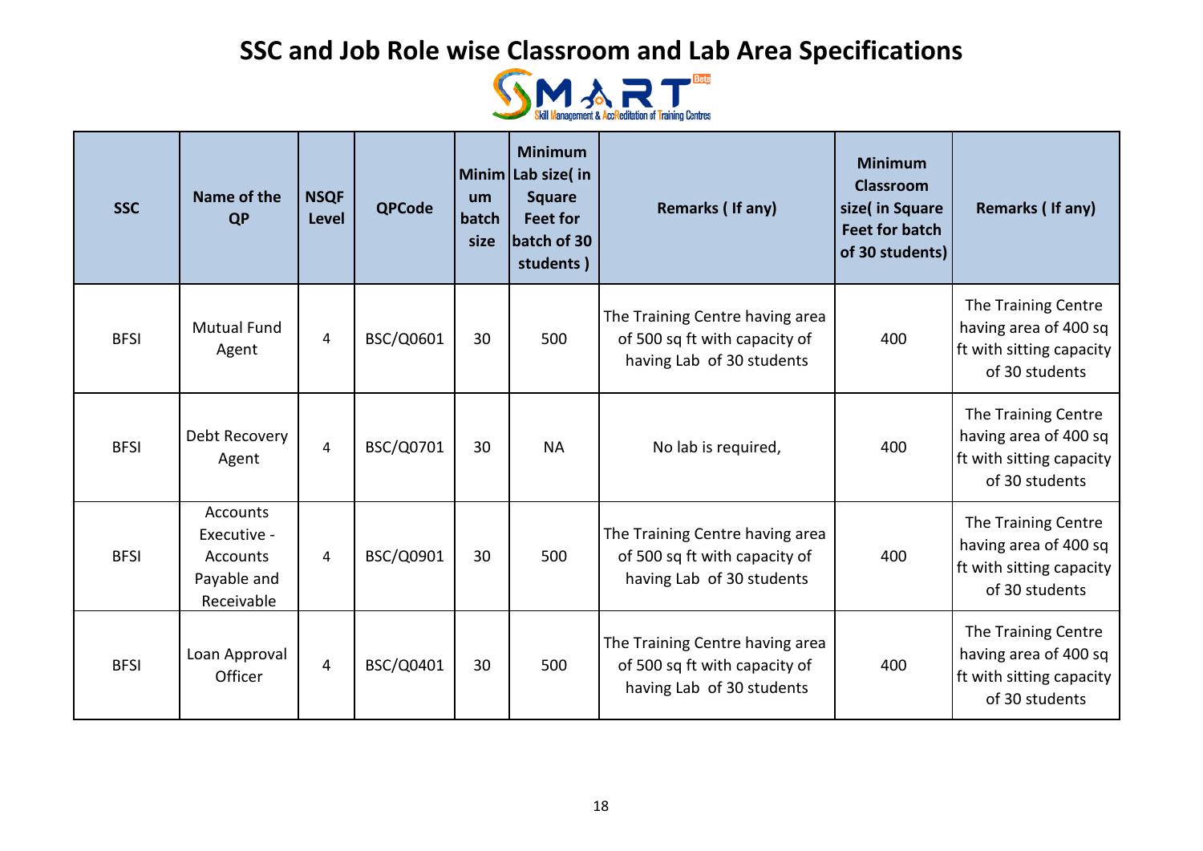# SSC and Job Role wise Classroom and Lab Area Specifications

| SSC | Name of the QP | NSQF Level | QPCode | Minimum batch size | Minimum Lab size( in Square Feet for batch of 30 students ) | Remarks ( If any) | Minimum Classroom size( in Square Feet for batch of 30 students) | Remarks ( If any) |
|---|---|---|---|---|---|---|---|---|
| BFSI | Mutual Fund Agent | 4 | BSC/Q0601 | 30 | 500 | The Training Centre having area of 500 sq ft with capacity of having Lab of 30 students | 400 | The Training Centre having area of 400 sq ft with sitting capacity of 30 students |
| BFSI | Debt Recovery Agent | 4 | BSC/Q0701 | 30 | NA | No lab is required, | 400 | The Training Centre having area of 400 sq ft with sitting capacity of 30 students |
| BFSI | Accounts Executive - Accounts Payable and Receivable | 4 | BSC/Q0901 | 30 | 500 | The Training Centre having area of 500 sq ft with capacity of having Lab of 30 students | 400 | The Training Centre having area of 400 sq ft with sitting capacity of 30 students |
| BFSI | Loan Approval Officer | 4 | BSC/Q0401 | 30 | 500 | The Training Centre having area of 500 sq ft with capacity of having Lab of 30 students | 400 | The Training Centre having area of 400 sq ft with sitting capacity of 30 students |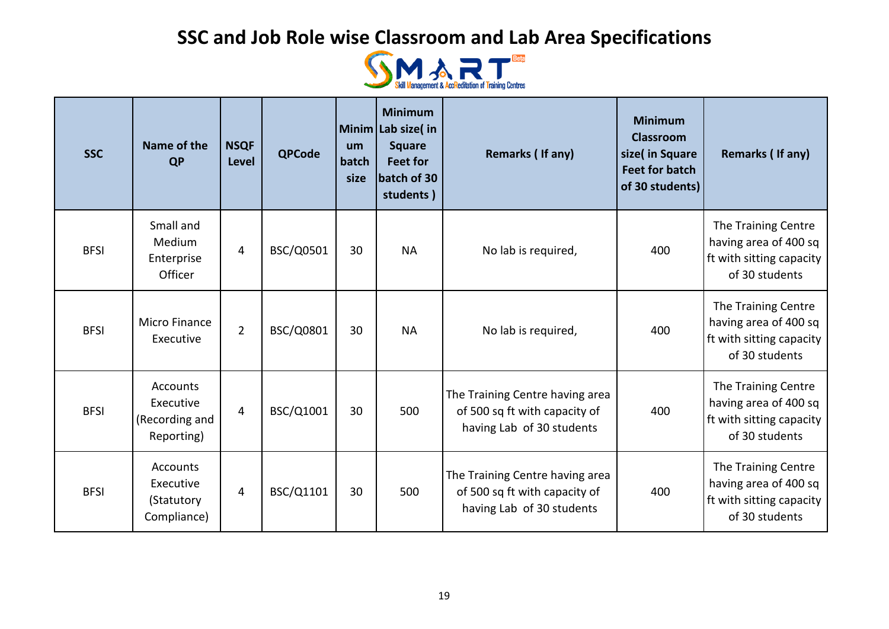# SSC and Job Role wise Classroom and Lab Area Specifications

SMART Beta — Skill Management & AccReditation of Training Centres

| SSC | Name of the QP | NSQF Level | QPCode | Minimum batch size | Minimum Lab size( in Square Feet for batch of 30 students ) | Remarks ( If any) | Minimum Classroom size( in Square Feet for batch of 30 students) | Remarks ( If any) |
|---|---|---|---|---|---|---|---|---|
| BFSI | Small and Medium Enterprise Officer | 4 | BSC/Q0501 | 30 | NA | No lab is required, | 400 | The Training Centre having area of 400 sq ft with sitting capacity of 30 students |
| BFSI | Micro Finance Executive | 2 | BSC/Q0801 | 30 | NA | No lab is required, | 400 | The Training Centre having area of 400 sq ft with sitting capacity of 30 students |
| BFSI | Accounts Executive (Recording and Reporting) | 4 | BSC/Q1001 | 30 | 500 | The Training Centre having area of 500 sq ft with capacity of having Lab of 30 students | 400 | The Training Centre having area of 400 sq ft with sitting capacity of 30 students |
| BFSI | Accounts Executive (Statutory Compliance) | 4 | BSC/Q1101 | 30 | 500 | The Training Centre having area of 500 sq ft with capacity of having Lab of 30 students | 400 | The Training Centre having area of 400 sq ft with sitting capacity of 30 students |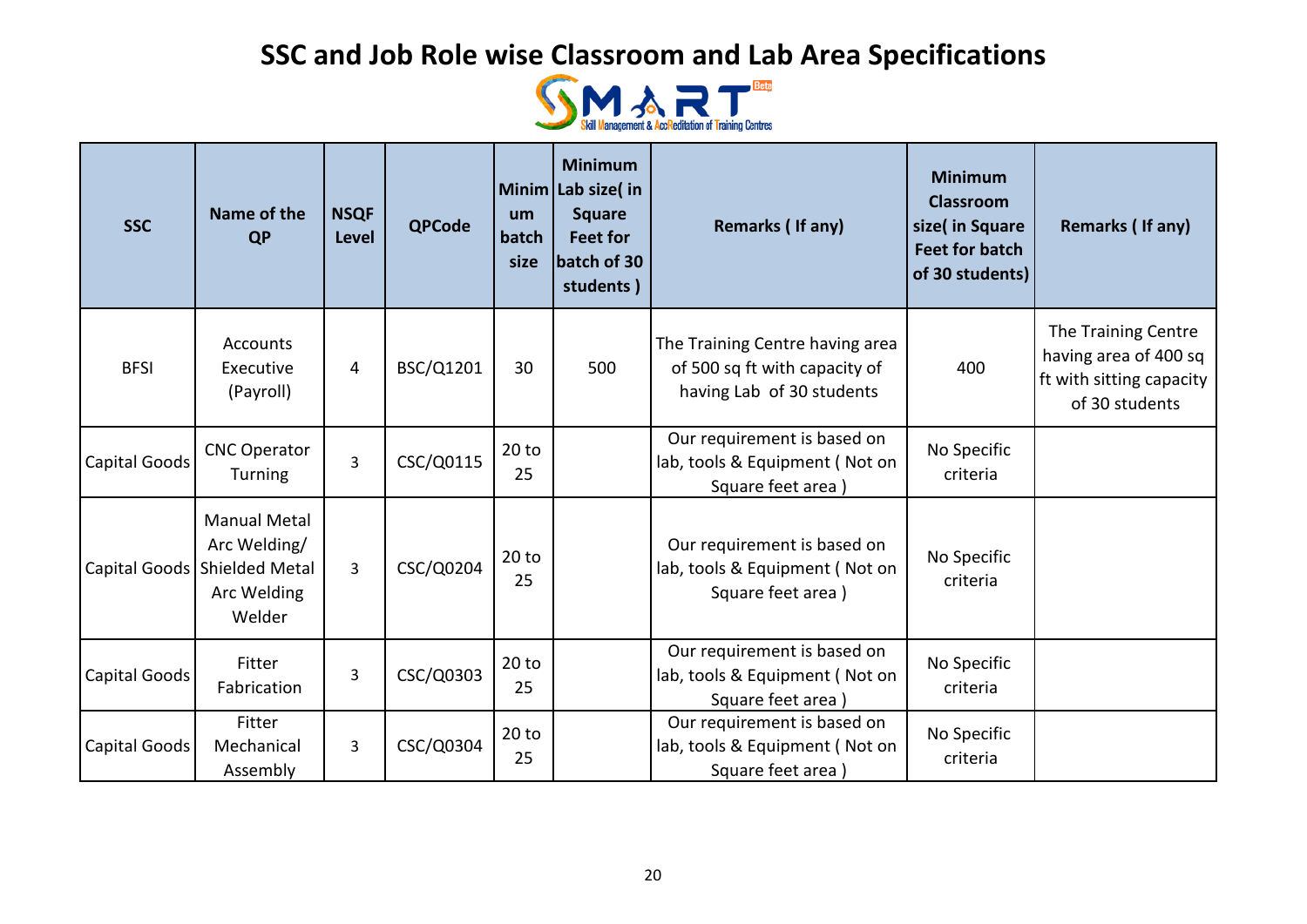# SSC and Job Role wise Classroom and Lab Area Specifications

| SSC | Name of the QP | NSQF Level | QPCode | Minimum batch size | Minimum Lab size( in Square Feet for batch of 30 students ) | Remarks ( If any) | Minimum Classroom size( in Square Feet for batch of 30 students) | Remarks ( If any) |
|---|---|---|---|---|---|---|---|---|
| BFSI | Accounts Executive (Payroll) | 4 | BSC/Q1201 | 30 | 500 | The Training Centre having area of 500 sq ft with capacity of having Lab of 30 students | 400 | The Training Centre having area of 400 sq ft with sitting capacity of 30 students |
| Capital Goods | CNC Operator Turning | 3 | CSC/Q0115 | 20 to 25 | | Our requirement is based on lab, tools & Equipment ( Not on Square feet area ) | No Specific criteria | |
| Capital Goods | Manual Metal Arc Welding/ Shielded Metal Arc Welding Welder | 3 | CSC/Q0204 | 20 to 25 | | Our requirement is based on lab, tools & Equipment ( Not on Square feet area ) | No Specific criteria | |
| Capital Goods | Fitter Fabrication | 3 | CSC/Q0303 | 20 to 25 | | Our requirement is based on lab, tools & Equipment ( Not on Square feet area ) | No Specific criteria | |
| Capital Goods | Fitter Mechanical Assembly | 3 | CSC/Q0304 | 20 to 25 | | Our requirement is based on lab, tools & Equipment ( Not on Square feet area ) | No Specific criteria | |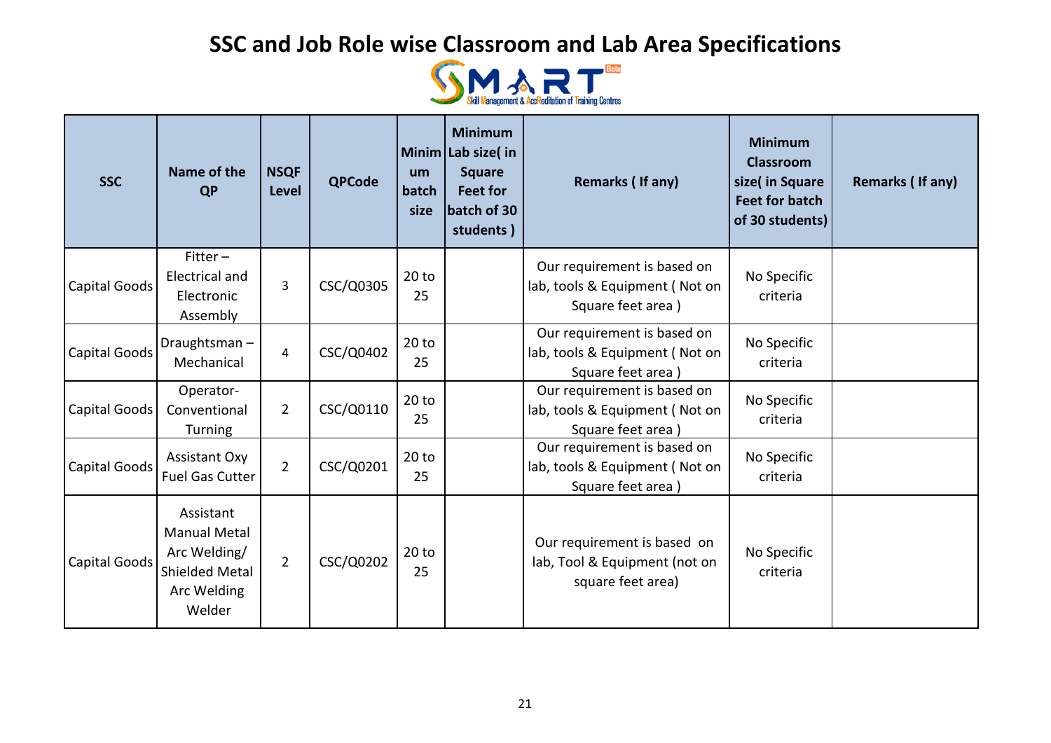# SSC and Job Role wise Classroom and Lab Area Specifications

| SSC | Name of the QP | NSQF Level | QPCode | Minimum batch size | Minimum Lab size( in Square Feet for batch of 30 students ) | Remarks ( If any) | Minimum Classroom size( in Square Feet for batch of 30 students) | Remarks ( If any) |
|---|---|---|---|---|---|---|---|---|
| Capital Goods | Fitter – Electrical and Electronic Assembly | 3 | CSC/Q0305 | 20 to 25 | | Our requirement is based on lab, tools & Equipment ( Not on Square feet area ) | No Specific criteria | |
| Capital Goods | Draughtsman – Mechanical | 4 | CSC/Q0402 | 20 to 25 | | Our requirement is based on lab, tools & Equipment ( Not on Square feet area ) | No Specific criteria | |
| Capital Goods | Operator- Conventional Turning | 2 | CSC/Q0110 | 20 to 25 | | Our requirement is based on lab, tools & Equipment ( Not on Square feet area ) | No Specific criteria | |
| Capital Goods | Assistant Oxy Fuel Gas Cutter | 2 | CSC/Q0201 | 20 to 25 | | Our requirement is based on lab, tools & Equipment ( Not on Square feet area ) | No Specific criteria | |
| Capital Goods | Assistant Manual Metal Arc Welding/ Shielded Metal Arc Welding Welder | 2 | CSC/Q0202 | 20 to 25 | | Our requirement is based on lab, Tool & Equipment (not on square feet area) | No Specific criteria | |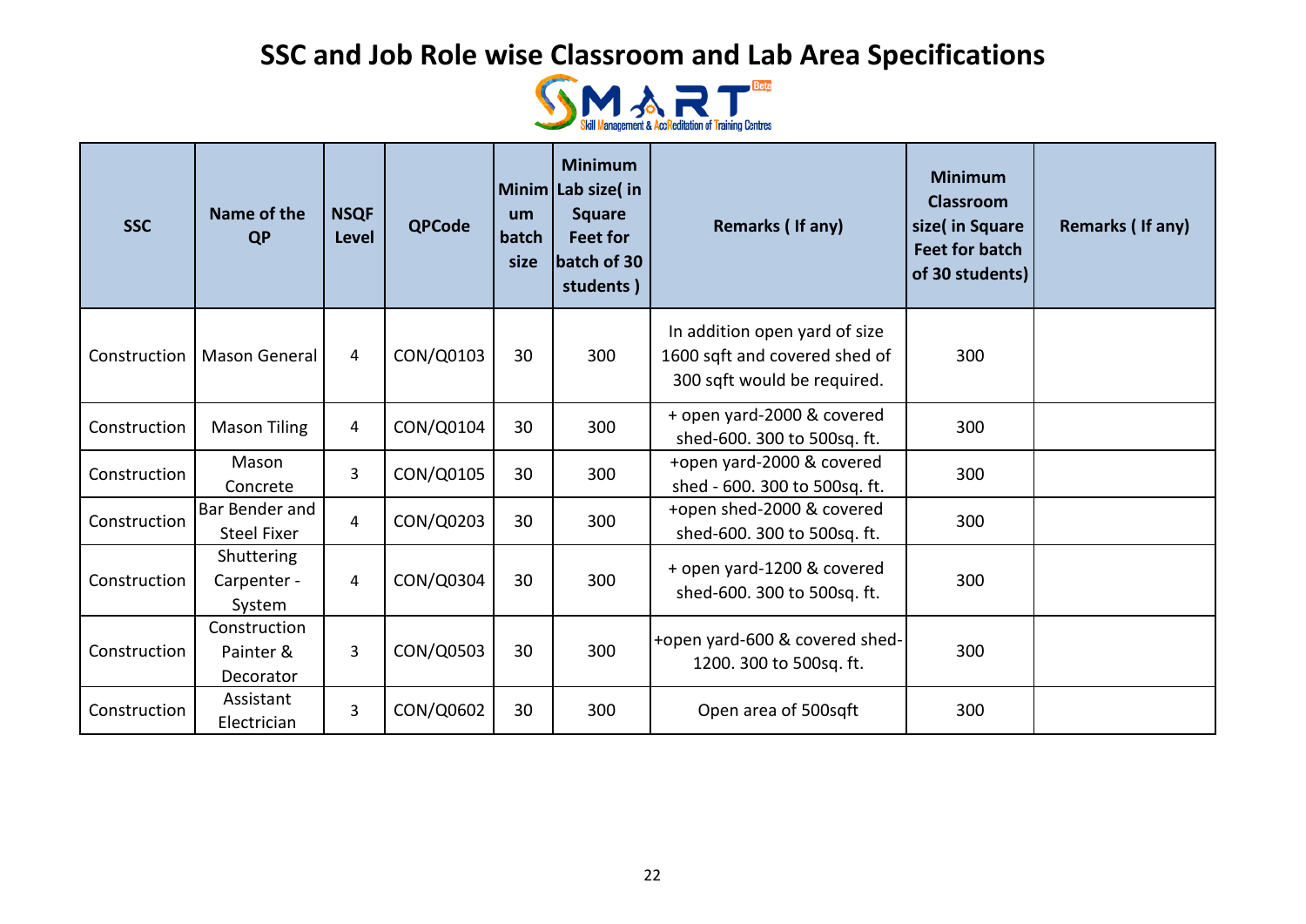# SSC and Job Role wise Classroom and Lab Area Specifications

SMART Skill Management & AccReditation of Training Centres

| SSC | Name of the QP | NSQF Level | QPCode | Minimum batch size | Minimum Lab size( in Square Feet for batch of 30 students ) | Remarks ( If any) | Minimum Classroom size( in Square Feet for batch of 30 students) | Remarks ( If any) |
|---|---|---|---|---|---|---|---|---|
| Construction | Mason General | 4 | CON/Q0103 | 30 | 300 | In addition open yard of size 1600 sqft and covered shed of 300 sqft would be required. | 300 | |
| Construction | Mason Tiling | 4 | CON/Q0104 | 30 | 300 | + open yard-2000 & covered shed-600. 300 to 500sq. ft. | 300 | |
| Construction | Mason Concrete | 3 | CON/Q0105 | 30 | 300 | +open yard-2000 & covered shed - 600. 300 to 500sq. ft. | 300 | |
| Construction | Bar Bender and Steel Fixer | 4 | CON/Q0203 | 30 | 300 | +open shed-2000 & covered shed-600. 300 to 500sq. ft. | 300 | |
| Construction | Shuttering Carpenter - System | 4 | CON/Q0304 | 30 | 300 | + open yard-1200 & covered shed-600. 300 to 500sq. ft. | 300 | |
| Construction | Construction Painter & Decorator | 3 | CON/Q0503 | 30 | 300 | +open yard-600 & covered shed-1200. 300 to 500sq. ft. | 300 | |
| Construction | Assistant Electrician | 3 | CON/Q0602 | 30 | 300 | Open area of 500sqft | 300 | |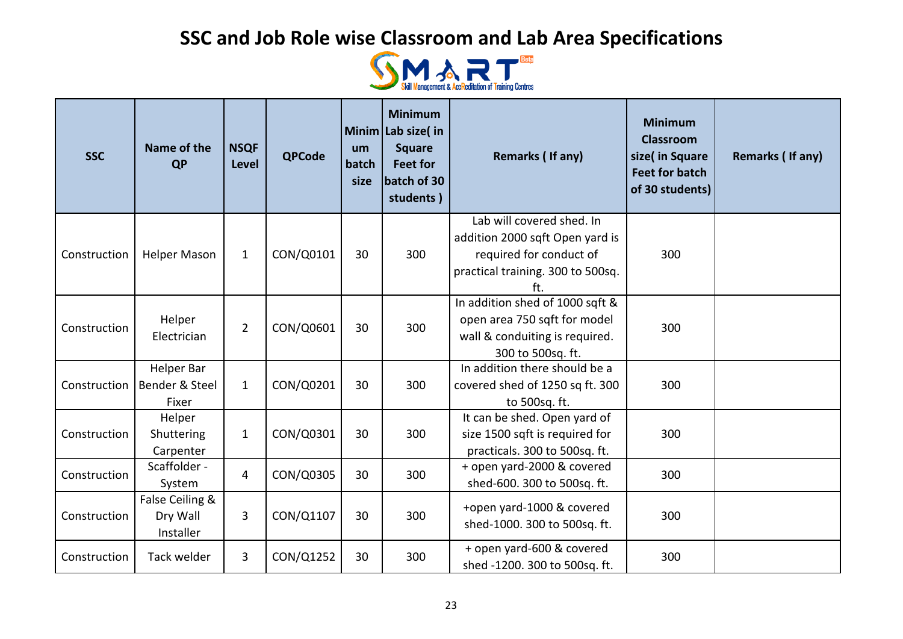# SSC and Job Role wise Classroom and Lab Area Specifications

SMART — Skill Management & AccReditation of Training Centres (Beta)

| SSC | Name of the QP | NSQF Level | QPCode | Minimum batch size | Minimum Lab size( in Square Feet for batch of 30 students ) | Remarks ( If any) | Minimum Classroom size( in Square Feet for batch of 30 students) | Remarks ( If any) |
|---|---|---|---|---|---|---|---|---|
| Construction | Helper Mason | 1 | CON/Q0101 | 30 | 300 | Lab will covered shed. In addition 2000 sqft Open yard is required for conduct of practical training. 300 to 500sq. ft. | 300 | |
| Construction | Helper Electrician | 2 | CON/Q0601 | 30 | 300 | In addition shed of 1000 sqft & open area 750 sqft for model wall & conduiting is required. 300 to 500sq. ft. | 300 | |
| Construction | Helper Bar Bender & Steel Fixer | 1 | CON/Q0201 | 30 | 300 | In addition there should be a covered shed of 1250 sq ft. 300 to 500sq. ft. | 300 | |
| Construction | Helper Shuttering Carpenter | 1 | CON/Q0301 | 30 | 300 | It can be shed. Open yard of size 1500 sqft is required for practicals. 300 to 500sq. ft. | 300 | |
| Construction | Scaffolder - System | 4 | CON/Q0305 | 30 | 300 | + open yard-2000 & covered shed-600. 300 to 500sq. ft. | 300 | |
| Construction | False Ceiling & Dry Wall Installer | 3 | CON/Q1107 | 30 | 300 | +open yard-1000 & covered shed-1000. 300 to 500sq. ft. | 300 | |
| Construction | Tack welder | 3 | CON/Q1252 | 30 | 300 | + open yard-600 & covered shed -1200. 300 to 500sq. ft. | 300 | |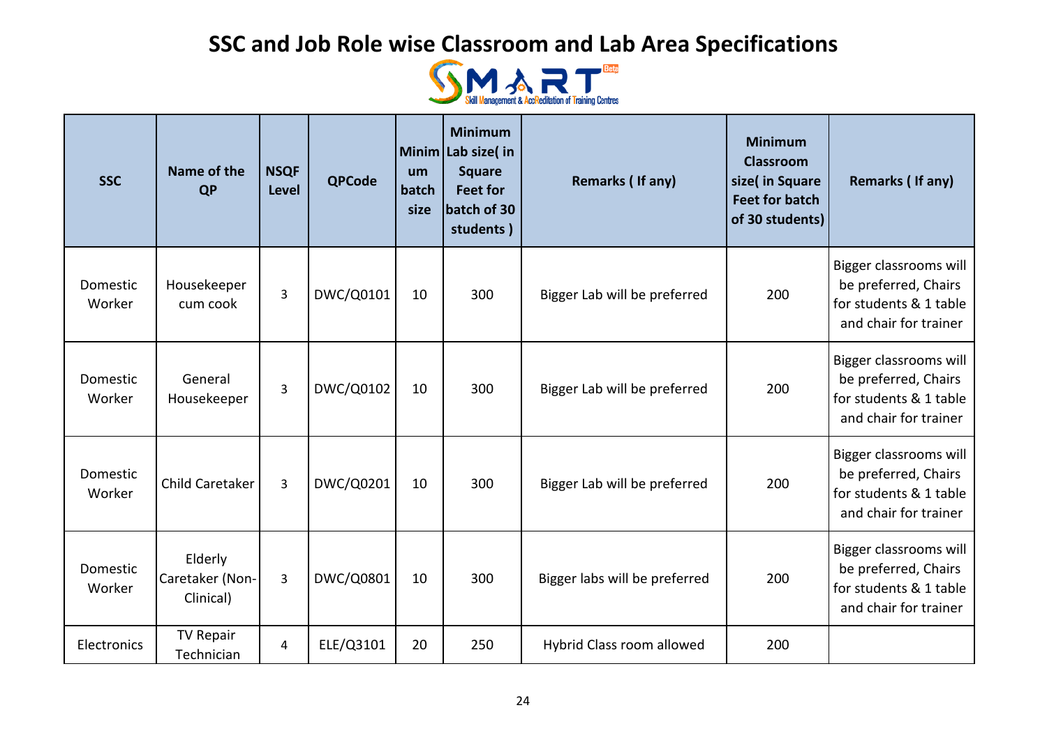# SSC and Job Role wise Classroom and Lab Area Specifications

| SSC | Name of the QP | NSQF Level | QPCode | Minimum batch size | Minimum Lab size( in Square Feet for batch of 30 students ) | Remarks ( If any) | Minimum Classroom size( in Square Feet for batch of 30 students) | Remarks ( If any) |
|---|---|---|---|---|---|---|---|---|
| Domestic Worker | Housekeeper cum cook | 3 | DWC/Q0101 | 10 | 300 | Bigger Lab will be preferred | 200 | Bigger classrooms will be preferred, Chairs for students & 1 table and chair for trainer |
| Domestic Worker | General Housekeeper | 3 | DWC/Q0102 | 10 | 300 | Bigger Lab will be preferred | 200 | Bigger classrooms will be preferred, Chairs for students & 1 table and chair for trainer |
| Domestic Worker | Child Caretaker | 3 | DWC/Q0201 | 10 | 300 | Bigger Lab will be preferred | 200 | Bigger classrooms will be preferred, Chairs for students & 1 table and chair for trainer |
| Domestic Worker | Elderly Caretaker (Non-Clinical) | 3 | DWC/Q0801 | 10 | 300 | Bigger labs will be preferred | 200 | Bigger classrooms will be preferred, Chairs for students & 1 table and chair for trainer |
| Electronics | TV Repair Technician | 4 | ELE/Q3101 | 20 | 250 | Hybrid Class room allowed | 200 | |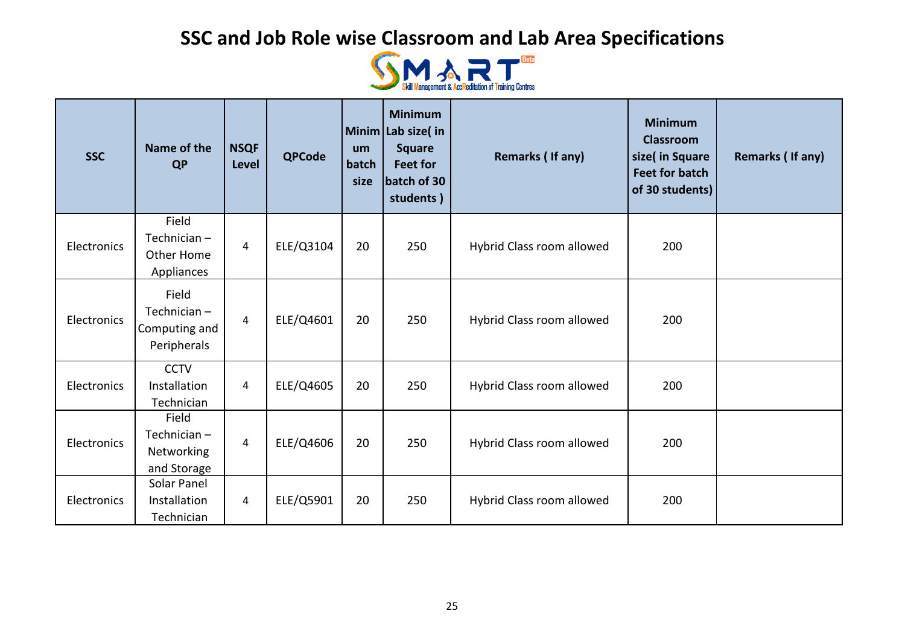# SSC and Job Role wise Classroom and Lab Area Specifications

| SSC | Name of the QP | NSQF Level | QPCode | Minimum batch size | Minimum Lab size( in Square Feet for batch of 30 students ) | Remarks ( If any) | Minimum Classroom size( in Square Feet for batch of 30 students) | Remarks ( If any) |
|---|---|---|---|---|---|---|---|---|
| Electronics | Field Technician – Other Home Appliances | 4 | ELE/Q3104 | 20 | 250 | Hybrid Class room allowed | 200 | |
| Electronics | Field Technician – Computing and Peripherals | 4 | ELE/Q4601 | 20 | 250 | Hybrid Class room allowed | 200 | |
| Electronics | CCTV Installation Technician | 4 | ELE/Q4605 | 20 | 250 | Hybrid Class room allowed | 200 | |
| Electronics | Field Technician – Networking and Storage | 4 | ELE/Q4606 | 20 | 250 | Hybrid Class room allowed | 200 | |
| Electronics | Solar Panel Installation Technician | 4 | ELE/Q5901 | 20 | 250 | Hybrid Class room allowed | 200 | |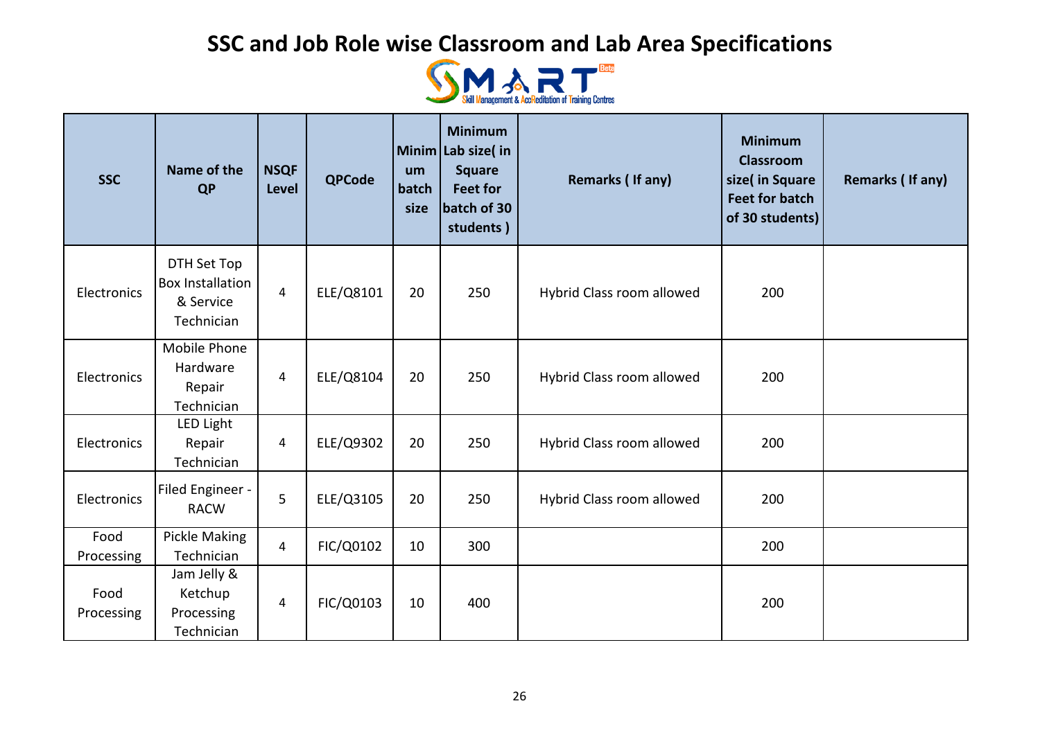# SSC and Job Role wise Classroom and Lab Area Specifications

| SSC | Name of the QP | NSQF Level | QPCode | Minimum batch size | Minimum Lab size( in Square Feet for batch of 30 students ) | Remarks ( If any) | Minimum Classroom size( in Square Feet for batch of 30 students) | Remarks ( If any) |
|---|---|---|---|---|---|---|---|---|
| Electronics | DTH Set Top Box Installation & Service Technician | 4 | ELE/Q8101 | 20 | 250 | Hybrid Class room allowed | 200 | |
| Electronics | Mobile Phone Hardware Repair Technician | 4 | ELE/Q8104 | 20 | 250 | Hybrid Class room allowed | 200 | |
| Electronics | LED Light Repair Technician | 4 | ELE/Q9302 | 20 | 250 | Hybrid Class room allowed | 200 | |
| Electronics | Filed Engineer - RACW | 5 | ELE/Q3105 | 20 | 250 | Hybrid Class room allowed | 200 | |
| Food Processing | Pickle Making Technician | 4 | FIC/Q0102 | 10 | 300 | | 200 | |
| Food Processing | Jam Jelly & Ketchup Processing Technician | 4 | FIC/Q0103 | 10 | 400 | | 200 | |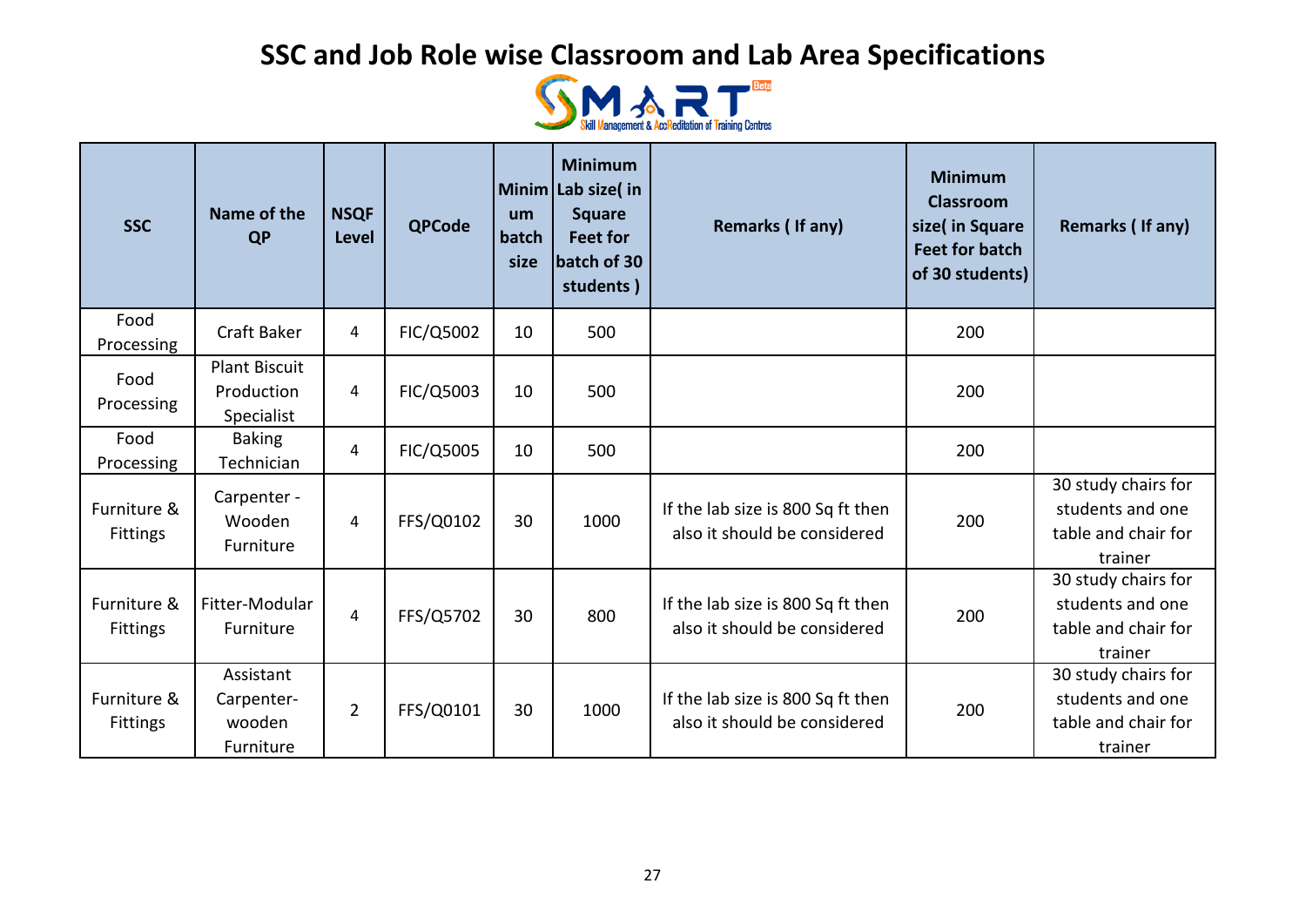# SSC and Job Role wise Classroom and Lab Area Specifications

| SSC | Name of the QP | NSQF Level | QPCode | Minimum batch size | Minimum Lab size( in Square Feet for batch of 30 students ) | Remarks ( If any) | Minimum Classroom size( in Square Feet for batch of 30 students) | Remarks ( If any) |
|---|---|---|---|---|---|---|---|---|
| Food Processing | Craft Baker | 4 | FIC/Q5002 | 10 | 500 | | 200 | |
| Food Processing | Plant Biscuit Production Specialist | 4 | FIC/Q5003 | 10 | 500 | | 200 | |
| Food Processing | Baking Technician | 4 | FIC/Q5005 | 10 | 500 | | 200 | |
| Furniture & Fittings | Carpenter - Wooden Furniture | 4 | FFS/Q0102 | 30 | 1000 | If the lab size is 800 Sq ft then also it should be considered | 200 | 30 study chairs for students and one table and chair for trainer |
| Furniture & Fittings | Fitter-Modular Furniture | 4 | FFS/Q5702 | 30 | 800 | If the lab size is 800 Sq ft then also it should be considered | 200 | 30 study chairs for students and one table and chair for trainer |
| Furniture & Fittings | Assistant Carpenter-wooden Furniture | 2 | FFS/Q0101 | 30 | 1000 | If the lab size is 800 Sq ft then also it should be considered | 200 | 30 study chairs for students and one table and chair for trainer |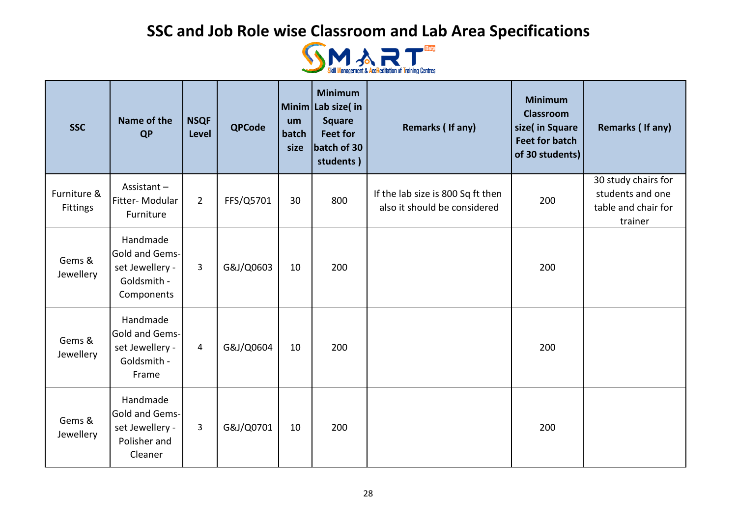# SSC and Job Role wise Classroom and Lab Area Specifications

| SSC | Name of the QP | NSQF Level | QPCode | Minimum batch size | Minimum Lab size( in Square Feet for batch of 30 students ) | Remarks ( If any) | Minimum Classroom size( in Square Feet for batch of 30 students) | Remarks ( If any) |
|---|---|---|---|---|---|---|---|---|
| Furniture & Fittings | Assistant – Fitter- Modular Furniture | 2 | FFS/Q5701 | 30 | 800 | If the lab size is 800 Sq ft then also it should be considered | 200 | 30 study chairs for students and one table and chair for trainer |
| Gems & Jewellery | Handmade Gold and Gems-set Jewellery - Goldsmith - Components | 3 | G&J/Q0603 | 10 | 200 | | 200 | |
| Gems & Jewellery | Handmade Gold and Gems-set Jewellery - Goldsmith - Frame | 4 | G&J/Q0604 | 10 | 200 | | 200 | |
| Gems & Jewellery | Handmade Gold and Gems-set Jewellery - Polisher and Cleaner | 3 | G&J/Q0701 | 10 | 200 | | 200 | |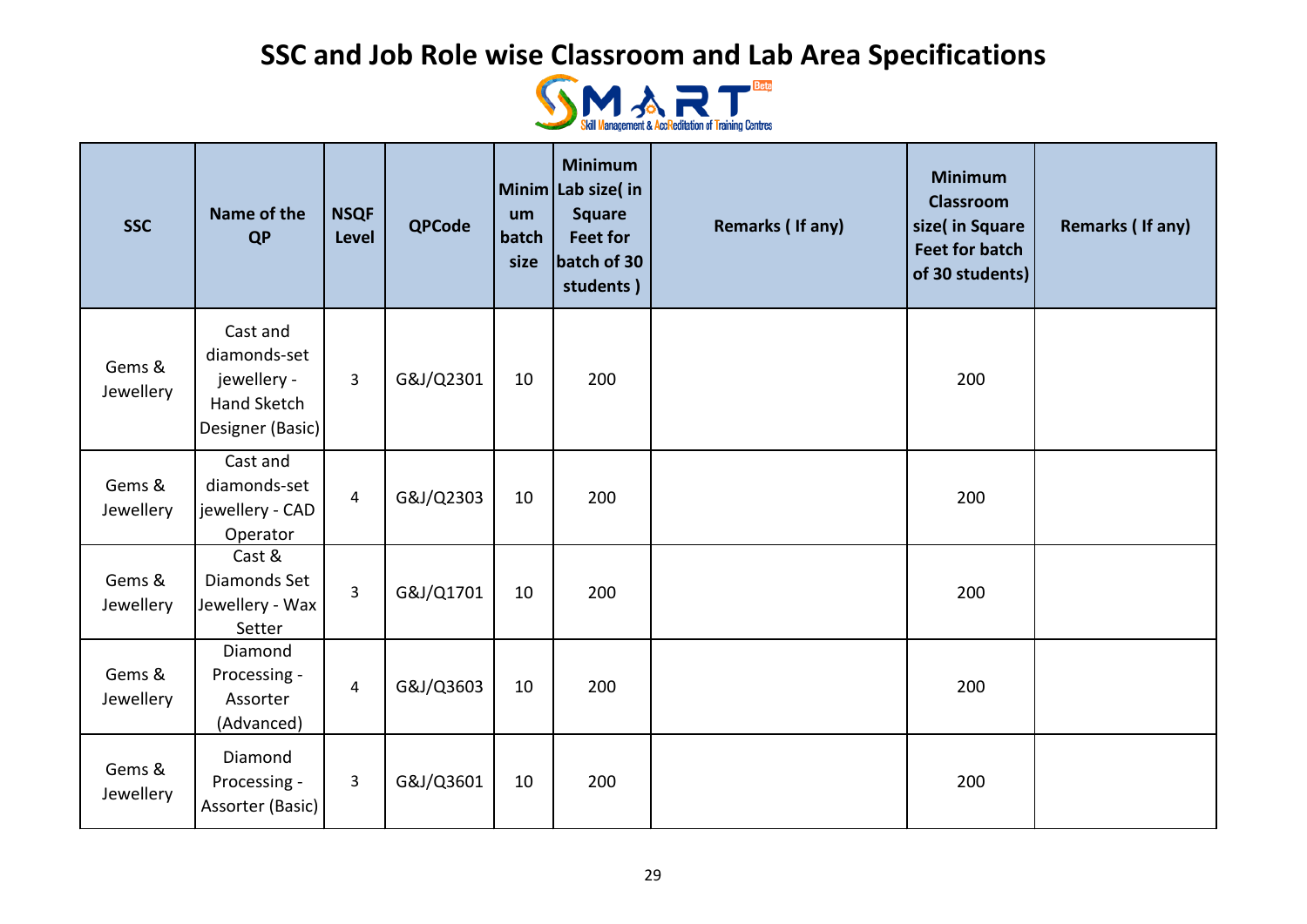# SSC and Job Role wise Classroom and Lab Area Specifications

SMART Skill Management & AccReditation of Training Centres

| SSC | Name of the QP | NSQF Level | QPCode | Minimum batch size | Minimum Lab size( in Square Feet for batch of 30 students ) | Remarks ( If any) | Minimum Classroom size( in Square Feet for batch of 30 students) | Remarks ( If any) |
|---|---|---|---|---|---|---|---|---|
| Gems & Jewellery | Cast and diamonds-set jewellery - Hand Sketch Designer (Basic) | 3 | G&J/Q2301 | 10 | 200 | | 200 | |
| Gems & Jewellery | Cast and diamonds-set jewellery - CAD Operator | 4 | G&J/Q2303 | 10 | 200 | | 200 | |
| Gems & Jewellery | Cast & Diamonds Set Jewellery - Wax Setter | 3 | G&J/Q1701 | 10 | 200 | | 200 | |
| Gems & Jewellery | Diamond Processing - Assorter (Advanced) | 4 | G&J/Q3603 | 10 | 200 | | 200 | |
| Gems & Jewellery | Diamond Processing - Assorter (Basic) | 3 | G&J/Q3601 | 10 | 200 | | 200 | |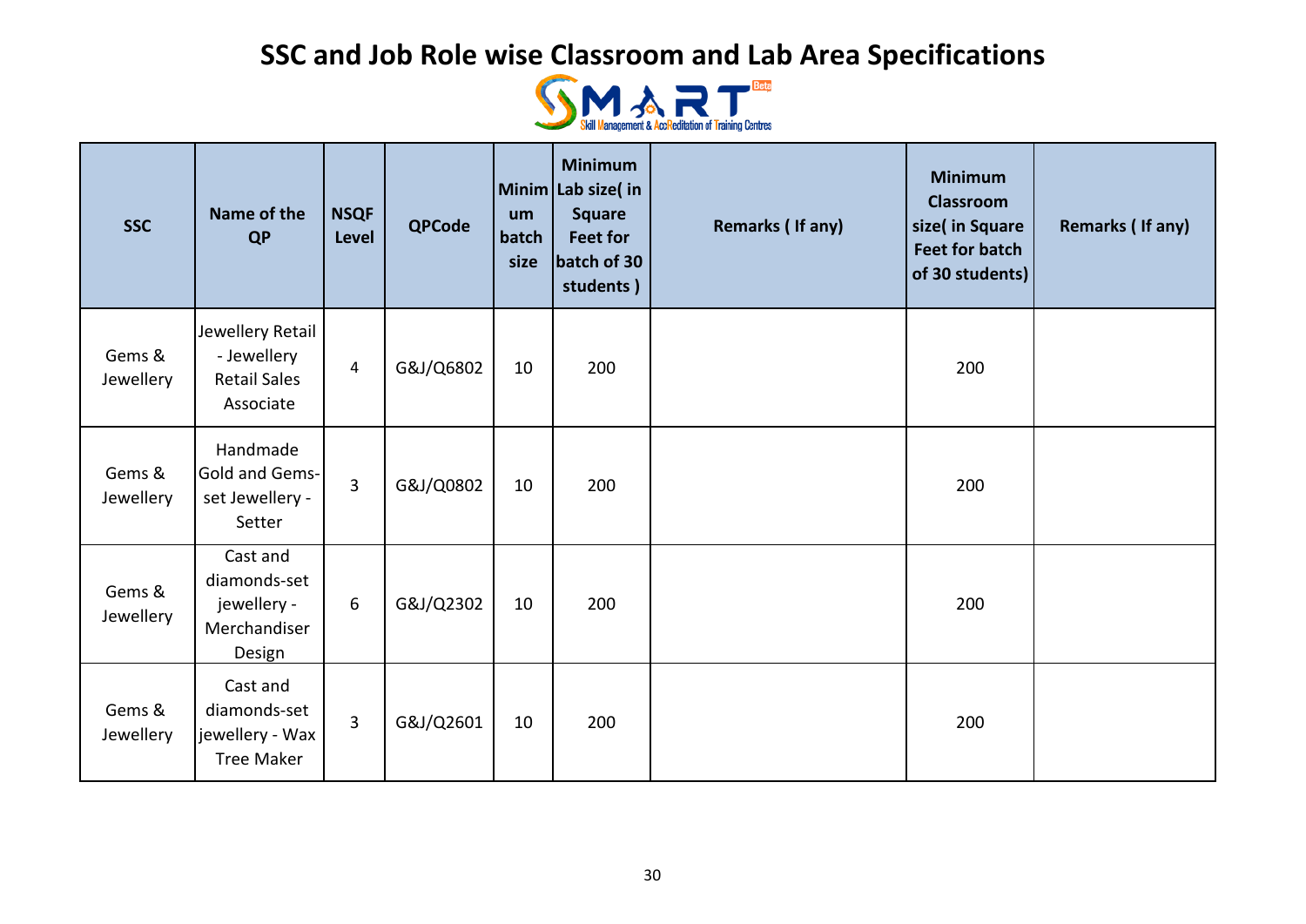# SSC and Job Role wise Classroom and Lab Area Specifications

SMART — Skill Management & AccReditation of Training Centres

| SSC | Name of the QP | NSQF Level | QPCode | Minimum batch size | Minimum Lab size( in Square Feet for batch of 30 students ) | Remarks ( If any) | Minimum Classroom size( in Square Feet for batch of 30 students) | Remarks ( If any) |
|---|---|---|---|---|---|---|---|---|
| Gems & Jewellery | Jewellery Retail - Jewellery Retail Sales Associate | 4 | G&J/Q6802 | 10 | 200 | | 200 | |
| Gems & Jewellery | Handmade Gold and Gems-set Jewellery - Setter | 3 | G&J/Q0802 | 10 | 200 | | 200 | |
| Gems & Jewellery | Cast and diamonds-set jewellery - Merchandiser Design | 6 | G&J/Q2302 | 10 | 200 | | 200 | |
| Gems & Jewellery | Cast and diamonds-set jewellery - Wax Tree Maker | 3 | G&J/Q2601 | 10 | 200 | | 200 | |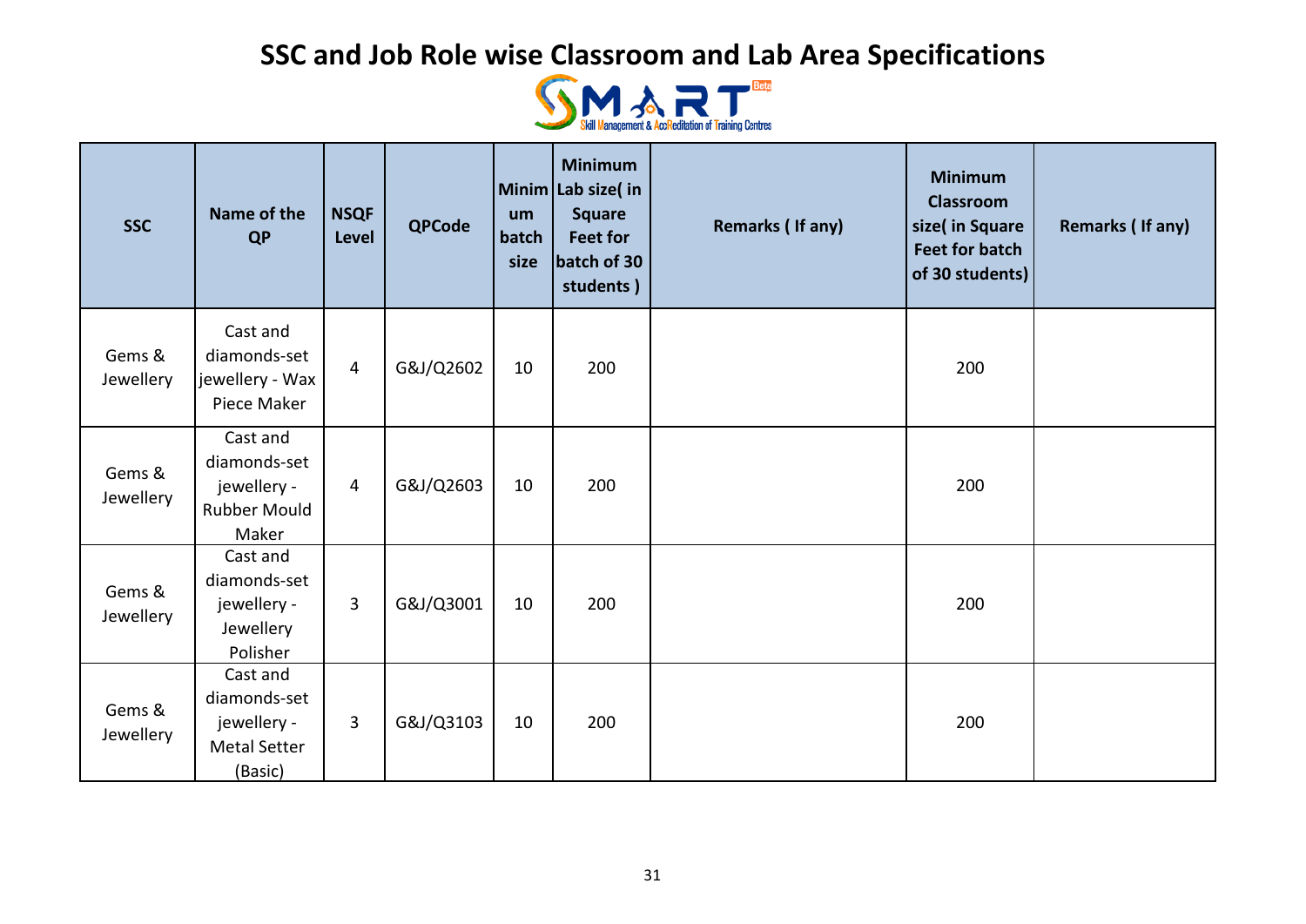# SSC and Job Role wise Classroom and Lab Area Specifications

| SSC | Name of the QP | NSQF Level | QPCode | Minimum batch size | Minimum Lab size( in Square Feet for batch of 30 students ) | Remarks ( If any) | Minimum Classroom size( in Square Feet for batch of 30 students) | Remarks ( If any) |
|---|---|---|---|---|---|---|---|---|
| Gems & Jewellery | Cast and diamonds-set jewellery - Wax Piece Maker | 4 | G&J/Q2602 | 10 | 200 | | 200 | |
| Gems & Jewellery | Cast and diamonds-set jewellery - Rubber Mould Maker | 4 | G&J/Q2603 | 10 | 200 | | 200 | |
| Gems & Jewellery | Cast and diamonds-set jewellery - Jewellery Polisher | 3 | G&J/Q3001 | 10 | 200 | | 200 | |
| Gems & Jewellery | Cast and diamonds-set jewellery - Metal Setter (Basic) | 3 | G&J/Q3103 | 10 | 200 | | 200 | |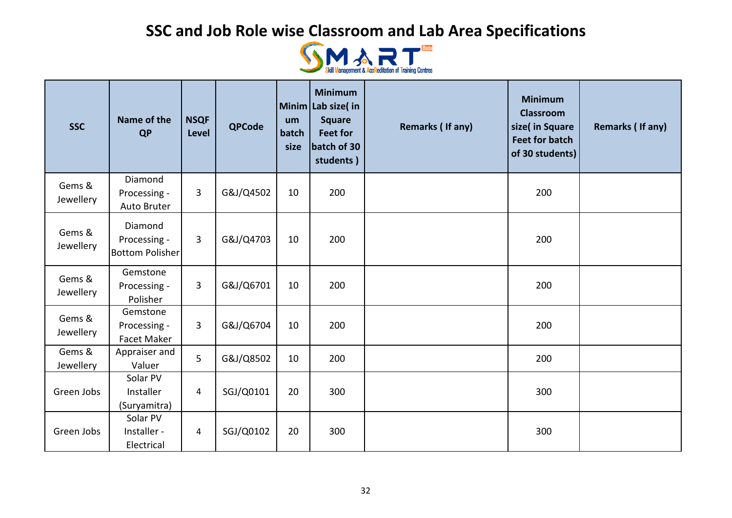# SSC and Job Role wise Classroom and Lab Area Specifications

| SSC | Name of the QP | NSQF Level | QPCode | Minimum batch size | Minimum Lab size( in Square Feet for batch of 30 students ) | Remarks ( If any) | Minimum Classroom size( in Square Feet for batch of 30 students) | Remarks ( If any) |
|---|---|---|---|---|---|---|---|---|
| Gems & Jewellery | Diamond Processing - Auto Bruter | 3 | G&J/Q4502 | 10 | 200 | | 200 | |
| Gems & Jewellery | Diamond Processing - Bottom Polisher | 3 | G&J/Q4703 | 10 | 200 | | 200 | |
| Gems & Jewellery | Gemstone Processing - Polisher | 3 | G&J/Q6701 | 10 | 200 | | 200 | |
| Gems & Jewellery | Gemstone Processing - Facet Maker | 3 | G&J/Q6704 | 10 | 200 | | 200 | |
| Gems & Jewellery | Appraiser and Valuer | 5 | G&J/Q8502 | 10 | 200 | | 200 | |
| Green Jobs | Solar PV Installer (Suryamitra) | 4 | SGJ/Q0101 | 20 | 300 | | 300 | |
| Green Jobs | Solar PV Installer - Electrical | 4 | SGJ/Q0102 | 20 | 300 | | 300 | |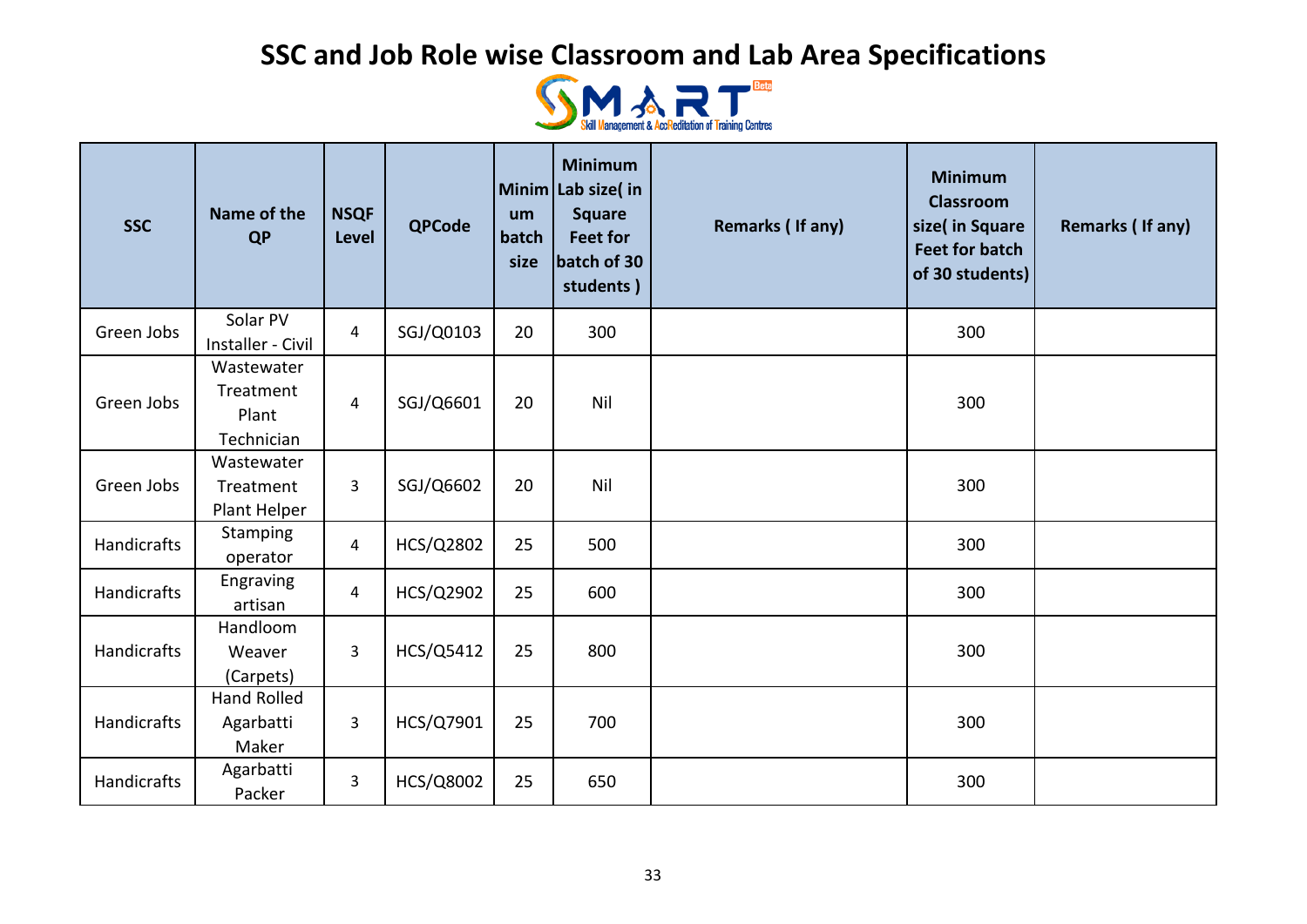# SSC and Job Role wise Classroom and Lab Area Specifications

SMART Skill Management & AccReditation of Training Centres

| SSC | Name of the QP | NSQF Level | QPCode | Minimum batch size | Minimum Lab size( in Square Feet for batch of 30 students ) | Remarks ( If any) | Minimum Classroom size( in Square Feet for batch of 30 students) | Remarks ( If any) |
|---|---|---|---|---|---|---|---|---|
| Green Jobs | Solar PV Installer - Civil | 4 | SGJ/Q0103 | 20 | 300 | | 300 | |
| Green Jobs | Wastewater Treatment Plant Technician | 4 | SGJ/Q6601 | 20 | Nil | | 300 | |
| Green Jobs | Wastewater Treatment Plant Helper | 3 | SGJ/Q6602 | 20 | Nil | | 300 | |
| Handicrafts | Stamping operator | 4 | HCS/Q2802 | 25 | 500 | | 300 | |
| Handicrafts | Engraving artisan | 4 | HCS/Q2902 | 25 | 600 | | 300 | |
| Handicrafts | Handloom Weaver (Carpets) | 3 | HCS/Q5412 | 25 | 800 | | 300 | |
| Handicrafts | Hand Rolled Agarbatti Maker | 3 | HCS/Q7901 | 25 | 700 | | 300 | |
| Handicrafts | Agarbatti Packer | 3 | HCS/Q8002 | 25 | 650 | | 300 | |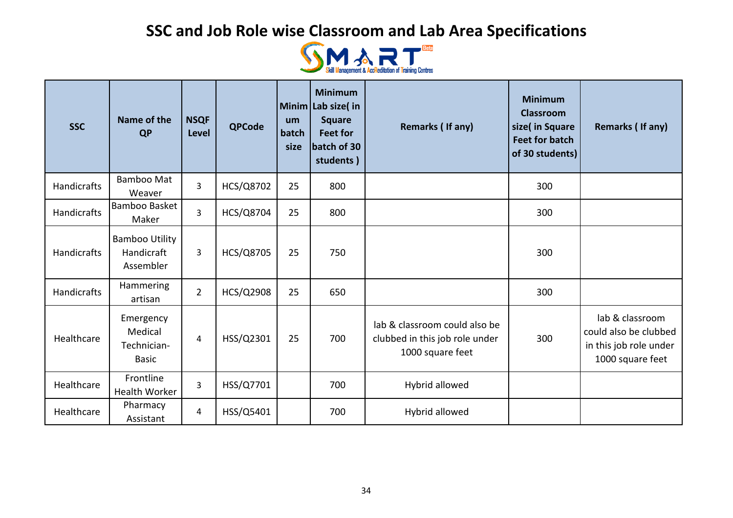# SSC and Job Role wise Classroom and Lab Area Specifications

SMART Beta — Skill Management & AccReditation of Training Centres

| SSC | Name of the QP | NSQF Level | QPCode | Minimum batch size | Minimum Lab size( in Square Feet for batch of 30 students ) | Remarks ( If any) | Minimum Classroom size( in Square Feet for batch of 30 students) | Remarks ( If any) |
|---|---|---|---|---|---|---|---|---|
| Handicrafts | Bamboo Mat Weaver | 3 | HCS/Q8702 | 25 | 800 | | 300 | |
| Handicrafts | Bamboo Basket Maker | 3 | HCS/Q8704 | 25 | 800 | | 300 | |
| Handicrafts | Bamboo Utility Handicraft Assembler | 3 | HCS/Q8705 | 25 | 750 | | 300 | |
| Handicrafts | Hammering artisan | 2 | HCS/Q2908 | 25 | 650 | | 300 | |
| Healthcare | Emergency Medical Technician-Basic | 4 | HSS/Q2301 | 25 | 700 | lab & classroom could also be clubbed in this job role under 1000 square feet | 300 | lab & classroom could also be clubbed in this job role under 1000 square feet |
| Healthcare | Frontline Health Worker | 3 | HSS/Q7701 | | 700 | Hybrid allowed | | |
| Healthcare | Pharmacy Assistant | 4 | HSS/Q5401 | | 700 | Hybrid allowed | | |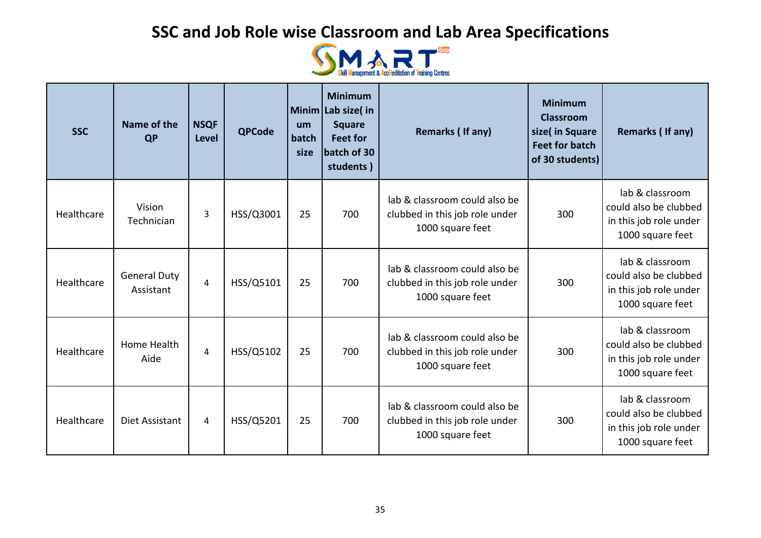# SSC and Job Role wise Classroom and Lab Area Specifications

SMART — Skill Management & AccReditation of Training Centres

| SSC | Name of the QP | NSQF Level | QPCode | Minimum batch size | Minimum Lab size( in Square Feet for batch of 30 students ) | Remarks ( If any) | Minimum Classroom size( in Square Feet for batch of 30 students) | Remarks ( If any) |
|---|---|---|---|---|---|---|---|---|
| Healthcare | Vision Technician | 3 | HSS/Q3001 | 25 | 700 | lab & classroom could also be clubbed in this job role under 1000 square feet | 300 | lab & classroom could also be clubbed in this job role under 1000 square feet |
| Healthcare | General Duty Assistant | 4 | HSS/Q5101 | 25 | 700 | lab & classroom could also be clubbed in this job role under 1000 square feet | 300 | lab & classroom could also be clubbed in this job role under 1000 square feet |
| Healthcare | Home Health Aide | 4 | HSS/Q5102 | 25 | 700 | lab & classroom could also be clubbed in this job role under 1000 square feet | 300 | lab & classroom could also be clubbed in this job role under 1000 square feet |
| Healthcare | Diet Assistant | 4 | HSS/Q5201 | 25 | 700 | lab & classroom could also be clubbed in this job role under 1000 square feet | 300 | lab & classroom could also be clubbed in this job role under 1000 square feet |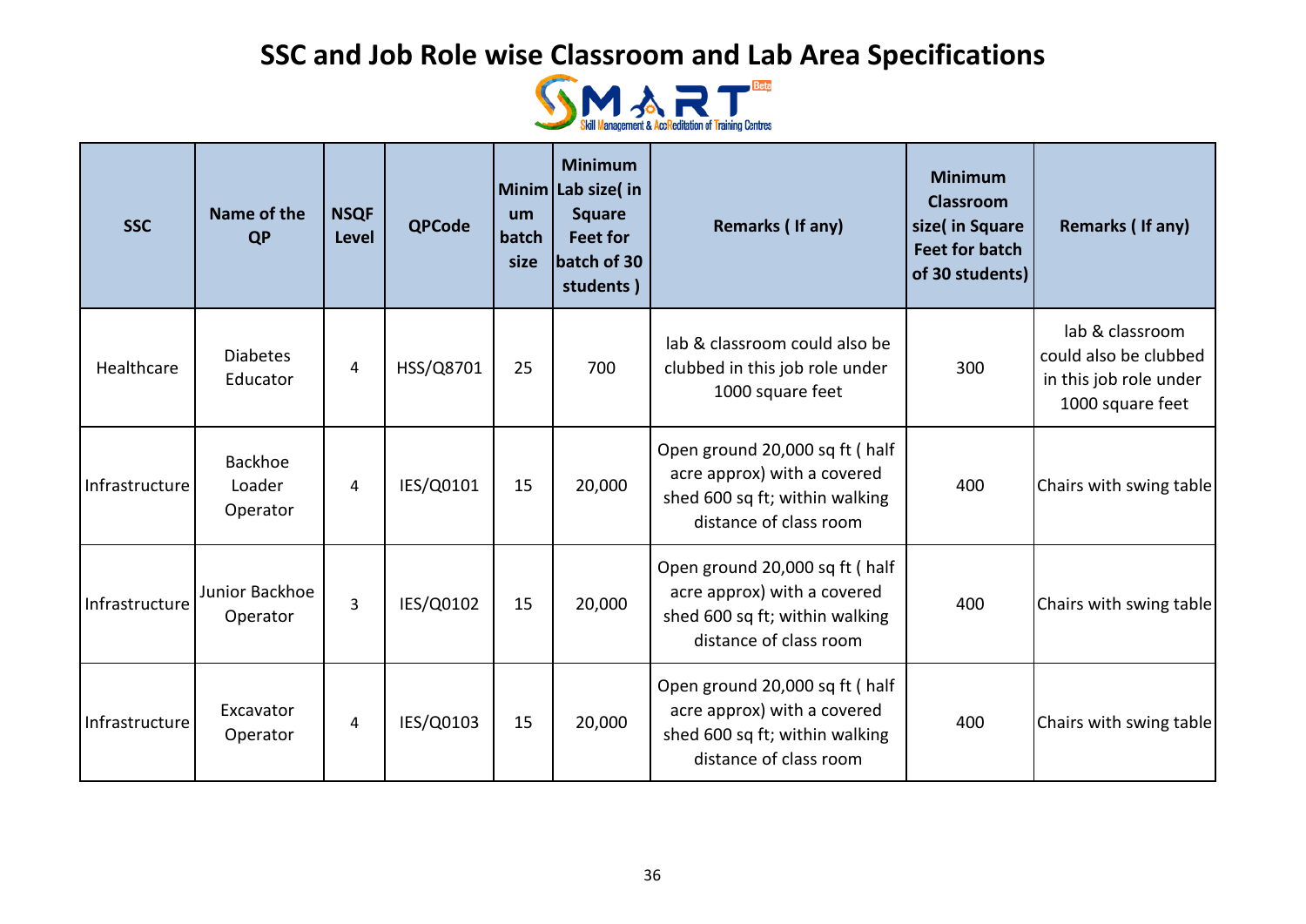# SSC and Job Role wise Classroom and Lab Area Specifications

SMART Beta – Skill Management & AccReditation of Training Centres

| SSC | Name of the QP | NSQF Level | QPCode | Minimum batch size | Minimum Lab size( in Square Feet for batch of 30 students ) | Remarks ( If any) | Minimum Classroom size( in Square Feet for batch of 30 students) | Remarks ( If any) |
|---|---|---|---|---|---|---|---|---|
| Healthcare | Diabetes Educator | 4 | HSS/Q8701 | 25 | 700 | lab & classroom could also be clubbed in this job role under 1000 square feet | 300 | lab & classroom could also be clubbed in this job role under 1000 square feet |
| Infrastructure | Backhoe Loader Operator | 4 | IES/Q0101 | 15 | 20,000 | Open ground 20,000 sq ft ( half acre approx) with a covered shed 600 sq ft; within walking distance of class room | 400 | Chairs with swing table |
| Infrastructure | Junior Backhoe Operator | 3 | IES/Q0102 | 15 | 20,000 | Open ground 20,000 sq ft ( half acre approx) with a covered shed 600 sq ft; within walking distance of class room | 400 | Chairs with swing table |
| Infrastructure | Excavator Operator | 4 | IES/Q0103 | 15 | 20,000 | Open ground 20,000 sq ft ( half acre approx) with a covered shed 600 sq ft; within walking distance of class room | 400 | Chairs with swing table |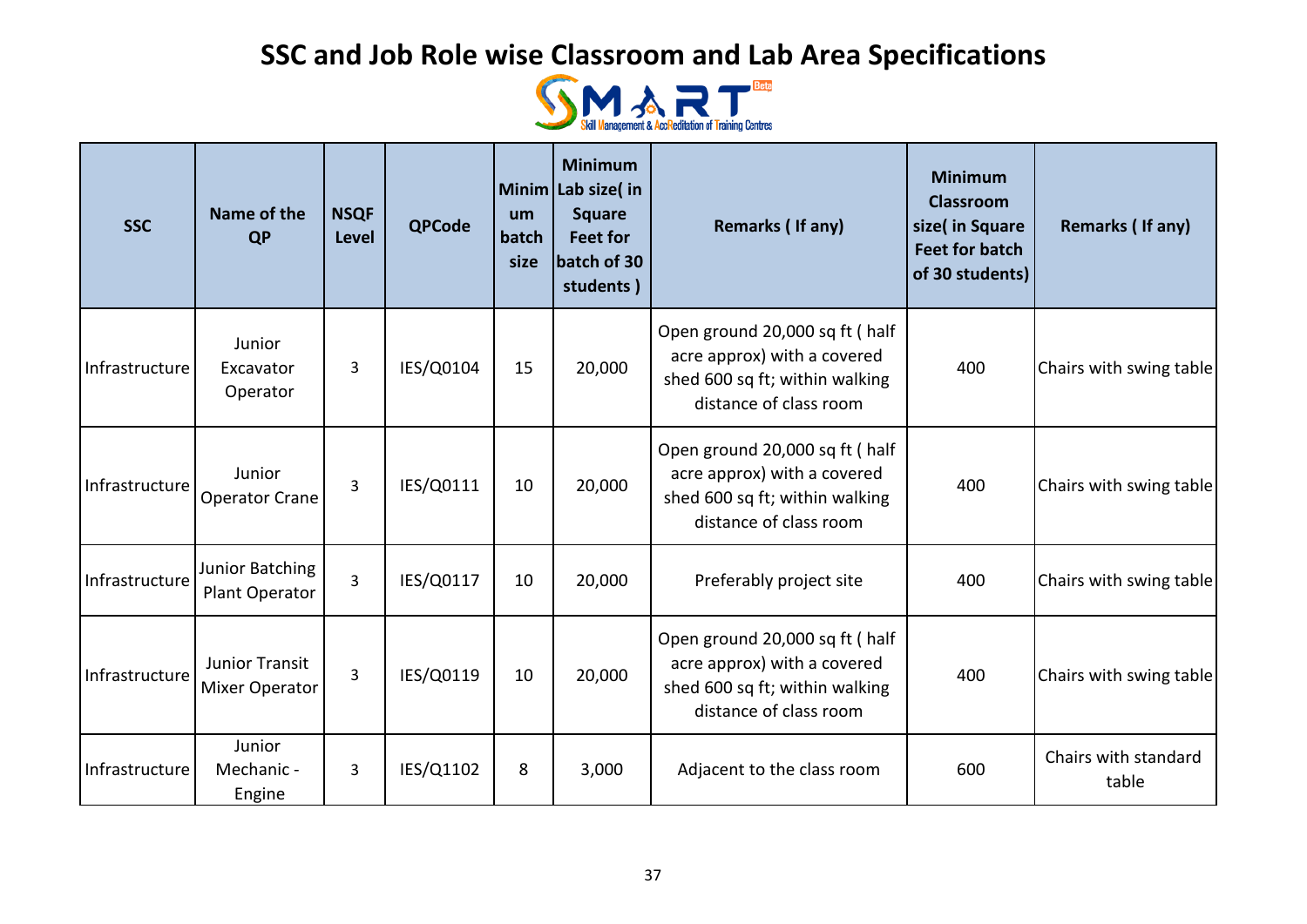# SSC and Job Role wise Classroom and Lab Area Specifications

| SSC | Name of the QP | NSQF Level | QPCode | Minimum batch size | Minimum Lab size( in Square Feet for batch of 30 students ) | Remarks ( If any) | Minimum Classroom size( in Square Feet for batch of 30 students) | Remarks ( If any) |
|---|---|---|---|---|---|---|---|---|
| Infrastructure | Junior Excavator Operator | 3 | IES/Q0104 | 15 | 20,000 | Open ground 20,000 sq ft ( half acre approx) with a covered shed 600 sq ft; within walking distance of class room | 400 | Chairs with swing table |
| Infrastructure | Junior Operator Crane | 3 | IES/Q0111 | 10 | 20,000 | Open ground 20,000 sq ft ( half acre approx) with a covered shed 600 sq ft; within walking distance of class room | 400 | Chairs with swing table |
| Infrastructure | Junior Batching Plant Operator | 3 | IES/Q0117 | 10 | 20,000 | Preferably project site | 400 | Chairs with swing table |
| Infrastructure | Junior Transit Mixer Operator | 3 | IES/Q0119 | 10 | 20,000 | Open ground 20,000 sq ft ( half acre approx) with a covered shed 600 sq ft; within walking distance of class room | 400 | Chairs with swing table |
| Infrastructure | Junior Mechanic - Engine | 3 | IES/Q1102 | 8 | 3,000 | Adjacent to the class room | 600 | Chairs with standard table |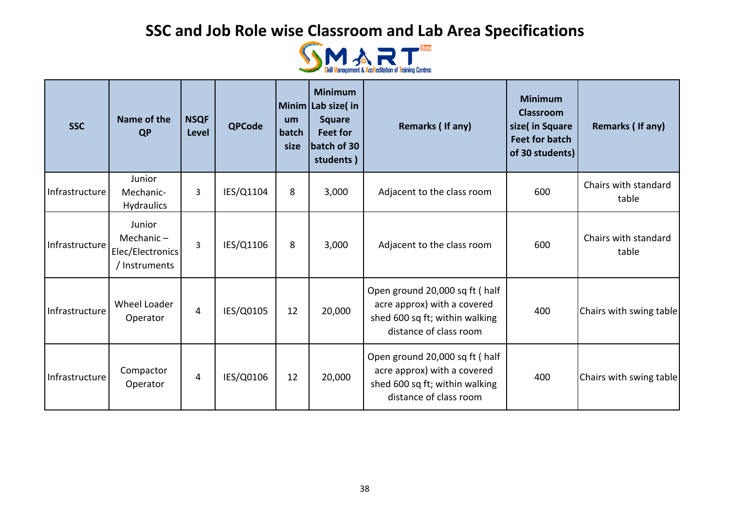# SSC and Job Role wise Classroom and Lab Area Specifications

SMART Beta — Skill Management & AccReditation of Training Centres

| SSC | Name of the QP | NSQF Level | QPCode | Minimum batch size | Minimum Lab size( in Square Feet for batch of 30 students ) | Remarks ( If any) | Minimum Classroom size( in Square Feet for batch of 30 students) | Remarks ( If any) |
|---|---|---|---|---|---|---|---|---|
| Infrastructure | Junior Mechanic-Hydraulics | 3 | IES/Q1104 | 8 | 3,000 | Adjacent to the class room | 600 | Chairs with standard table |
| Infrastructure | Junior Mechanic – Elec/Electronics / Instruments | 3 | IES/Q1106 | 8 | 3,000 | Adjacent to the class room | 600 | Chairs with standard table |
| Infrastructure | Wheel Loader Operator | 4 | IES/Q0105 | 12 | 20,000 | Open ground 20,000 sq ft ( half acre approx) with a covered shed 600 sq ft; within walking distance of class room | 400 | Chairs with swing table |
| Infrastructure | Compactor Operator | 4 | IES/Q0106 | 12 | 20,000 | Open ground 20,000 sq ft ( half acre approx) with a covered shed 600 sq ft; within walking distance of class room | 400 | Chairs with swing table |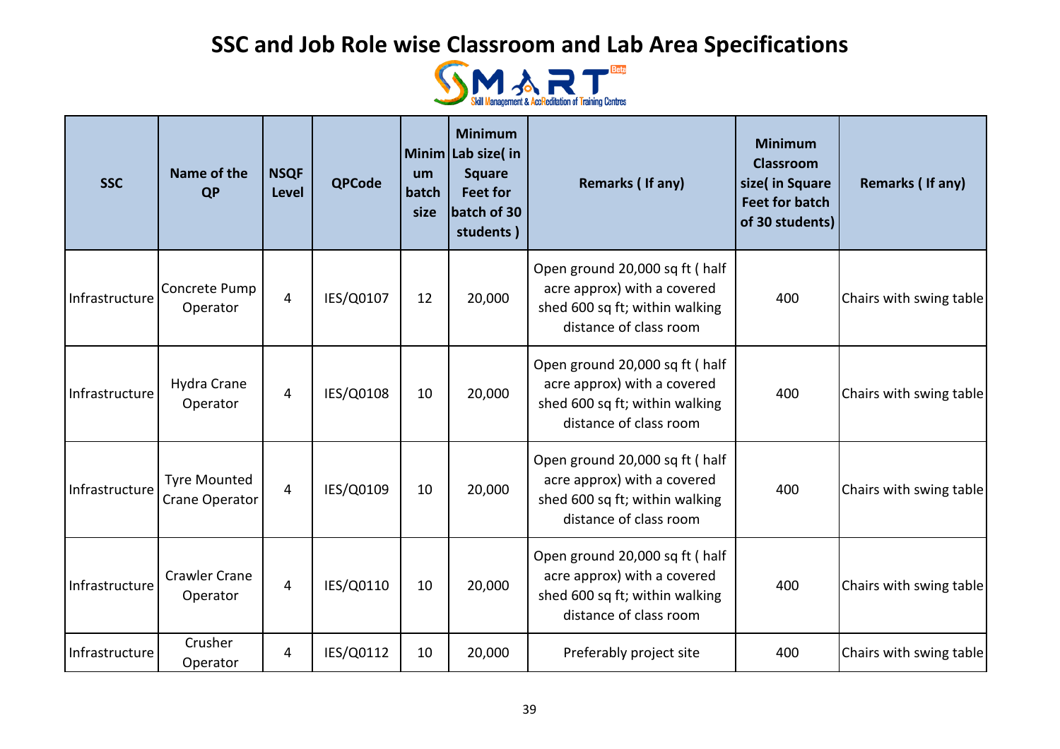# SSC and Job Role wise Classroom and Lab Area Specifications

SMART Beta – Skill Management & AccReditation of Training Centres

| SSC | Name of the QP | NSQF Level | QPCode | Minimum batch size | Minimum Lab size( in Square Feet for batch of 30 students ) | Remarks ( If any) | Minimum Classroom size( in Square Feet for batch of 30 students) | Remarks ( If any) |
|---|---|---|---|---|---|---|---|---|
| Infrastructure | Concrete Pump Operator | 4 | IES/Q0107 | 12 | 20,000 | Open ground 20,000 sq ft ( half acre approx) with a covered shed 600 sq ft; within walking distance of class room | 400 | Chairs with swing table |
| Infrastructure | Hydra Crane Operator | 4 | IES/Q0108 | 10 | 20,000 | Open ground 20,000 sq ft ( half acre approx) with a covered shed 600 sq ft; within walking distance of class room | 400 | Chairs with swing table |
| Infrastructure | Tyre Mounted Crane Operator | 4 | IES/Q0109 | 10 | 20,000 | Open ground 20,000 sq ft ( half acre approx) with a covered shed 600 sq ft; within walking distance of class room | 400 | Chairs with swing table |
| Infrastructure | Crawler Crane Operator | 4 | IES/Q0110 | 10 | 20,000 | Open ground 20,000 sq ft ( half acre approx) with a covered shed 600 sq ft; within walking distance of class room | 400 | Chairs with swing table |
| Infrastructure | Crusher Operator | 4 | IES/Q0112 | 10 | 20,000 | Preferably project site | 400 | Chairs with swing table |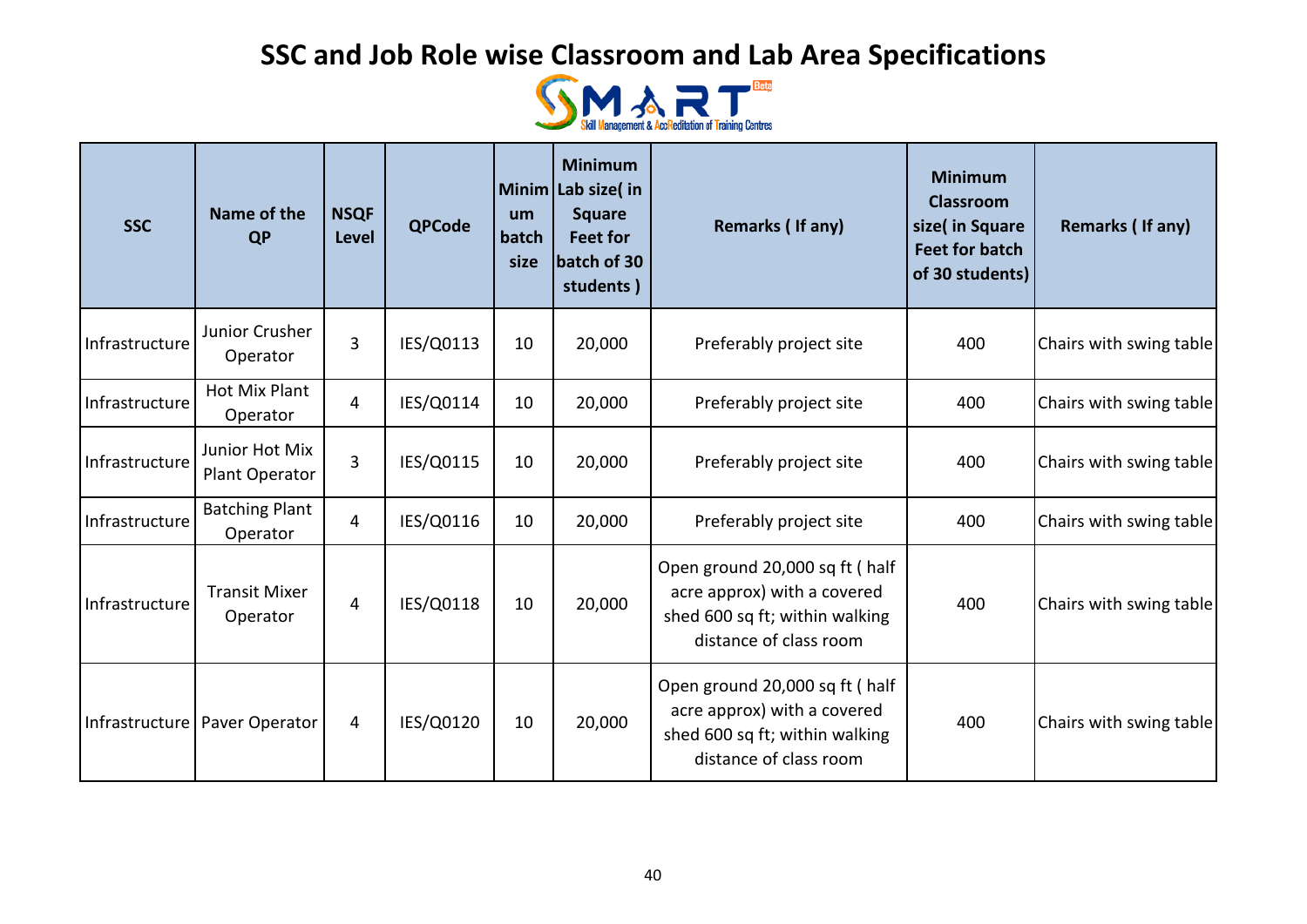# SSC and Job Role wise Classroom and Lab Area Specifications

| SSC | Name of the QP | NSQF Level | QPCode | Minimum batch size | Minimum Lab size( in Square Feet for batch of 30 students ) | Remarks ( If any) | Minimum Classroom size( in Square Feet for batch of 30 students) | Remarks ( If any) |
|---|---|---|---|---|---|---|---|---|
| Infrastructure | Junior Crusher Operator | 3 | IES/Q0113 | 10 | 20,000 | Preferably project site | 400 | Chairs with swing table |
| Infrastructure | Hot Mix Plant Operator | 4 | IES/Q0114 | 10 | 20,000 | Preferably project site | 400 | Chairs with swing table |
| Infrastructure | Junior Hot Mix Plant Operator | 3 | IES/Q0115 | 10 | 20,000 | Preferably project site | 400 | Chairs with swing table |
| Infrastructure | Batching Plant Operator | 4 | IES/Q0116 | 10 | 20,000 | Preferably project site | 400 | Chairs with swing table |
| Infrastructure | Transit Mixer Operator | 4 | IES/Q0118 | 10 | 20,000 | Open ground 20,000 sq ft ( half acre approx) with a covered shed 600 sq ft; within walking distance of class room | 400 | Chairs with swing table |
| Infrastructure | Paver Operator | 4 | IES/Q0120 | 10 | 20,000 | Open ground 20,000 sq ft ( half acre approx) with a covered shed 600 sq ft; within walking distance of class room | 400 | Chairs with swing table |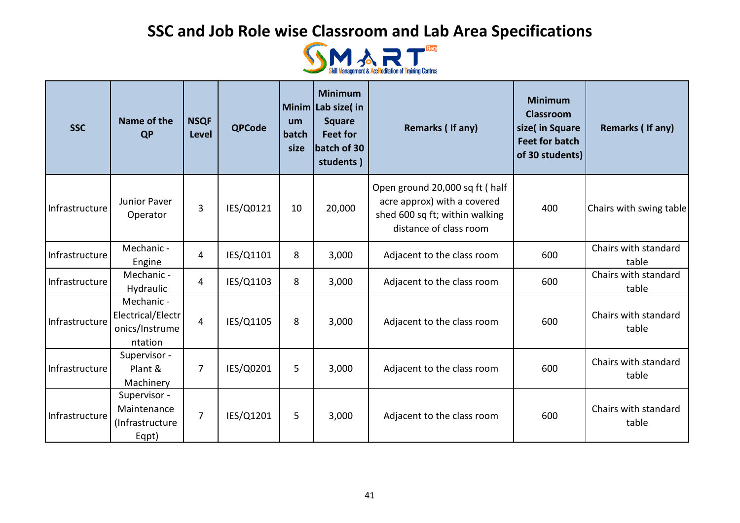# SSC and Job Role wise Classroom and Lab Area Specifications

| SSC | Name of the QP | NSQF Level | QPCode | Minimum batch size | Minimum Lab size( in Square Feet for batch of 30 students ) | Remarks ( If any) | Minimum Classroom size( in Square Feet for batch of 30 students) | Remarks ( If any) |
|---|---|---|---|---|---|---|---|---|
| Infrastructure | Junior Paver Operator | 3 | IES/Q0121 | 10 | 20,000 | Open ground 20,000 sq ft ( half acre approx) with a covered shed 600 sq ft; within walking distance of class room | 400 | Chairs with swing table |
| Infrastructure | Mechanic - Engine | 4 | IES/Q1101 | 8 | 3,000 | Adjacent to the class room | 600 | Chairs with standard table |
| Infrastructure | Mechanic - Hydraulic | 4 | IES/Q1103 | 8 | 3,000 | Adjacent to the class room | 600 | Chairs with standard table |
| Infrastructure | Mechanic - Electrical/Electronics/Instrumentation | 4 | IES/Q1105 | 8 | 3,000 | Adjacent to the class room | 600 | Chairs with standard table |
| Infrastructure | Supervisor - Plant & Machinery | 7 | IES/Q0201 | 5 | 3,000 | Adjacent to the class room | 600 | Chairs with standard table |
| Infrastructure | Supervisor - Maintenance (Infrastructure Eqpt) | 7 | IES/Q1201 | 5 | 3,000 | Adjacent to the class room | 600 | Chairs with standard table |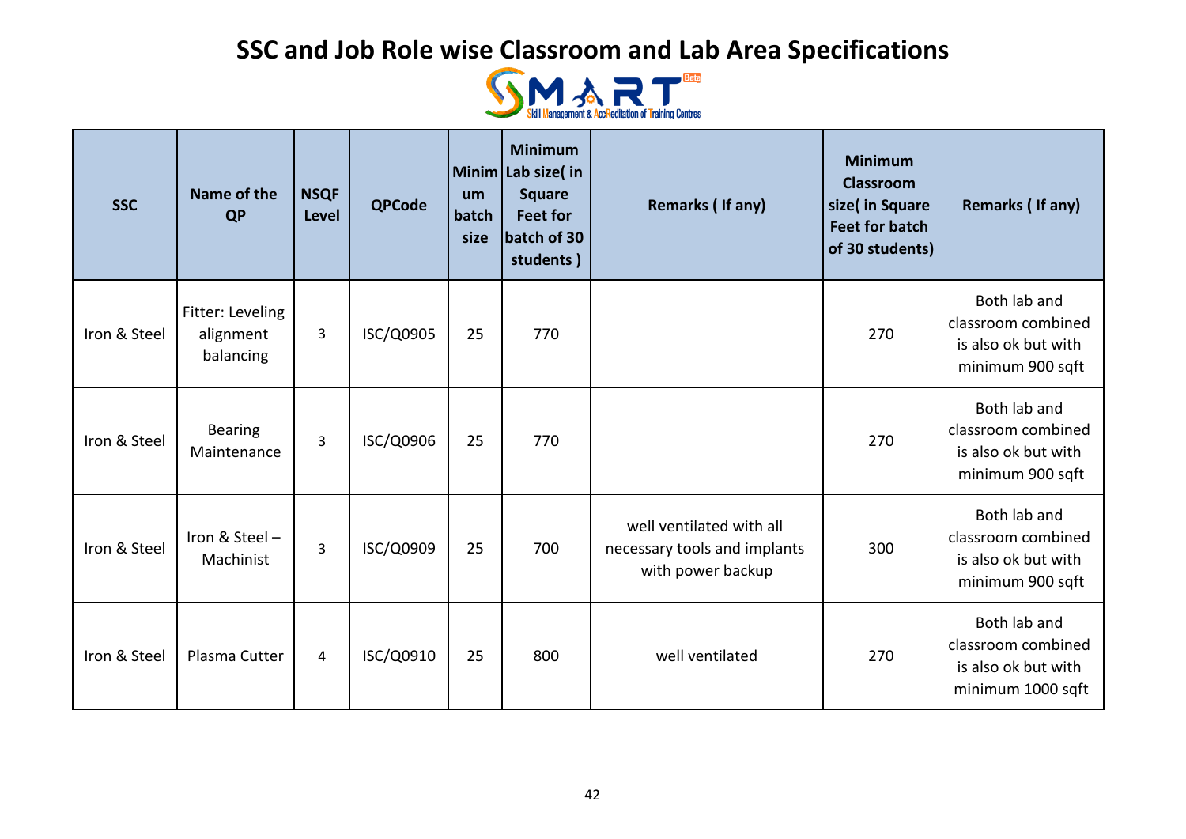# SSC and Job Role wise Classroom and Lab Area Specifications

| SSC | Name of the QP | NSQF Level | QPCode | Minimum batch size | Minimum Lab size( in Square Feet for batch of 30 students ) | Remarks ( If any) | Minimum Classroom size( in Square Feet for batch of 30 students) | Remarks ( If any) |
|---|---|---|---|---|---|---|---|---|
| Iron & Steel | Fitter: Leveling alignment balancing | 3 | ISC/Q0905 | 25 | 770 | | 270 | Both lab and classroom combined is also ok but with minimum 900 sqft |
| Iron & Steel | Bearing Maintenance | 3 | ISC/Q0906 | 25 | 770 | | 270 | Both lab and classroom combined is also ok but with minimum 900 sqft |
| Iron & Steel | Iron & Steel – Machinist | 3 | ISC/Q0909 | 25 | 700 | well ventilated with all necessary tools and implants with power backup | 300 | Both lab and classroom combined is also ok but with minimum 900 sqft |
| Iron & Steel | Plasma Cutter | 4 | ISC/Q0910 | 25 | 800 | well ventilated | 270 | Both lab and classroom combined is also ok but with minimum 1000 sqft |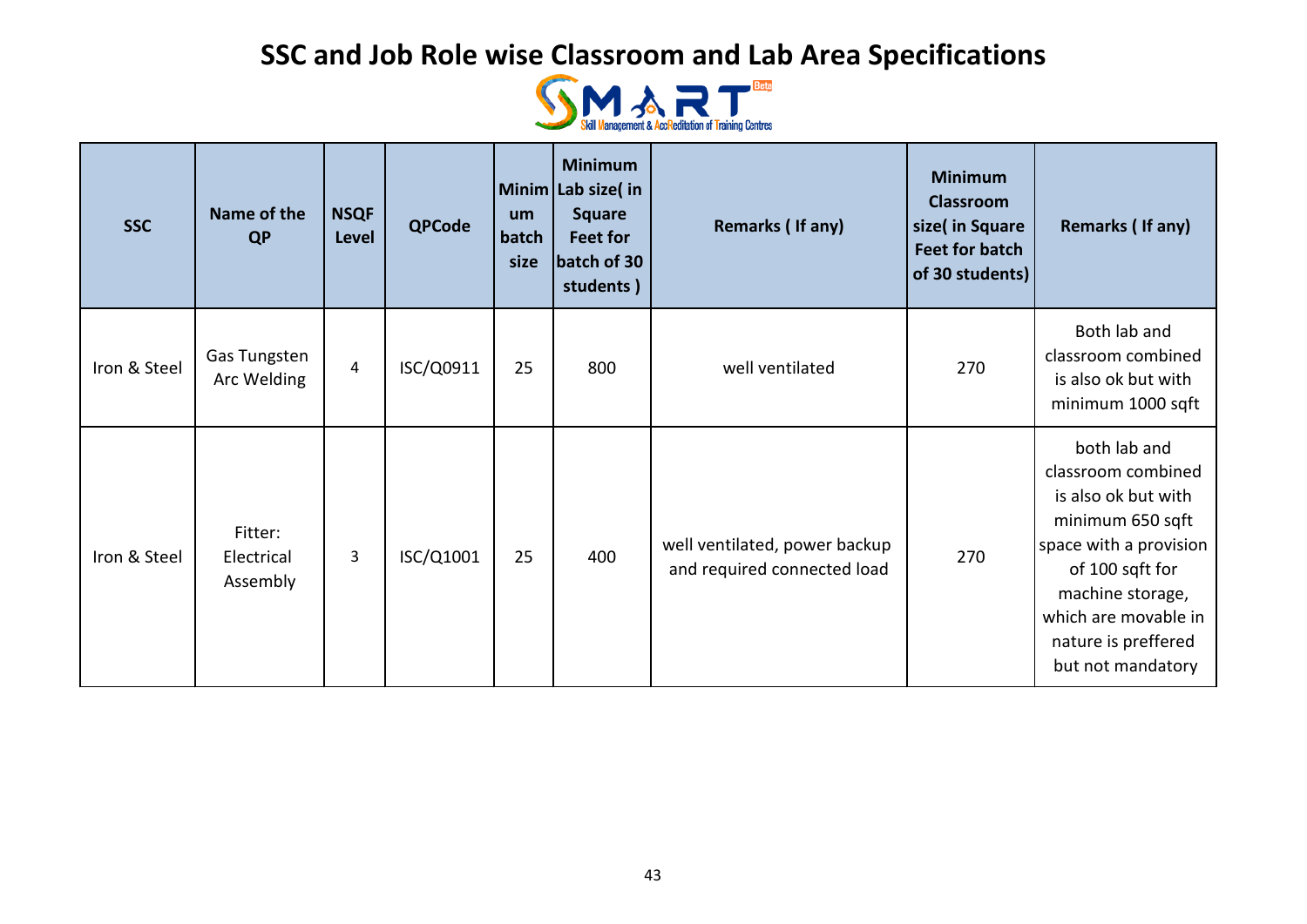# SSC and Job Role wise Classroom and Lab Area Specifications

| SSC | Name of the QP | NSQF Level | QPCode | Minimum batch size | Minimum Lab size( in Square Feet for batch of 30 students ) | Remarks ( If any) | Minimum Classroom size( in Square Feet for batch of 30 students) | Remarks ( If any) |
|---|---|---|---|---|---|---|---|---|
| Iron & Steel | Gas Tungsten Arc Welding | 4 | ISC/Q0911 | 25 | 800 | well ventilated | 270 | Both lab and classroom combined is also ok but with minimum 1000 sqft |
| Iron & Steel | Fitter: Electrical Assembly | 3 | ISC/Q1001 | 25 | 400 | well ventilated, power backup and required connected load | 270 | both lab and classroom combined is also ok but with minimum 650 sqft space with a provision of 100 sqft for machine storage, which are movable in nature is preffered but not mandatory |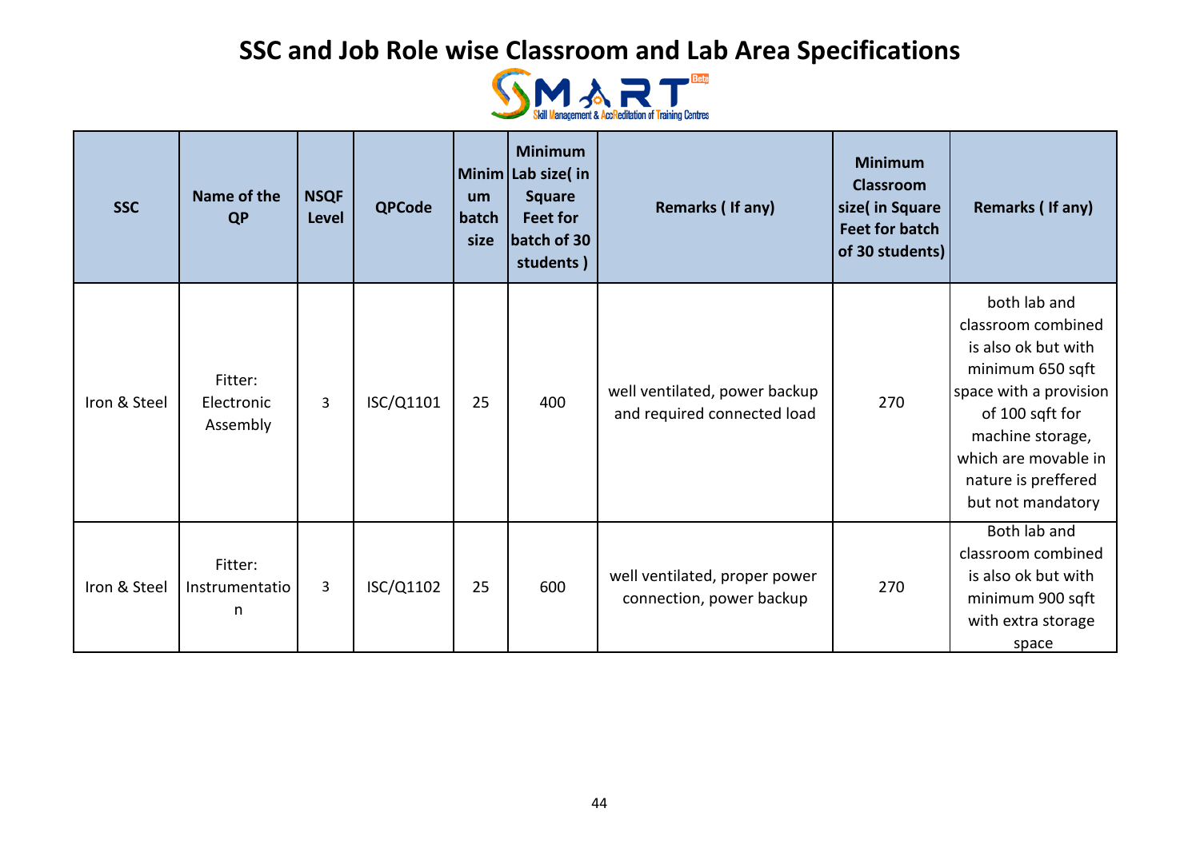# SSC and Job Role wise Classroom and Lab Area Specifications

| SSC | Name of the QP | NSQF Level | QPCode | Minimum batch size | Minimum Lab size( in Square Feet for batch of 30 students ) | Remarks ( If any) | Minimum Classroom size( in Square Feet for batch of 30 students) | Remarks ( If any) |
|---|---|---|---|---|---|---|---|---|
| Iron & Steel | Fitter: Electronic Assembly | 3 | ISC/Q1101 | 25 | 400 | well ventilated, power backup and required connected load | 270 | both lab and classroom combined is also ok but with minimum 650 sqft space with a provision of 100 sqft for machine storage, which are movable in nature is preffered but not mandatory |
| Iron & Steel | Fitter: Instrumentation | 3 | ISC/Q1102 | 25 | 600 | well ventilated, proper power connection, power backup | 270 | Both lab and classroom combined is also ok but with minimum 900 sqft with extra storage space |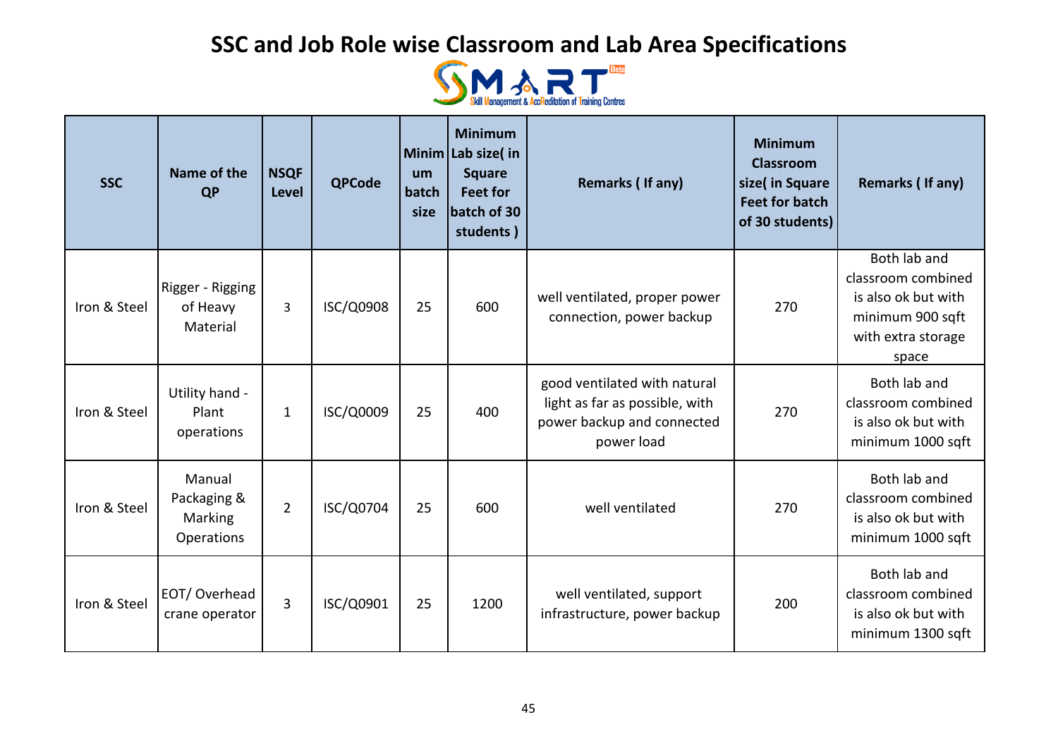# SSC and Job Role wise Classroom and Lab Area Specifications

| SSC | Name of the QP | NSQF Level | QPCode | Minimum batch size | Minimum Lab size( in Square Feet for batch of 30 students ) | Remarks ( If any) | Minimum Classroom size( in Square Feet for batch of 30 students) | Remarks ( If any) |
|---|---|---|---|---|---|---|---|---|
| Iron & Steel | Rigger - Rigging of Heavy Material | 3 | ISC/Q0908 | 25 | 600 | well ventilated, proper power connection, power backup | 270 | Both lab and classroom combined is also ok but with minimum 900 sqft with extra storage space |
| Iron & Steel | Utility hand - Plant operations | 1 | ISC/Q0009 | 25 | 400 | good ventilated with natural light as far as possible, with power backup and connected power load | 270 | Both lab and classroom combined is also ok but with minimum 1000 sqft |
| Iron & Steel | Manual Packaging & Marking Operations | 2 | ISC/Q0704 | 25 | 600 | well ventilated | 270 | Both lab and classroom combined is also ok but with minimum 1000 sqft |
| Iron & Steel | EOT/ Overhead crane operator | 3 | ISC/Q0901 | 25 | 1200 | well ventilated, support infrastructure, power backup | 200 | Both lab and classroom combined is also ok but with minimum 1300 sqft |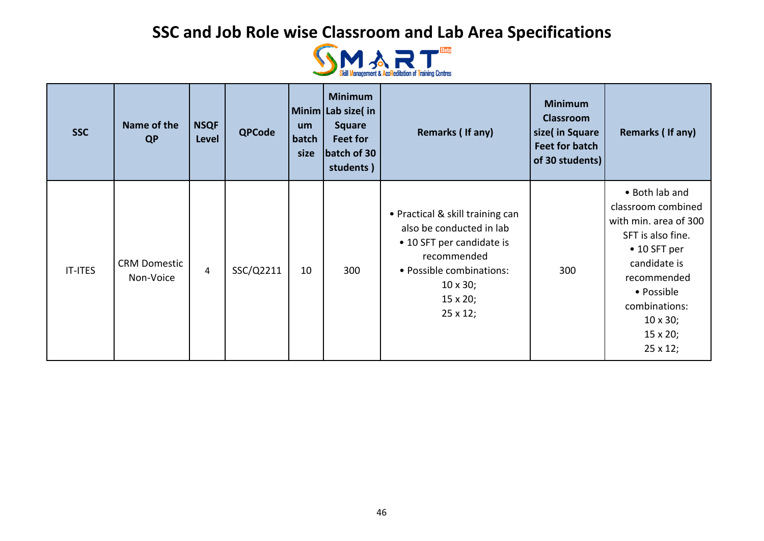# SSC and Job Role wise Classroom and Lab Area Specifications

| SSC | Name of the QP | NSQF Level | QPCode | Minimum batch size | Minimum Lab size( in Square Feet for batch of 30 students ) | Remarks ( If any) | Minimum Classroom size( in Square Feet for batch of 30 students) | Remarks ( If any) |
|---|---|---|---|---|---|---|---|---|
| IT-ITES | CRM Domestic Non-Voice | 4 | SSC/Q2211 | 10 | 300 | • Practical & skill training can also be conducted in lab<br>• 10 SFT per candidate is recommended<br>• Possible combinations:<br>10 x 30;<br>15 x 20;<br>25 x 12; | 300 | • Both lab and classroom combined with min. area of 300 SFT is also fine.<br>• 10 SFT per candidate is recommended<br>• Possible combinations:<br>10 x 30;<br>15 x 20;<br>25 x 12; |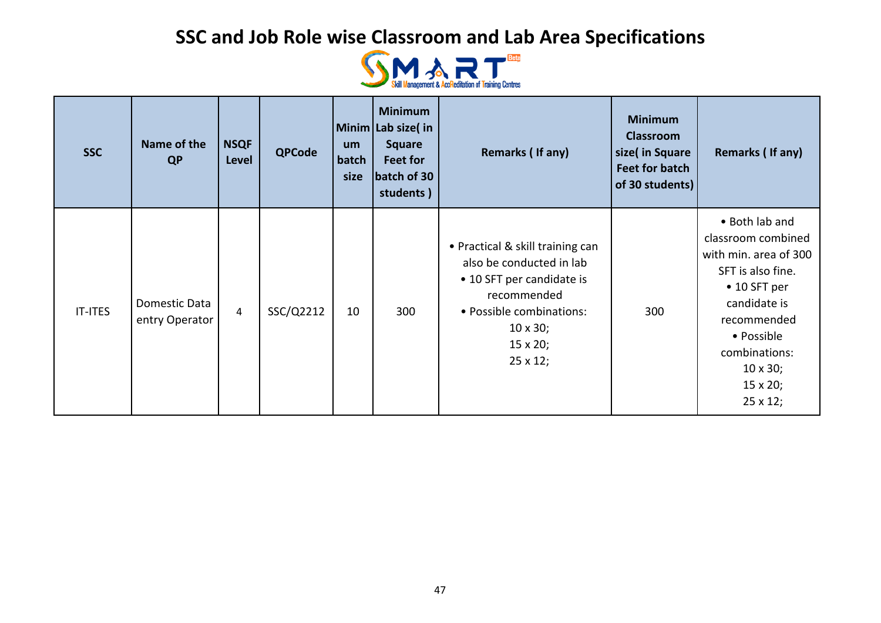# SSC and Job Role wise Classroom and Lab Area Specifications

| SSC | Name of the QP | NSQF Level | QPCode | Minimum batch size | Minimum Lab size( in Square Feet for batch of 30 students ) | Remarks ( If any) | Minimum Classroom size( in Square Feet for batch of 30 students) | Remarks ( If any) |
|---|---|---|---|---|---|---|---|---|
| IT-ITES | Domestic Data entry Operator | 4 | SSC/Q2212 | 10 | 300 | • Practical & skill training can also be conducted in lab<br>• 10 SFT per candidate is recommended<br>• Possible combinations:<br>10 x 30;<br>15 x 20;<br>25 x 12; | 300 | • Both lab and classroom combined with min. area of 300 SFT is also fine.<br>• 10 SFT per candidate is recommended<br>• Possible combinations:<br>10 x 30;<br>15 x 20;<br>25 x 12; |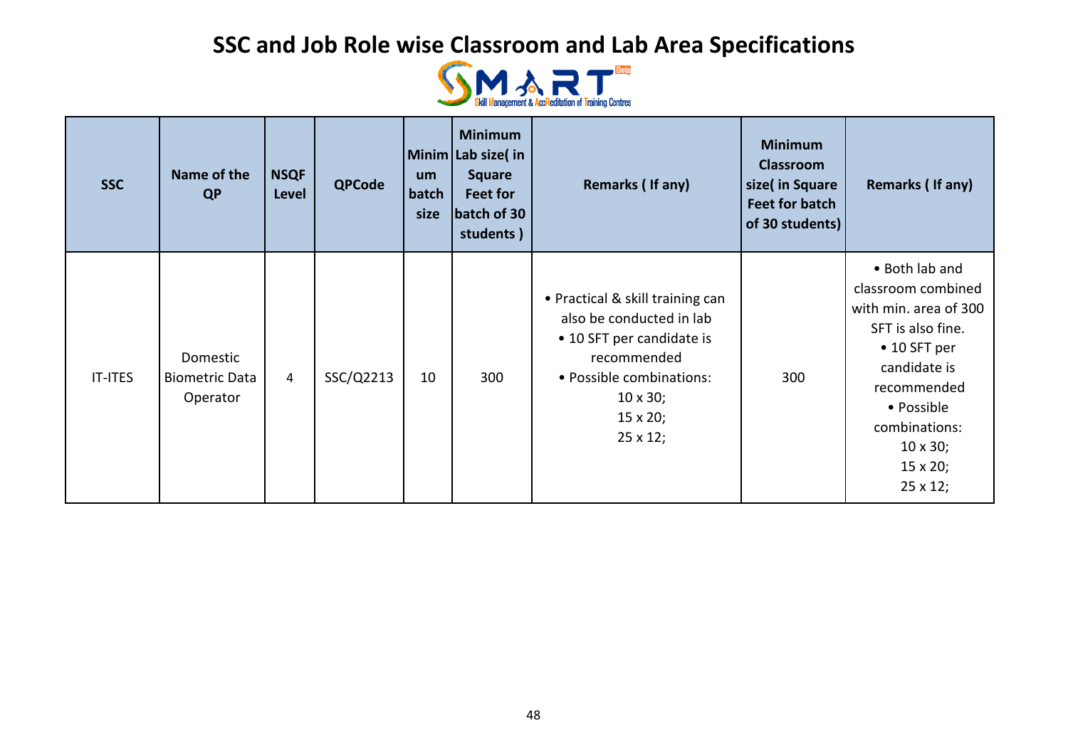# SSC and Job Role wise Classroom and Lab Area Specifications

SMART Beta — Skill Management & AccReditation of Training Centres

| SSC | Name of the QP | NSQF Level | QPCode | Minimum batch size | Minimum Lab size( in Square Feet for batch of 30 students ) | Remarks ( If any) | Minimum Classroom size( in Square Feet for batch of 30 students) | Remarks ( If any) |
|---|---|---|---|---|---|---|---|---|
| IT-ITES | Domestic Biometric Data Operator | 4 | SSC/Q2213 | 10 | 300 | • Practical & skill training can also be conducted in lab<br>• 10 SFT per candidate is recommended<br>• Possible combinations:<br>10 x 30;<br>15 x 20;<br>25 x 12; | 300 | • Both lab and classroom combined with min. area of 300 SFT is also fine.<br>• 10 SFT per candidate is recommended<br>• Possible combinations:<br>10 x 30;<br>15 x 20;<br>25 x 12; |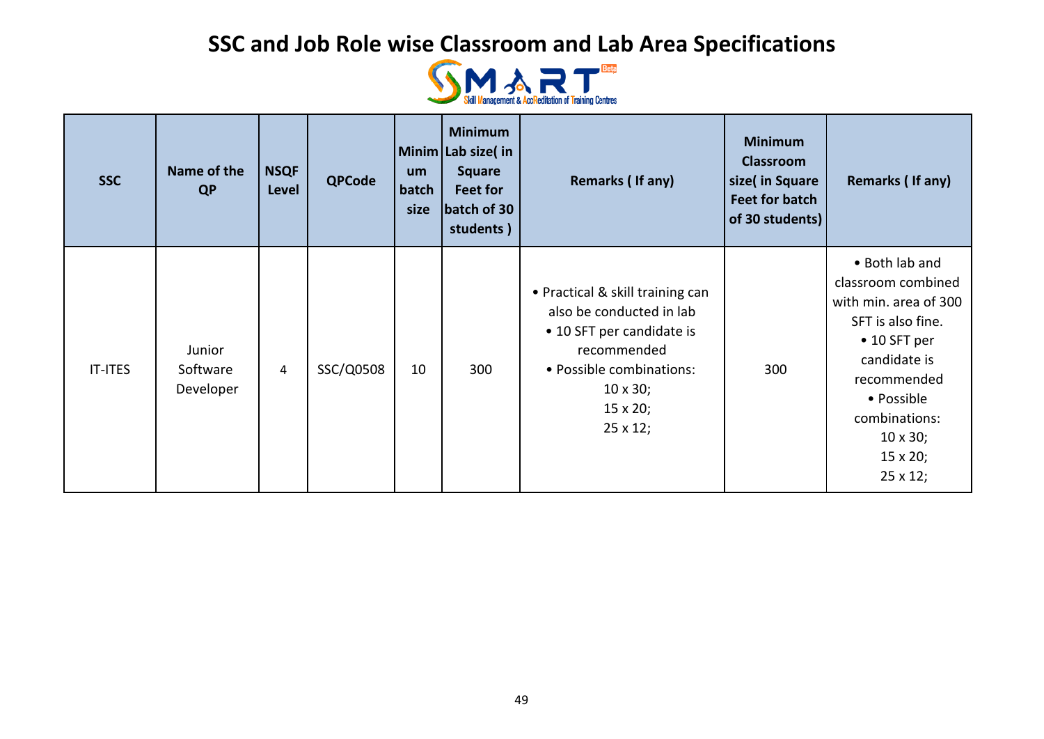# SSC and Job Role wise Classroom and Lab Area Specifications

SMART – Skill Management & AccReditation of Training Centres

| SSC | Name of the QP | NSQF Level | QPCode | Minimum batch size | Minimum Lab size( in Square Feet for batch of 30 students ) | Remarks ( If any) | Minimum Classroom size( in Square Feet for batch of 30 students) | Remarks ( If any) |
|---|---|---|---|---|---|---|---|---|
| IT-ITES | Junior Software Developer | 4 | SSC/Q0508 | 10 | 300 | • Practical & skill training can also be conducted in lab<br>• 10 SFT per candidate is recommended<br>• Possible combinations:<br>10 x 30;<br>15 x 20;<br>25 x 12; | 300 | • Both lab and classroom combined with min. area of 300 SFT is also fine.<br>• 10 SFT per candidate is recommended<br>• Possible combinations:<br>10 x 30;<br>15 x 20;<br>25 x 12; |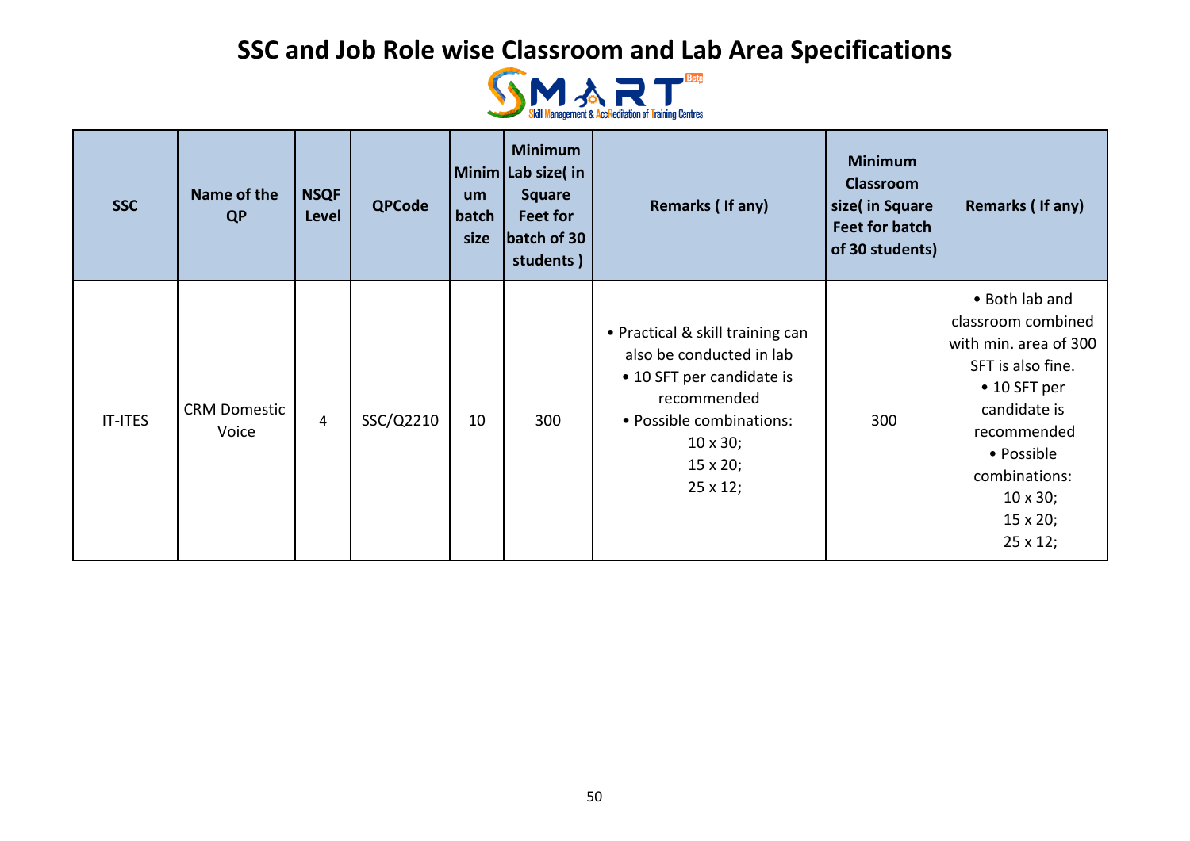# SSC and Job Role wise Classroom and Lab Area Specifications

| SSC | Name of the QP | NSQF Level | QPCode | Minimum batch size | Minimum Lab size( in Square Feet for batch of 30 students ) | Remarks ( If any) | Minimum Classroom size( in Square Feet for batch of 30 students) | Remarks ( If any) |
|---|---|---|---|---|---|---|---|---|
| IT-ITES | CRM Domestic Voice | 4 | SSC/Q2210 | 10 | 300 | • Practical & skill training can also be conducted in lab<br>• 10 SFT per candidate is recommended<br>• Possible combinations:<br>10 x 30;<br>15 x 20;<br>25 x 12; | 300 | • Both lab and classroom combined with min. area of 300 SFT is also fine.<br>• 10 SFT per candidate is recommended<br>• Possible combinations:<br>10 x 30;<br>15 x 20;<br>25 x 12; |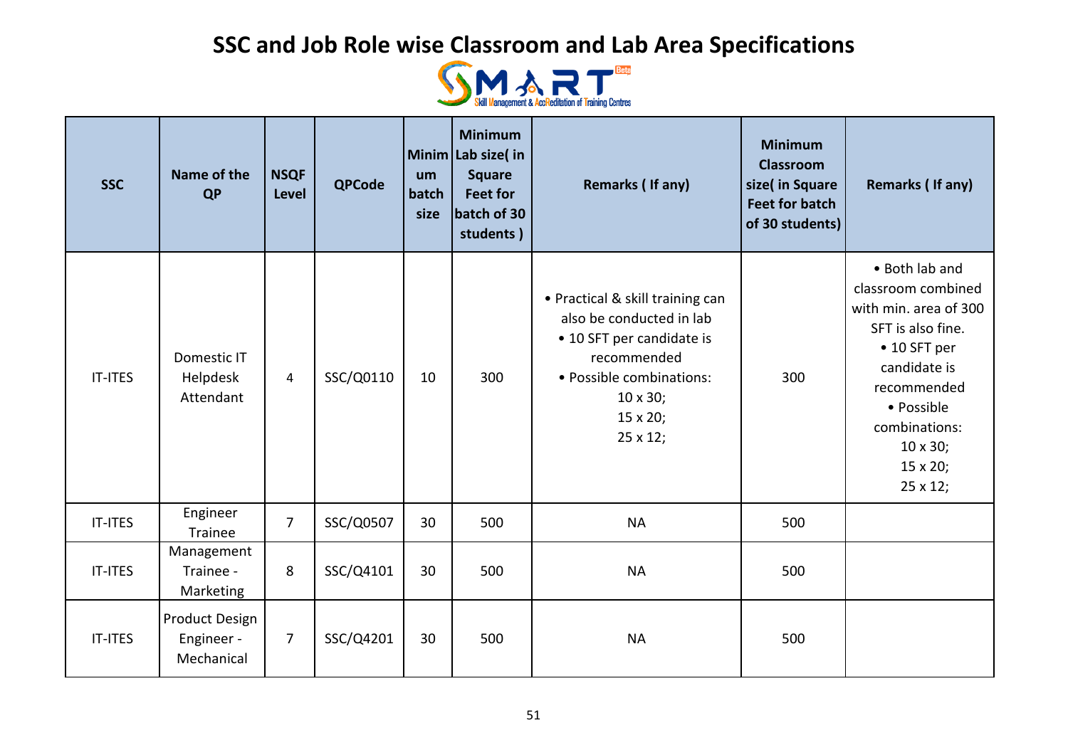# SSC and Job Role wise Classroom and Lab Area Specifications

SMART — Skill Management & AccReditation of Training Centres

| SSC | Name of the QP | NSQF Level | QPCode | Minimum batch size | Minimum Lab size( in Square Feet for batch of 30 students ) | Remarks ( If any) | Minimum Classroom size( in Square Feet for batch of 30 students) | Remarks ( If any) |
|---|---|---|---|---|---|---|---|---|
| IT-ITES | Domestic IT Helpdesk Attendant | 4 | SSC/Q0110 | 10 | 300 | • Practical & skill training can also be conducted in lab<br>• 10 SFT per candidate is recommended<br>• Possible combinations:<br>10 x 30;<br>15 x 20;<br>25 x 12; | 300 | • Both lab and classroom combined with min. area of 300 SFT is also fine.<br>• 10 SFT per candidate is recommended<br>• Possible combinations:<br>10 x 30;<br>15 x 20;<br>25 x 12; |
| IT-ITES | Engineer Trainee | 7 | SSC/Q0507 | 30 | 500 | NA | 500 | |
| IT-ITES | Management Trainee - Marketing | 8 | SSC/Q4101 | 30 | 500 | NA | 500 | |
| IT-ITES | Product Design Engineer - Mechanical | 7 | SSC/Q4201 | 30 | 500 | NA | 500 | |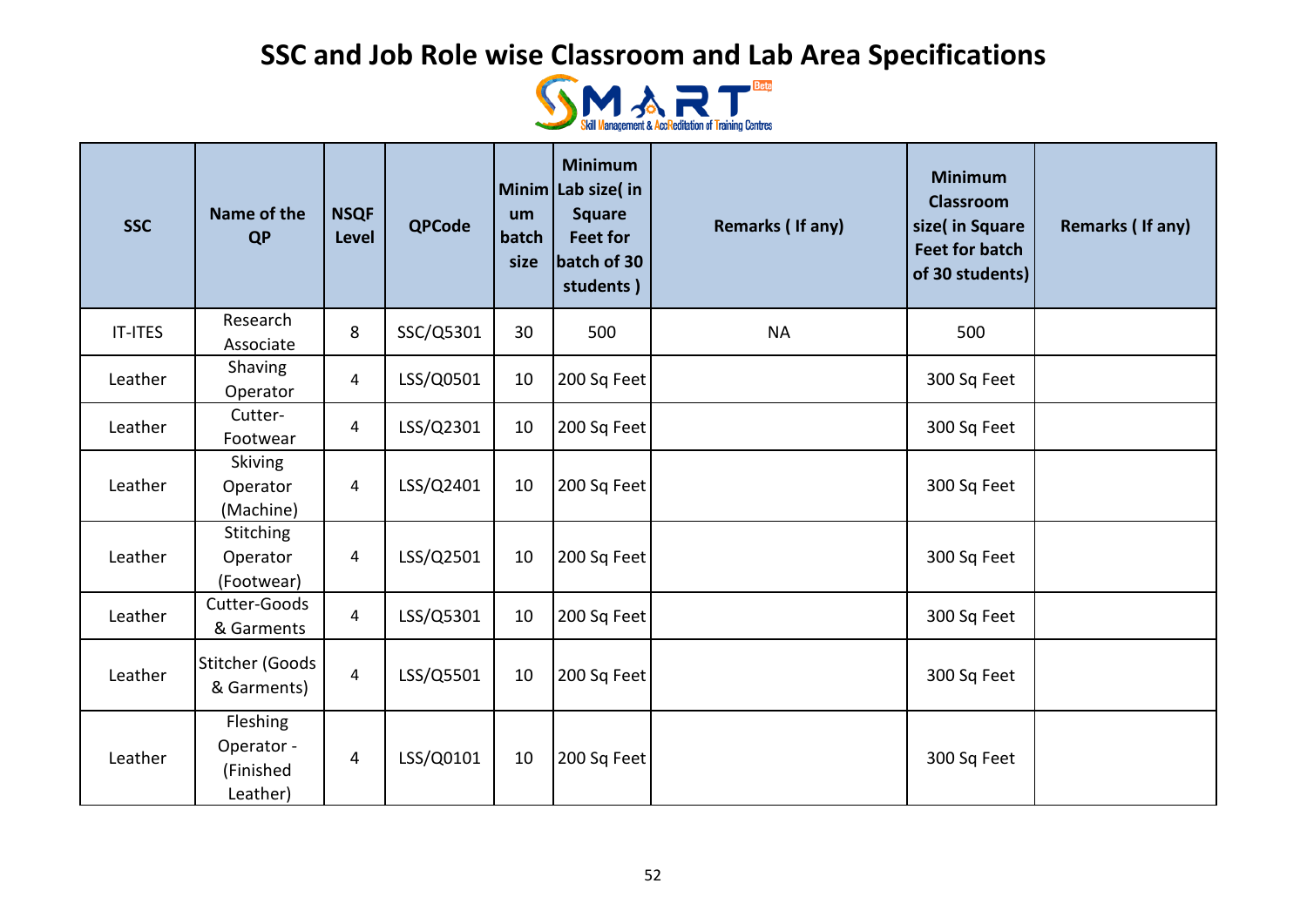# SSC and Job Role wise Classroom and Lab Area Specifications

| SSC | Name of the QP | NSQF Level | QPCode | Minimum batch size | Minimum Lab size( in Square Feet for batch of 30 students ) | Remarks ( If any) | Minimum Classroom size( in Square Feet for batch of 30 students) | Remarks ( If any) |
|---|---|---|---|---|---|---|---|---|
| IT-ITES | Research Associate | 8 | SSC/Q5301 | 30 | 500 | NA | 500 | |
| Leather | Shaving Operator | 4 | LSS/Q0501 | 10 | 200 Sq Feet | | 300 Sq Feet | |
| Leather | Cutter-Footwear | 4 | LSS/Q2301 | 10 | 200 Sq Feet | | 300 Sq Feet | |
| Leather | Skiving Operator (Machine) | 4 | LSS/Q2401 | 10 | 200 Sq Feet | | 300 Sq Feet | |
| Leather | Stitching Operator (Footwear) | 4 | LSS/Q2501 | 10 | 200 Sq Feet | | 300 Sq Feet | |
| Leather | Cutter-Goods & Garments | 4 | LSS/Q5301 | 10 | 200 Sq Feet | | 300 Sq Feet | |
| Leather | Stitcher (Goods & Garments) | 4 | LSS/Q5501 | 10 | 200 Sq Feet | | 300 Sq Feet | |
| Leather | Fleshing Operator - (Finished Leather) | 4 | LSS/Q0101 | 10 | 200 Sq Feet | | 300 Sq Feet | |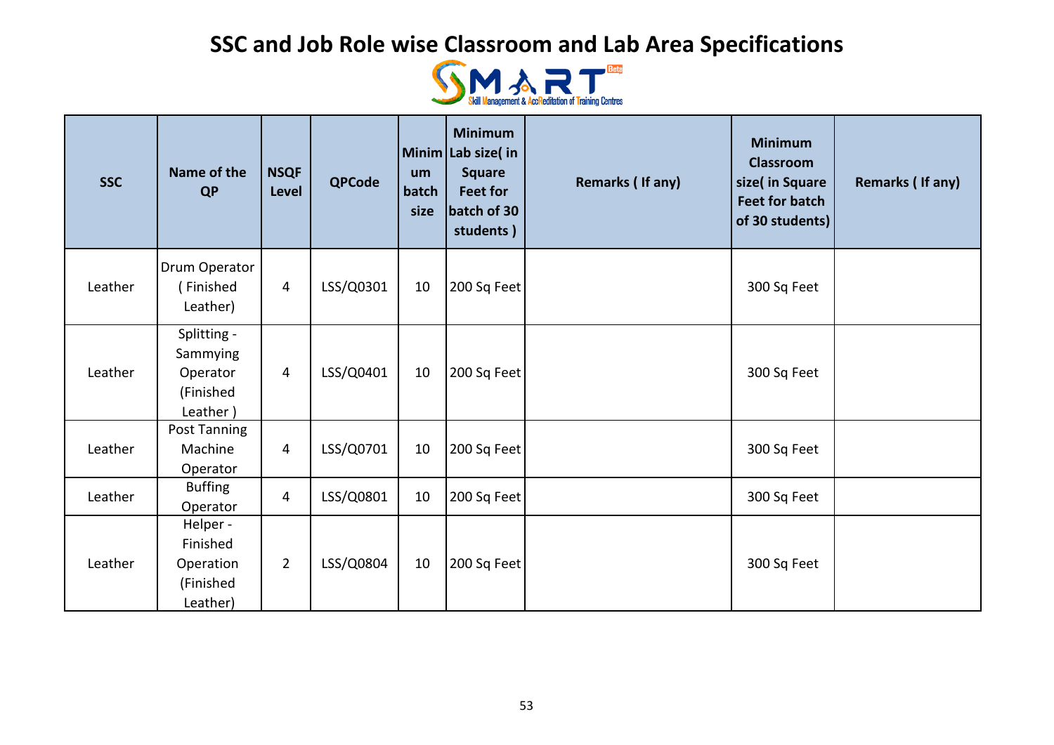# SSC and Job Role wise Classroom and Lab Area Specifications

| SSC | Name of the QP | NSQF Level | QPCode | Minimum batch size | Minimum Lab size( in Square Feet for batch of 30 students ) | Remarks ( If any) | Minimum Classroom size( in Square Feet for batch of 30 students) | Remarks ( If any) |
|---|---|---|---|---|---|---|---|---|
| Leather | Drum Operator ( Finished Leather) | 4 | LSS/Q0301 | 10 | 200 Sq Feet | | 300 Sq Feet | |
| Leather | Splitting - Sammying Operator (Finished Leather ) | 4 | LSS/Q0401 | 10 | 200 Sq Feet | | 300 Sq Feet | |
| Leather | Post Tanning Machine Operator | 4 | LSS/Q0701 | 10 | 200 Sq Feet | | 300 Sq Feet | |
| Leather | Buffing Operator | 4 | LSS/Q0801 | 10 | 200 Sq Feet | | 300 Sq Feet | |
| Leather | Helper - Finished Operation (Finished Leather) | 2 | LSS/Q0804 | 10 | 200 Sq Feet | | 300 Sq Feet | |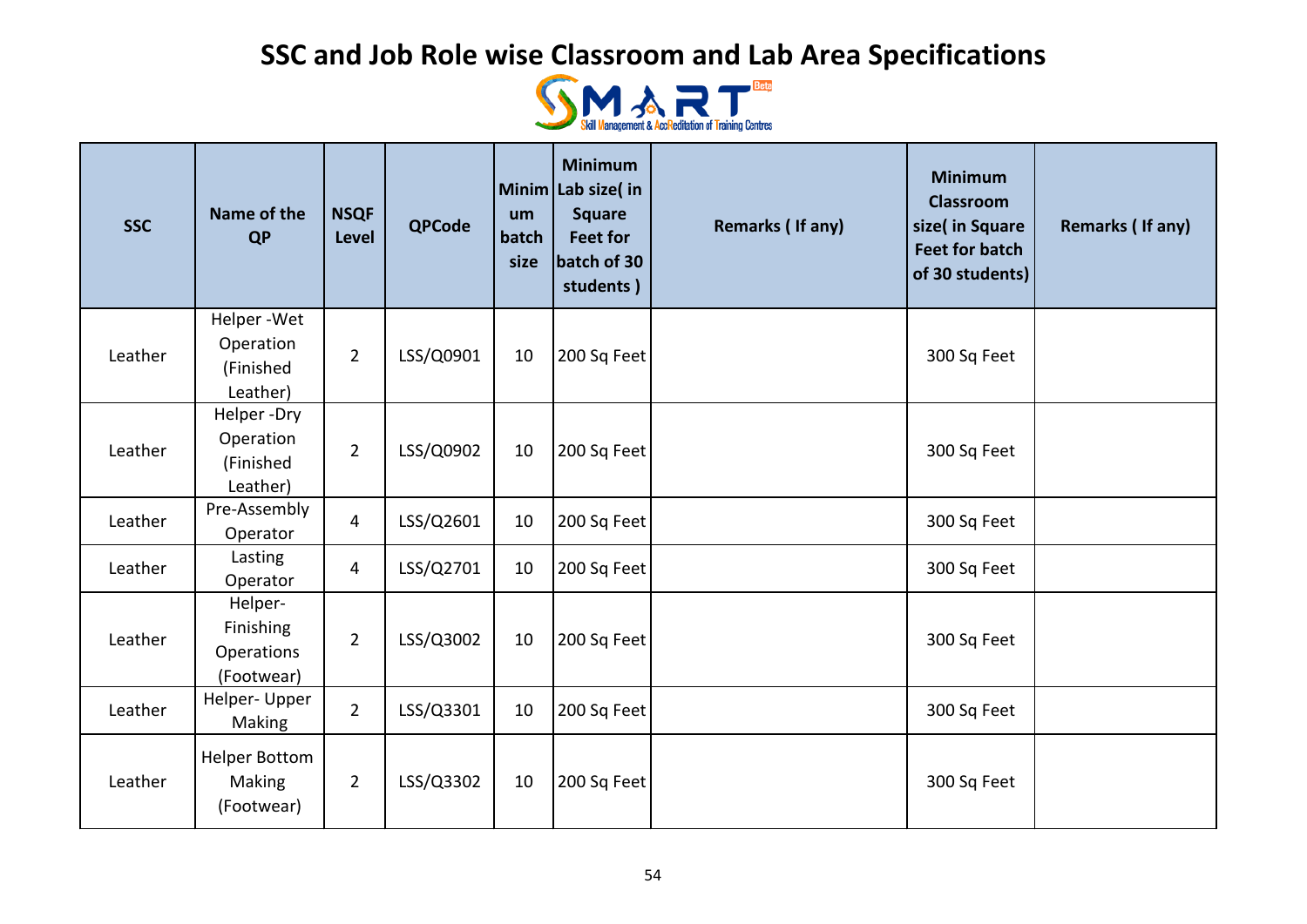# SSC and Job Role wise Classroom and Lab Area Specifications

SMART Beta — Skill Management & AccReditation of Training Centres

| SSC | Name of the QP | NSQF Level | QPCode | Minimum batch size | Minimum Lab size( in Square Feet for batch of 30 students ) | Remarks ( If any) | Minimum Classroom size( in Square Feet for batch of 30 students) | Remarks ( If any) |
|---|---|---|---|---|---|---|---|---|
| Leather | Helper -Wet Operation (Finished Leather) | 2 | LSS/Q0901 | 10 | 200 Sq Feet | | 300 Sq Feet | |
| Leather | Helper -Dry Operation (Finished Leather) | 2 | LSS/Q0902 | 10 | 200 Sq Feet | | 300 Sq Feet | |
| Leather | Pre-Assembly Operator | 4 | LSS/Q2601 | 10 | 200 Sq Feet | | 300 Sq Feet | |
| Leather | Lasting Operator | 4 | LSS/Q2701 | 10 | 200 Sq Feet | | 300 Sq Feet | |
| Leather | Helper- Finishing Operations (Footwear) | 2 | LSS/Q3002 | 10 | 200 Sq Feet | | 300 Sq Feet | |
| Leather | Helper- Upper Making | 2 | LSS/Q3301 | 10 | 200 Sq Feet | | 300 Sq Feet | |
| Leather | Helper Bottom Making (Footwear) | 2 | LSS/Q3302 | 10 | 200 Sq Feet | | 300 Sq Feet | |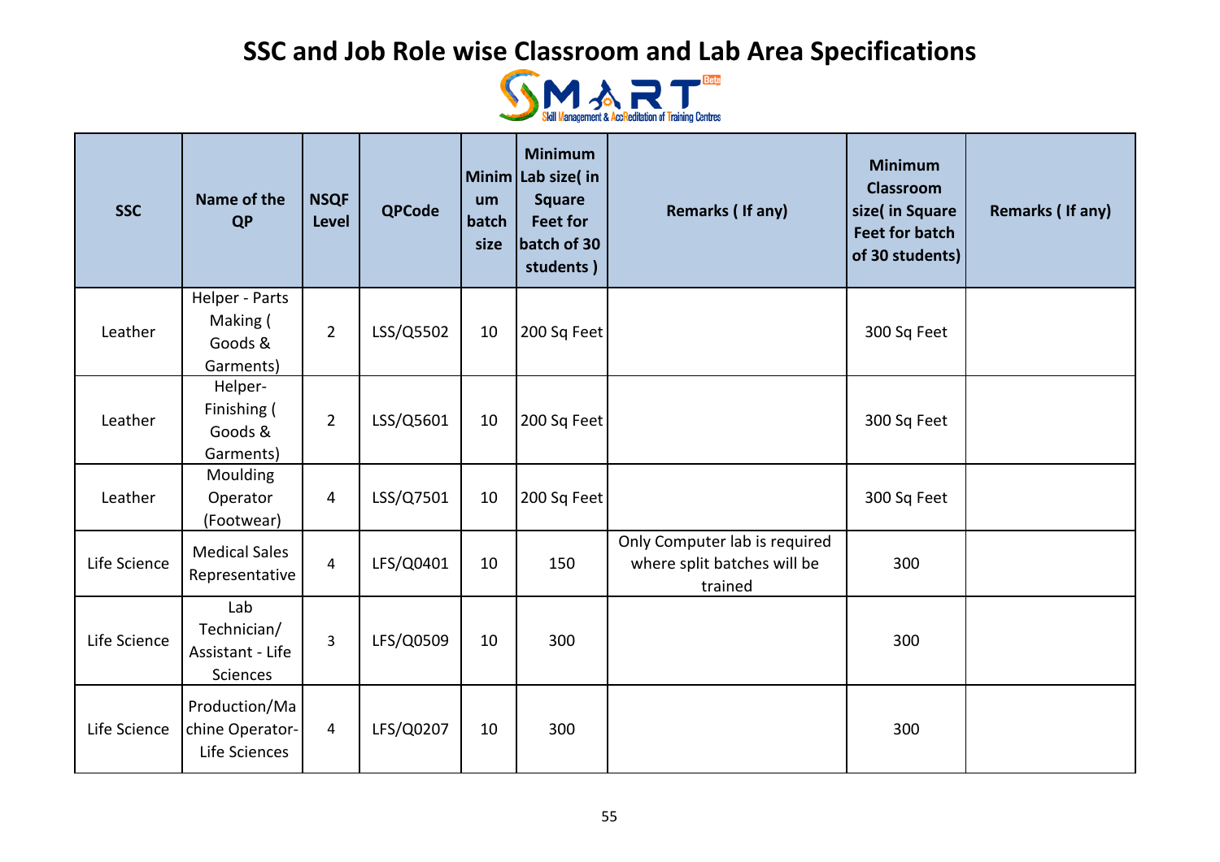# SSC and Job Role wise Classroom and Lab Area Specifications

| SSC | Name of the QP | NSQF Level | QPCode | Minimum batch size | Minimum Lab size( in Square Feet for batch of 30 students ) | Remarks ( If any) | Minimum Classroom size( in Square Feet for batch of 30 students) | Remarks ( If any) |
|---|---|---|---|---|---|---|---|---|
| Leather | Helper - Parts Making ( Goods & Garments) | 2 | LSS/Q5502 | 10 | 200 Sq Feet | | 300 Sq Feet | |
| Leather | Helper- Finishing ( Goods & Garments) | 2 | LSS/Q5601 | 10 | 200 Sq Feet | | 300 Sq Feet | |
| Leather | Moulding Operator (Footwear) | 4 | LSS/Q7501 | 10 | 200 Sq Feet | | 300 Sq Feet | |
| Life Science | Medical Sales Representative | 4 | LFS/Q0401 | 10 | 150 | Only Computer lab is required where split batches will be trained | 300 | |
| Life Science | Lab Technician/ Assistant - Life Sciences | 3 | LFS/Q0509 | 10 | 300 | | 300 | |
| Life Science | Production/Machine Operator-Life Sciences | 4 | LFS/Q0207 | 10 | 300 | | 300 | |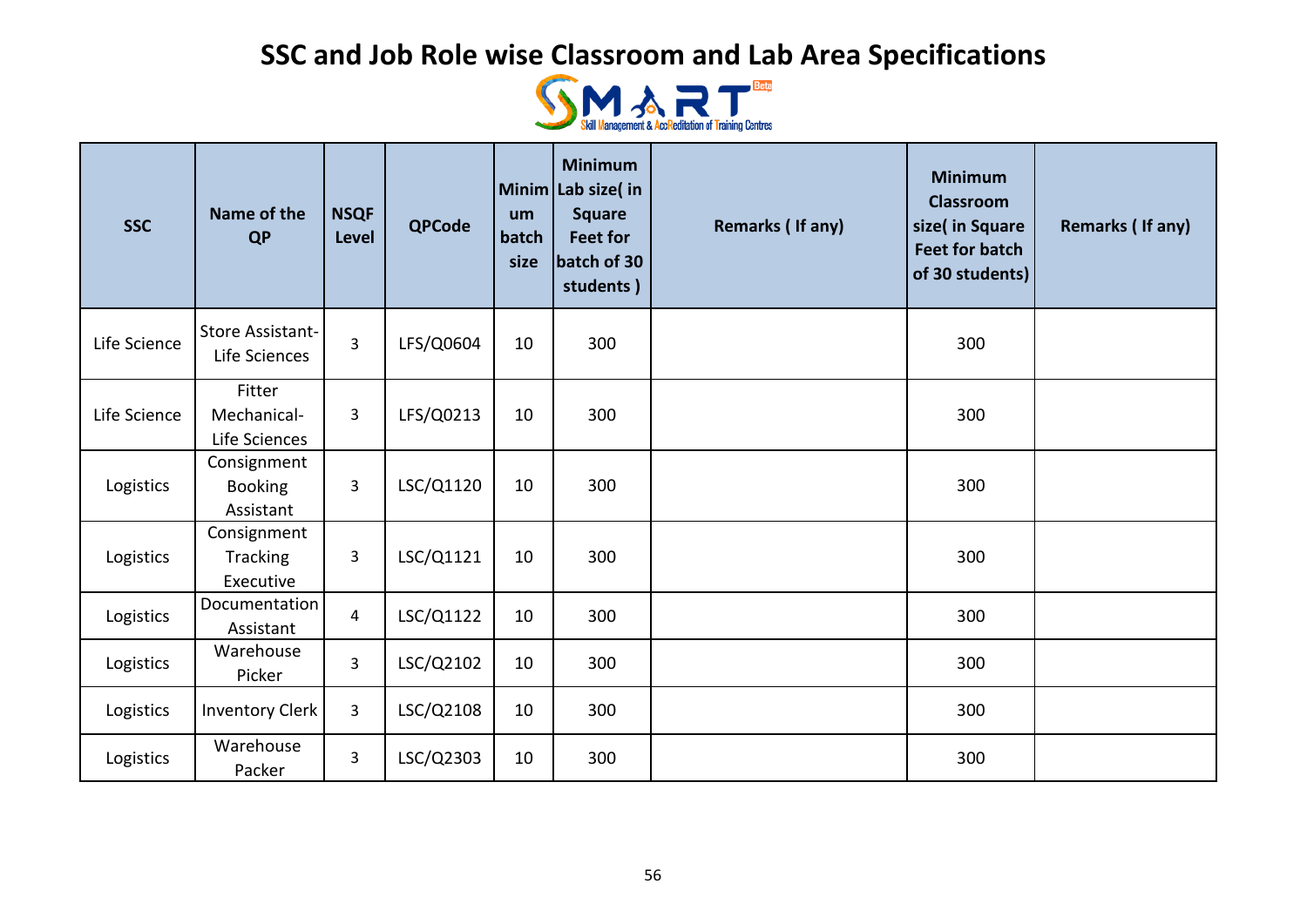# SSC and Job Role wise Classroom and Lab Area Specifications

| SSC | Name of the QP | NSQF Level | QPCode | Minimum batch size | Minimum Lab size( in Square Feet for batch of 30 students ) | Remarks ( If any) | Minimum Classroom size( in Square Feet for batch of 30 students) | Remarks ( If any) |
|---|---|---|---|---|---|---|---|---|
| Life Science | Store Assistant- Life Sciences | 3 | LFS/Q0604 | 10 | 300 | | 300 | |
| Life Science | Fitter Mechanical- Life Sciences | 3 | LFS/Q0213 | 10 | 300 | | 300 | |
| Logistics | Consignment Booking Assistant | 3 | LSC/Q1120 | 10 | 300 | | 300 | |
| Logistics | Consignment Tracking Executive | 3 | LSC/Q1121 | 10 | 300 | | 300 | |
| Logistics | Documentation Assistant | 4 | LSC/Q1122 | 10 | 300 | | 300 | |
| Logistics | Warehouse Picker | 3 | LSC/Q2102 | 10 | 300 | | 300 | |
| Logistics | Inventory Clerk | 3 | LSC/Q2108 | 10 | 300 | | 300 | |
| Logistics | Warehouse Packer | 3 | LSC/Q2303 | 10 | 300 | | 300 | |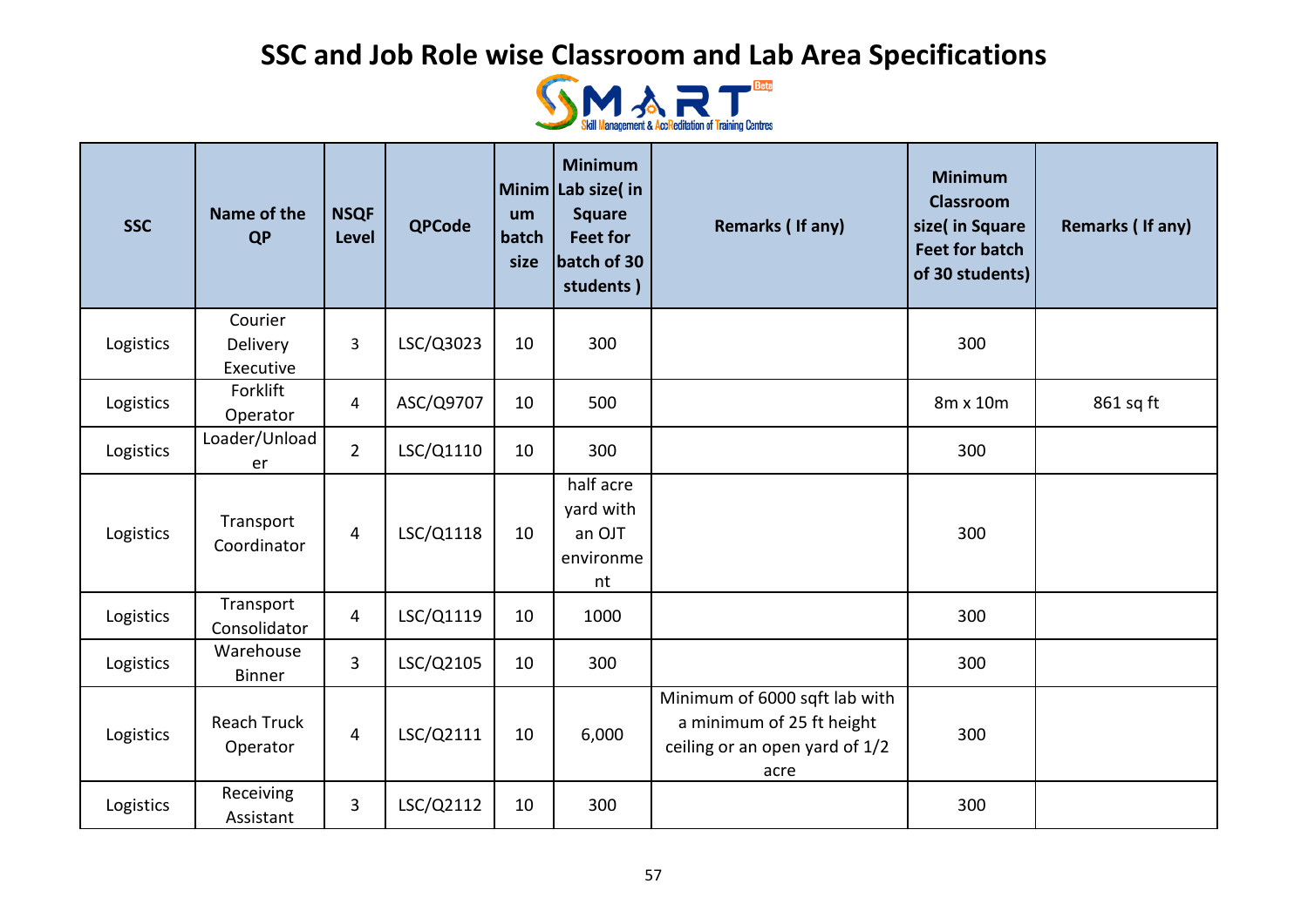# SSC and Job Role wise Classroom and Lab Area Specifications

| SSC | Name of the QP | NSQF Level | QPCode | Minimum batch size | Minimum Lab size( in Square Feet for batch of 30 students ) | Remarks ( If any) | Minimum Classroom size( in Square Feet for batch of 30 students) | Remarks ( If any) |
|---|---|---|---|---|---|---|---|---|
| Logistics | Courier Delivery Executive | 3 | LSC/Q3023 | 10 | 300 | | 300 | |
| Logistics | Forklift Operator | 4 | ASC/Q9707 | 10 | 500 | | 8m x 10m | 861 sq ft |
| Logistics | Loader/Unloader | 2 | LSC/Q1110 | 10 | 300 | | 300 | |
| Logistics | Transport Coordinator | 4 | LSC/Q1118 | 10 | half acre yard with an OJT environment | | 300 | |
| Logistics | Transport Consolidator | 4 | LSC/Q1119 | 10 | 1000 | | 300 | |
| Logistics | Warehouse Binner | 3 | LSC/Q2105 | 10 | 300 | | 300 | |
| Logistics | Reach Truck Operator | 4 | LSC/Q2111 | 10 | 6,000 | Minimum of 6000 sqft lab with a minimum of 25 ft height ceiling or an open yard of 1/2 acre | 300 | |
| Logistics | Receiving Assistant | 3 | LSC/Q2112 | 10 | 300 | | 300 | |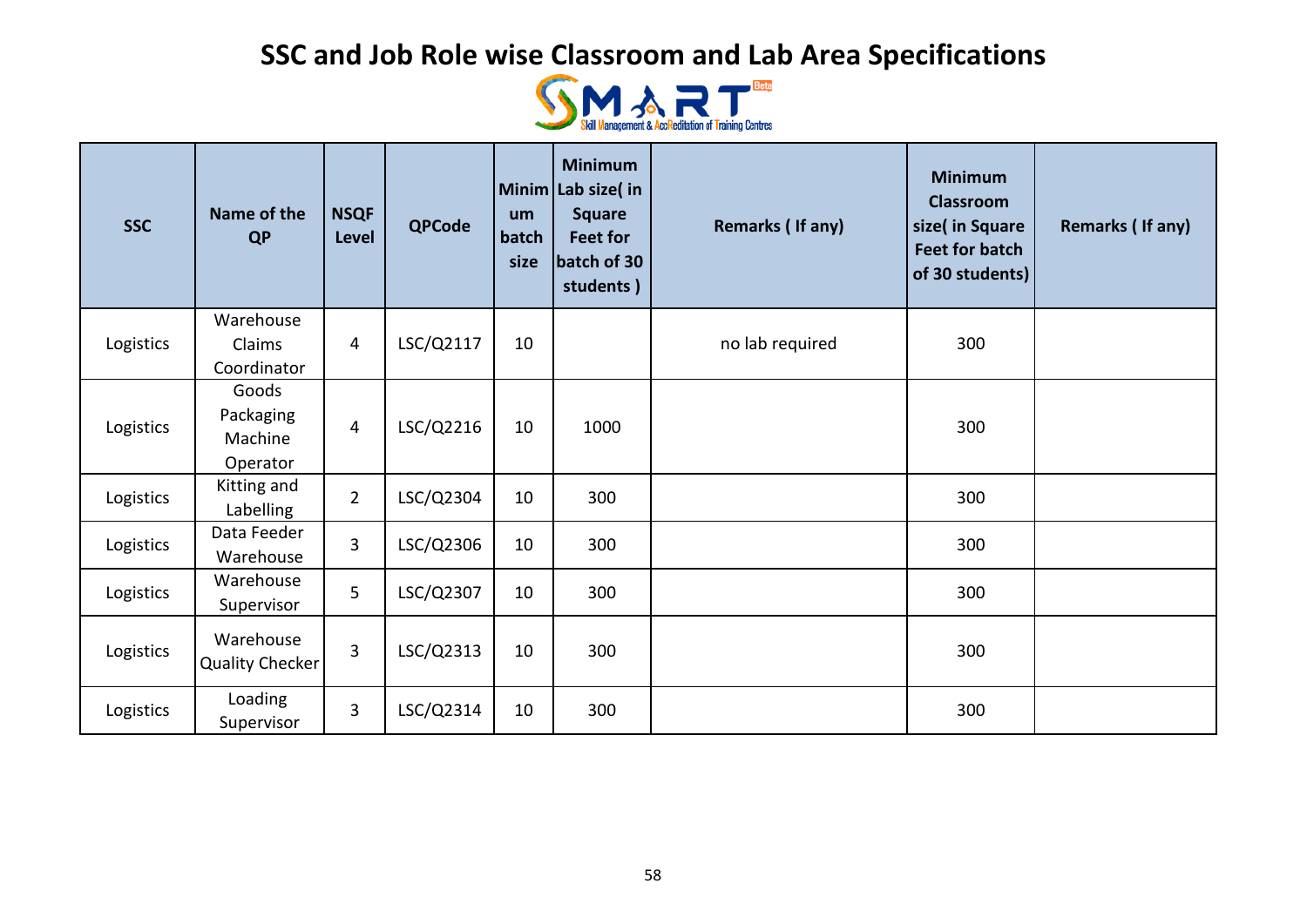# SSC and Job Role wise Classroom and Lab Area Specifications

SMART - Skill Management & AccReditation of Training Centres

| SSC | Name of the QP | NSQF Level | QPCode | Minimum batch size | Minimum Lab size( in Square Feet for batch of 30 students ) | Remarks ( If any) | Minimum Classroom size( in Square Feet for batch of 30 students) | Remarks ( If any) |
|---|---|---|---|---|---|---|---|---|
| Logistics | Warehouse Claims Coordinator | 4 | LSC/Q2117 | 10 | | no lab required | 300 | |
| Logistics | Goods Packaging Machine Operator | 4 | LSC/Q2216 | 10 | 1000 | | 300 | |
| Logistics | Kitting and Labelling | 2 | LSC/Q2304 | 10 | 300 | | 300 | |
| Logistics | Data Feeder Warehouse | 3 | LSC/Q2306 | 10 | 300 | | 300 | |
| Logistics | Warehouse Supervisor | 5 | LSC/Q2307 | 10 | 300 | | 300 | |
| Logistics | Warehouse Quality Checker | 3 | LSC/Q2313 | 10 | 300 | | 300 | |
| Logistics | Loading Supervisor | 3 | LSC/Q2314 | 10 | 300 | | 300 | |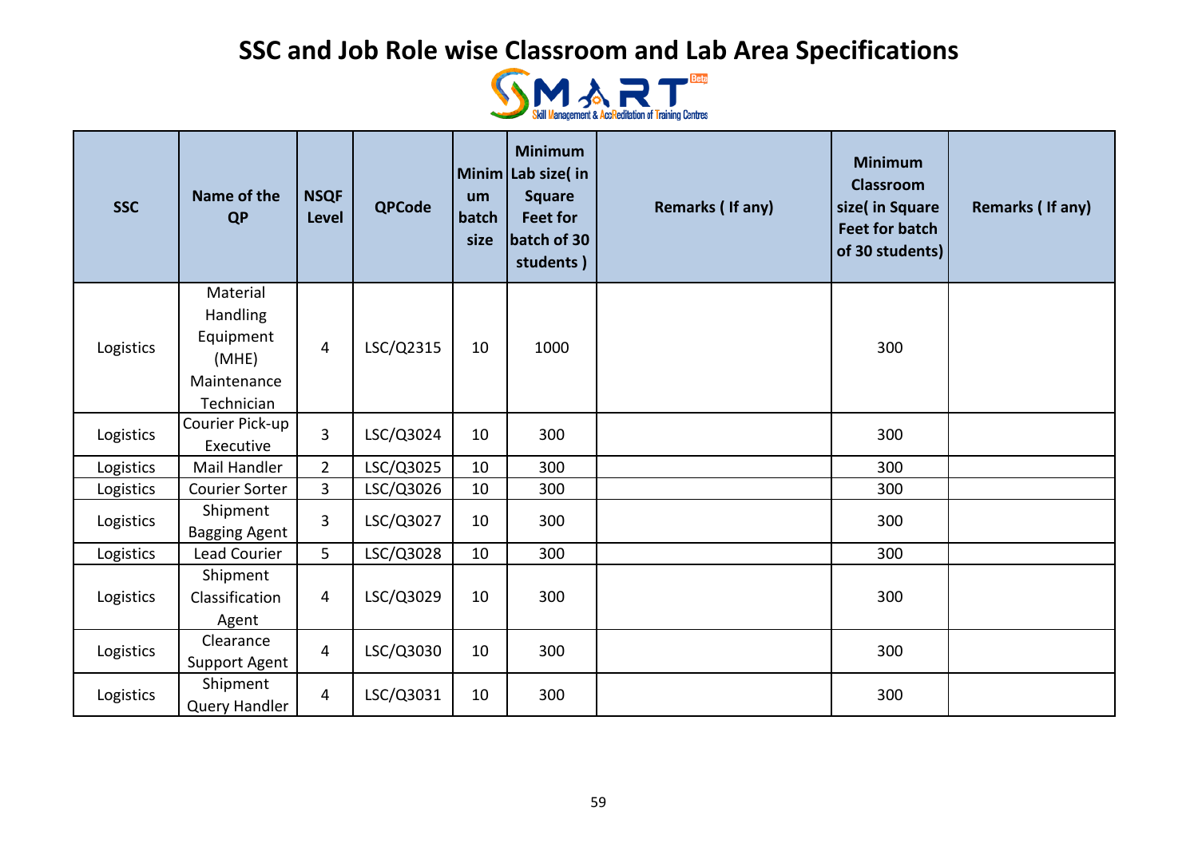# SSC and Job Role wise Classroom and Lab Area Specifications

| SSC | Name of the QP | NSQF Level | QPCode | Minimum batch size | Minimum Lab size( in Square Feet for batch of 30 students ) | Remarks ( If any) | Minimum Classroom size( in Square Feet for batch of 30 students) | Remarks ( If any) |
|---|---|---|---|---|---|---|---|---|
| Logistics | Material Handling Equipment (MHE) Maintenance Technician | 4 | LSC/Q2315 | 10 | 1000 | | 300 | |
| Logistics | Courier Pick-up Executive | 3 | LSC/Q3024 | 10 | 300 | | 300 | |
| Logistics | Mail Handler | 2 | LSC/Q3025 | 10 | 300 | | 300 | |
| Logistics | Courier Sorter | 3 | LSC/Q3026 | 10 | 300 | | 300 | |
| Logistics | Shipment Bagging Agent | 3 | LSC/Q3027 | 10 | 300 | | 300 | |
| Logistics | Lead Courier | 5 | LSC/Q3028 | 10 | 300 | | 300 | |
| Logistics | Shipment Classification Agent | 4 | LSC/Q3029 | 10 | 300 | | 300 | |
| Logistics | Clearance Support Agent | 4 | LSC/Q3030 | 10 | 300 | | 300 | |
| Logistics | Shipment Query Handler | 4 | LSC/Q3031 | 10 | 300 | | 300 | |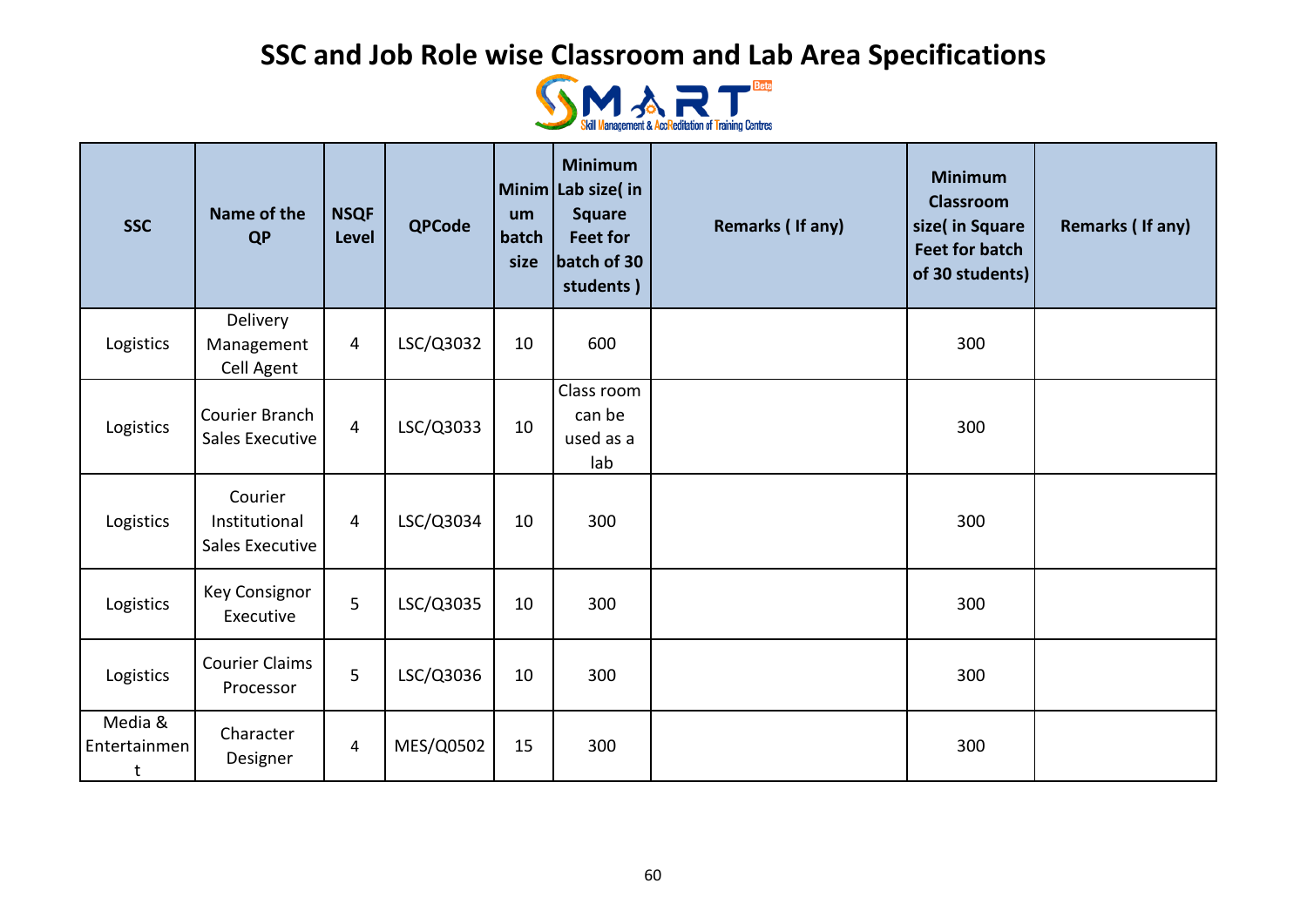# SSC and Job Role wise Classroom and Lab Area Specifications

SMART Skill Management & AccReditation of Training Centres

| SSC | Name of the QP | NSQF Level | QPCode | Minimum batch size | Minimum Lab size( in Square Feet for batch of 30 students ) | Remarks ( If any) | Minimum Classroom size( in Square Feet for batch of 30 students) | Remarks ( If any) |
|---|---|---|---|---|---|---|---|---|
| Logistics | Delivery Management Cell Agent | 4 | LSC/Q3032 | 10 | 600 | | 300 | |
| Logistics | Courier Branch Sales Executive | 4 | LSC/Q3033 | 10 | Class room can be used as a lab | | 300 | |
| Logistics | Courier Institutional Sales Executive | 4 | LSC/Q3034 | 10 | 300 | | 300 | |
| Logistics | Key Consignor Executive | 5 | LSC/Q3035 | 10 | 300 | | 300 | |
| Logistics | Courier Claims Processor | 5 | LSC/Q3036 | 10 | 300 | | 300 | |
| Media & Entertainment | Character Designer | 4 | MES/Q0502 | 15 | 300 | | 300 | |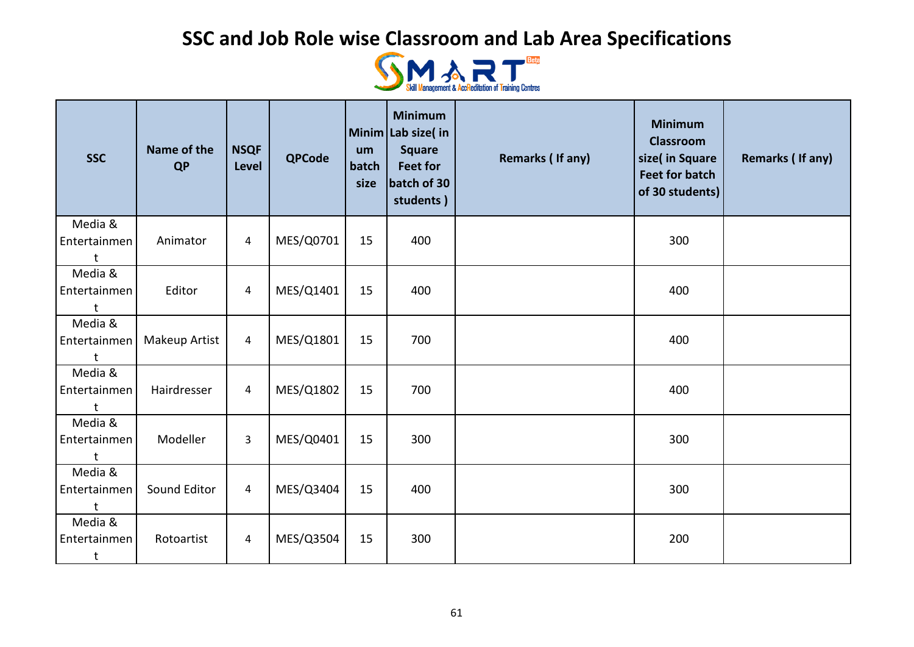# SSC and Job Role wise Classroom and Lab Area Specifications

| SSC | Name of the QP | NSQF Level | QPCode | Minimum batch size | Minimum Lab size( in Square Feet for batch of 30 students ) | Remarks ( If any) | Minimum Classroom size( in Square Feet for batch of 30 students) | Remarks ( If any) |
|---|---|---|---|---|---|---|---|---|
| Media & Entertainment | Animator | 4 | MES/Q0701 | 15 | 400 | | 300 | |
| Media & Entertainment | Editor | 4 | MES/Q1401 | 15 | 400 | | 400 | |
| Media & Entertainment | Makeup Artist | 4 | MES/Q1801 | 15 | 700 | | 400 | |
| Media & Entertainment | Hairdresser | 4 | MES/Q1802 | 15 | 700 | | 400 | |
| Media & Entertainment | Modeller | 3 | MES/Q0401 | 15 | 300 | | 300 | |
| Media & Entertainment | Sound Editor | 4 | MES/Q3404 | 15 | 400 | | 300 | |
| Media & Entertainment | Rotoartist | 4 | MES/Q3504 | 15 | 300 | | 200 | |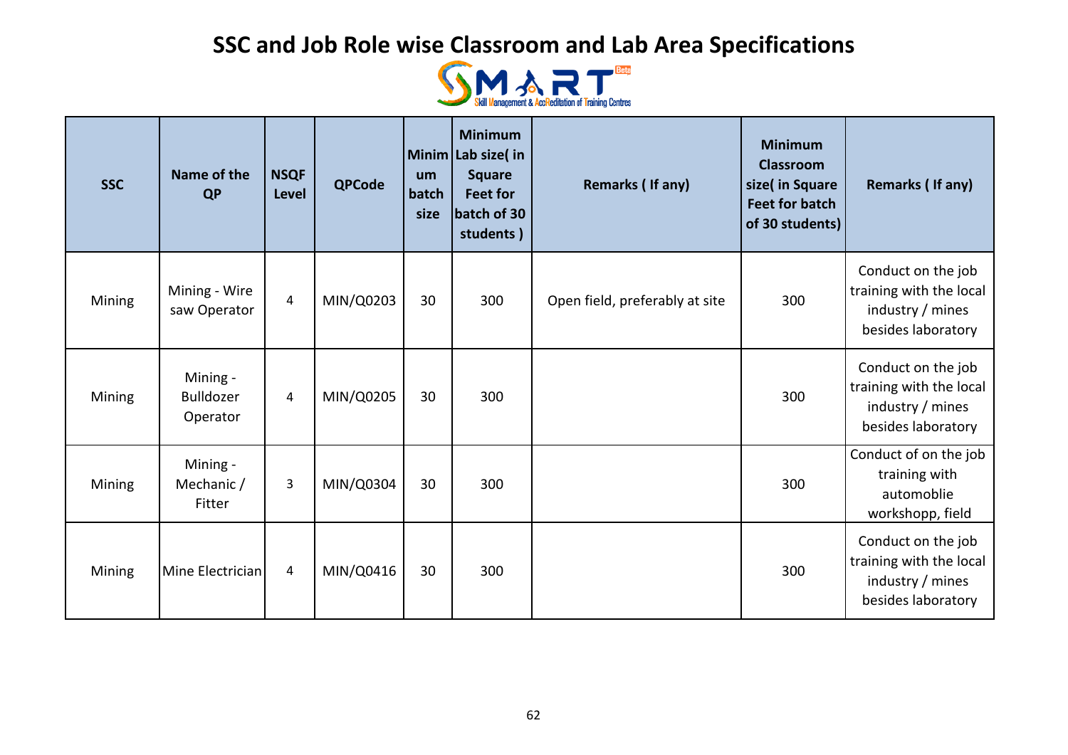# SSC and Job Role wise Classroom and Lab Area Specifications

SMART Skill Management & AccReditation of Training Centres

| SSC | Name of the QP | NSQF Level | QPCode | Minimum batch size | Minimum Lab size( in Square Feet for batch of 30 students ) | Remarks ( If any) | Minimum Classroom size( in Square Feet for batch of 30 students) | Remarks ( If any) |
|---|---|---|---|---|---|---|---|---|
| Mining | Mining - Wire saw Operator | 4 | MIN/Q0203 | 30 | 300 | Open field, preferably at site | 300 | Conduct on the job training with the local industry / mines besides laboratory |
| Mining | Mining - Bulldozer Operator | 4 | MIN/Q0205 | 30 | 300 | | 300 | Conduct on the job training with the local industry / mines besides laboratory |
| Mining | Mining - Mechanic / Fitter | 3 | MIN/Q0304 | 30 | 300 | | 300 | Conduct of on the job training with automoblie workshopp, field |
| Mining | Mine Electrician | 4 | MIN/Q0416 | 30 | 300 | | 300 | Conduct on the job training with the local industry / mines besides laboratory |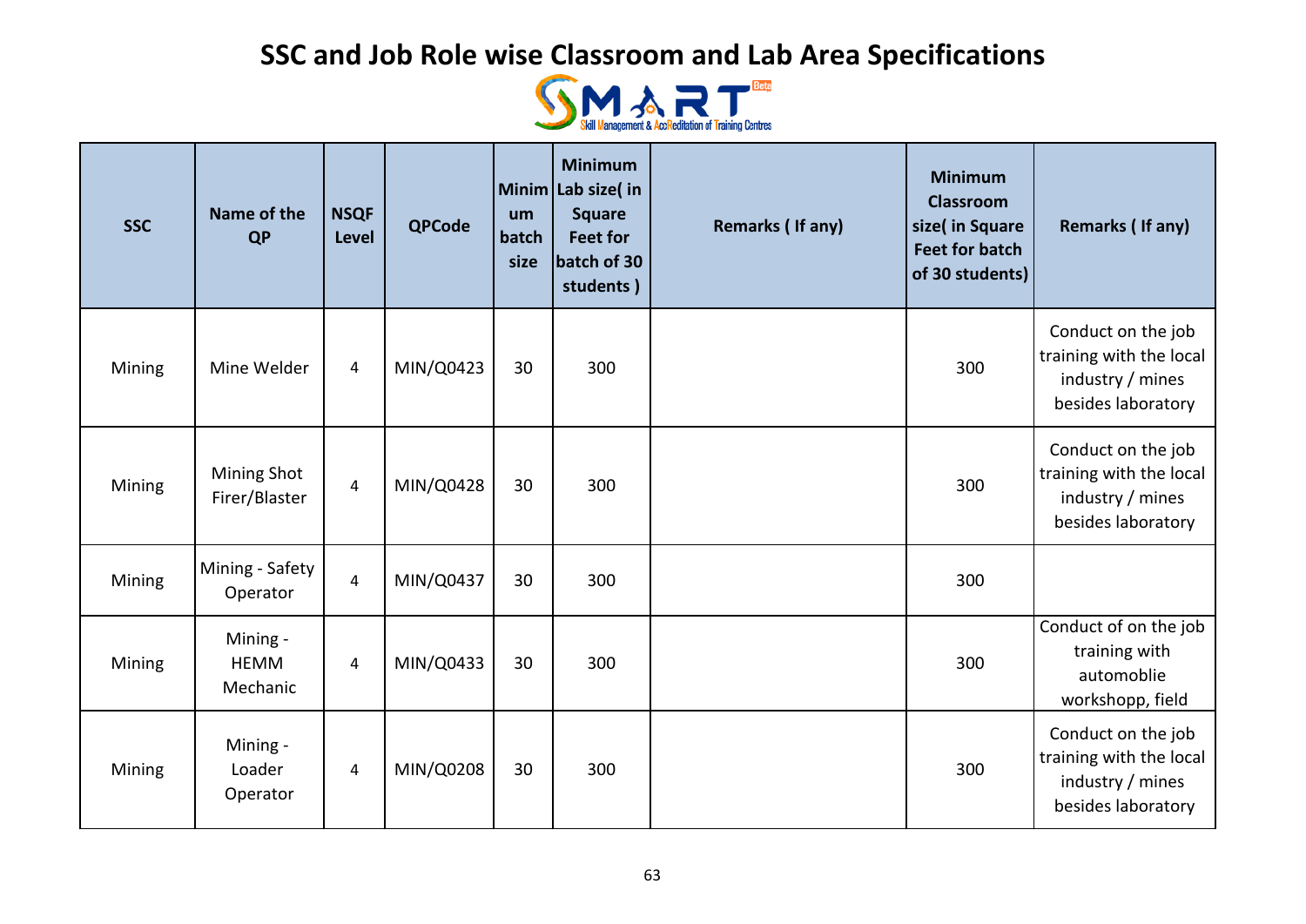# SSC and Job Role wise Classroom and Lab Area Specifications

SMART Skill Management & AccReditation of Training Centres

| SSC | Name of the QP | NSQF Level | QPCode | Minimum batch size | Minimum Lab size( in Square Feet for batch of 30 students ) | Remarks ( If any) | Minimum Classroom size( in Square Feet for batch of 30 students) | Remarks ( If any) |
|---|---|---|---|---|---|---|---|---|
| Mining | Mine Welder | 4 | MIN/Q0423 | 30 | 300 | | 300 | Conduct on the job training with the local industry / mines besides laboratory |
| Mining | Mining Shot Firer/Blaster | 4 | MIN/Q0428 | 30 | 300 | | 300 | Conduct on the job training with the local industry / mines besides laboratory |
| Mining | Mining - Safety Operator | 4 | MIN/Q0437 | 30 | 300 | | 300 | |
| Mining | Mining - HEMM Mechanic | 4 | MIN/Q0433 | 30 | 300 | | 300 | Conduct of on the job training with automoblie workshopp, field |
| Mining | Mining - Loader Operator | 4 | MIN/Q0208 | 30 | 300 | | 300 | Conduct on the job training with the local industry / mines besides laboratory |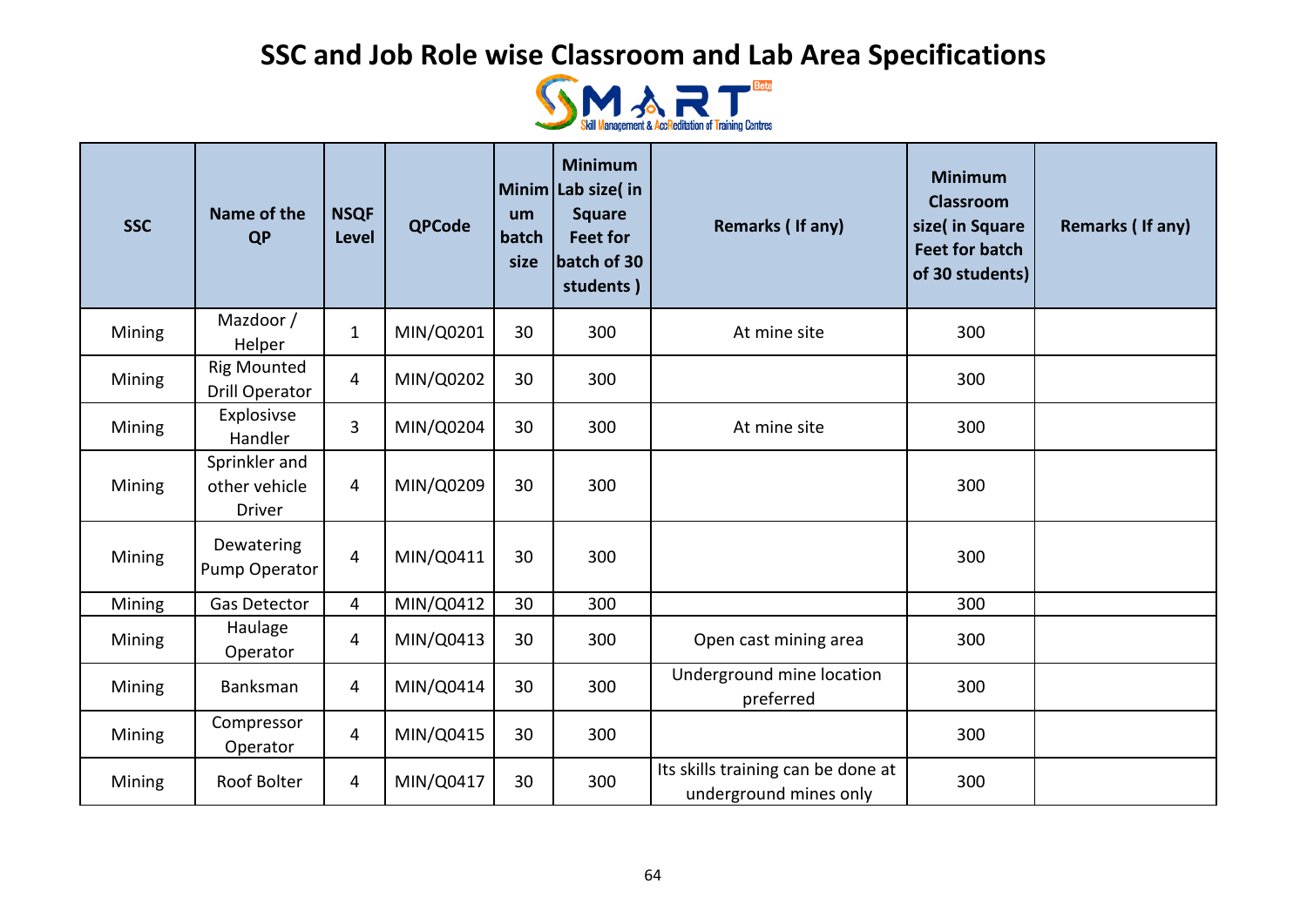# SSC and Job Role wise Classroom and Lab Area Specifications

| SSC | Name of the QP | NSQF Level | QPCode | Minimum batch size | Minimum Lab size( in Square Feet for batch of 30 students ) | Remarks ( If any) | Minimum Classroom size( in Square Feet for batch of 30 students) | Remarks ( If any) |
|---|---|---|---|---|---|---|---|---|
| Mining | Mazdoor / Helper | 1 | MIN/Q0201 | 30 | 300 | At mine site | 300 | |
| Mining | Rig Mounted Drill Operator | 4 | MIN/Q0202 | 30 | 300 | | 300 | |
| Mining | Explosivse Handler | 3 | MIN/Q0204 | 30 | 300 | At mine site | 300 | |
| Mining | Sprinkler and other vehicle Driver | 4 | MIN/Q0209 | 30 | 300 | | 300 | |
| Mining | Dewatering Pump Operator | 4 | MIN/Q0411 | 30 | 300 | | 300 | |
| Mining | Gas Detector | 4 | MIN/Q0412 | 30 | 300 | | 300 | |
| Mining | Haulage Operator | 4 | MIN/Q0413 | 30 | 300 | Open cast mining area | 300 | |
| Mining | Banksman | 4 | MIN/Q0414 | 30 | 300 | Underground mine location preferred | 300 | |
| Mining | Compressor Operator | 4 | MIN/Q0415 | 30 | 300 | | 300 | |
| Mining | Roof Bolter | 4 | MIN/Q0417 | 30 | 300 | Its skills training can be done at underground mines only | 300 | |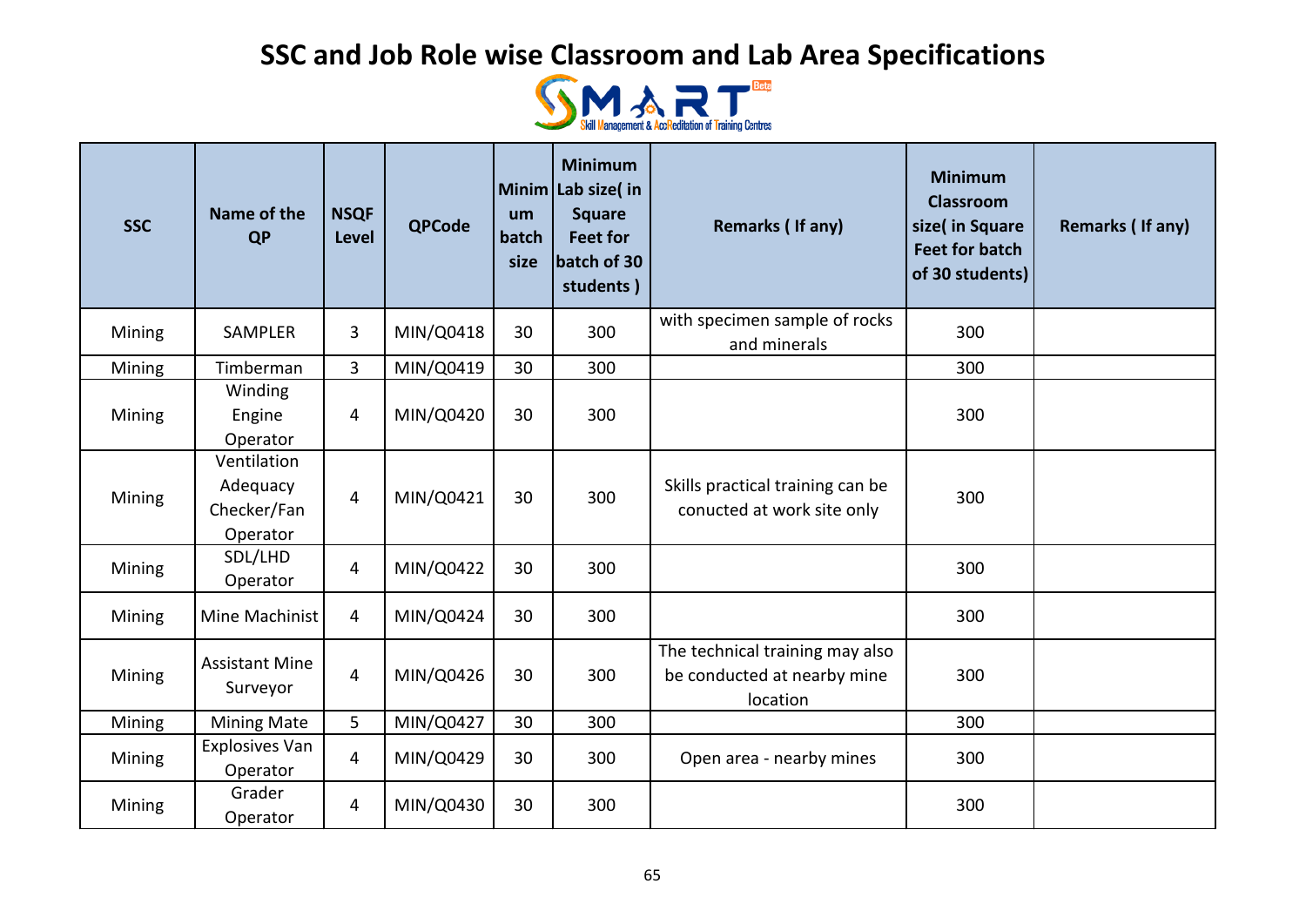# SSC and Job Role wise Classroom and Lab Area Specifications

| SSC | Name of the QP | NSQF Level | QPCode | Minimum batch size | Minimum Lab size( in Square Feet for batch of 30 students ) | Remarks ( If any) | Minimum Classroom size( in Square Feet for batch of 30 students) | Remarks ( If any) |
|---|---|---|---|---|---|---|---|---|
| Mining | SAMPLER | 3 | MIN/Q0418 | 30 | 300 | with specimen sample of rocks and minerals | 300 | |
| Mining | Timberman | 3 | MIN/Q0419 | 30 | 300 | | 300 | |
| Mining | Winding Engine Operator | 4 | MIN/Q0420 | 30 | 300 | | 300 | |
| Mining | Ventilation Adequacy Checker/Fan Operator | 4 | MIN/Q0421 | 30 | 300 | Skills practical training can be conucted at work site only | 300 | |
| Mining | SDL/LHD Operator | 4 | MIN/Q0422 | 30 | 300 | | 300 | |
| Mining | Mine Machinist | 4 | MIN/Q0424 | 30 | 300 | | 300 | |
| Mining | Assistant Mine Surveyor | 4 | MIN/Q0426 | 30 | 300 | The technical training may also be conducted at nearby mine location | 300 | |
| Mining | Mining Mate | 5 | MIN/Q0427 | 30 | 300 | | 300 | |
| Mining | Explosives Van Operator | 4 | MIN/Q0429 | 30 | 300 | Open area - nearby mines | 300 | |
| Mining | Grader Operator | 4 | MIN/Q0430 | 30 | 300 | | 300 | |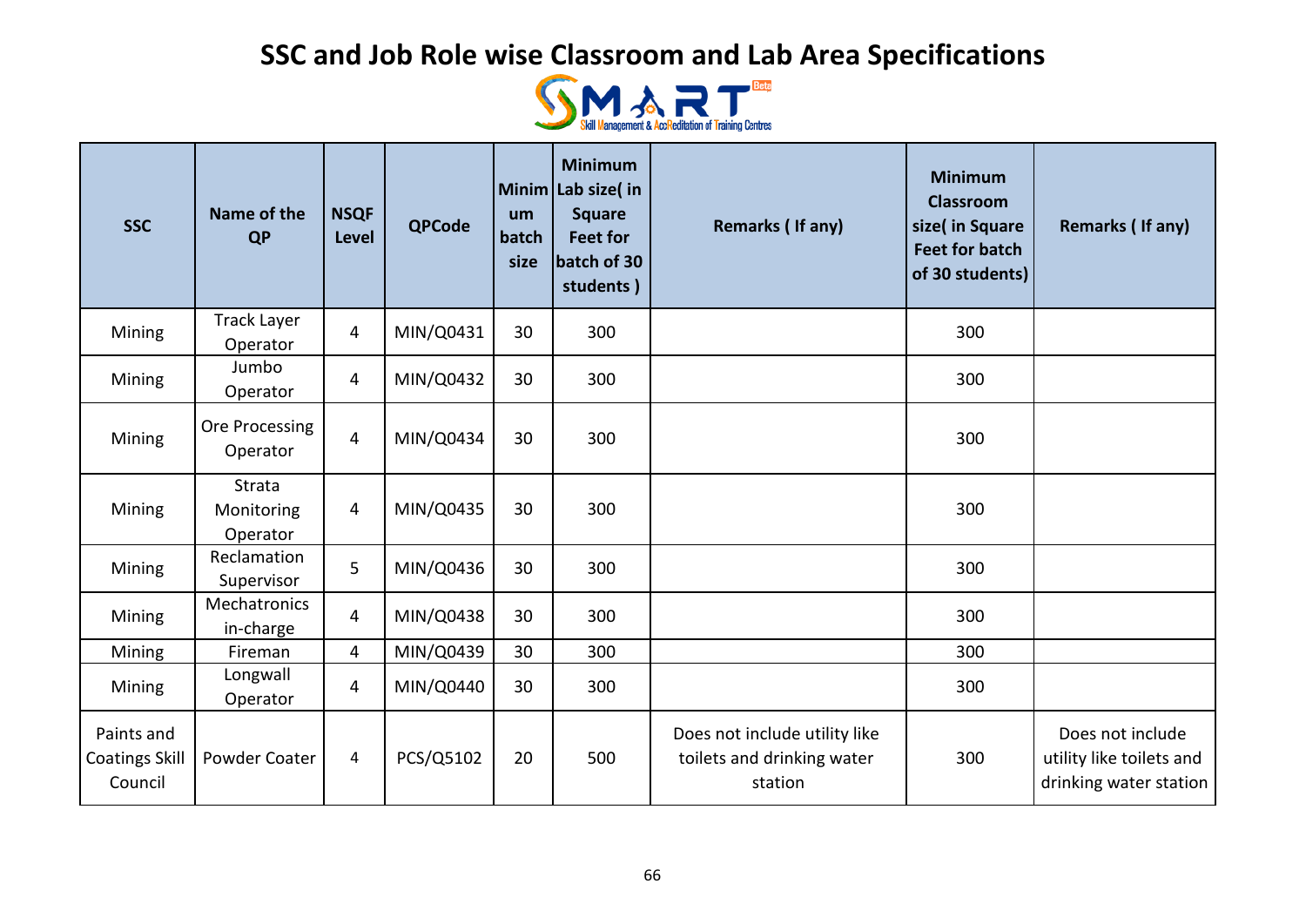# SSC and Job Role wise Classroom and Lab Area Specifications

SMART Skill Management & AccReditation of Training Centres

| SSC | Name of the QP | NSQF Level | QPCode | Minimum batch size | Minimum Lab size( in Square Feet for batch of 30 students ) | Remarks ( If any) | Minimum Classroom size( in Square Feet for batch of 30 students) | Remarks ( If any) |
|---|---|---|---|---|---|---|---|---|
| Mining | Track Layer Operator | 4 | MIN/Q0431 | 30 | 300 | | 300 | |
| Mining | Jumbo Operator | 4 | MIN/Q0432 | 30 | 300 | | 300 | |
| Mining | Ore Processing Operator | 4 | MIN/Q0434 | 30 | 300 | | 300 | |
| Mining | Strata Monitoring Operator | 4 | MIN/Q0435 | 30 | 300 | | 300 | |
| Mining | Reclamation Supervisor | 5 | MIN/Q0436 | 30 | 300 | | 300 | |
| Mining | Mechatronics in-charge | 4 | MIN/Q0438 | 30 | 300 | | 300 | |
| Mining | Fireman | 4 | MIN/Q0439 | 30 | 300 | | 300 | |
| Mining | Longwall Operator | 4 | MIN/Q0440 | 30 | 300 | | 300 | |
| Paints and Coatings Skill Council | Powder Coater | 4 | PCS/Q5102 | 20 | 500 | Does not include utility like toilets and drinking water station | 300 | Does not include utility like toilets and drinking water station |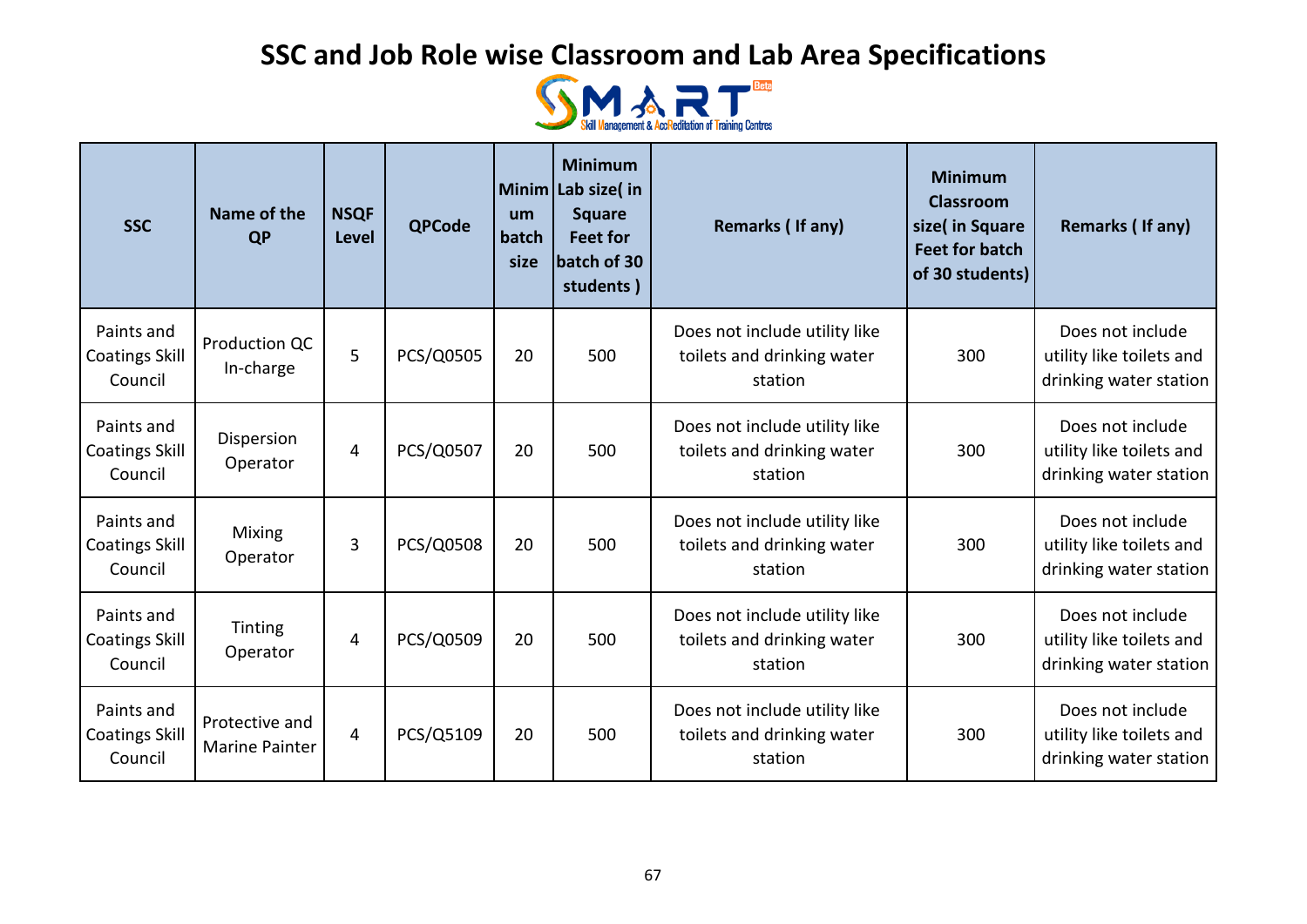# SSC and Job Role wise Classroom and Lab Area Specifications

| SSC | Name of the QP | NSQF Level | QPCode | Minimum batch size | Minimum Lab size( in Square Feet for batch of 30 students ) | Remarks ( If any) | Minimum Classroom size( in Square Feet for batch of 30 students) | Remarks ( If any) |
|---|---|---|---|---|---|---|---|---|
| Paints and Coatings Skill Council | Production QC In-charge | 5 | PCS/Q0505 | 20 | 500 | Does not include utility like toilets and drinking water station | 300 | Does not include utility like toilets and drinking water station |
| Paints and Coatings Skill Council | Dispersion Operator | 4 | PCS/Q0507 | 20 | 500 | Does not include utility like toilets and drinking water station | 300 | Does not include utility like toilets and drinking water station |
| Paints and Coatings Skill Council | Mixing Operator | 3 | PCS/Q0508 | 20 | 500 | Does not include utility like toilets and drinking water station | 300 | Does not include utility like toilets and drinking water station |
| Paints and Coatings Skill Council | Tinting Operator | 4 | PCS/Q0509 | 20 | 500 | Does not include utility like toilets and drinking water station | 300 | Does not include utility like toilets and drinking water station |
| Paints and Coatings Skill Council | Protective and Marine Painter | 4 | PCS/Q5109 | 20 | 500 | Does not include utility like toilets and drinking water station | 300 | Does not include utility like toilets and drinking water station |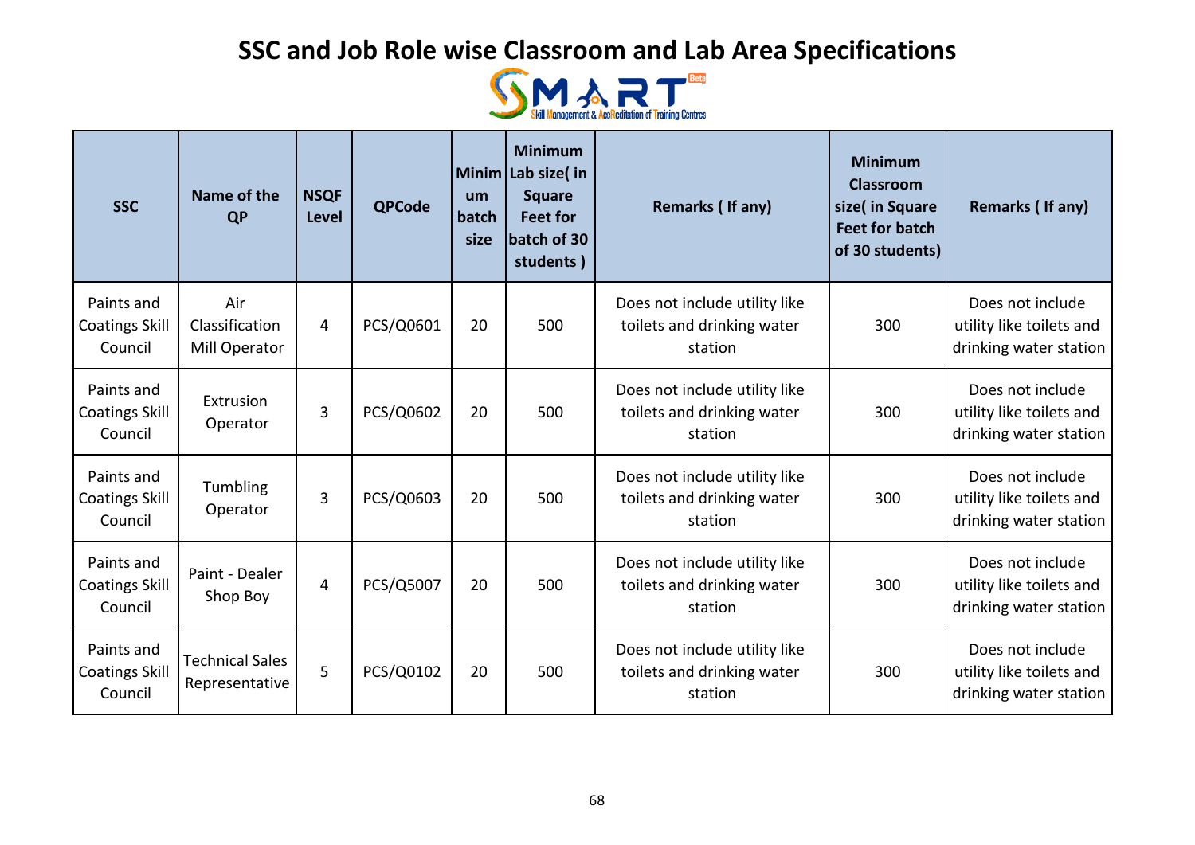# SSC and Job Role wise Classroom and Lab Area Specifications

| SSC | Name of the QP | NSQF Level | QPCode | Minimum batch size | Minimum Lab size( in Square Feet for batch of 30 students ) | Remarks ( If any) | Minimum Classroom size( in Square Feet for batch of 30 students) | Remarks ( If any) |
|---|---|---|---|---|---|---|---|---|
| Paints and Coatings Skill Council | Air Classification Mill Operator | 4 | PCS/Q0601 | 20 | 500 | Does not include utility like toilets and drinking water station | 300 | Does not include utility like toilets and drinking water station |
| Paints and Coatings Skill Council | Extrusion Operator | 3 | PCS/Q0602 | 20 | 500 | Does not include utility like toilets and drinking water station | 300 | Does not include utility like toilets and drinking water station |
| Paints and Coatings Skill Council | Tumbling Operator | 3 | PCS/Q0603 | 20 | 500 | Does not include utility like toilets and drinking water station | 300 | Does not include utility like toilets and drinking water station |
| Paints and Coatings Skill Council | Paint - Dealer Shop Boy | 4 | PCS/Q5007 | 20 | 500 | Does not include utility like toilets and drinking water station | 300 | Does not include utility like toilets and drinking water station |
| Paints and Coatings Skill Council | Technical Sales Representative | 5 | PCS/Q0102 | 20 | 500 | Does not include utility like toilets and drinking water station | 300 | Does not include utility like toilets and drinking water station |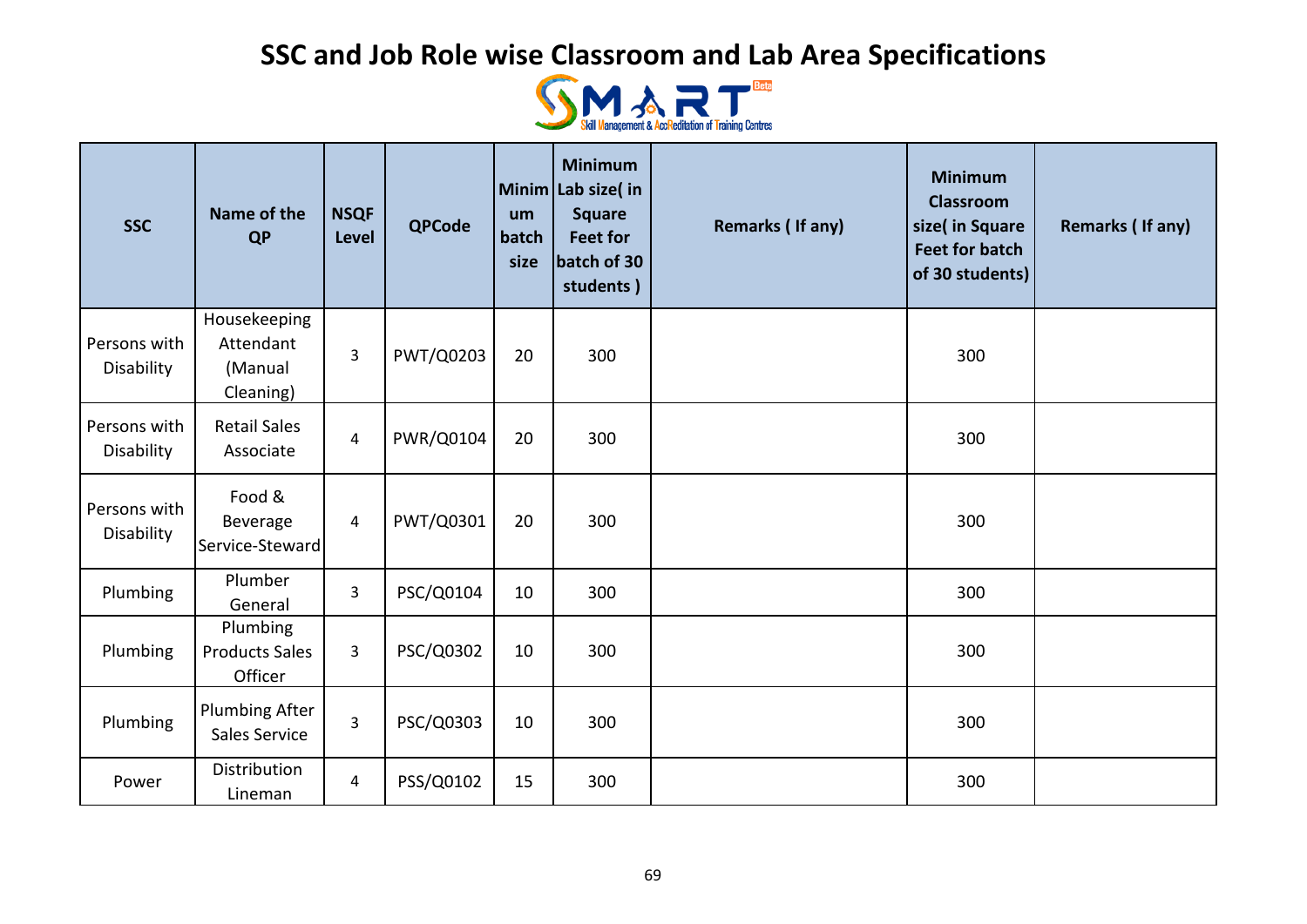# SSC and Job Role wise Classroom and Lab Area Specifications

SMART - Skill Management & AccReditation of Training Centres

| SSC | Name of the QP | NSQF Level | QPCode | Minimum batch size | Minimum Lab size( in Square Feet for batch of 30 students ) | Remarks ( If any) | Minimum Classroom size( in Square Feet for batch of 30 students) | Remarks ( If any) |
|---|---|---|---|---|---|---|---|---|
| Persons with Disability | Housekeeping Attendant (Manual Cleaning) | 3 | PWT/Q0203 | 20 | 300 | | 300 | |
| Persons with Disability | Retail Sales Associate | 4 | PWR/Q0104 | 20 | 300 | | 300 | |
| Persons with Disability | Food & Beverage Service-Steward | 4 | PWT/Q0301 | 20 | 300 | | 300 | |
| Plumbing | Plumber General | 3 | PSC/Q0104 | 10 | 300 | | 300 | |
| Plumbing | Plumbing Products Sales Officer | 3 | PSC/Q0302 | 10 | 300 | | 300 | |
| Plumbing | Plumbing After Sales Service | 3 | PSC/Q0303 | 10 | 300 | | 300 | |
| Power | Distribution Lineman | 4 | PSS/Q0102 | 15 | 300 | | 300 | |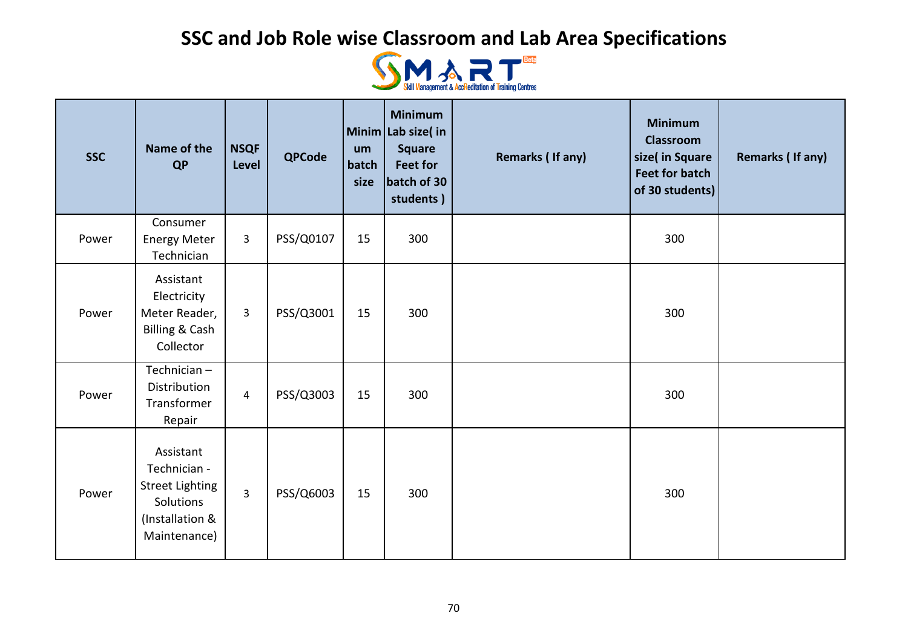# SSC and Job Role wise Classroom and Lab Area Specifications

SMART – Skill Management & AccReditation of Training Centres (Beta)

| SSC | Name of the QP | NSQF Level | QPCode | Minimum batch size | Minimum Lab size( in Square Feet for batch of 30 students ) | Remarks ( If any) | Minimum Classroom size( in Square Feet for batch of 30 students) | Remarks ( If any) |
|---|---|---|---|---|---|---|---|---|
| Power | Consumer Energy Meter Technician | 3 | PSS/Q0107 | 15 | 300 | | 300 | |
| Power | Assistant Electricity Meter Reader, Billing & Cash Collector | 3 | PSS/Q3001 | 15 | 300 | | 300 | |
| Power | Technician – Distribution Transformer Repair | 4 | PSS/Q3003 | 15 | 300 | | 300 | |
| Power | Assistant Technician - Street Lighting Solutions (Installation & Maintenance) | 3 | PSS/Q6003 | 15 | 300 | | 300 | |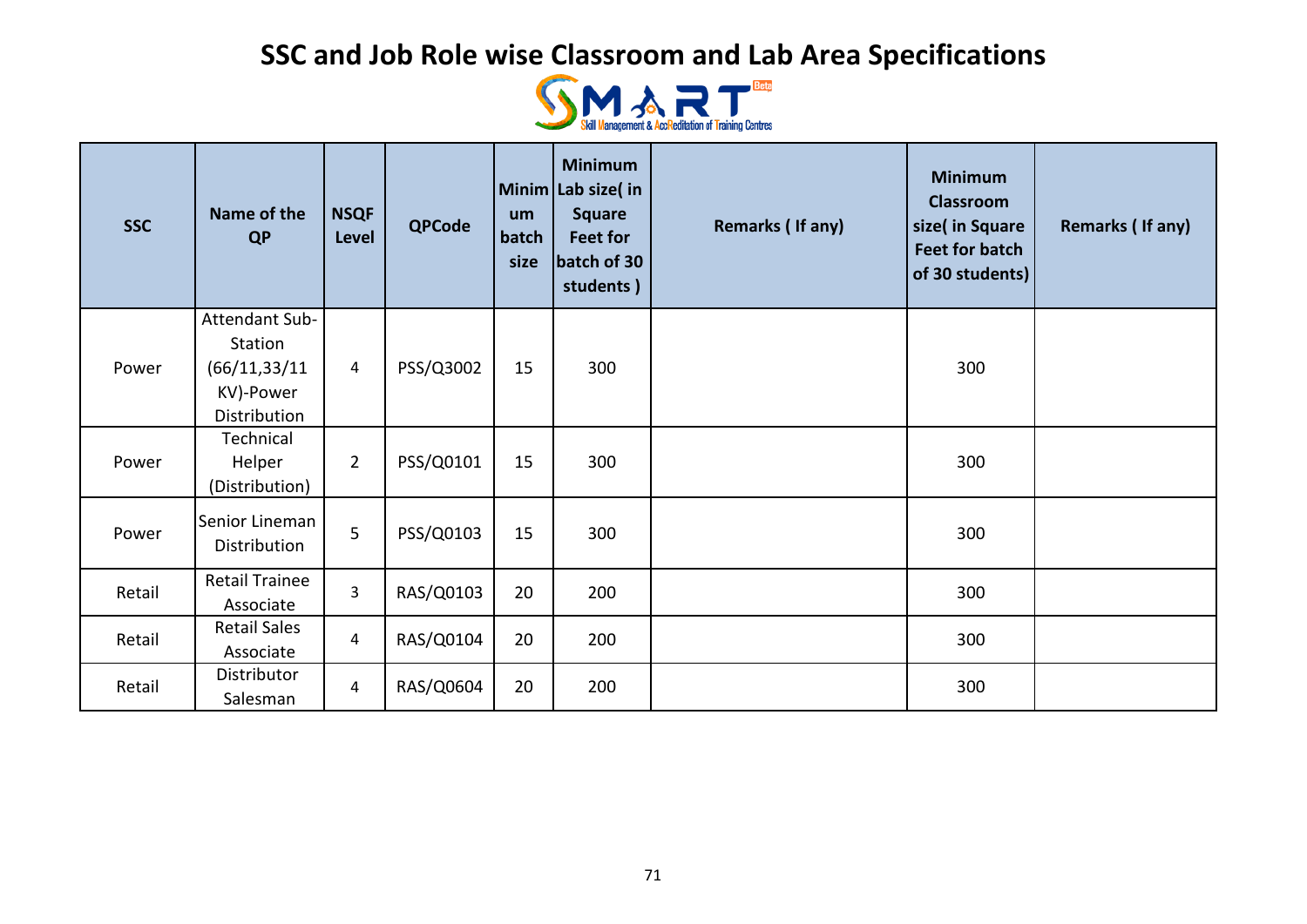# SSC and Job Role wise Classroom and Lab Area Specifications

| SSC | Name of the QP | NSQF Level | QPCode | Minimum batch size | Minimum Lab size( in Square Feet for batch of 30 students ) | Remarks ( If any) | Minimum Classroom size( in Square Feet for batch of 30 students) | Remarks ( If any) |
|---|---|---|---|---|---|---|---|---|
| Power | Attendant Sub-Station (66/11,33/11 KV)-Power Distribution | 4 | PSS/Q3002 | 15 | 300 | | 300 | |
| Power | Technical Helper (Distribution) | 2 | PSS/Q0101 | 15 | 300 | | 300 | |
| Power | Senior Lineman Distribution | 5 | PSS/Q0103 | 15 | 300 | | 300 | |
| Retail | Retail Trainee Associate | 3 | RAS/Q0103 | 20 | 200 | | 300 | |
| Retail | Retail Sales Associate | 4 | RAS/Q0104 | 20 | 200 | | 300 | |
| Retail | Distributor Salesman | 4 | RAS/Q0604 | 20 | 200 | | 300 | |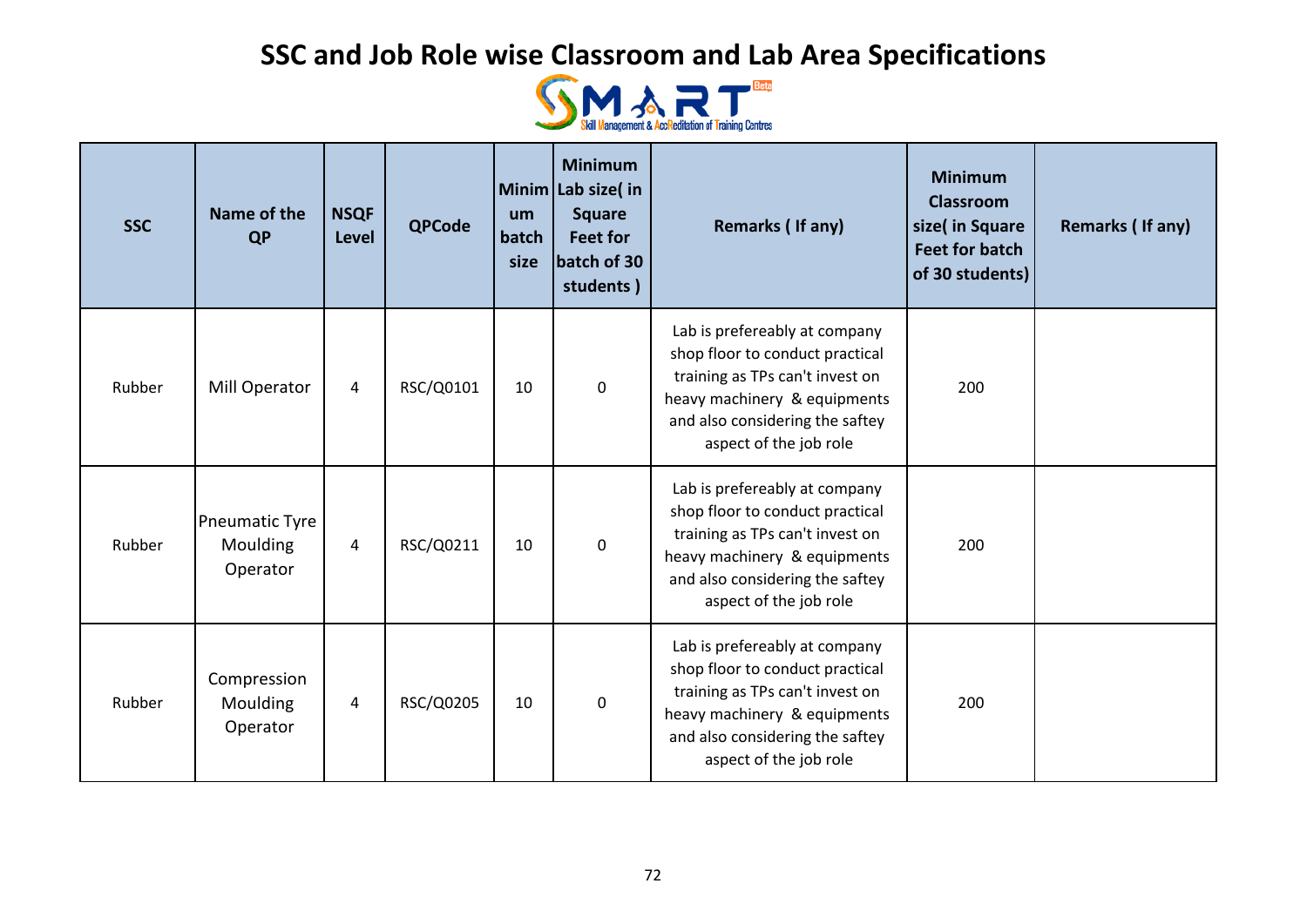# SSC and Job Role wise Classroom and Lab Area Specifications

SMART – Skill Management & AccReditation of Training Centres

| SSC | Name of the QP | NSQF Level | QPCode | Minimum batch size | Minimum Lab size( in Square Feet for batch of 30 students ) | Remarks ( If any) | Minimum Classroom size( in Square Feet for batch of 30 students) | Remarks ( If any) |
|---|---|---|---|---|---|---|---|---|
| Rubber | Mill Operator | 4 | RSC/Q0101 | 10 | 0 | Lab is prefereably at company shop floor to conduct practical training as TPs can't invest on heavy machinery & equipments and also considering the saftey aspect of the job role | 200 | |
| Rubber | Pneumatic Tyre Moulding Operator | 4 | RSC/Q0211 | 10 | 0 | Lab is prefereably at company shop floor to conduct practical training as TPs can't invest on heavy machinery & equipments and also considering the saftey aspect of the job role | 200 | |
| Rubber | Compression Moulding Operator | 4 | RSC/Q0205 | 10 | 0 | Lab is prefereably at company shop floor to conduct practical training as TPs can't invest on heavy machinery & equipments and also considering the saftey aspect of the job role | 200 | |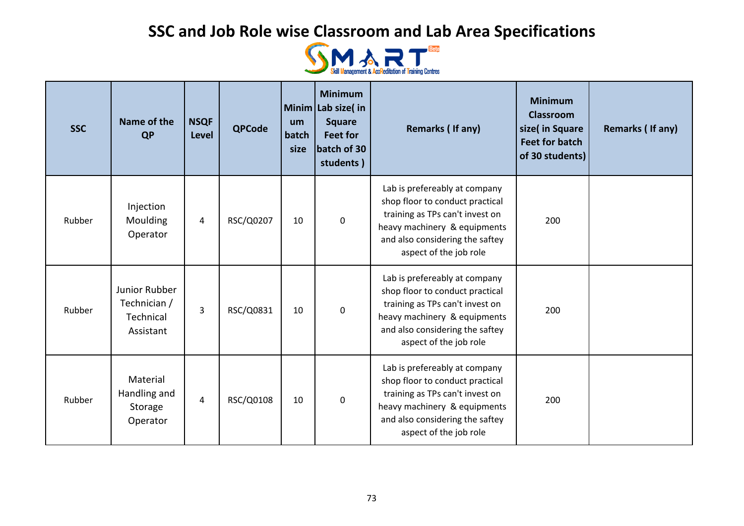# SSC and Job Role wise Classroom and Lab Area Specifications

SMART Beta — Skill Management & AccReditation of Training Centres

| SSC | Name of the QP | NSQF Level | QPCode | Minimum batch size | Minimum Lab size( in Square Feet for batch of 30 students ) | Remarks ( If any) | Minimum Classroom size( in Square Feet for batch of 30 students) | Remarks ( If any) |
|---|---|---|---|---|---|---|---|---|
| Rubber | Injection Moulding Operator | 4 | RSC/Q0207 | 10 | 0 | Lab is prefereably at company shop floor to conduct practical training as TPs can't invest on heavy machinery & equipments and also considering the saftey aspect of the job role | 200 | |
| Rubber | Junior Rubber Technician / Technical Assistant | 3 | RSC/Q0831 | 10 | 0 | Lab is prefereably at company shop floor to conduct practical training as TPs can't invest on heavy machinery & equipments and also considering the saftey aspect of the job role | 200 | |
| Rubber | Material Handling and Storage Operator | 4 | RSC/Q0108 | 10 | 0 | Lab is prefereably at company shop floor to conduct practical training as TPs can't invest on heavy machinery & equipments and also considering the saftey aspect of the job role | 200 | |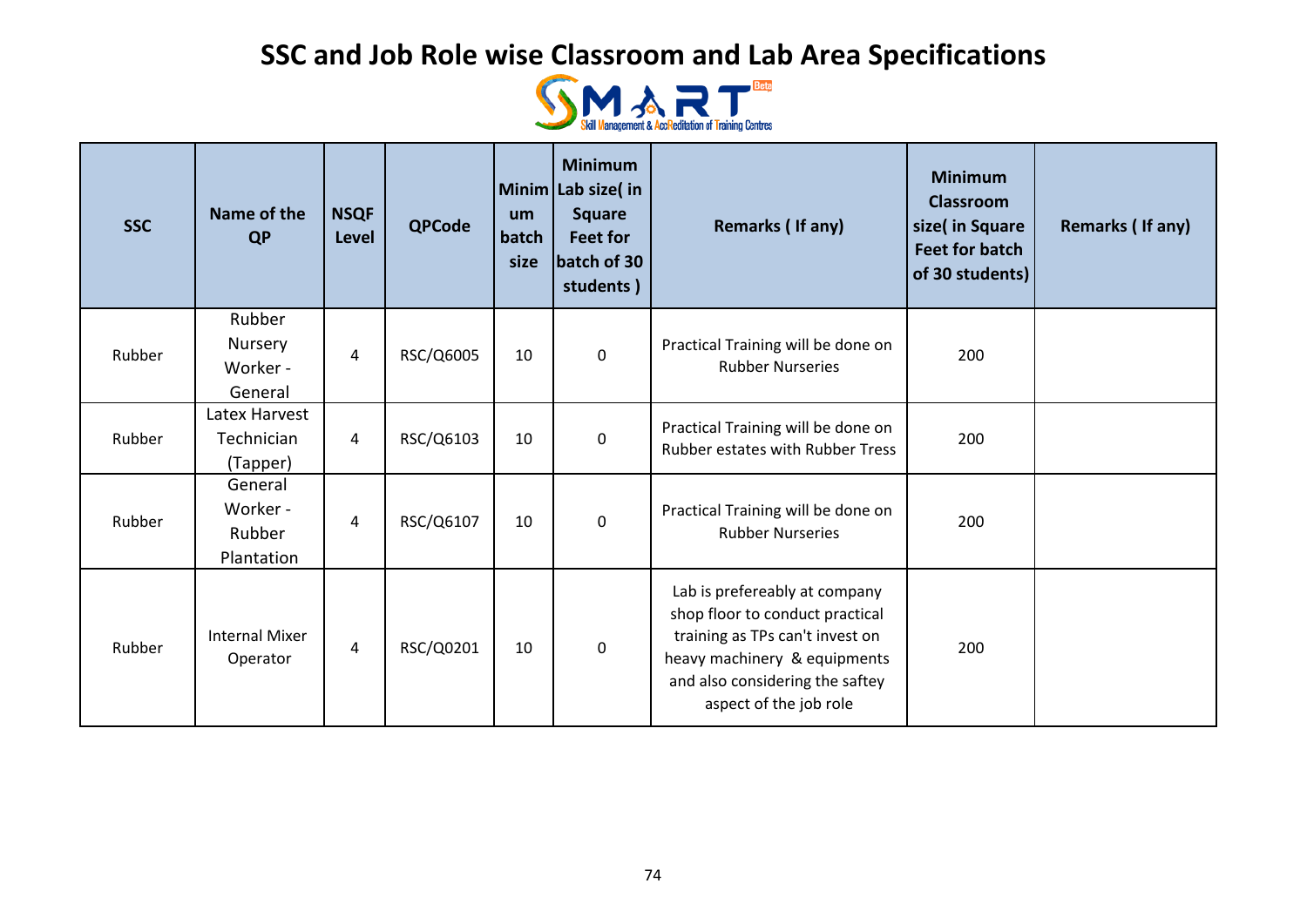# SSC and Job Role wise Classroom and Lab Area Specifications

| SSC | Name of the QP | NSQF Level | QPCode | Minimum batch size | Minimum Lab size( in Square Feet for batch of 30 students ) | Remarks ( If any) | Minimum Classroom size( in Square Feet for batch of 30 students) | Remarks ( If any) |
|---|---|---|---|---|---|---|---|---|
| Rubber | Rubber Nursery Worker - General | 4 | RSC/Q6005 | 10 | 0 | Practical Training will be done on Rubber Nurseries | 200 | |
| Rubber | Latex Harvest Technician (Tapper) | 4 | RSC/Q6103 | 10 | 0 | Practical Training will be done on Rubber estates with Rubber Tress | 200 | |
| Rubber | General Worker - Rubber Plantation | 4 | RSC/Q6107 | 10 | 0 | Practical Training will be done on Rubber Nurseries | 200 | |
| Rubber | Internal Mixer Operator | 4 | RSC/Q0201 | 10 | 0 | Lab is prefereably at company shop floor to conduct practical training as TPs can't invest on heavy machinery & equipments and also considering the saftey aspect of the job role | 200 | |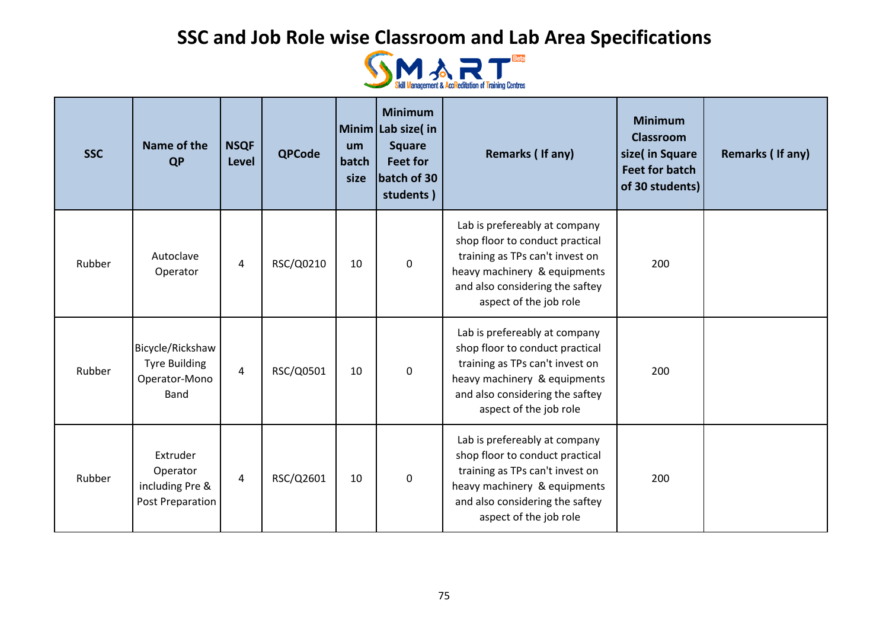# SSC and Job Role wise Classroom and Lab Area Specifications

SMART Beta — Skill Management & AccReditation of Training Centres

| SSC | Name of the QP | NSQF Level | QPCode | Minimum batch size | Minimum Lab size( in Square Feet for batch of 30 students ) | Remarks ( If any) | Minimum Classroom size( in Square Feet for batch of 30 students) | Remarks ( If any) |
|---|---|---|---|---|---|---|---|---|
| Rubber | Autoclave Operator | 4 | RSC/Q0210 | 10 | 0 | Lab is prefereably at company shop floor to conduct practical training as TPs can't invest on heavy machinery & equipments and also considering the saftey aspect of the job role | 200 | |
| Rubber | Bicycle/Rickshaw Tyre Building Operator-Mono Band | 4 | RSC/Q0501 | 10 | 0 | Lab is prefereably at company shop floor to conduct practical training as TPs can't invest on heavy machinery & equipments and also considering the saftey aspect of the job role | 200 | |
| Rubber | Extruder Operator including Pre & Post Preparation | 4 | RSC/Q2601 | 10 | 0 | Lab is prefereably at company shop floor to conduct practical training as TPs can't invest on heavy machinery & equipments and also considering the saftey aspect of the job role | 200 | |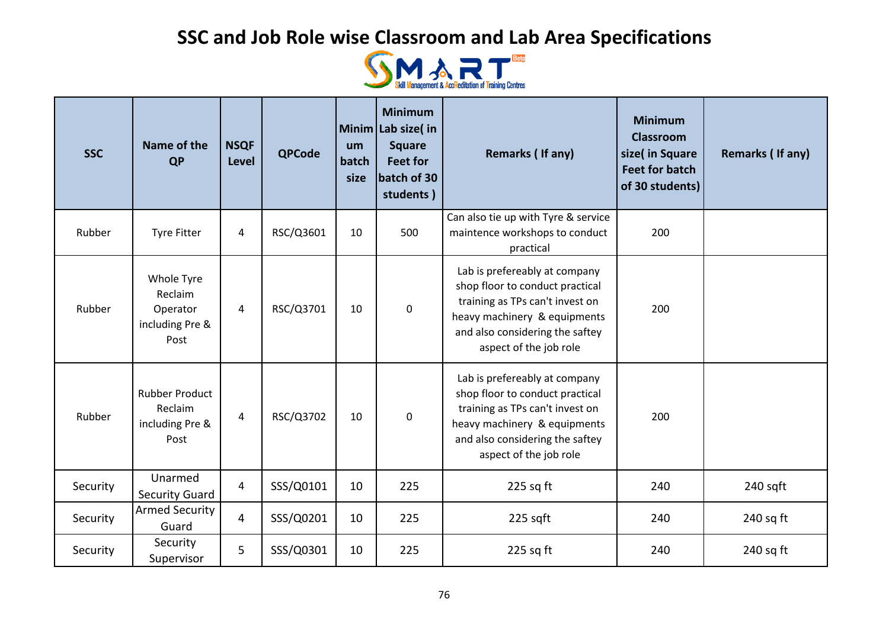# SSC and Job Role wise Classroom and Lab Area Specifications

SMART Beta — Skill Management & AccReditation of Training Centres

| SSC | Name of the QP | NSQF Level | QPCode | Minimum batch size | Minimum Lab size( in Square Feet for batch of 30 students ) | Remarks ( If any) | Minimum Classroom size( in Square Feet for batch of 30 students) | Remarks ( If any) |
|---|---|---|---|---|---|---|---|---|
| Rubber | Tyre Fitter | 4 | RSC/Q3601 | 10 | 500 | Can also tie up with Tyre & service maintence workshops to conduct practical | 200 | |
| Rubber | Whole Tyre Reclaim Operator including Pre & Post | 4 | RSC/Q3701 | 10 | 0 | Lab is prefereably at company shop floor to conduct practical training as TPs can't invest on heavy machinery & equipments and also considering the saftey aspect of the job role | 200 | |
| Rubber | Rubber Product Reclaim including Pre & Post | 4 | RSC/Q3702 | 10 | 0 | Lab is prefereably at company shop floor to conduct practical training as TPs can't invest on heavy machinery & equipments and also considering the saftey aspect of the job role | 200 | |
| Security | Unarmed Security Guard | 4 | SSS/Q0101 | 10 | 225 | 225 sq ft | 240 | 240 sqft |
| Security | Armed Security Guard | 4 | SSS/Q0201 | 10 | 225 | 225 sqft | 240 | 240 sq ft |
| Security | Security Supervisor | 5 | SSS/Q0301 | 10 | 225 | 225 sq ft | 240 | 240 sq ft |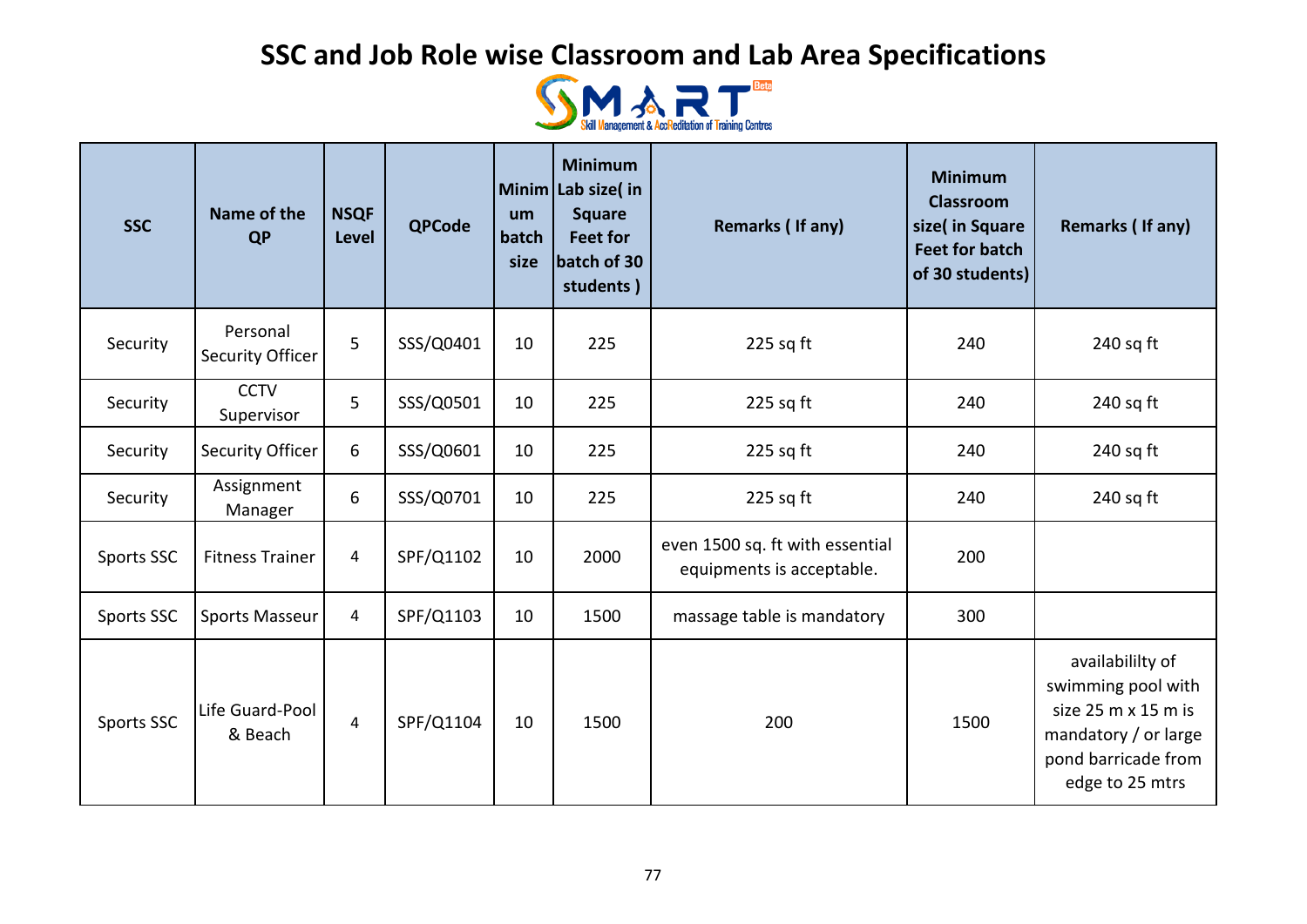# SSC and Job Role wise Classroom and Lab Area Specifications

SMART Beta — Skill Management & AccReditation of Training Centres

| SSC | Name of the QP | NSQF Level | QPCode | Minimum batch size | Minimum Lab size( in Square Feet for batch of 30 students ) | Remarks ( If any) | Minimum Classroom size( in Square Feet for batch of 30 students) | Remarks ( If any) |
|---|---|---|---|---|---|---|---|---|
| Security | Personal Security Officer | 5 | SSS/Q0401 | 10 | 225 | 225 sq ft | 240 | 240 sq ft |
| Security | CCTV Supervisor | 5 | SSS/Q0501 | 10 | 225 | 225 sq ft | 240 | 240 sq ft |
| Security | Security Officer | 6 | SSS/Q0601 | 10 | 225 | 225 sq ft | 240 | 240 sq ft |
| Security | Assignment Manager | 6 | SSS/Q0701 | 10 | 225 | 225 sq ft | 240 | 240 sq ft |
| Sports SSC | Fitness Trainer | 4 | SPF/Q1102 | 10 | 2000 | even 1500 sq. ft with essential equipments is acceptable. | 200 | |
| Sports SSC | Sports Masseur | 4 | SPF/Q1103 | 10 | 1500 | massage table is mandatory | 300 | |
| Sports SSC | Life Guard-Pool & Beach | 4 | SPF/Q1104 | 10 | 1500 | 200 | 1500 | availabililty of swimming pool with size 25 m x 15 m is mandatory / or large pond barricade from edge to 25 mtrs |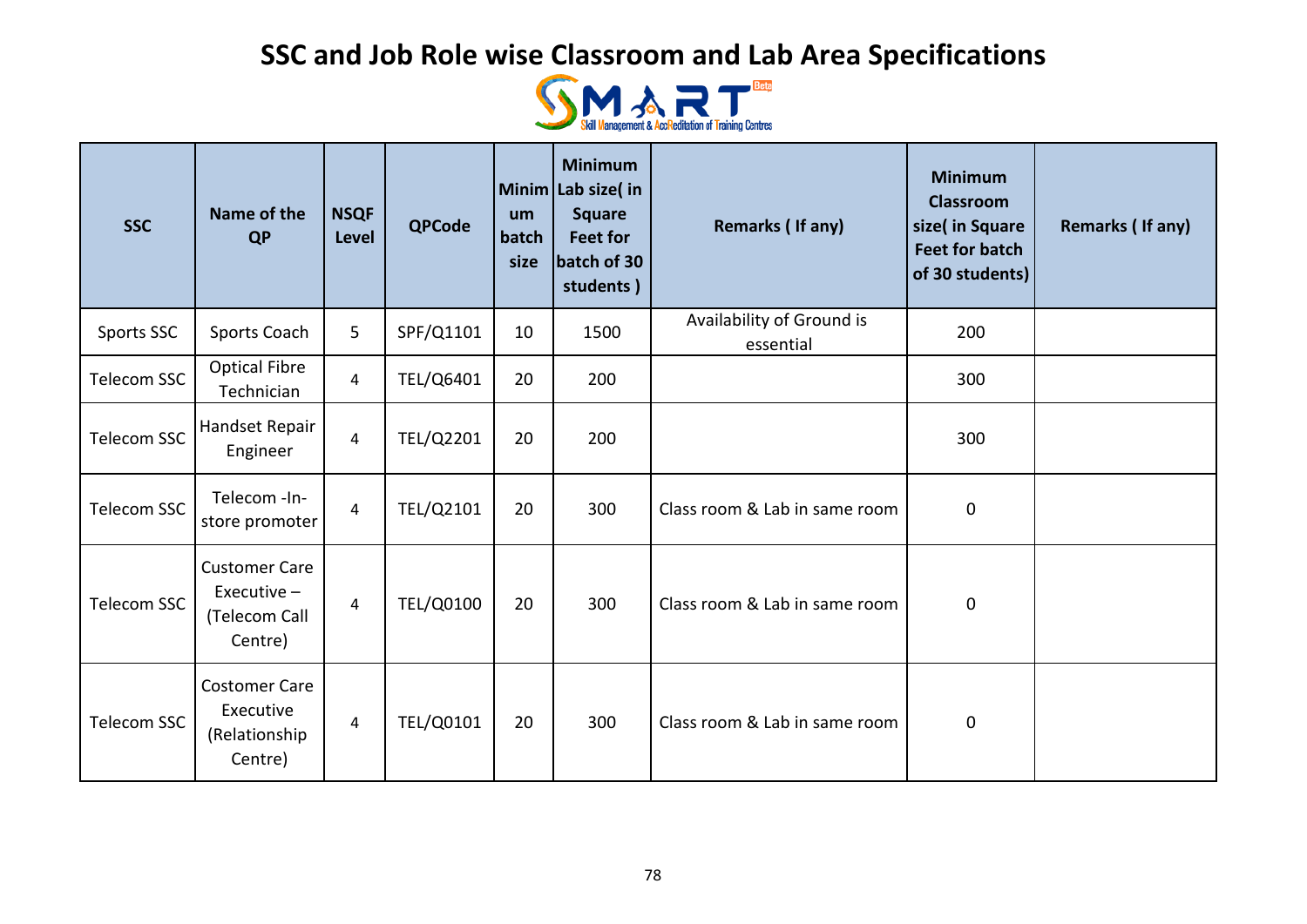# SSC and Job Role wise Classroom and Lab Area Specifications

| SSC | Name of the QP | NSQF Level | QPCode | Minimum batch size | Minimum Lab size( in Square Feet for batch of 30 students ) | Remarks ( If any) | Minimum Classroom size( in Square Feet for batch of 30 students) | Remarks ( If any) |
|---|---|---|---|---|---|---|---|---|
| Sports SSC | Sports Coach | 5 | SPF/Q1101 | 10 | 1500 | Availability of Ground is essential | 200 | |
| Telecom SSC | Optical Fibre Technician | 4 | TEL/Q6401 | 20 | 200 | | 300 | |
| Telecom SSC | Handset Repair Engineer | 4 | TEL/Q2201 | 20 | 200 | | 300 | |
| Telecom SSC | Telecom -In-store promoter | 4 | TEL/Q2101 | 20 | 300 | Class room & Lab in same room | 0 | |
| Telecom SSC | Customer Care Executive – (Telecom Call Centre) | 4 | TEL/Q0100 | 20 | 300 | Class room & Lab in same room | 0 | |
| Telecom SSC | Costomer Care Executive (Relationship Centre) | 4 | TEL/Q0101 | 20 | 300 | Class room & Lab in same room | 0 | |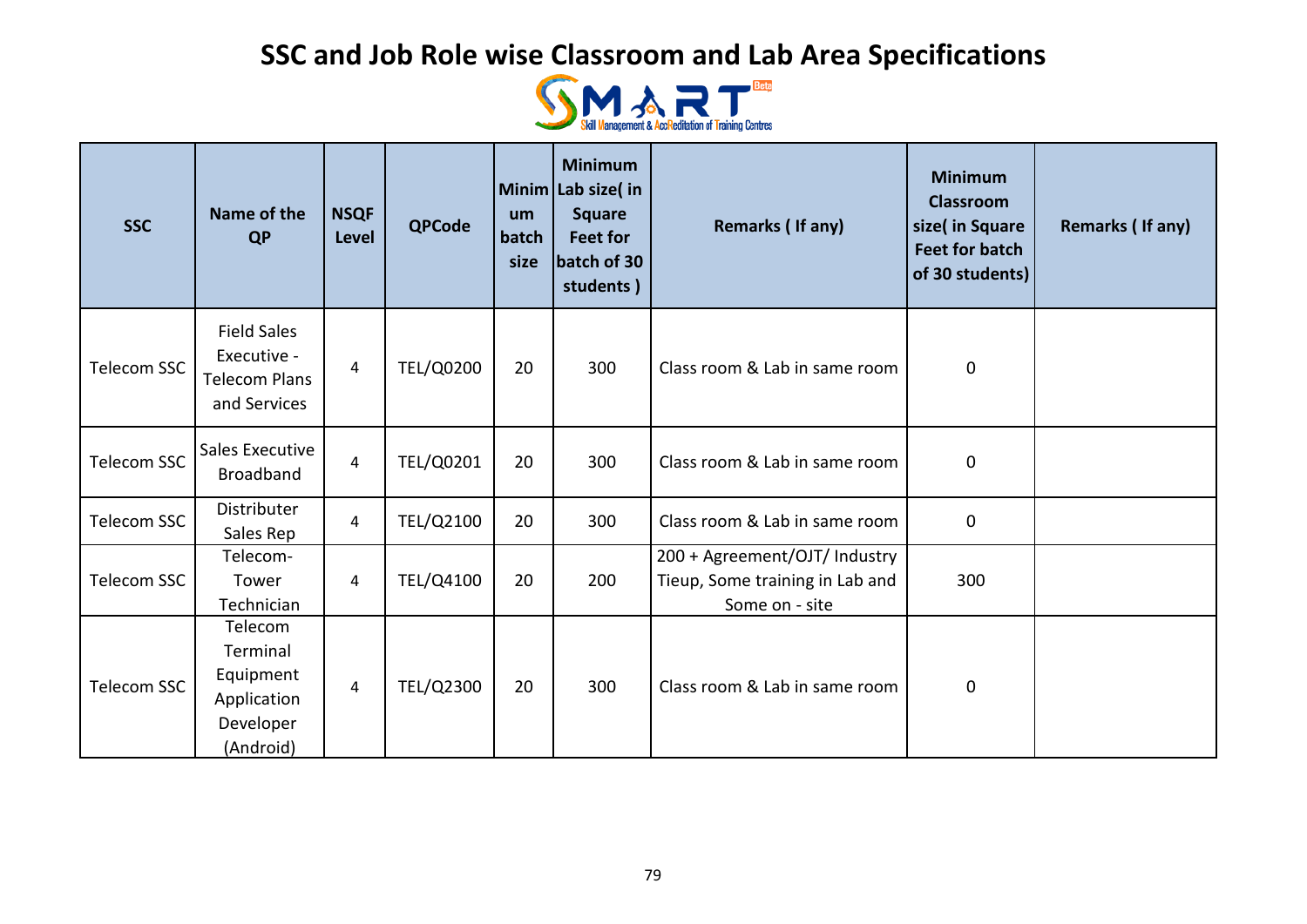# SSC and Job Role wise Classroom and Lab Area Specifications

SMART Beta – Skill Management & AccReditation of Training Centres

| SSC | Name of the QP | NSQF Level | QPCode | Minimum batch size | Minimum Lab size( in Square Feet for batch of 30 students ) | Remarks ( If any) | Minimum Classroom size( in Square Feet for batch of 30 students) | Remarks ( If any) |
|---|---|---|---|---|---|---|---|---|
| Telecom SSC | Field Sales Executive - Telecom Plans and Services | 4 | TEL/Q0200 | 20 | 300 | Class room & Lab in same room | 0 | |
| Telecom SSC | Sales Executive Broadband | 4 | TEL/Q0201 | 20 | 300 | Class room & Lab in same room | 0 | |
| Telecom SSC | Distributer Sales Rep | 4 | TEL/Q2100 | 20 | 300 | Class room & Lab in same room | 0 | |
| Telecom SSC | Telecom-Tower Technician | 4 | TEL/Q4100 | 20 | 200 | 200 + Agreement/OJT/ Industry Tieup, Some training in Lab and Some on - site | 300 | |
| Telecom SSC | Telecom Terminal Equipment Application Developer (Android) | 4 | TEL/Q2300 | 20 | 300 | Class room & Lab in same room | 0 | |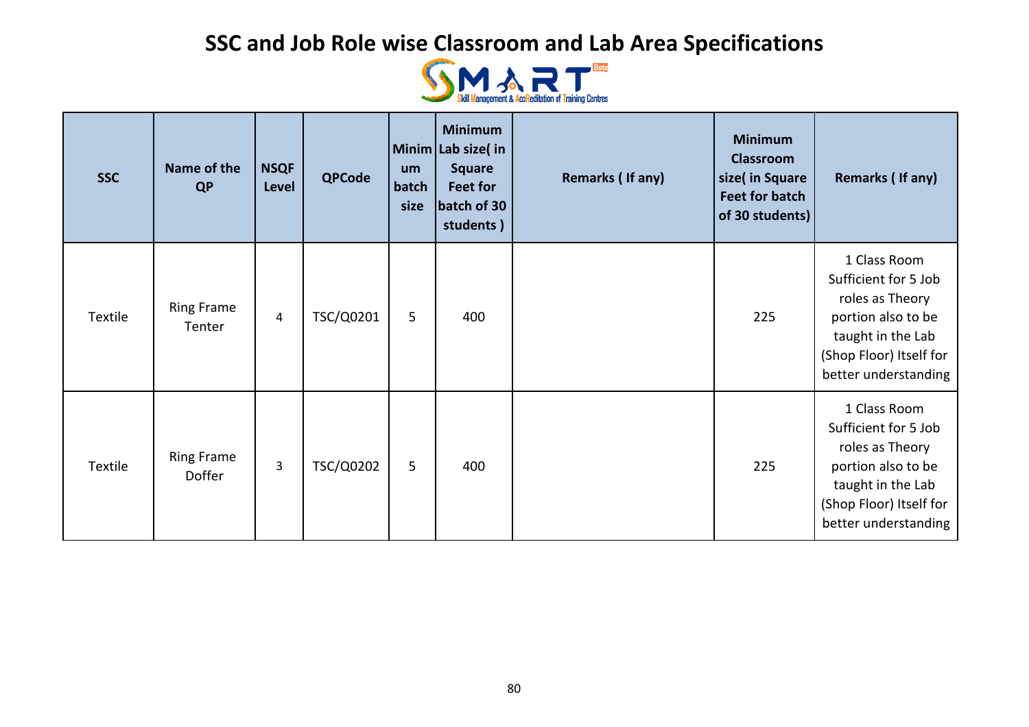# SSC and Job Role wise Classroom and Lab Area Specifications

| SSC | Name of the QP | NSQF Level | QPCode | Minimum batch size | Minimum Lab size( in Square Feet for batch of 30 students ) | Remarks ( If any) | Minimum Classroom size( in Square Feet for batch of 30 students) | Remarks ( If any) |
|---|---|---|---|---|---|---|---|---|
| Textile | Ring Frame Tenter | 4 | TSC/Q0201 | 5 | 400 | | 225 | 1 Class Room Sufficient for 5 Job roles as Theory portion also to be taught in the Lab (Shop Floor) Itself for better understanding |
| Textile | Ring Frame Doffer | 3 | TSC/Q0202 | 5 | 400 | | 225 | 1 Class Room Sufficient for 5 Job roles as Theory portion also to be taught in the Lab (Shop Floor) Itself for better understanding |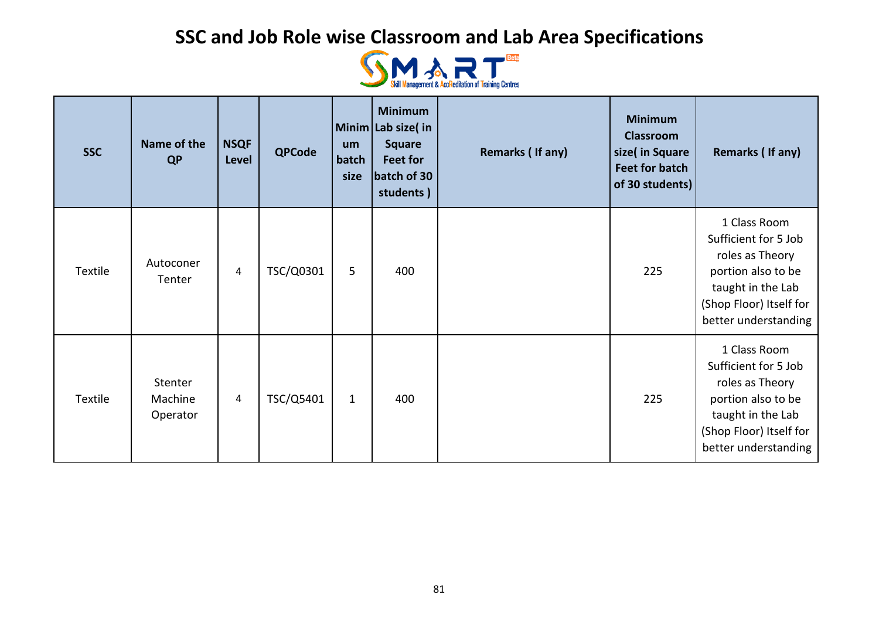# SSC and Job Role wise Classroom and Lab Area Specifications

| SSC | Name of the QP | NSQF Level | QPCode | Minimum batch size | Minimum Lab size( in Square Feet for batch of 30 students ) | Remarks ( If any) | Minimum Classroom size( in Square Feet for batch of 30 students) | Remarks ( If any) |
|---|---|---|---|---|---|---|---|---|
| Textile | Autoconer Tenter | 4 | TSC/Q0301 | 5 | 400 | | 225 | 1 Class Room Sufficient for 5 Job roles as Theory portion also to be taught in the Lab (Shop Floor) Itself for better understanding |
| Textile | Stenter Machine Operator | 4 | TSC/Q5401 | 1 | 400 | | 225 | 1 Class Room Sufficient for 5 Job roles as Theory portion also to be taught in the Lab (Shop Floor) Itself for better understanding |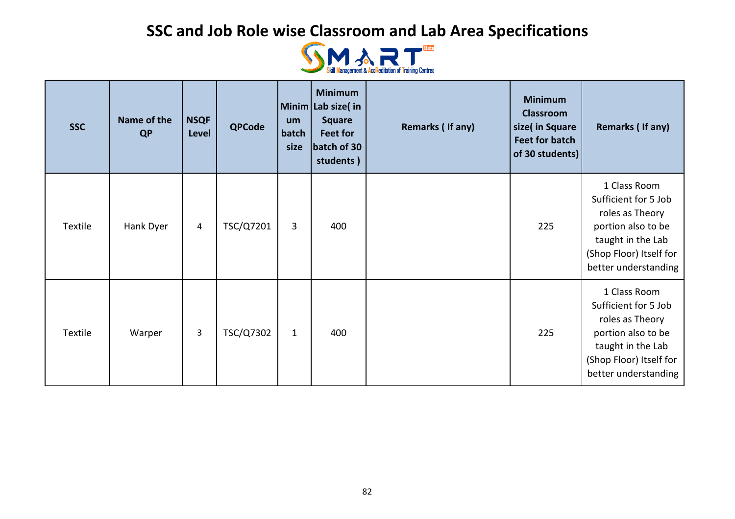# SSC and Job Role wise Classroom and Lab Area Specifications

SMART Skill Management & AccReditation of Training Centres

| SSC | Name of the QP | NSQF Level | QPCode | Minimum batch size | Minimum Lab size( in Square Feet for batch of 30 students ) | Remarks ( If any) | Minimum Classroom size( in Square Feet for batch of 30 students) | Remarks ( If any) |
|---|---|---|---|---|---|---|---|---|
| Textile | Hank Dyer | 4 | TSC/Q7201 | 3 | 400 | | 225 | 1 Class Room Sufficient for 5 Job roles as Theory portion also to be taught in the Lab (Shop Floor) Itself for better understanding |
| Textile | Warper | 3 | TSC/Q7302 | 1 | 400 | | 225 | 1 Class Room Sufficient for 5 Job roles as Theory portion also to be taught in the Lab (Shop Floor) Itself for better understanding |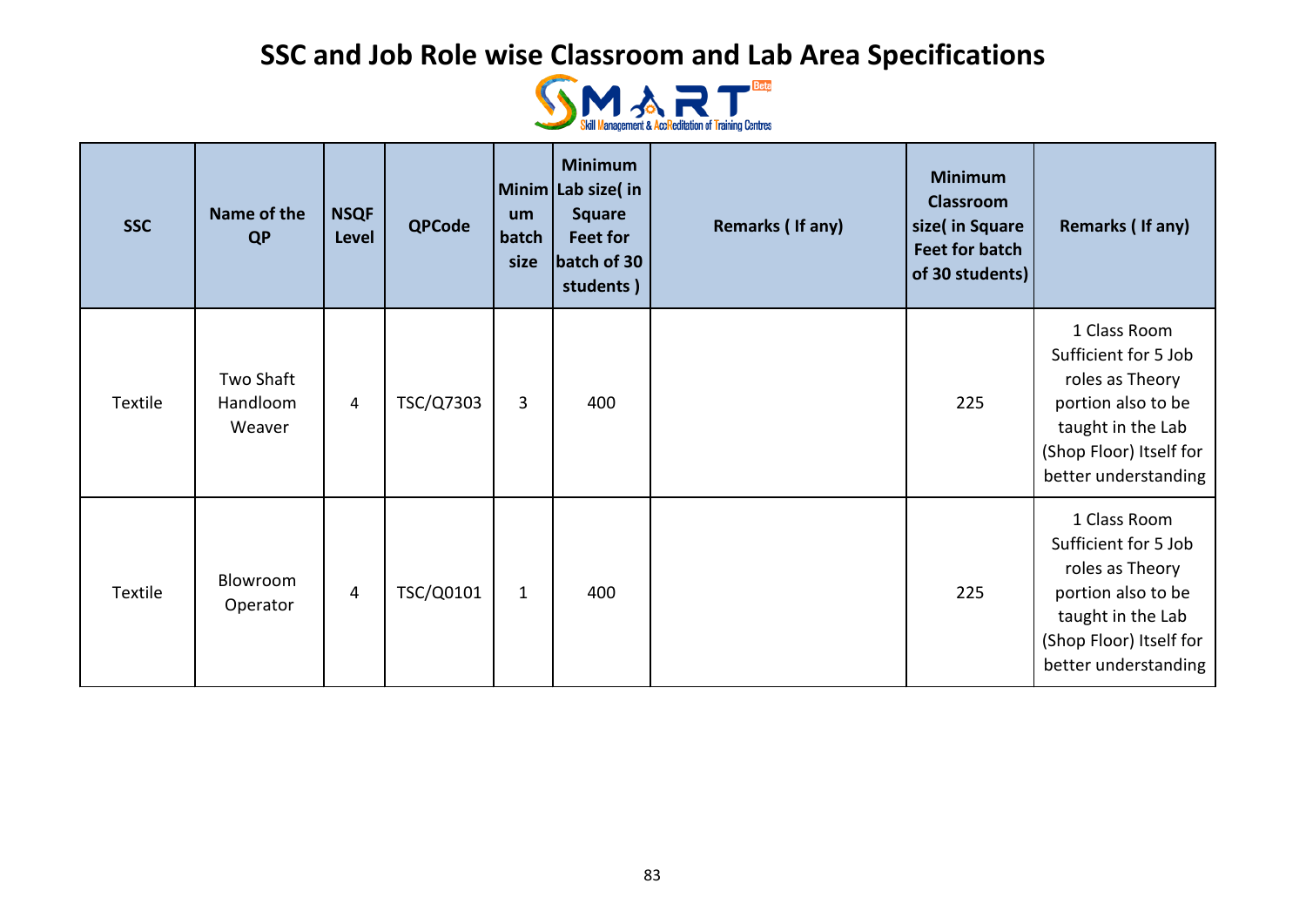# SSC and Job Role wise Classroom and Lab Area Specifications

| SSC | Name of the QP | NSQF Level | QPCode | Minimum batch size | Minimum Lab size( in Square Feet for batch of 30 students ) | Remarks ( If any) | Minimum Classroom size( in Square Feet for batch of 30 students) | Remarks ( If any) |
|---|---|---|---|---|---|---|---|---|
| Textile | Two Shaft Handloom Weaver | 4 | TSC/Q7303 | 3 | 400 | | 225 | 1 Class Room Sufficient for 5 Job roles as Theory portion also to be taught in the Lab (Shop Floor) Itself for better understanding |
| Textile | Blowroom Operator | 4 | TSC/Q0101 | 1 | 400 | | 225 | 1 Class Room Sufficient for 5 Job roles as Theory portion also to be taught in the Lab (Shop Floor) Itself for better understanding |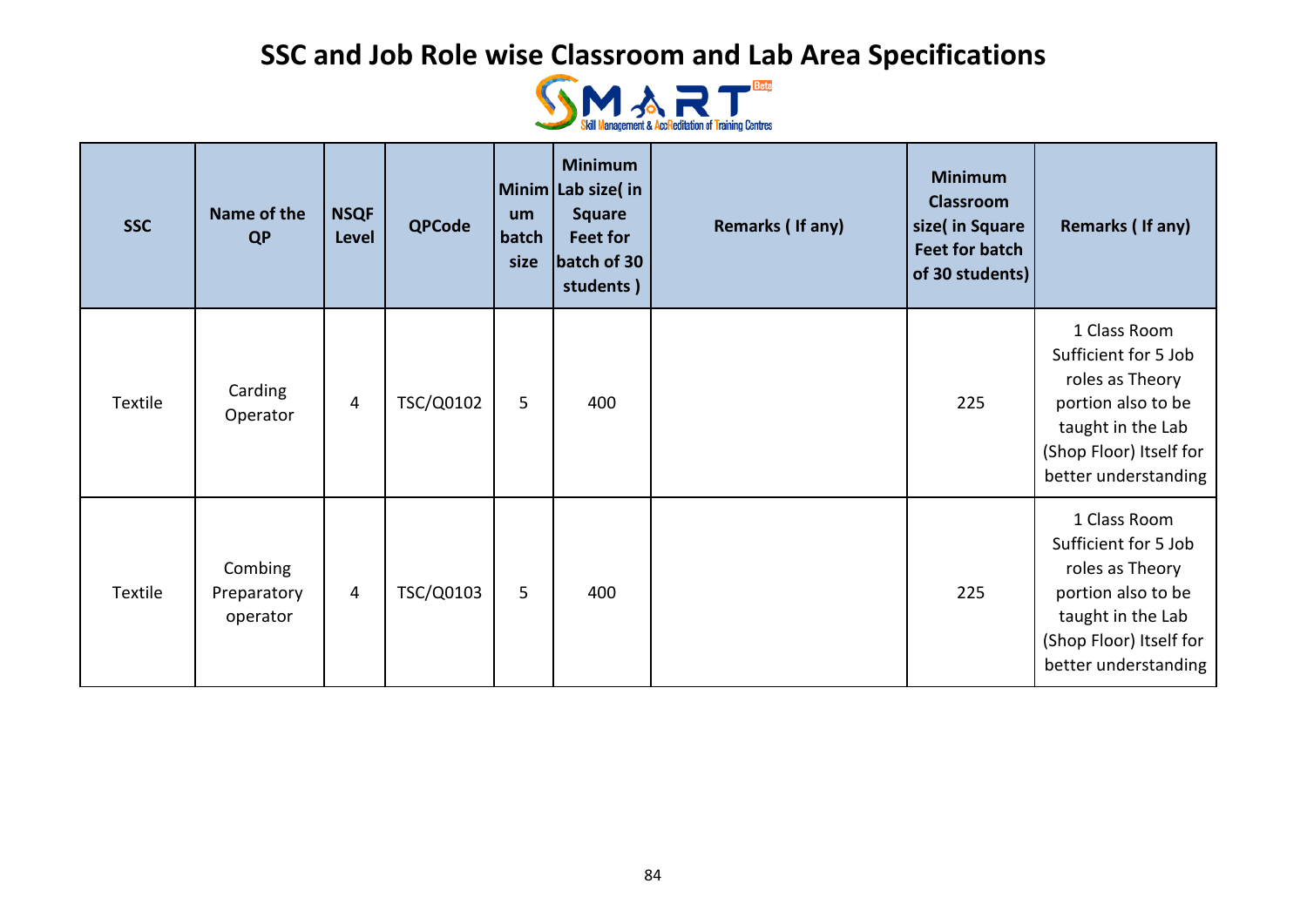# SSC and Job Role wise Classroom and Lab Area Specifications

| SSC | Name of the QP | NSQF Level | QPCode | Minimum batch size | Minimum Lab size( in Square Feet for batch of 30 students ) | Remarks ( If any) | Minimum Classroom size( in Square Feet for batch of 30 students) | Remarks ( If any) |
|---|---|---|---|---|---|---|---|---|
| Textile | Carding Operator | 4 | TSC/Q0102 | 5 | 400 | | 225 | 1 Class Room Sufficient for 5 Job roles as Theory portion also to be taught in the Lab (Shop Floor) Itself for better understanding |
| Textile | Combing Preparatory operator | 4 | TSC/Q0103 | 5 | 400 | | 225 | 1 Class Room Sufficient for 5 Job roles as Theory portion also to be taught in the Lab (Shop Floor) Itself for better understanding |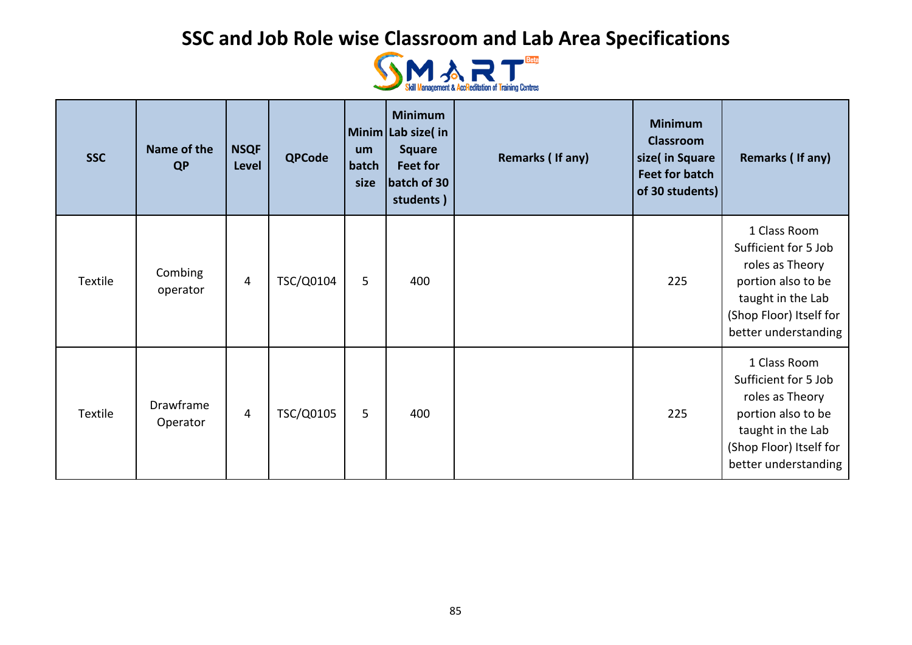# SSC and Job Role wise Classroom and Lab Area Specifications

| SSC | Name of the QP | NSQF Level | QPCode | Minimum batch size | Minimum Lab size( in Square Feet for batch of 30 students ) | Remarks ( If any) | Minimum Classroom size( in Square Feet for batch of 30 students) | Remarks ( If any) |
|---|---|---|---|---|---|---|---|---|
| Textile | Combing operator | 4 | TSC/Q0104 | 5 | 400 | | 225 | 1 Class Room Sufficient for 5 Job roles as Theory portion also to be taught in the Lab (Shop Floor) Itself for better understanding |
| Textile | Drawframe Operator | 4 | TSC/Q0105 | 5 | 400 | | 225 | 1 Class Room Sufficient for 5 Job roles as Theory portion also to be taught in the Lab (Shop Floor) Itself for better understanding |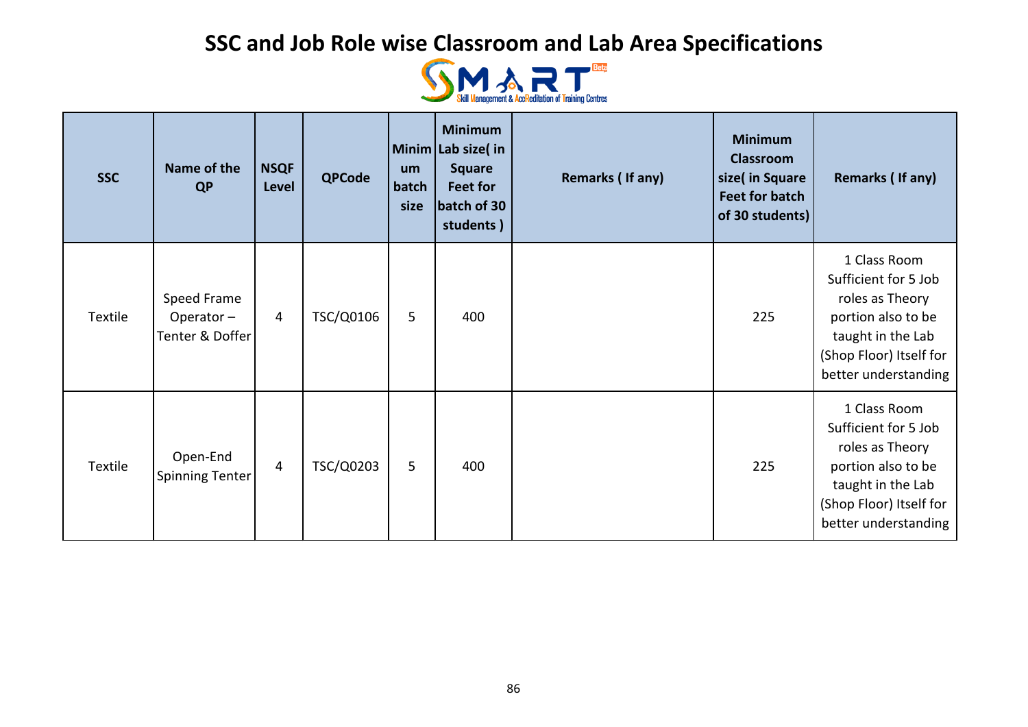# SSC and Job Role wise Classroom and Lab Area Specifications

| SSC | Name of the QP | NSQF Level | QPCode | Minimum batch size | Minimum Lab size( in Square Feet for batch of 30 students ) | Remarks ( If any) | Minimum Classroom size( in Square Feet for batch of 30 students) | Remarks ( If any) |
|---|---|---|---|---|---|---|---|---|
| Textile | Speed Frame Operator – Tenter & Doffer | 4 | TSC/Q0106 | 5 | 400 | | 225 | 1 Class Room Sufficient for 5 Job roles as Theory portion also to be taught in the Lab (Shop Floor) Itself for better understanding |
| Textile | Open-End Spinning Tenter | 4 | TSC/Q0203 | 5 | 400 | | 225 | 1 Class Room Sufficient for 5 Job roles as Theory portion also to be taught in the Lab (Shop Floor) Itself for better understanding |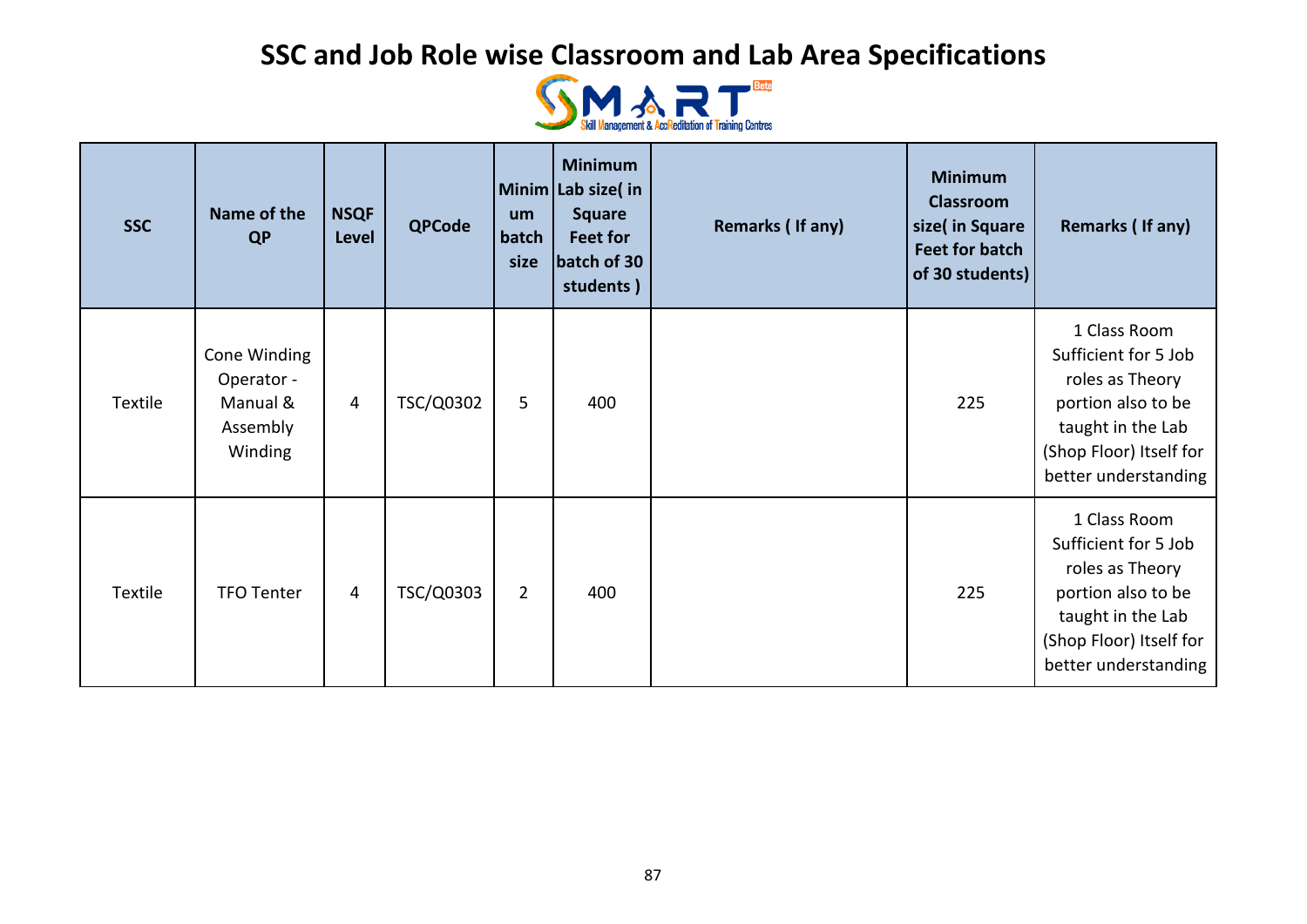# SSC and Job Role wise Classroom and Lab Area Specifications

SMART Beta – Skill Management & AccReditation of Training Centres

| SSC | Name of the QP | NSQF Level | QPCode | Minimum batch size | Minimum Lab size( in Square Feet for batch of 30 students ) | Remarks ( If any) | Minimum Classroom size( in Square Feet for batch of 30 students) | Remarks ( If any) |
|---|---|---|---|---|---|---|---|---|
| Textile | Cone Winding Operator - Manual & Assembly Winding | 4 | TSC/Q0302 | 5 | 400 | | 225 | 1 Class Room Sufficient for 5 Job roles as Theory portion also to be taught in the Lab (Shop Floor) Itself for better understanding |
| Textile | TFO Tenter | 4 | TSC/Q0303 | 2 | 400 | | 225 | 1 Class Room Sufficient for 5 Job roles as Theory portion also to be taught in the Lab (Shop Floor) Itself for better understanding |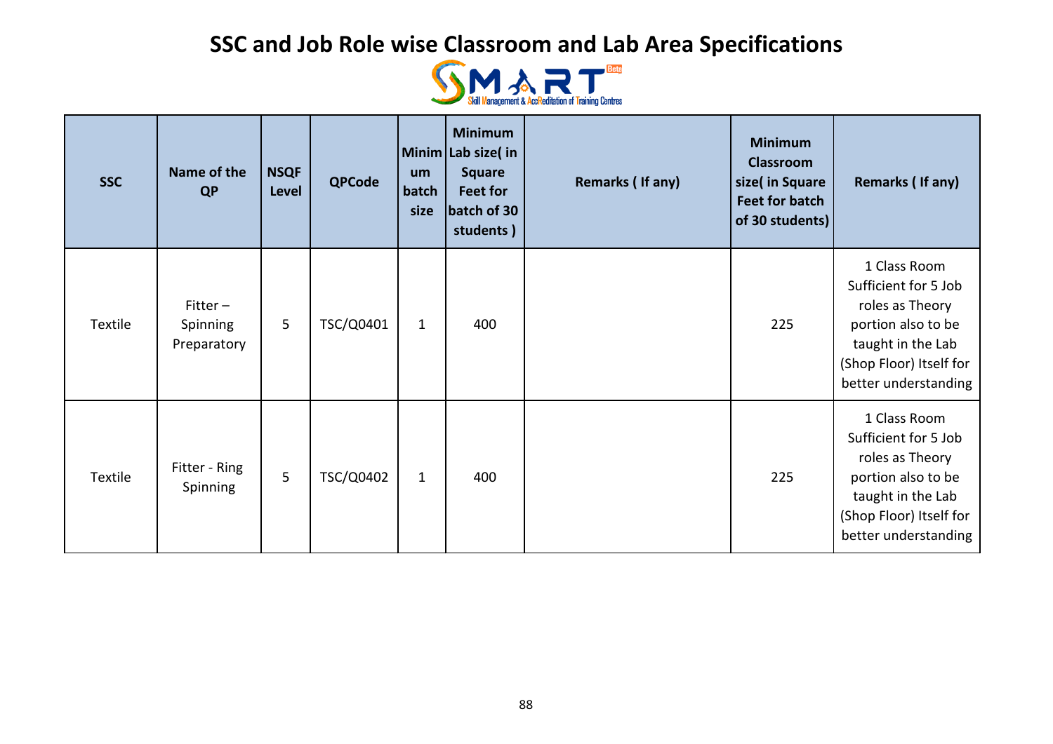# SSC and Job Role wise Classroom and Lab Area Specifications

| SSC | Name of the QP | NSQF Level | QPCode | Minimum batch size | Minimum Lab size( in Square Feet for batch of 30 students ) | Remarks ( If any) | Minimum Classroom size( in Square Feet for batch of 30 students) | Remarks ( If any) |
|---|---|---|---|---|---|---|---|---|
| Textile | Fitter – Spinning Preparatory | 5 | TSC/Q0401 | 1 | 400 | | 225 | 1 Class Room Sufficient for 5 Job roles as Theory portion also to be taught in the Lab (Shop Floor) Itself for better understanding |
| Textile | Fitter - Ring Spinning | 5 | TSC/Q0402 | 1 | 400 | | 225 | 1 Class Room Sufficient for 5 Job roles as Theory portion also to be taught in the Lab (Shop Floor) Itself for better understanding |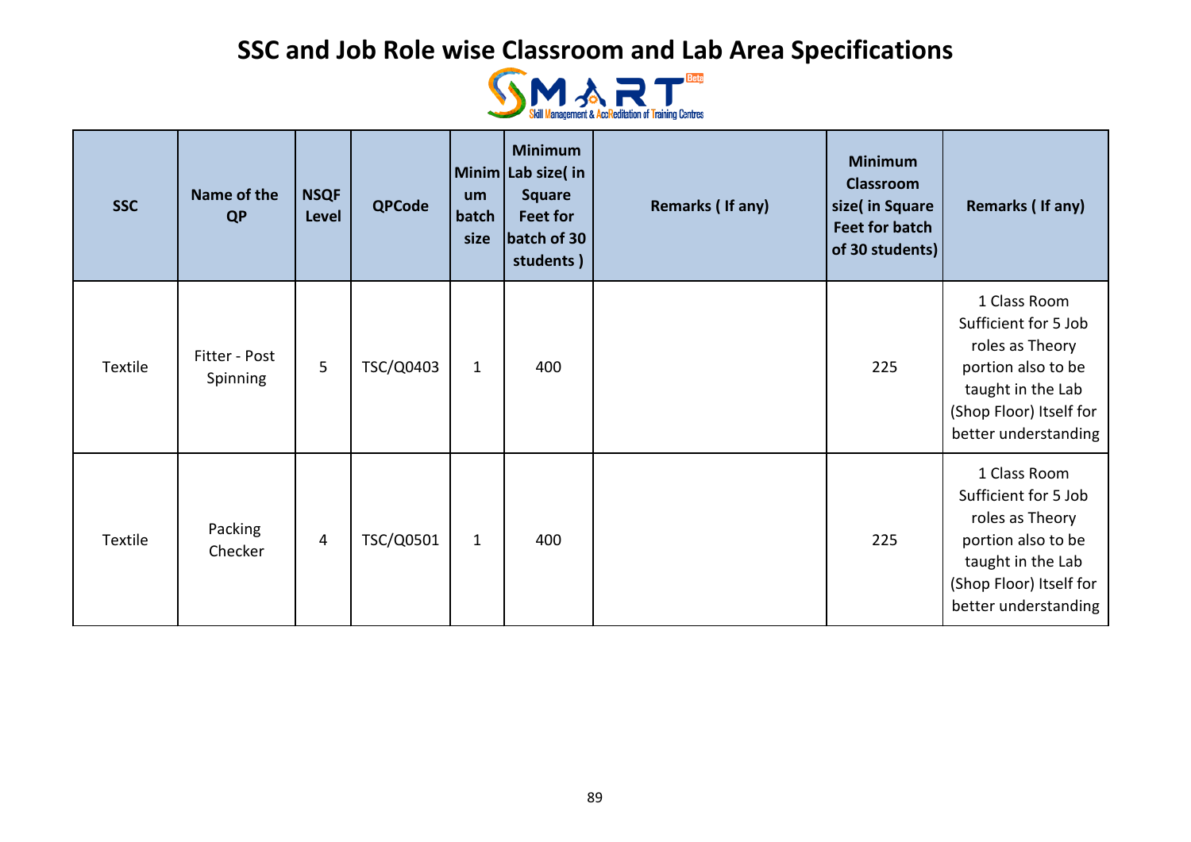# SSC and Job Role wise Classroom and Lab Area Specifications

SMART Beta — Skill Management & AccReditation of Training Centres

| SSC | Name of the QP | NSQF Level | QPCode | Minimum batch size | Minimum Lab size( in Square Feet for batch of 30 students ) | Remarks ( If any) | Minimum Classroom size( in Square Feet for batch of 30 students) | Remarks ( If any) |
|---|---|---|---|---|---|---|---|---|
| Textile | Fitter - Post Spinning | 5 | TSC/Q0403 | 1 | 400 | | 225 | 1 Class Room Sufficient for 5 Job roles as Theory portion also to be taught in the Lab (Shop Floor) Itself for better understanding |
| Textile | Packing Checker | 4 | TSC/Q0501 | 1 | 400 | | 225 | 1 Class Room Sufficient for 5 Job roles as Theory portion also to be taught in the Lab (Shop Floor) Itself for better understanding |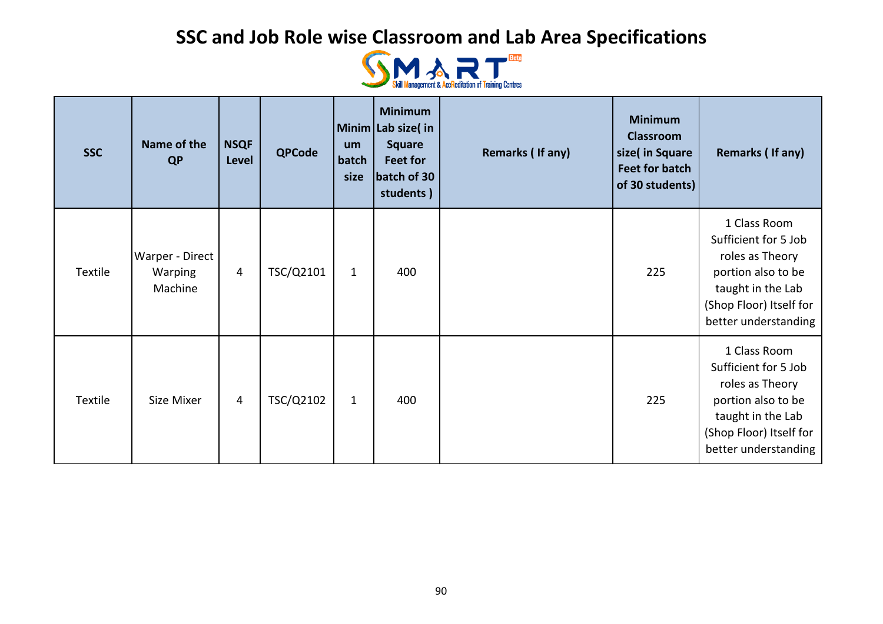# SSC and Job Role wise Classroom and Lab Area Specifications

SMART Beta
Skill Management & AccReditation of Training Centres

| SSC | Name of the QP | NSQF Level | QPCode | Minimum batch size | Minimum Lab size( in Square Feet for batch of 30 students ) | Remarks ( If any) | Minimum Classroom size( in Square Feet for batch of 30 students) | Remarks ( If any) |
|---|---|---|---|---|---|---|---|---|
| Textile | Warper - Direct Warping Machine | 4 | TSC/Q2101 | 1 | 400 | | 225 | 1 Class Room Sufficient for 5 Job roles as Theory portion also to be taught in the Lab (Shop Floor) Itself for better understanding |
| Textile | Size Mixer | 4 | TSC/Q2102 | 1 | 400 | | 225 | 1 Class Room Sufficient for 5 Job roles as Theory portion also to be taught in the Lab (Shop Floor) Itself for better understanding |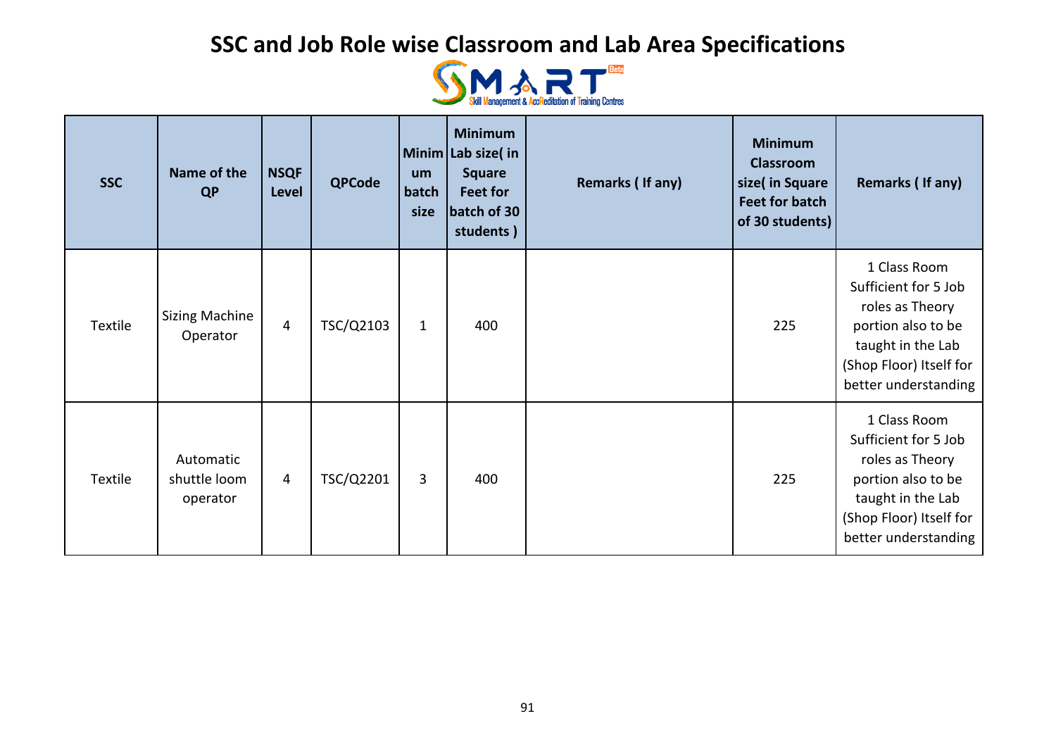# SSC and Job Role wise Classroom and Lab Area Specifications

SMART Beta — Skill Management & AccReditation of Training Centres

| SSC | Name of the QP | NSQF Level | QPCode | Minimum batch size | Minimum Lab size( in Square Feet for batch of 30 students ) | Remarks ( If any) | Minimum Classroom size( in Square Feet for batch of 30 students) | Remarks ( If any) |
|---|---|---|---|---|---|---|---|---|
| Textile | Sizing Machine Operator | 4 | TSC/Q2103 | 1 | 400 | | 225 | 1 Class Room Sufficient for 5 Job roles as Theory portion also to be taught in the Lab (Shop Floor) Itself for better understanding |
| Textile | Automatic shuttle loom operator | 4 | TSC/Q2201 | 3 | 400 | | 225 | 1 Class Room Sufficient for 5 Job roles as Theory portion also to be taught in the Lab (Shop Floor) Itself for better understanding |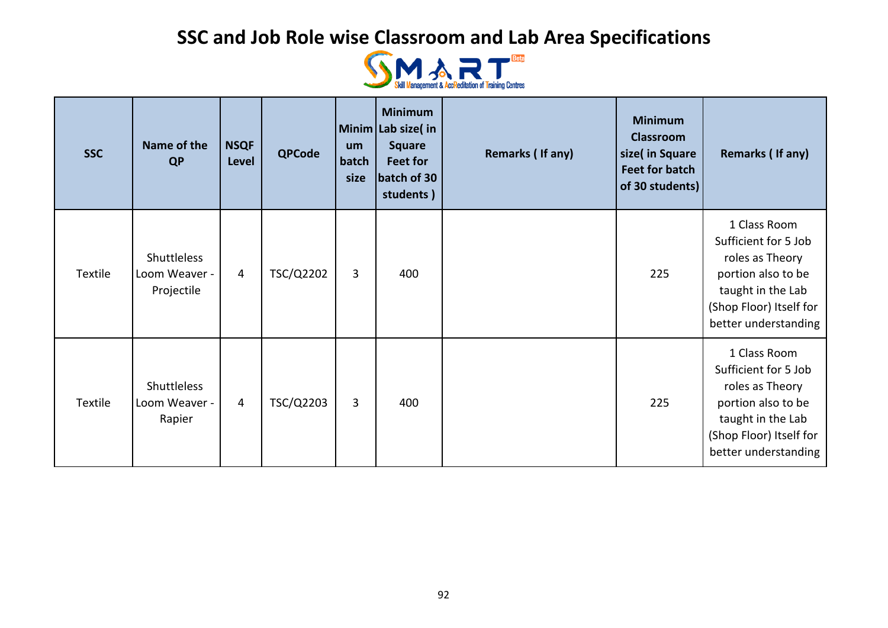# SSC and Job Role wise Classroom and Lab Area Specifications

| SSC | Name of the QP | NSQF Level | QPCode | Minimum batch size | Minimum Lab size( in Square Feet for batch of 30 students ) | Remarks ( If any) | Minimum Classroom size( in Square Feet for batch of 30 students) | Remarks ( If any) |
|---|---|---|---|---|---|---|---|---|
| Textile | Shuttleless Loom Weaver - Projectile | 4 | TSC/Q2202 | 3 | 400 | | 225 | 1 Class Room Sufficient for 5 Job roles as Theory portion also to be taught in the Lab (Shop Floor) Itself for better understanding |
| Textile | Shuttleless Loom Weaver - Rapier | 4 | TSC/Q2203 | 3 | 400 | | 225 | 1 Class Room Sufficient for 5 Job roles as Theory portion also to be taught in the Lab (Shop Floor) Itself for better understanding |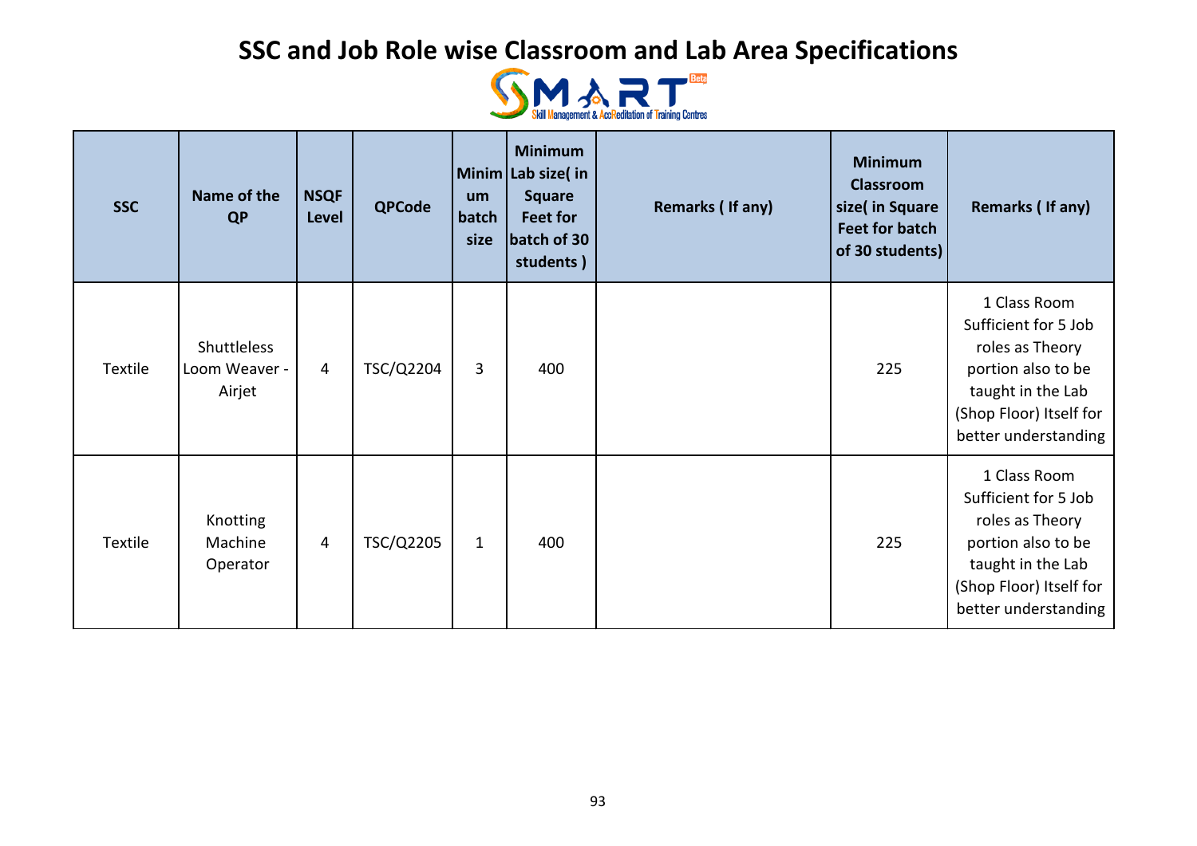# SSC and Job Role wise Classroom and Lab Area Specifications

| SSC | Name of the QP | NSQF Level | QPCode | Minimum batch size | Minimum Lab size( in Square Feet for batch of 30 students ) | Remarks ( If any) | Minimum Classroom size( in Square Feet for batch of 30 students) | Remarks ( If any) |
|---|---|---|---|---|---|---|---|---|
| Textile | Shuttleless Loom Weaver - Airjet | 4 | TSC/Q2204 | 3 | 400 | | 225 | 1 Class Room Sufficient for 5 Job roles as Theory portion also to be taught in the Lab (Shop Floor) Itself for better understanding |
| Textile | Knotting Machine Operator | 4 | TSC/Q2205 | 1 | 400 | | 225 | 1 Class Room Sufficient for 5 Job roles as Theory portion also to be taught in the Lab (Shop Floor) Itself for better understanding |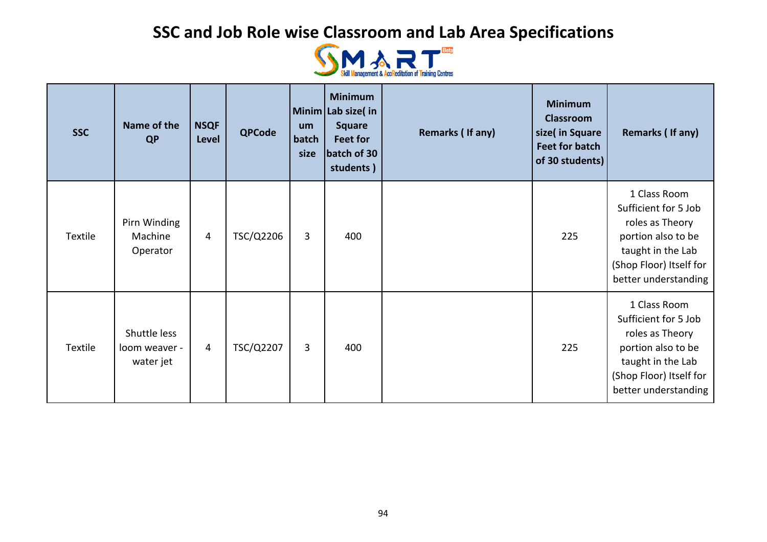# SSC and Job Role wise Classroom and Lab Area Specifications

| SSC | Name of the QP | NSQF Level | QPCode | Minimum batch size | Minimum Lab size( in Square Feet for batch of 30 students ) | Remarks ( If any) | Minimum Classroom size( in Square Feet for batch of 30 students) | Remarks ( If any) |
|---|---|---|---|---|---|---|---|---|
| Textile | Pirn Winding Machine Operator | 4 | TSC/Q2206 | 3 | 400 | | 225 | 1 Class Room Sufficient for 5 Job roles as Theory portion also to be taught in the Lab (Shop Floor) Itself for better understanding |
| Textile | Shuttle less loom weaver - water jet | 4 | TSC/Q2207 | 3 | 400 | | 225 | 1 Class Room Sufficient for 5 Job roles as Theory portion also to be taught in the Lab (Shop Floor) Itself for better understanding |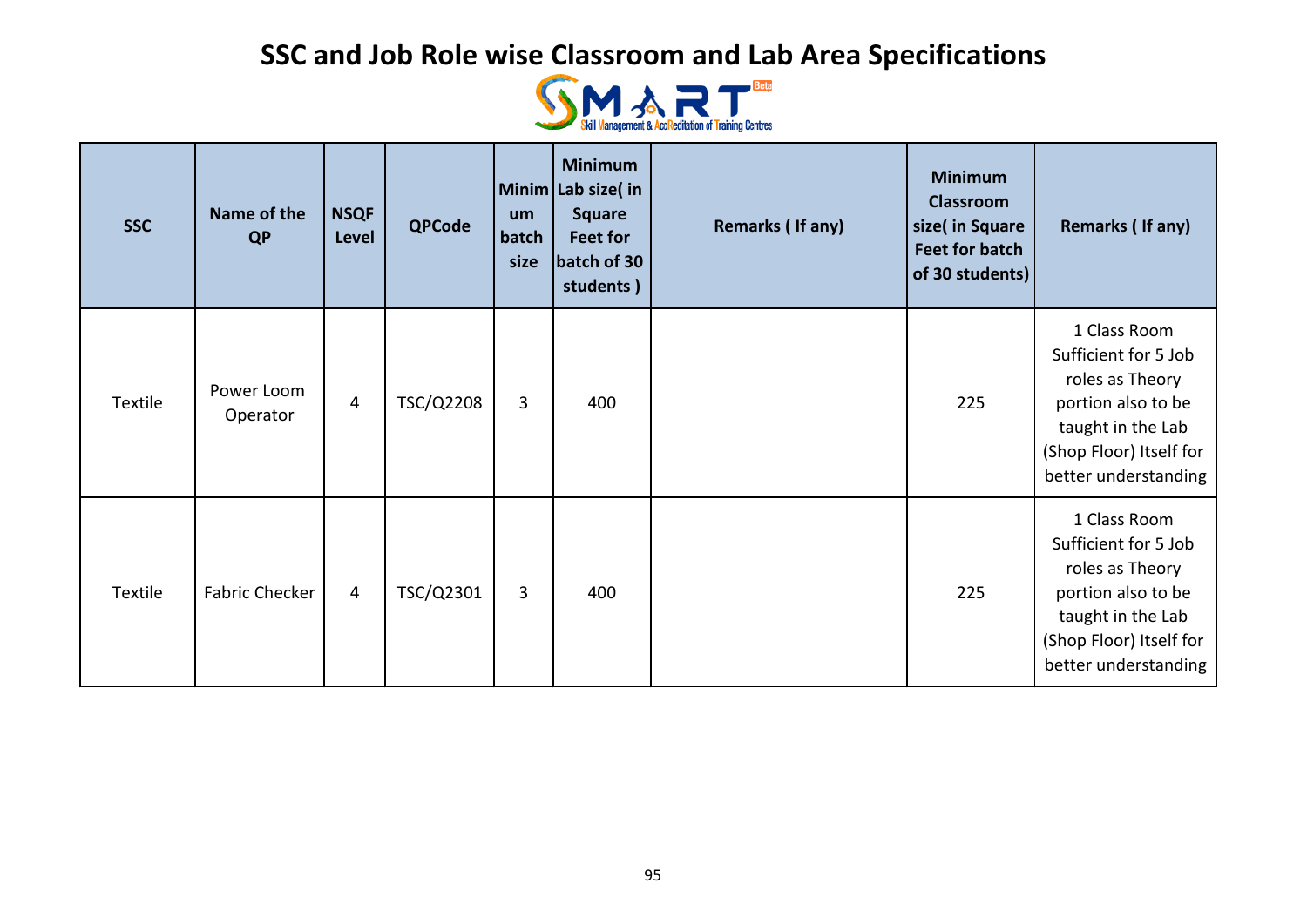# SSC and Job Role wise Classroom and Lab Area Specifications

| SSC | Name of the QP | NSQF Level | QPCode | Minimum batch size | Minimum Lab size( in Square Feet for batch of 30 students ) | Remarks ( If any) | Minimum Classroom size( in Square Feet for batch of 30 students) | Remarks ( If any) |
|---|---|---|---|---|---|---|---|---|
| Textile | Power Loom Operator | 4 | TSC/Q2208 | 3 | 400 | | 225 | 1 Class Room Sufficient for 5 Job roles as Theory portion also to be taught in the Lab (Shop Floor) Itself for better understanding |
| Textile | Fabric Checker | 4 | TSC/Q2301 | 3 | 400 | | 225 | 1 Class Room Sufficient for 5 Job roles as Theory portion also to be taught in the Lab (Shop Floor) Itself for better understanding |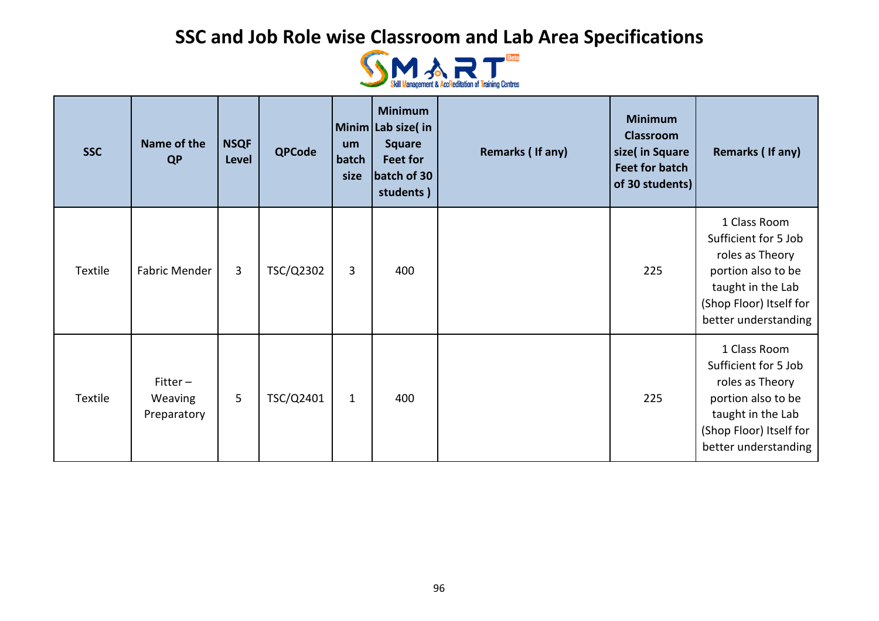# SSC and Job Role wise Classroom and Lab Area Specifications

| SSC | Name of the QP | NSQF Level | QPCode | Minimum batch size | Minimum Lab size( in Square Feet for batch of 30 students ) | Remarks ( If any) | Minimum Classroom size( in Square Feet for batch of 30 students) | Remarks ( If any) |
|---|---|---|---|---|---|---|---|---|
| Textile | Fabric Mender | 3 | TSC/Q2302 | 3 | 400 | | 225 | 1 Class Room Sufficient for 5 Job roles as Theory portion also to be taught in the Lab (Shop Floor) Itself for better understanding |
| Textile | Fitter – Weaving Preparatory | 5 | TSC/Q2401 | 1 | 400 | | 225 | 1 Class Room Sufficient for 5 Job roles as Theory portion also to be taught in the Lab (Shop Floor) Itself for better understanding |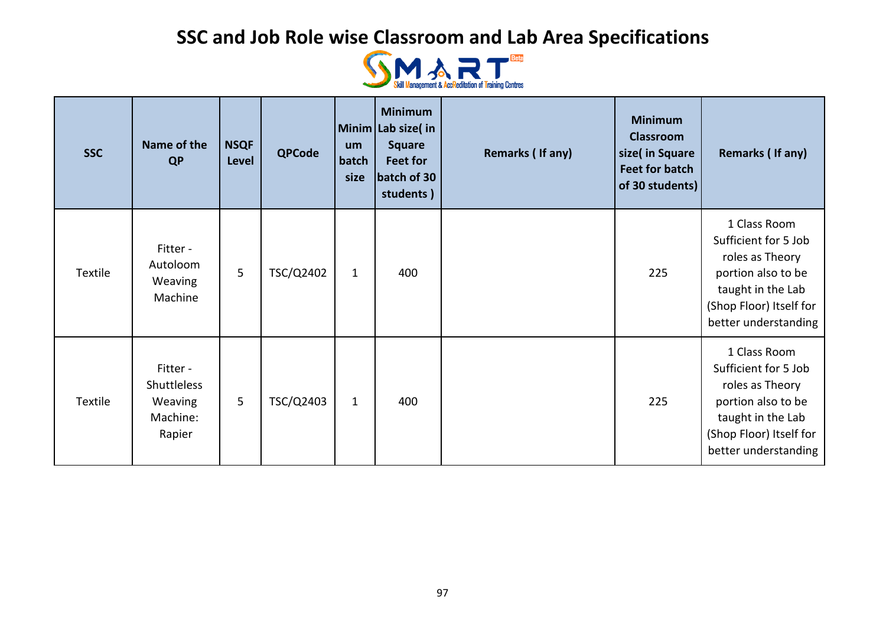# SSC and Job Role wise Classroom and Lab Area Specifications

| SSC | Name of the QP | NSQF Level | QPCode | Minimum batch size | Minimum Lab size( in Square Feet for batch of 30 students ) | Remarks ( If any) | Minimum Classroom size( in Square Feet for batch of 30 students) | Remarks ( If any) |
|---|---|---|---|---|---|---|---|---|
| Textile | Fitter - Autoloom Weaving Machine | 5 | TSC/Q2402 | 1 | 400 | | 225 | 1 Class Room Sufficient for 5 Job roles as Theory portion also to be taught in the Lab (Shop Floor) Itself for better understanding |
| Textile | Fitter - Shuttleless Weaving Machine: Rapier | 5 | TSC/Q2403 | 1 | 400 | | 225 | 1 Class Room Sufficient for 5 Job roles as Theory portion also to be taught in the Lab (Shop Floor) Itself for better understanding |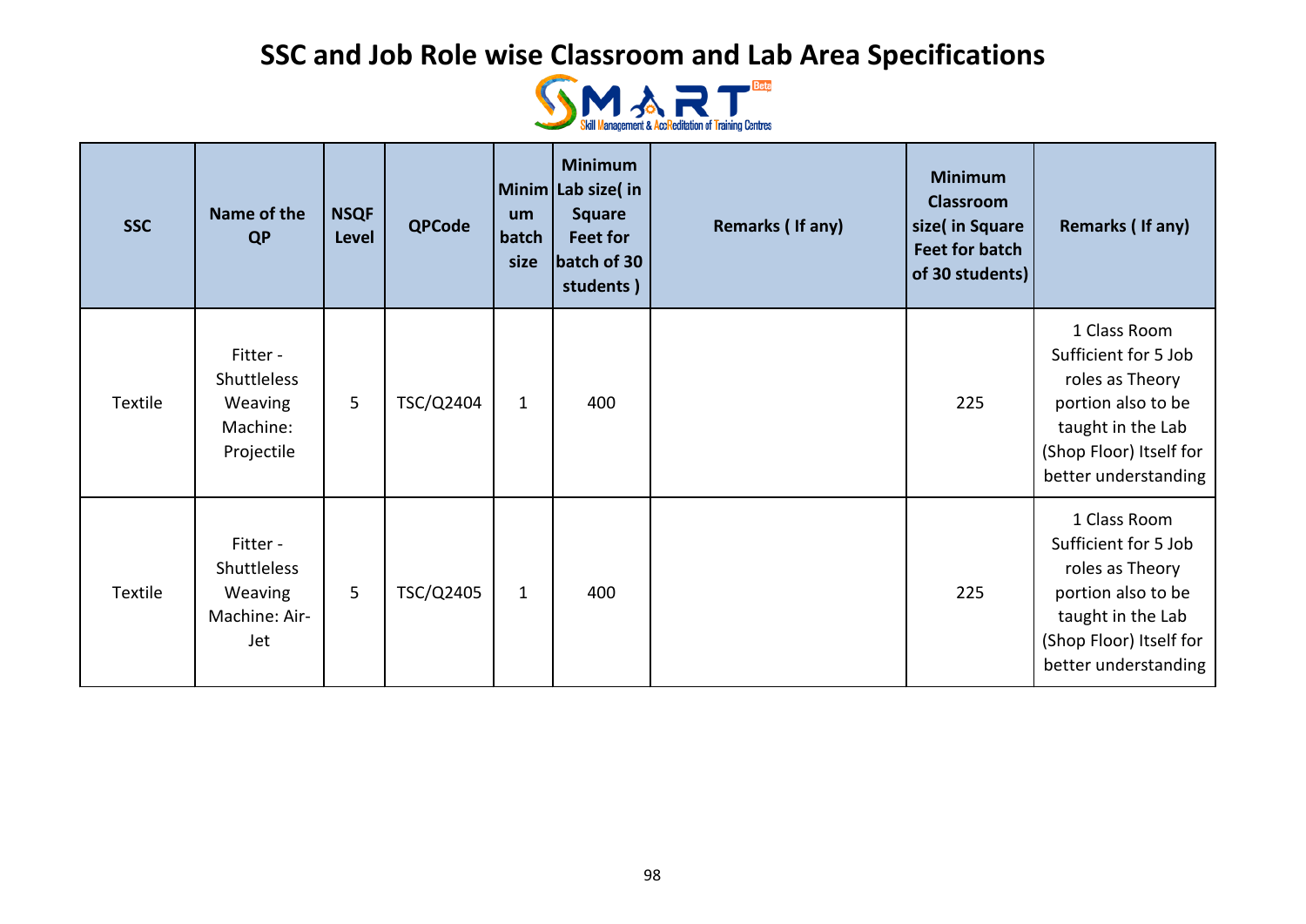# SSC and Job Role wise Classroom and Lab Area Specifications

SMART — Skill Management & AccReditation of Training Centres

| SSC | Name of the QP | NSQF Level | QPCode | Minimum batch size | Minimum Lab size( in Square Feet for batch of 30 students ) | Remarks ( If any) | Minimum Classroom size( in Square Feet for batch of 30 students) | Remarks ( If any) |
|---|---|---|---|---|---|---|---|---|
| Textile | Fitter - Shuttleless Weaving Machine: Projectile | 5 | TSC/Q2404 | 1 | 400 | | 225 | 1 Class Room Sufficient for 5 Job roles as Theory portion also to be taught in the Lab (Shop Floor) Itself for better understanding |
| Textile | Fitter - Shuttleless Weaving Machine: Air-Jet | 5 | TSC/Q2405 | 1 | 400 | | 225 | 1 Class Room Sufficient for 5 Job roles as Theory portion also to be taught in the Lab (Shop Floor) Itself for better understanding |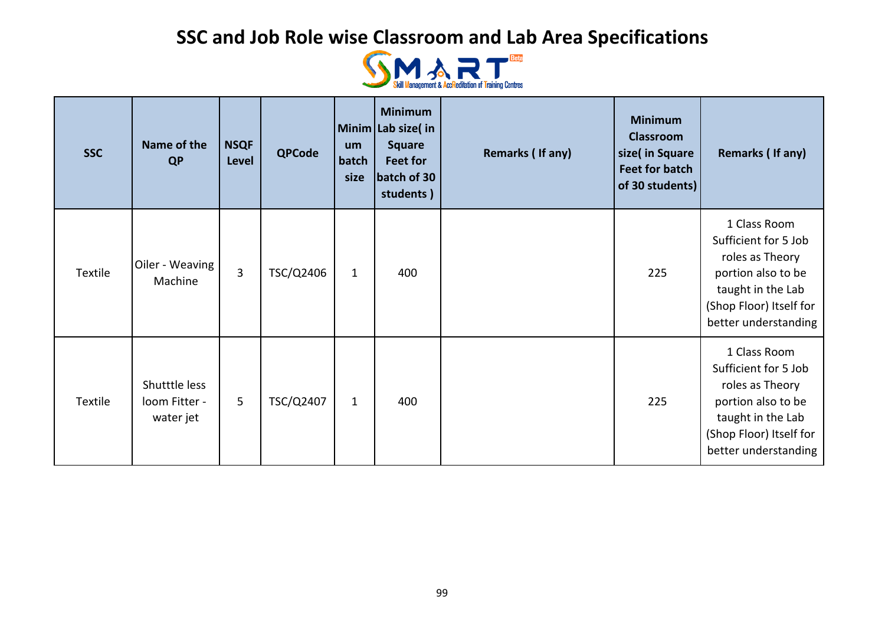# SSC and Job Role wise Classroom and Lab Area Specifications

| SSC | Name of the QP | NSQF Level | QPCode | Minimum batch size | Minimum Lab size( in Square Feet for batch of 30 students ) | Remarks ( If any) | Minimum Classroom size( in Square Feet for batch of 30 students) | Remarks ( If any) |
|---|---|---|---|---|---|---|---|---|
| Textile | Oiler - Weaving Machine | 3 | TSC/Q2406 | 1 | 400 | | 225 | 1 Class Room Sufficient for 5 Job roles as Theory portion also to be taught in the Lab (Shop Floor) Itself for better understanding |
| Textile | Shutttle less loom Fitter - water jet | 5 | TSC/Q2407 | 1 | 400 | | 225 | 1 Class Room Sufficient for 5 Job roles as Theory portion also to be taught in the Lab (Shop Floor) Itself for better understanding |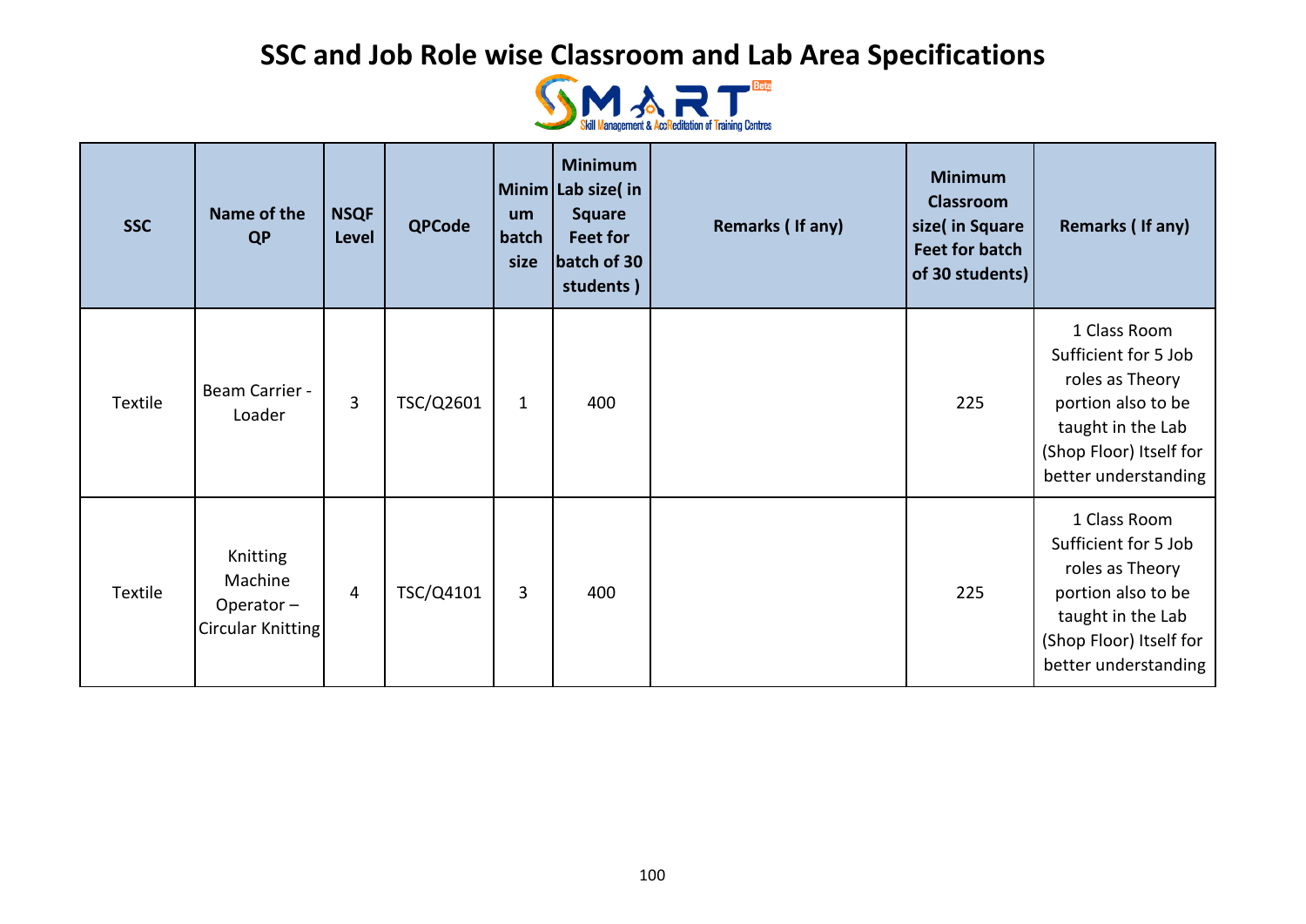# SSC and Job Role wise Classroom and Lab Area Specifications

| SSC | Name of the QP | NSQF Level | QPCode | Minimum batch size | Minimum Lab size( in Square Feet for batch of 30 students ) | Remarks ( If any) | Minimum Classroom size( in Square Feet for batch of 30 students) | Remarks ( If any) |
|---|---|---|---|---|---|---|---|---|
| Textile | Beam Carrier - Loader | 3 | TSC/Q2601 | 1 | 400 | | 225 | 1 Class Room Sufficient for 5 Job roles as Theory portion also to be taught in the Lab (Shop Floor) Itself for better understanding |
| Textile | Knitting Machine Operator – Circular Knitting | 4 | TSC/Q4101 | 3 | 400 | | 225 | 1 Class Room Sufficient for 5 Job roles as Theory portion also to be taught in the Lab (Shop Floor) Itself for better understanding |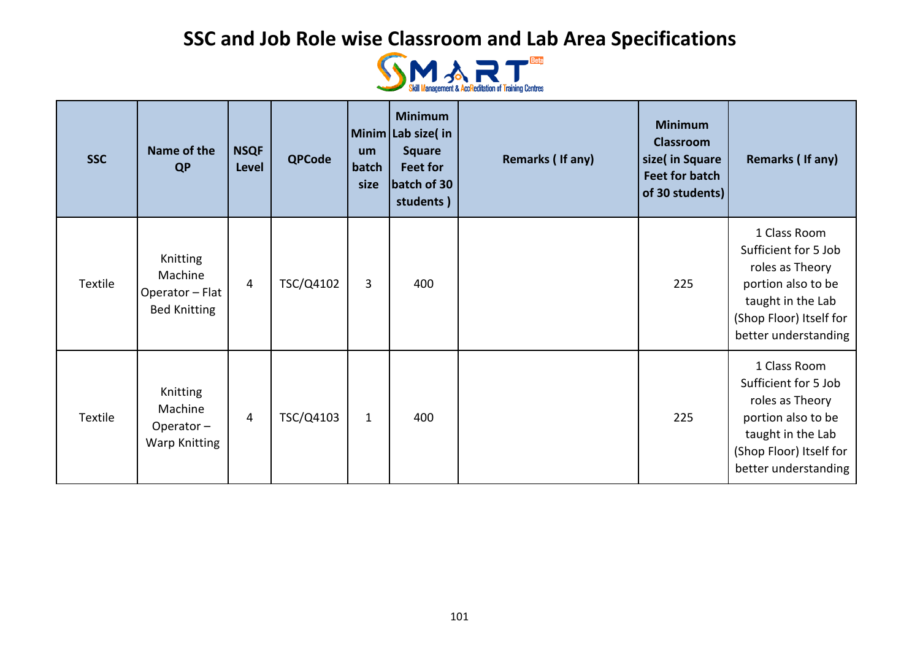# SSC and Job Role wise Classroom and Lab Area Specifications

| SSC | Name of the QP | NSQF Level | QPCode | Minimum batch size | Minimum Lab size( in Square Feet for batch of 30 students ) | Remarks ( If any) | Minimum Classroom size( in Square Feet for batch of 30 students) | Remarks ( If any) |
|---|---|---|---|---|---|---|---|---|
| Textile | Knitting Machine Operator – Flat Bed Knitting | 4 | TSC/Q4102 | 3 | 400 | | 225 | 1 Class Room Sufficient for 5 Job roles as Theory portion also to be taught in the Lab (Shop Floor) Itself for better understanding |
| Textile | Knitting Machine Operator – Warp Knitting | 4 | TSC/Q4103 | 1 | 400 | | 225 | 1 Class Room Sufficient for 5 Job roles as Theory portion also to be taught in the Lab (Shop Floor) Itself for better understanding |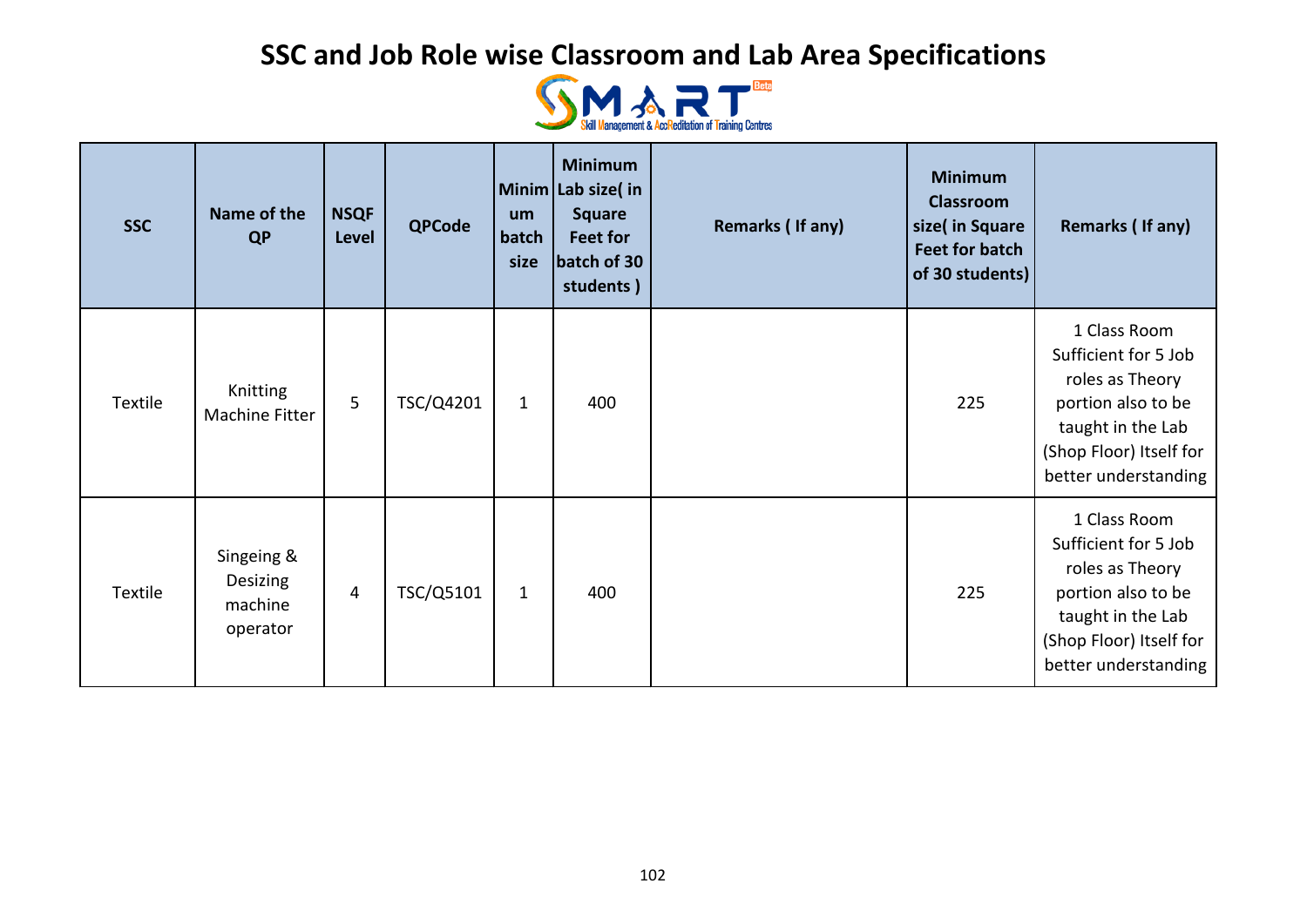# SSC and Job Role wise Classroom and Lab Area Specifications

SMART – Skill Management & AccReditation of Training Centres

| SSC | Name of the QP | NSQF Level | QPCode | Minimum batch size | Minimum Lab size( in Square Feet for batch of 30 students ) | Remarks ( If any) | Minimum Classroom size( in Square Feet for batch of 30 students) | Remarks ( If any) |
|---|---|---|---|---|---|---|---|---|
| Textile | Knitting Machine Fitter | 5 | TSC/Q4201 | 1 | 400 | | 225 | 1 Class Room Sufficient for 5 Job roles as Theory portion also to be taught in the Lab (Shop Floor) Itself for better understanding |
| Textile | Singeing & Desizing machine operator | 4 | TSC/Q5101 | 1 | 400 | | 225 | 1 Class Room Sufficient for 5 Job roles as Theory portion also to be taught in the Lab (Shop Floor) Itself for better understanding |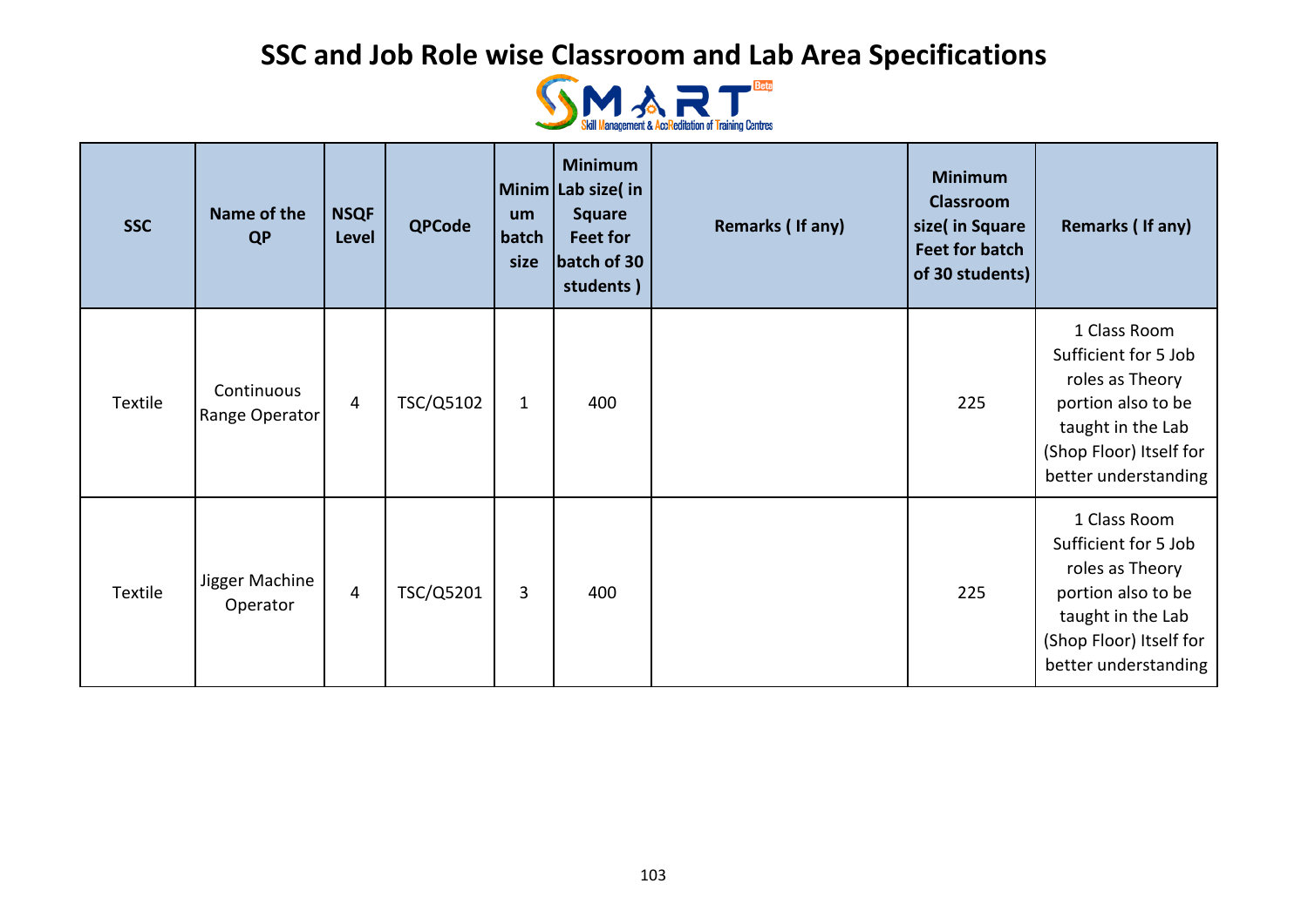# SSC and Job Role wise Classroom and Lab Area Specifications

| SSC | Name of the QP | NSQF Level | QPCode | Minimum batch size | Minimum Lab size( in Square Feet for batch of 30 students ) | Remarks ( If any) | Minimum Classroom size( in Square Feet for batch of 30 students) | Remarks ( If any) |
|---|---|---|---|---|---|---|---|---|
| Textile | Continuous Range Operator | 4 | TSC/Q5102 | 1 | 400 | | 225 | 1 Class Room Sufficient for 5 Job roles as Theory portion also to be taught in the Lab (Shop Floor) Itself for better understanding |
| Textile | Jigger Machine Operator | 4 | TSC/Q5201 | 3 | 400 | | 225 | 1 Class Room Sufficient for 5 Job roles as Theory portion also to be taught in the Lab (Shop Floor) Itself for better understanding |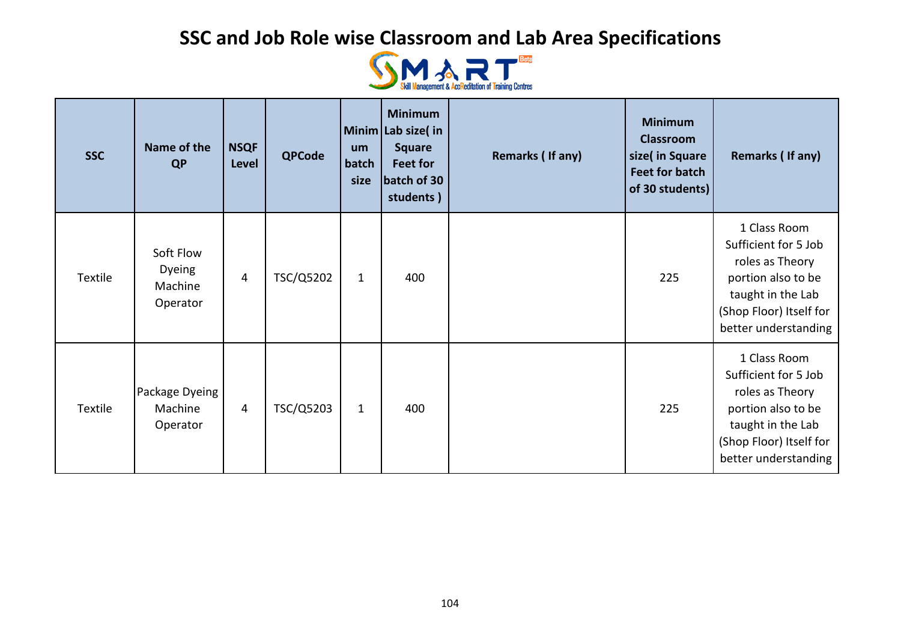# SSC and Job Role wise Classroom and Lab Area Specifications

SMART — Skill Management & AccReditation of Training Centres

| SSC | Name of the QP | NSQF Level | QPCode | Minimum batch size | Minimum Lab size( in Square Feet for batch of 30 students ) | Remarks ( If any) | Minimum Classroom size( in Square Feet for batch of 30 students) | Remarks ( If any) |
|---|---|---|---|---|---|---|---|---|
| Textile | Soft Flow Dyeing Machine Operator | 4 | TSC/Q5202 | 1 | 400 | | 225 | 1 Class Room Sufficient for 5 Job roles as Theory portion also to be taught in the Lab (Shop Floor) Itself for better understanding |
| Textile | Package Dyeing Machine Operator | 4 | TSC/Q5203 | 1 | 400 | | 225 | 1 Class Room Sufficient for 5 Job roles as Theory portion also to be taught in the Lab (Shop Floor) Itself for better understanding |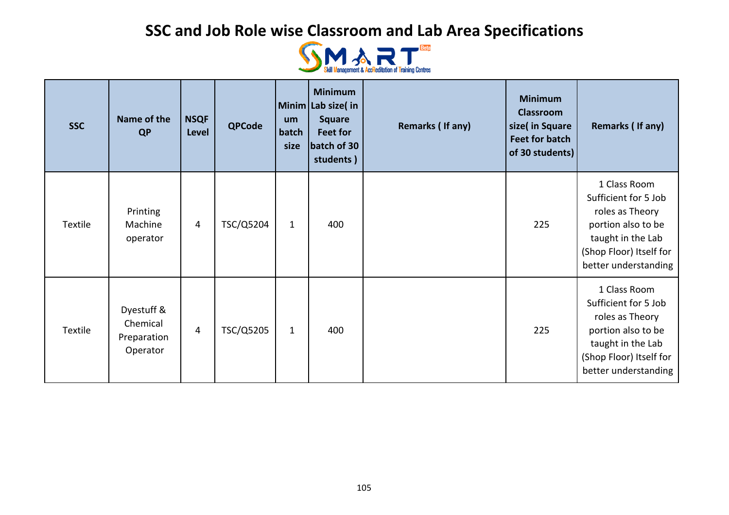# SSC and Job Role wise Classroom and Lab Area Specifications

| SSC | Name of the QP | NSQF Level | QPCode | Minimum batch size | Minimum Lab size( in Square Feet for batch of 30 students ) | Remarks ( If any) | Minimum Classroom size( in Square Feet for batch of 30 students) | Remarks ( If any) |
|---|---|---|---|---|---|---|---|---|
| Textile | Printing Machine operator | 4 | TSC/Q5204 | 1 | 400 | | 225 | 1 Class Room Sufficient for 5 Job roles as Theory portion also to be taught in the Lab (Shop Floor) Itself for better understanding |
| Textile | Dyestuff & Chemical Preparation Operator | 4 | TSC/Q5205 | 1 | 400 | | 225 | 1 Class Room Sufficient for 5 Job roles as Theory portion also to be taught in the Lab (Shop Floor) Itself for better understanding |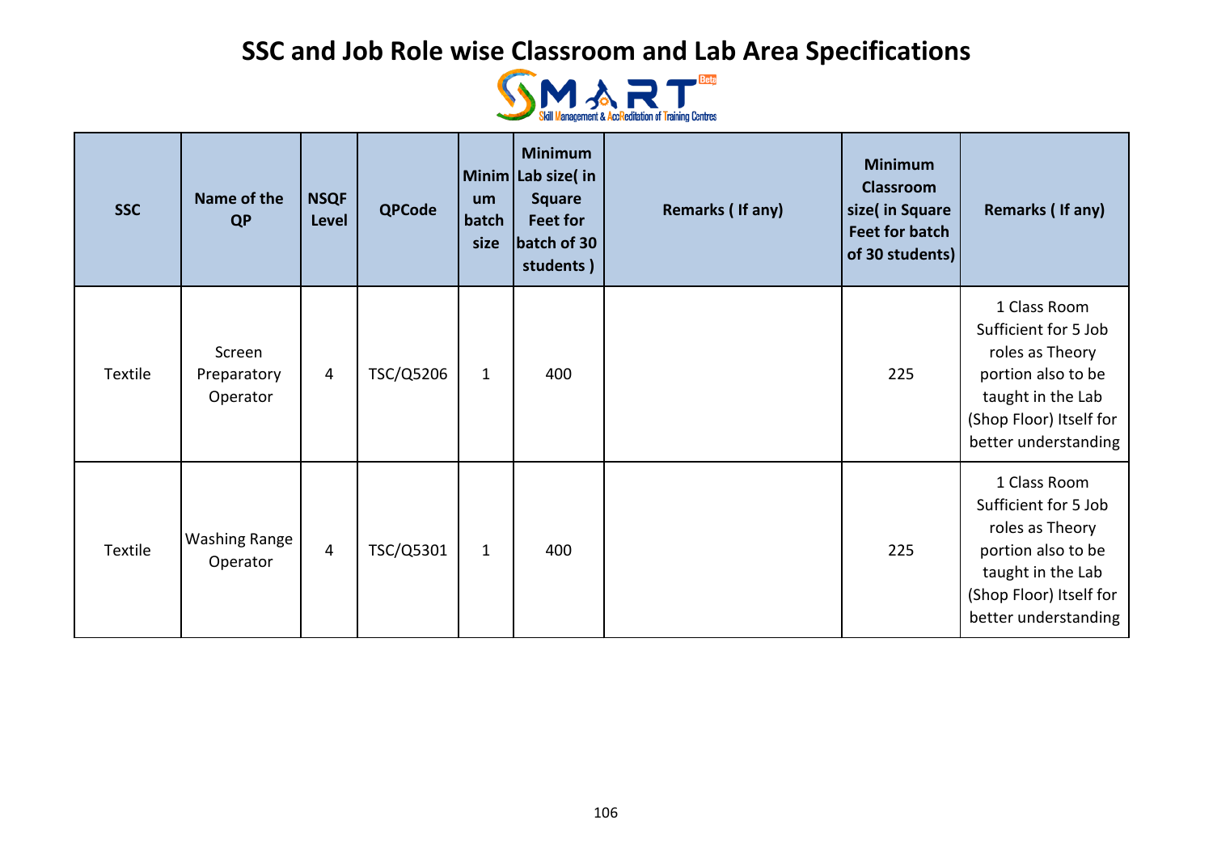# SSC and Job Role wise Classroom and Lab Area Specifications

SMART - Skill Management & AccReditation of Training Centres

| SSC | Name of the QP | NSQF Level | QPCode | Minimum batch size | Minimum Lab size( in Square Feet for batch of 30 students ) | Remarks ( If any) | Minimum Classroom size( in Square Feet for batch of 30 students) | Remarks ( If any) |
|---|---|---|---|---|---|---|---|---|
| Textile | Screen Preparatory Operator | 4 | TSC/Q5206 | 1 | 400 | | 225 | 1 Class Room Sufficient for 5 Job roles as Theory portion also to be taught in the Lab (Shop Floor) Itself for better understanding |
| Textile | Washing Range Operator | 4 | TSC/Q5301 | 1 | 400 | | 225 | 1 Class Room Sufficient for 5 Job roles as Theory portion also to be taught in the Lab (Shop Floor) Itself for better understanding |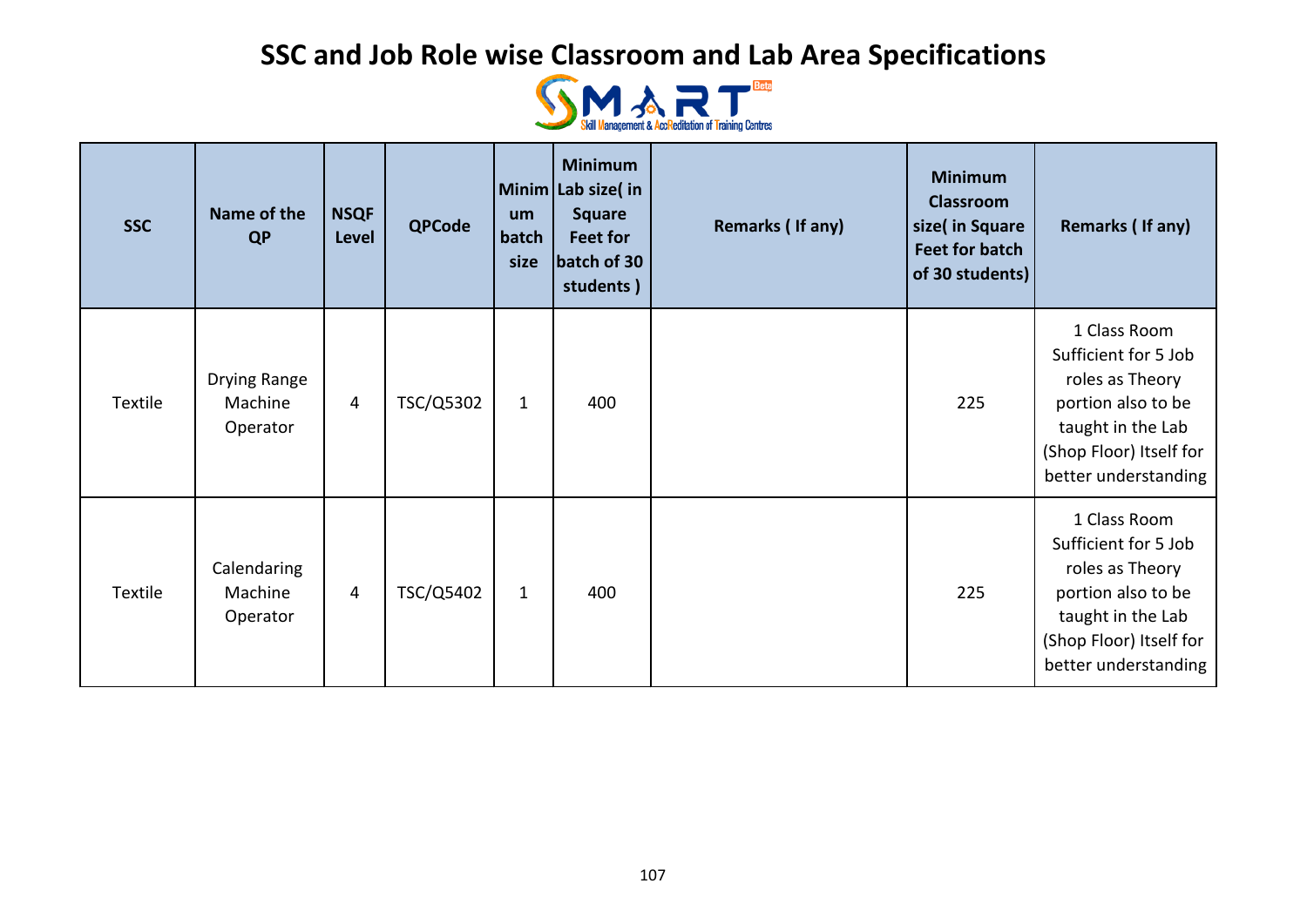# SSC and Job Role wise Classroom and Lab Area Specifications

| SSC | Name of the QP | NSQF Level | QPCode | Minimum batch size | Minimum Lab size( in Square Feet for batch of 30 students ) | Remarks ( If any) | Minimum Classroom size( in Square Feet for batch of 30 students) | Remarks ( If any) |
|---|---|---|---|---|---|---|---|---|
| Textile | Drying Range Machine Operator | 4 | TSC/Q5302 | 1 | 400 | | 225 | 1 Class Room Sufficient for 5 Job roles as Theory portion also to be taught in the Lab (Shop Floor) Itself for better understanding |
| Textile | Calendaring Machine Operator | 4 | TSC/Q5402 | 1 | 400 | | 225 | 1 Class Room Sufficient for 5 Job roles as Theory portion also to be taught in the Lab (Shop Floor) Itself for better understanding |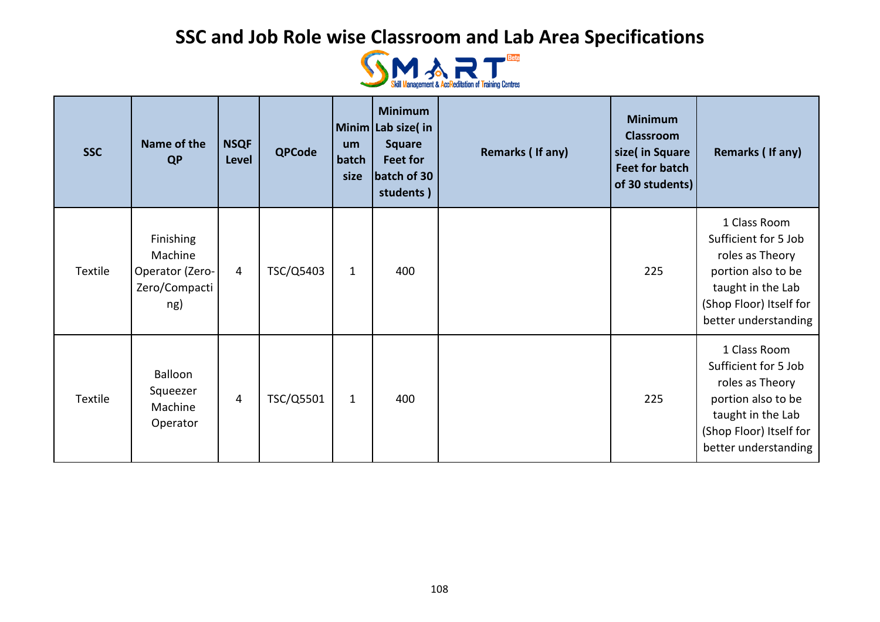# SSC and Job Role wise Classroom and Lab Area Specifications

| SSC | Name of the QP | NSQF Level | QPCode | Minimum batch size | Minimum Lab size( in Square Feet for batch of 30 students ) | Remarks ( If any) | Minimum Classroom size( in Square Feet for batch of 30 students) | Remarks ( If any) |
|---|---|---|---|---|---|---|---|---|
| Textile | Finishing Machine Operator (Zero-Zero/Compacting) | 4 | TSC/Q5403 | 1 | 400 | | 225 | 1 Class Room Sufficient for 5 Job roles as Theory portion also to be taught in the Lab (Shop Floor) Itself for better understanding |
| Textile | Balloon Squeezer Machine Operator | 4 | TSC/Q5501 | 1 | 400 | | 225 | 1 Class Room Sufficient for 5 Job roles as Theory portion also to be taught in the Lab (Shop Floor) Itself for better understanding |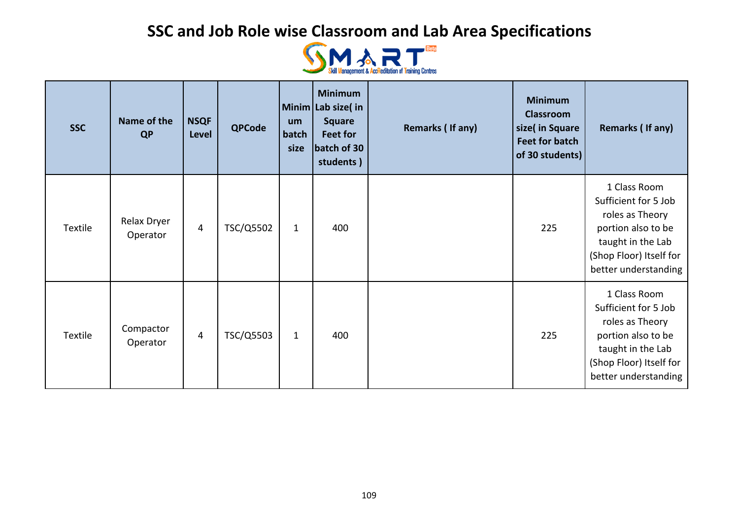# SSC and Job Role wise Classroom and Lab Area Specifications

| SSC | Name of the QP | NSQF Level | QPCode | Minimum batch size | Minimum Lab size( in Square Feet for batch of 30 students ) | Remarks ( If any) | Minimum Classroom size( in Square Feet for batch of 30 students) | Remarks ( If any) |
|---|---|---|---|---|---|---|---|---|
| Textile | Relax Dryer Operator | 4 | TSC/Q5502 | 1 | 400 | | 225 | 1 Class Room Sufficient for 5 Job roles as Theory portion also to be taught in the Lab (Shop Floor) Itself for better understanding |
| Textile | Compactor Operator | 4 | TSC/Q5503 | 1 | 400 | | 225 | 1 Class Room Sufficient for 5 Job roles as Theory portion also to be taught in the Lab (Shop Floor) Itself for better understanding |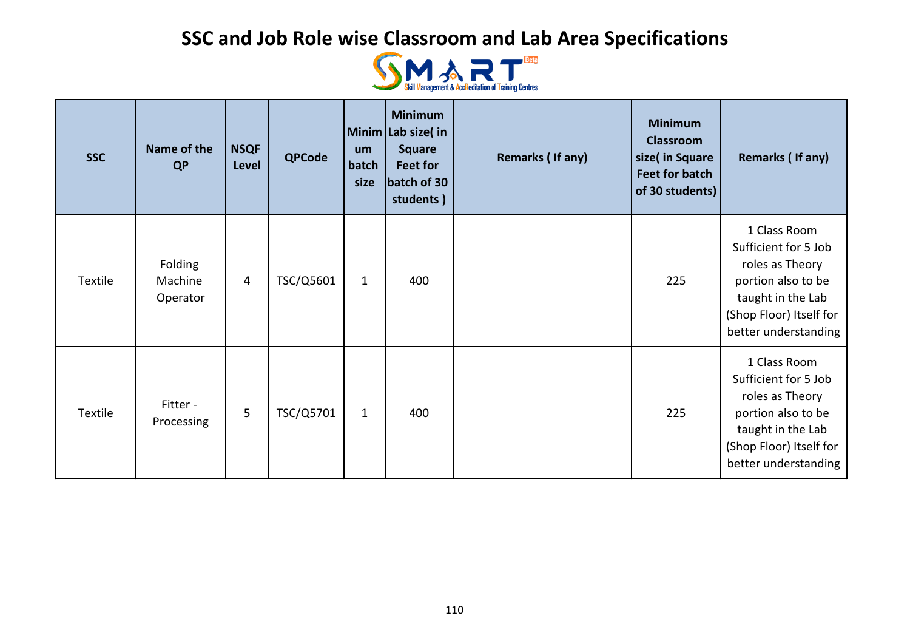# SSC and Job Role wise Classroom and Lab Area Specifications

| SSC | Name of the QP | NSQF Level | QPCode | Minimum batch size | Minimum Lab size( in Square Feet for batch of 30 students ) | Remarks ( If any) | Minimum Classroom size( in Square Feet for batch of 30 students) | Remarks ( If any) |
|---|---|---|---|---|---|---|---|---|
| Textile | Folding Machine Operator | 4 | TSC/Q5601 | 1 | 400 | | 225 | 1 Class Room Sufficient for 5 Job roles as Theory portion also to be taught in the Lab (Shop Floor) Itself for better understanding |
| Textile | Fitter - Processing | 5 | TSC/Q5701 | 1 | 400 | | 225 | 1 Class Room Sufficient for 5 Job roles as Theory portion also to be taught in the Lab (Shop Floor) Itself for better understanding |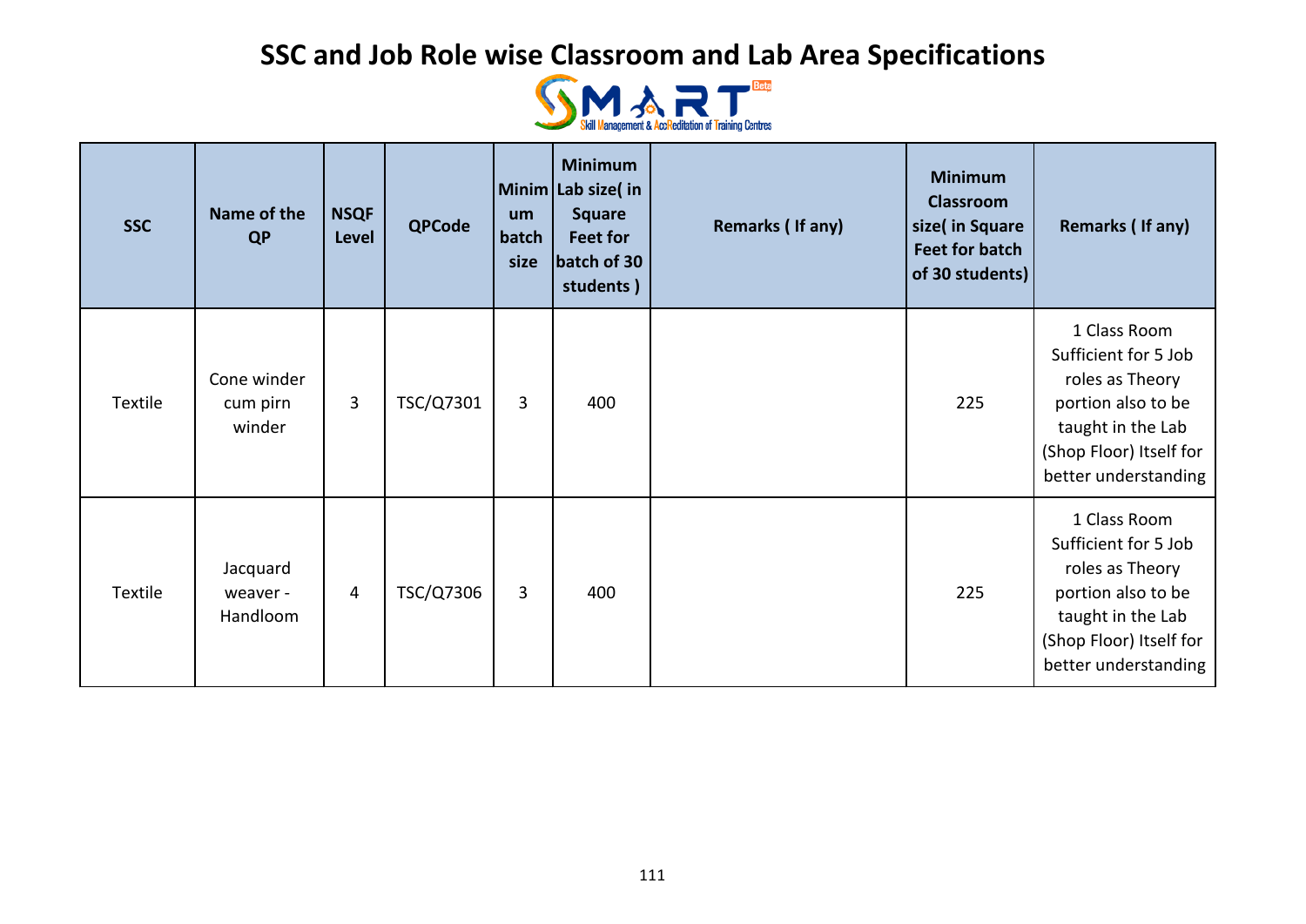# SSC and Job Role wise Classroom and Lab Area Specifications

| SSC | Name of the QP | NSQF Level | QPCode | Minimum batch size | Minimum Lab size( in Square Feet for batch of 30 students ) | Remarks ( If any) | Minimum Classroom size( in Square Feet for batch of 30 students) | Remarks ( If any) |
|---|---|---|---|---|---|---|---|---|
| Textile | Cone winder cum pirn winder | 3 | TSC/Q7301 | 3 | 400 | | 225 | 1 Class Room Sufficient for 5 Job roles as Theory portion also to be taught in the Lab (Shop Floor) Itself for better understanding |
| Textile | Jacquard weaver - Handloom | 4 | TSC/Q7306 | 3 | 400 | | 225 | 1 Class Room Sufficient for 5 Job roles as Theory portion also to be taught in the Lab (Shop Floor) Itself for better understanding |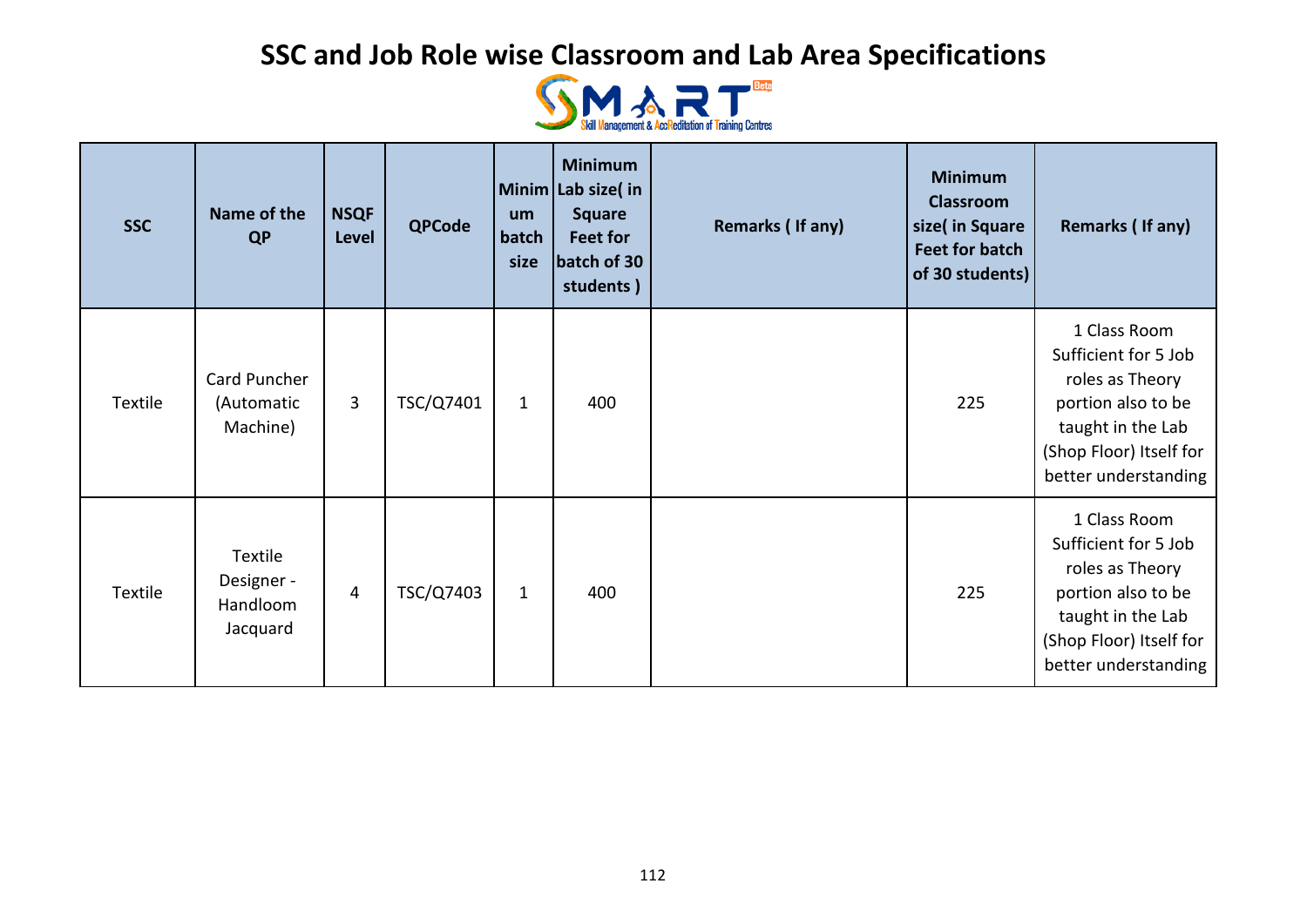# SSC and Job Role wise Classroom and Lab Area Specifications

| SSC | Name of the QP | NSQF Level | QPCode | Minimum batch size | Minimum Lab size( in Square Feet for batch of 30 students ) | Remarks ( If any) | Minimum Classroom size( in Square Feet for batch of 30 students) | Remarks ( If any) |
|---|---|---|---|---|---|---|---|---|
| Textile | Card Puncher (Automatic Machine) | 3 | TSC/Q7401 | 1 | 400 | | 225 | 1 Class Room Sufficient for 5 Job roles as Theory portion also to be taught in the Lab (Shop Floor) Itself for better understanding |
| Textile | Textile Designer - Handloom Jacquard | 4 | TSC/Q7403 | 1 | 400 | | 225 | 1 Class Room Sufficient for 5 Job roles as Theory portion also to be taught in the Lab (Shop Floor) Itself for better understanding |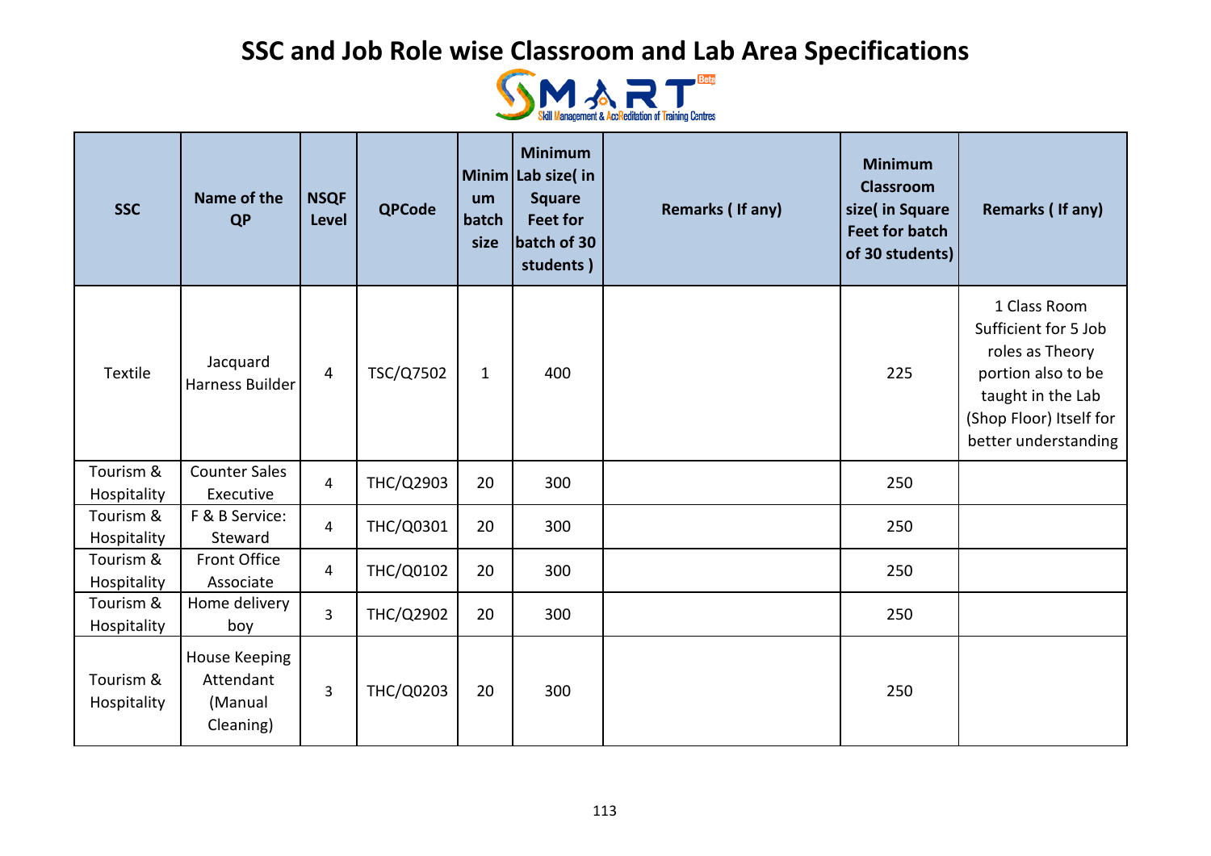# SSC and Job Role wise Classroom and Lab Area Specifications

SMART Beta
Skill Management & AccReditation of Training Centres

| SSC | Name of the QP | NSQF Level | QPCode | Minimum batch size | Minimum Lab size( in Square Feet for batch of 30 students ) | Remarks ( If any) | Minimum Classroom size( in Square Feet for batch of 30 students) | Remarks ( If any) |
|---|---|---|---|---|---|---|---|---|
| Textile | Jacquard Harness Builder | 4 | TSC/Q7502 | 1 | 400 | | 225 | 1 Class Room Sufficient for 5 Job roles as Theory portion also to be taught in the Lab (Shop Floor) Itself for better understanding |
| Tourism & Hospitality | Counter Sales Executive | 4 | THC/Q2903 | 20 | 300 | | 250 | |
| Tourism & Hospitality | F & B Service: Steward | 4 | THC/Q0301 | 20 | 300 | | 250 | |
| Tourism & Hospitality | Front Office Associate | 4 | THC/Q0102 | 20 | 300 | | 250 | |
| Tourism & Hospitality | Home delivery boy | 3 | THC/Q2902 | 20 | 300 | | 250 | |
| Tourism & Hospitality | House Keeping Attendant (Manual Cleaning) | 3 | THC/Q0203 | 20 | 300 | | 250 | |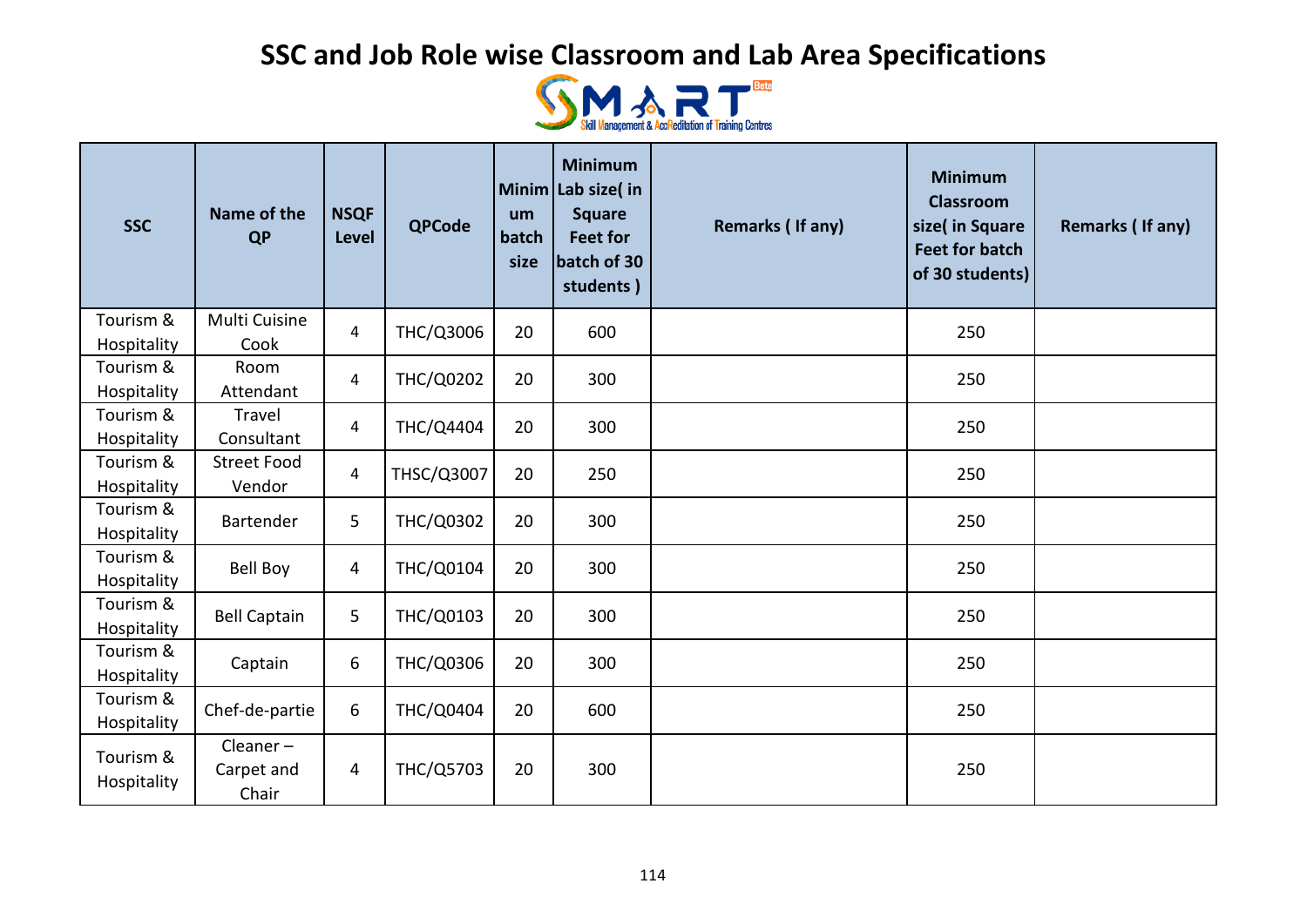# SSC and Job Role wise Classroom and Lab Area Specifications

| SSC | Name of the QP | NSQF Level | QPCode | Minimum batch size | Minimum Lab size( in Square Feet for batch of 30 students ) | Remarks ( If any) | Minimum Classroom size( in Square Feet for batch of 30 students) | Remarks ( If any) |
|---|---|---|---|---|---|---|---|---|
| Tourism & Hospitality | Multi Cuisine Cook | 4 | THC/Q3006 | 20 | 600 | | 250 | |
| Tourism & Hospitality | Room Attendant | 4 | THC/Q0202 | 20 | 300 | | 250 | |
| Tourism & Hospitality | Travel Consultant | 4 | THC/Q4404 | 20 | 300 | | 250 | |
| Tourism & Hospitality | Street Food Vendor | 4 | THSC/Q3007 | 20 | 250 | | 250 | |
| Tourism & Hospitality | Bartender | 5 | THC/Q0302 | 20 | 300 | | 250 | |
| Tourism & Hospitality | Bell Boy | 4 | THC/Q0104 | 20 | 300 | | 250 | |
| Tourism & Hospitality | Bell Captain | 5 | THC/Q0103 | 20 | 300 | | 250 | |
| Tourism & Hospitality | Captain | 6 | THC/Q0306 | 20 | 300 | | 250 | |
| Tourism & Hospitality | Chef-de-partie | 6 | THC/Q0404 | 20 | 600 | | 250 | |
| Tourism & Hospitality | Cleaner – Carpet and Chair | 4 | THC/Q5703 | 20 | 300 | | 250 | |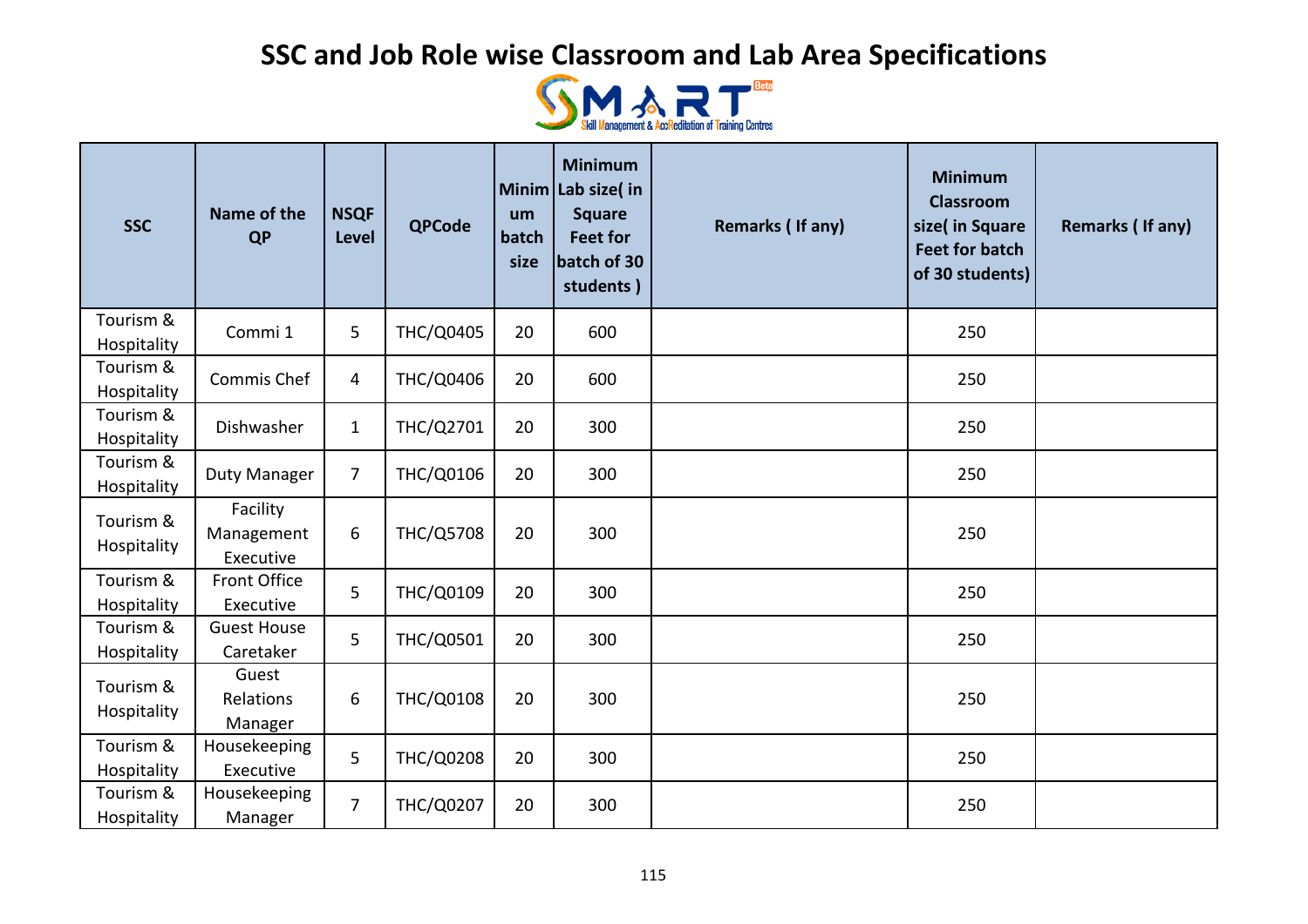# SSC and Job Role wise Classroom and Lab Area Specifications

| SSC | Name of the QP | NSQF Level | QPCode | Minimum batch size | Minimum Lab size( in Square Feet for batch of 30 students ) | Remarks ( If any) | Minimum Classroom size( in Square Feet for batch of 30 students) | Remarks ( If any) |
|---|---|---|---|---|---|---|---|---|
| Tourism & Hospitality | Commi 1 | 5 | THC/Q0405 | 20 | 600 | | 250 | |
| Tourism & Hospitality | Commis Chef | 4 | THC/Q0406 | 20 | 600 | | 250 | |
| Tourism & Hospitality | Dishwasher | 1 | THC/Q2701 | 20 | 300 | | 250 | |
| Tourism & Hospitality | Duty Manager | 7 | THC/Q0106 | 20 | 300 | | 250 | |
| Tourism & Hospitality | Facility Management Executive | 6 | THC/Q5708 | 20 | 300 | | 250 | |
| Tourism & Hospitality | Front Office Executive | 5 | THC/Q0109 | 20 | 300 | | 250 | |
| Tourism & Hospitality | Guest House Caretaker | 5 | THC/Q0501 | 20 | 300 | | 250 | |
| Tourism & Hospitality | Guest Relations Manager | 6 | THC/Q0108 | 20 | 300 | | 250 | |
| Tourism & Hospitality | Housekeeping Executive | 5 | THC/Q0208 | 20 | 300 | | 250 | |
| Tourism & Hospitality | Housekeeping Manager | 7 | THC/Q0207 | 20 | 300 | | 250 | |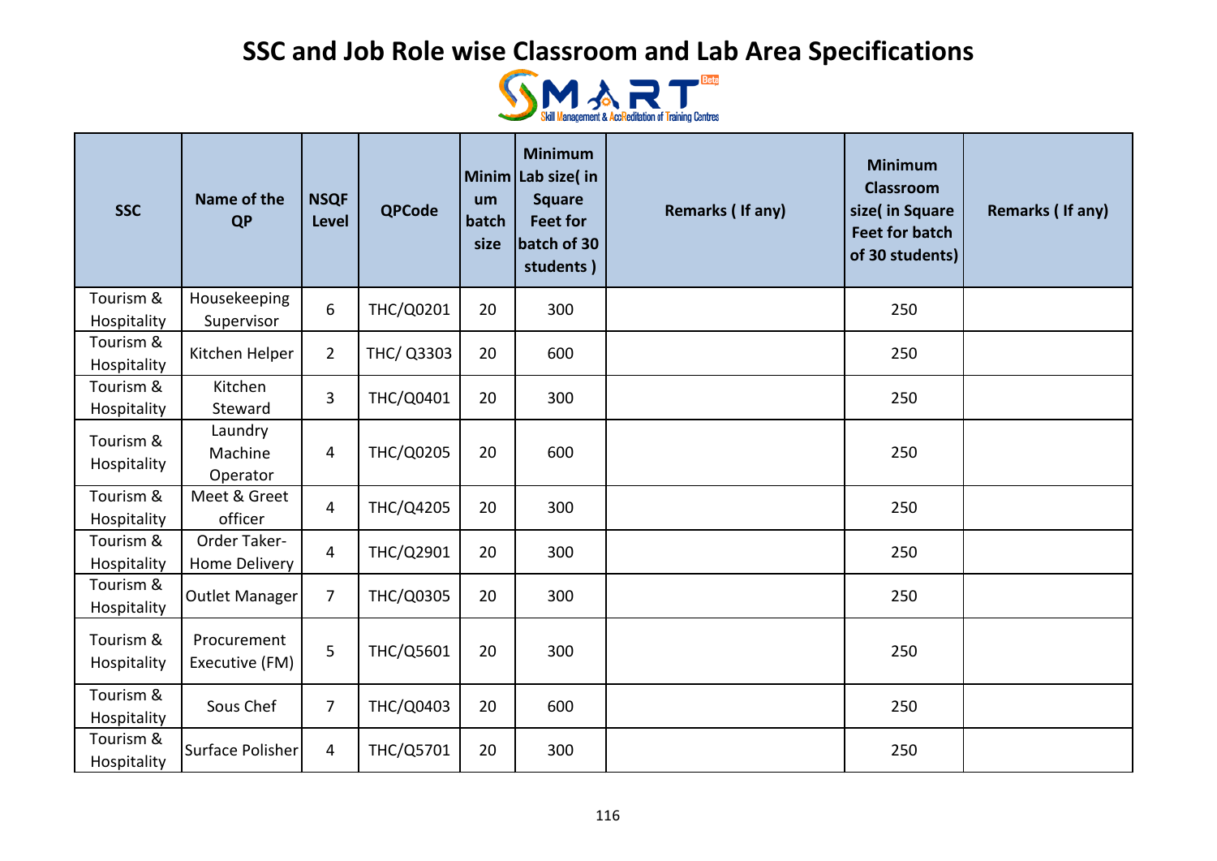# SSC and Job Role wise Classroom and Lab Area Specifications

| SSC | Name of the QP | NSQF Level | QPCode | Minimum batch size | Minimum Lab size( in Square Feet for batch of 30 students ) | Remarks ( If any) | Minimum Classroom size( in Square Feet for batch of 30 students) | Remarks ( If any) |
|---|---|---|---|---|---|---|---|---|
| Tourism & Hospitality | Housekeeping Supervisor | 6 | THC/Q0201 | 20 | 300 | | 250 | |
| Tourism & Hospitality | Kitchen Helper | 2 | THC/ Q3303 | 20 | 600 | | 250 | |
| Tourism & Hospitality | Kitchen Steward | 3 | THC/Q0401 | 20 | 300 | | 250 | |
| Tourism & Hospitality | Laundry Machine Operator | 4 | THC/Q0205 | 20 | 600 | | 250 | |
| Tourism & Hospitality | Meet & Greet officer | 4 | THC/Q4205 | 20 | 300 | | 250 | |
| Tourism & Hospitality | Order Taker- Home Delivery | 4 | THC/Q2901 | 20 | 300 | | 250 | |
| Tourism & Hospitality | Outlet Manager | 7 | THC/Q0305 | 20 | 300 | | 250 | |
| Tourism & Hospitality | Procurement Executive (FM) | 5 | THC/Q5601 | 20 | 300 | | 250 | |
| Tourism & Hospitality | Sous Chef | 7 | THC/Q0403 | 20 | 600 | | 250 | |
| Tourism & Hospitality | Surface Polisher | 4 | THC/Q5701 | 20 | 300 | | 250 | |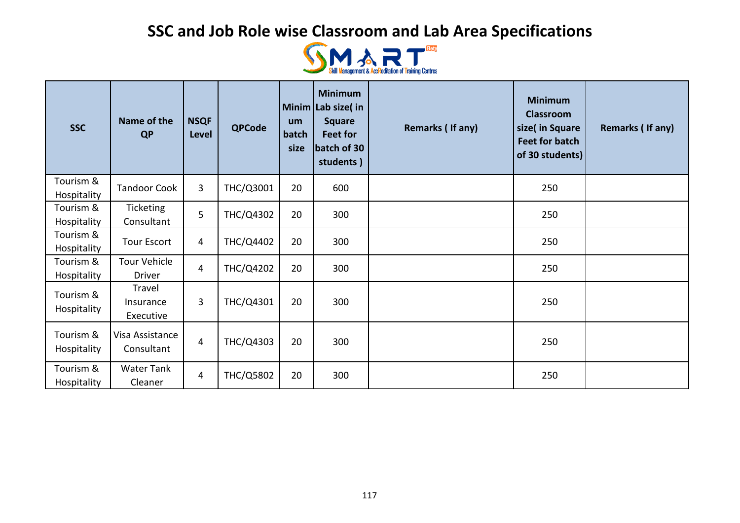# SSC and Job Role wise Classroom and Lab Area Specifications

| SSC | Name of the QP | NSQF Level | QPCode | Minimum batch size | Minimum Lab size( in Square Feet for batch of 30 students ) | Remarks ( If any) | Minimum Classroom size( in Square Feet for batch of 30 students) | Remarks ( If any) |
|---|---|---|---|---|---|---|---|---|
| Tourism & Hospitality | Tandoor Cook | 3 | THC/Q3001 | 20 | 600 | | 250 | |
| Tourism & Hospitality | Ticketing Consultant | 5 | THC/Q4302 | 20 | 300 | | 250 | |
| Tourism & Hospitality | Tour Escort | 4 | THC/Q4402 | 20 | 300 | | 250 | |
| Tourism & Hospitality | Tour Vehicle Driver | 4 | THC/Q4202 | 20 | 300 | | 250 | |
| Tourism & Hospitality | Travel Insurance Executive | 3 | THC/Q4301 | 20 | 300 | | 250 | |
| Tourism & Hospitality | Visa Assistance Consultant | 4 | THC/Q4303 | 20 | 300 | | 250 | |
| Tourism & Hospitality | Water Tank Cleaner | 4 | THC/Q5802 | 20 | 300 | | 250 | |